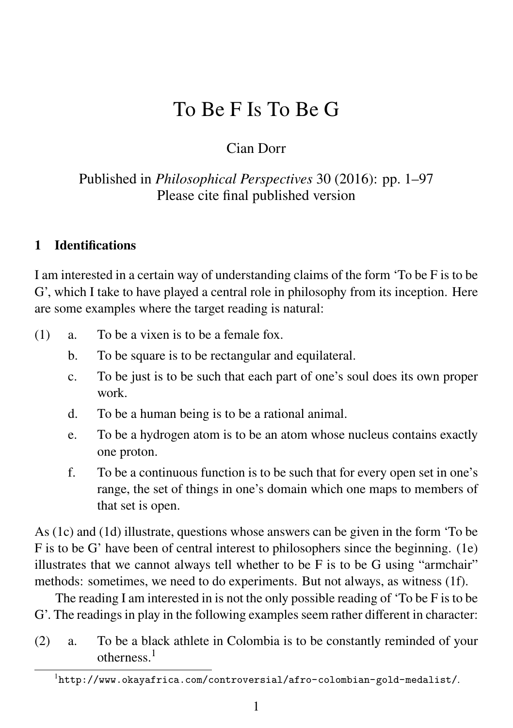# To Be F Is To Be G

Cian Dorr

Published in *Philosophical Perspectives* 30 (2016): pp. 1–97
Please cite final published version

## 1 Identifications

I am interested in a certain way of understanding claims of the form 'To be F is to be G', which I take to have played a central role in philosophy from its inception. Here are some examples where the target reading is natural:

(1) a. To be a vixen is to be a female fox.

b. To be square is to be rectangular and equilateral.

c. To be just is to be such that each part of one's soul does its own proper work.

d. To be a human being is to be a rational animal.

e. To be a hydrogen atom is to be an atom whose nucleus contains exactly one proton.

f. To be a continuous function is to be such that for every open set in one's range, the set of things in one's domain which one maps to members of that set is open.

As (1c) and (1d) illustrate, questions whose answers can be given in the form 'To be F is to be G' have been of central interest to philosophers since the beginning. (1e) illustrates that we cannot always tell whether to be F is to be G using "armchair" methods: sometimes, we need to do experiments. But not always, as witness (1f).

The reading I am interested in is not the only possible reading of 'To be F is to be G'. The readings in play in the following examples seem rather different in character:

(2) a. To be a black athlete in Colombia is to be constantly reminded of your otherness.[1]

[1] http://www.okayafrica.com/controversial/afro-colombian-gold-medalist/.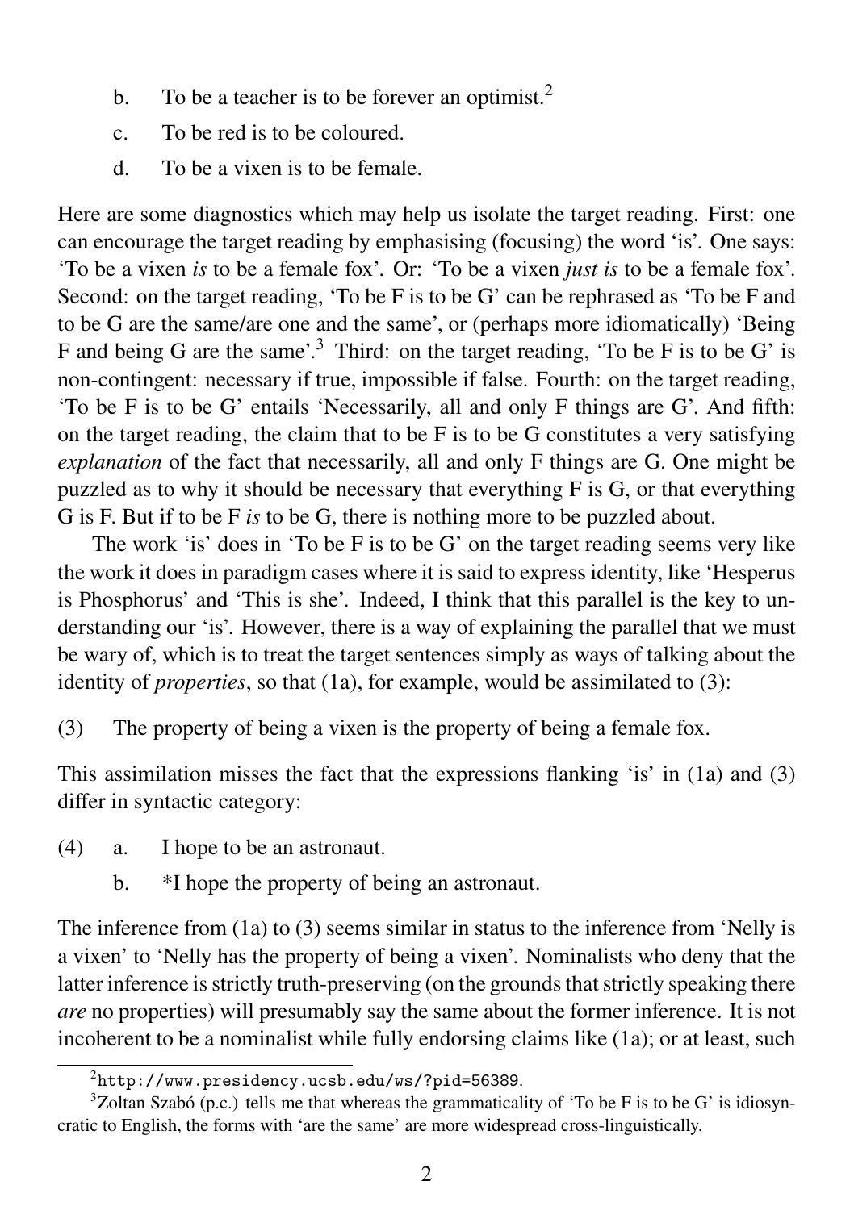b. To be a teacher is to be forever an optimist.[2]

c. To be red is to be coloured.

d. To be a vixen is to be female.

Here are some diagnostics which may help us isolate the target reading. First: one can encourage the target reading by emphasising (focusing) the word 'is'. One says: 'To be a vixen *is* to be a female fox'. Or: 'To be a vixen *just is* to be a female fox'. Second: on the target reading, 'To be F is to be G' can be rephrased as 'To be F and to be G are the same/are one and the same', or (perhaps more idiomatically) 'Being F and being G are the same'.[3] Third: on the target reading, 'To be F is to be G' is non-contingent: necessary if true, impossible if false. Fourth: on the target reading, 'To be F is to be G' entails 'Necessarily, all and only F things are G'. And fifth: on the target reading, the claim that to be F is to be G constitutes a very satisfying *explanation* of the fact that necessarily, all and only F things are G. One might be puzzled as to why it should be necessary that everything F is G, or that everything G is F. But if to be F *is* to be G, there is nothing more to be puzzled about.

The work 'is' does in 'To be F is to be G' on the target reading seems very like the work it does in paradigm cases where it is said to express identity, like 'Hesperus is Phosphorus' and 'This is she'. Indeed, I think that this parallel is the key to understanding our 'is'. However, there is a way of explaining the parallel that we must be wary of, which is to treat the target sentences simply as ways of talking about the identity of *properties*, so that (1a), for example, would be assimilated to (3):

(3) The property of being a vixen is the property of being a female fox.

This assimilation misses the fact that the expressions flanking 'is' in (1a) and (3) differ in syntactic category:

(4) a. I hope to be an astronaut.

b. *I hope the property of being an astronaut.

The inference from (1a) to (3) seems similar in status to the inference from 'Nelly is a vixen' to 'Nelly has the property of being a vixen'. Nominalists who deny that the latter inference is strictly truth-preserving (on the grounds that strictly speaking there *are* no properties) will presumably say the same about the former inference. It is not incoherent to be a nominalist while fully endorsing claims like (1a); or at least, such

[2] `http://www.presidency.ucsb.edu/ws/?pid=56389`.

[3] Zoltan Szabó (p.c.) tells me that whereas the grammaticality of 'To be F is to be G' is idiosyncratic to English, the forms with 'are the same' are more widespread cross-linguistically.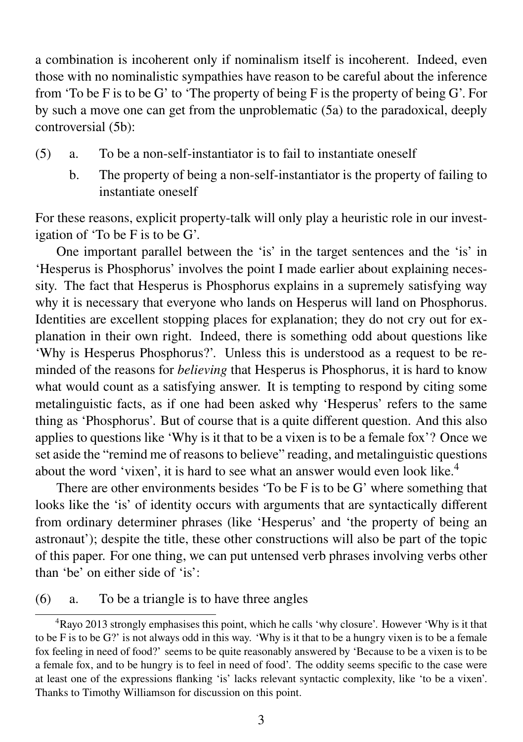a combination is incoherent only if nominalism itself is incoherent. Indeed, even those with no nominalistic sympathies have reason to be careful about the inference from 'To be F is to be G' to 'The property of being F is the property of being G'. For by such a move one can get from the unproblematic (5a) to the paradoxical, deeply controversial (5b):

(5) a. To be a non-self-instantiator is to fail to instantiate oneself

b. The property of being a non-self-instantiator is the property of failing to instantiate oneself

For these reasons, explicit property-talk will only play a heuristic role in our investigation of 'To be F is to be G'.

One important parallel between the 'is' in the target sentences and the 'is' in 'Hesperus is Phosphorus' involves the point I made earlier about explaining necessity. The fact that Hesperus is Phosphorus explains in a supremely satisfying way why it is necessary that everyone who lands on Hesperus will land on Phosphorus. Identities are excellent stopping places for explanation; they do not cry out for explanation in their own right. Indeed, there is something odd about questions like 'Why is Hesperus Phosphorus?'. Unless this is understood as a request to be reminded of the reasons for *believing* that Hesperus is Phosphorus, it is hard to know what would count as a satisfying answer. It is tempting to respond by citing some metalinguistic facts, as if one had been asked why 'Hesperus' refers to the same thing as 'Phosphorus'. But of course that is a quite different question. And this also applies to questions like 'Why is it that to be a vixen is to be a female fox'? Once we set aside the "remind me of reasons to believe" reading, and metalinguistic questions about the word 'vixen', it is hard to see what an answer would even look like.[4]

There are other environments besides 'To be F is to be G' where something that looks like the 'is' of identity occurs with arguments that are syntactically different from ordinary determiner phrases (like 'Hesperus' and 'the property of being an astronaut'); despite the title, these other constructions will also be part of the topic of this paper. For one thing, we can put untensed verb phrases involving verbs other than 'be' on either side of 'is':

(6) a. To be a triangle is to have three angles

[4] Rayo 2013 strongly emphasises this point, which he calls 'why closure'. However 'Why is it that to be F is to be G?' is not always odd in this way. 'Why is it that to be a hungry vixen is to be a female fox feeling in need of food?' seems to be quite reasonably answered by 'Because to be a vixen is to be a female fox, and to be hungry is to feel in need of food'. The oddity seems specific to the case were at least one of the expressions flanking 'is' lacks relevant syntactic complexity, like 'to be a vixen'. Thanks to Timothy Williamson for discussion on this point.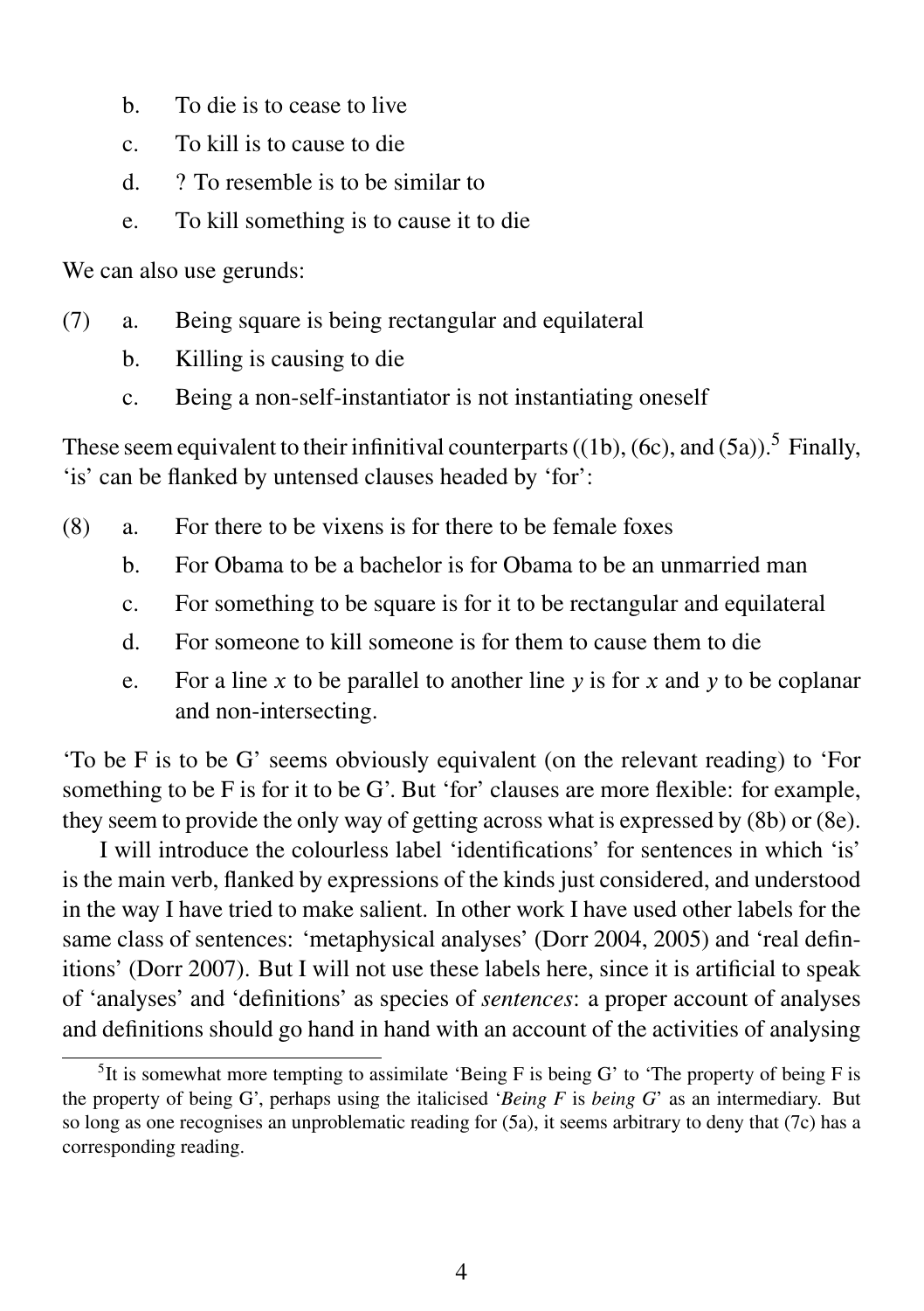b. To die is to cease to live

c. To kill is to cause to die

d. ? To resemble is to be similar to

e. To kill something is to cause it to die

We can also use gerunds:

(7) a. Being square is being rectangular and equilateral

b. Killing is causing to die

c. Being a non-self-instantiator is not instantiating oneself

These seem equivalent to their infinitival counterparts ((1b), (6c), and (5a)).[5] Finally, 'is' can be flanked by untensed clauses headed by 'for':

(8) a. For there to be vixens is for there to be female foxes

b. For Obama to be a bachelor is for Obama to be an unmarried man

c. For something to be square is for it to be rectangular and equilateral

d. For someone to kill someone is for them to cause them to die

e. For a line $x$ to be parallel to another line $y$ is for $x$ and $y$ to be coplanar and non-intersecting.

'To be F is to be G' seems obviously equivalent (on the relevant reading) to 'For something to be F is for it to be G'. But 'for' clauses are more flexible: for example, they seem to provide the only way of getting across what is expressed by (8b) or (8e).

I will introduce the colourless label 'identifications' for sentences in which 'is' is the main verb, flanked by expressions of the kinds just considered, and understood in the way I have tried to make salient. In other work I have used other labels for the same class of sentences: 'metaphysical analyses' (Dorr 2004, 2005) and 'real definitions' (Dorr 2007). But I will not use these labels here, since it is artificial to speak of 'analyses' and 'definitions' as species of *sentences*: a proper account of analyses and definitions should go hand in hand with an account of the activities of analysing

[5] It is somewhat more tempting to assimilate 'Being F is being G' to 'The property of being F is the property of being G', perhaps using the italicised '*Being F* is *being G*' as an intermediary. But so long as one recognises an unproblematic reading for (5a), it seems arbitrary to deny that (7c) has a corresponding reading.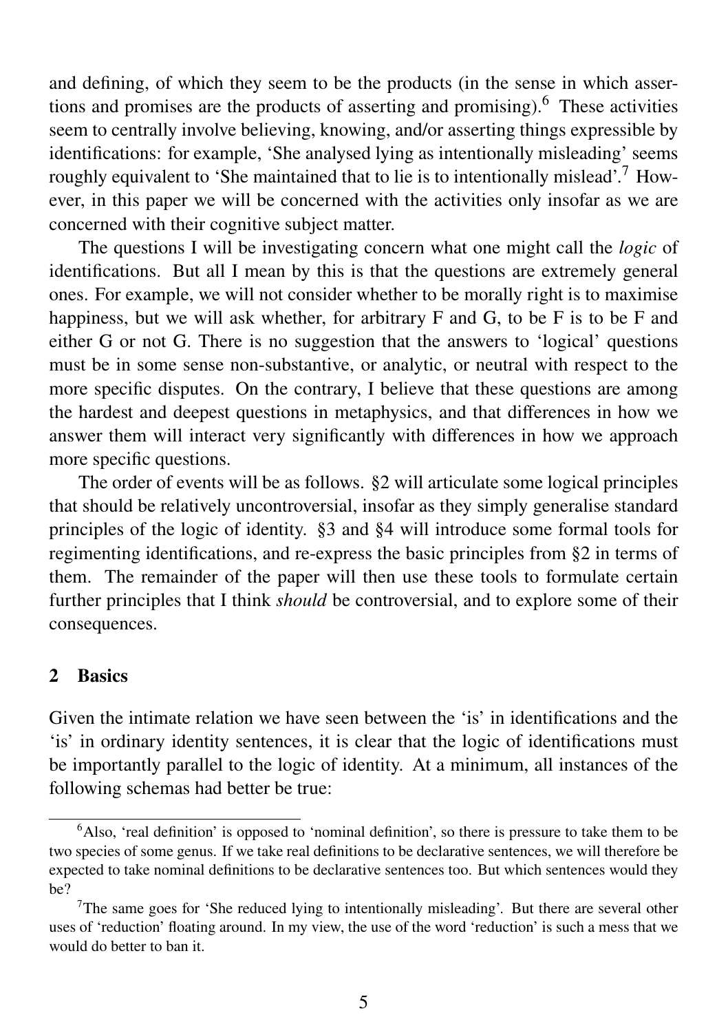and defining, of which they seem to be the products (in the sense in which assertions and promises are the products of asserting and promising).[6] These activities seem to centrally involve believing, knowing, and/or asserting things expressible by identifications: for example, 'She analysed lying as intentionally misleading' seems roughly equivalent to 'She maintained that to lie is to intentionally mislead'.[7] However, in this paper we will be concerned with the activities only insofar as we are concerned with their cognitive subject matter.

The questions I will be investigating concern what one might call the *logic* of identifications. But all I mean by this is that the questions are extremely general ones. For example, we will not consider whether to be morally right is to maximise happiness, but we will ask whether, for arbitrary F and G, to be F is to be F and either G or not G. There is no suggestion that the answers to 'logical' questions must be in some sense non-substantive, or analytic, or neutral with respect to the more specific disputes. On the contrary, I believe that these questions are among the hardest and deepest questions in metaphysics, and that differences in how we answer them will interact very significantly with differences in how we approach more specific questions.

The order of events will be as follows. §2 will articulate some logical principles that should be relatively uncontroversial, insofar as they simply generalise standard principles of the logic of identity. §3 and §4 will introduce some formal tools for regimenting identifications, and re-express the basic principles from §2 in terms of them. The remainder of the paper will then use these tools to formulate certain further principles that I think *should* be controversial, and to explore some of their consequences.

## 2 Basics

Given the intimate relation we have seen between the 'is' in identifications and the 'is' in ordinary identity sentences, it is clear that the logic of identifications must be importantly parallel to the logic of identity. At a minimum, all instances of the following schemas had better be true:

---

[6] Also, 'real definition' is opposed to 'nominal definition', so there is pressure to take them to be two species of some genus. If we take real definitions to be declarative sentences, we will therefore be expected to take nominal definitions to be declarative sentences too. But which sentences would they be?

[7] The same goes for 'She reduced lying to intentionally misleading'. But there are several other uses of 'reduction' floating around. In my view, the use of the word 'reduction' is such a mess that we would do better to ban it.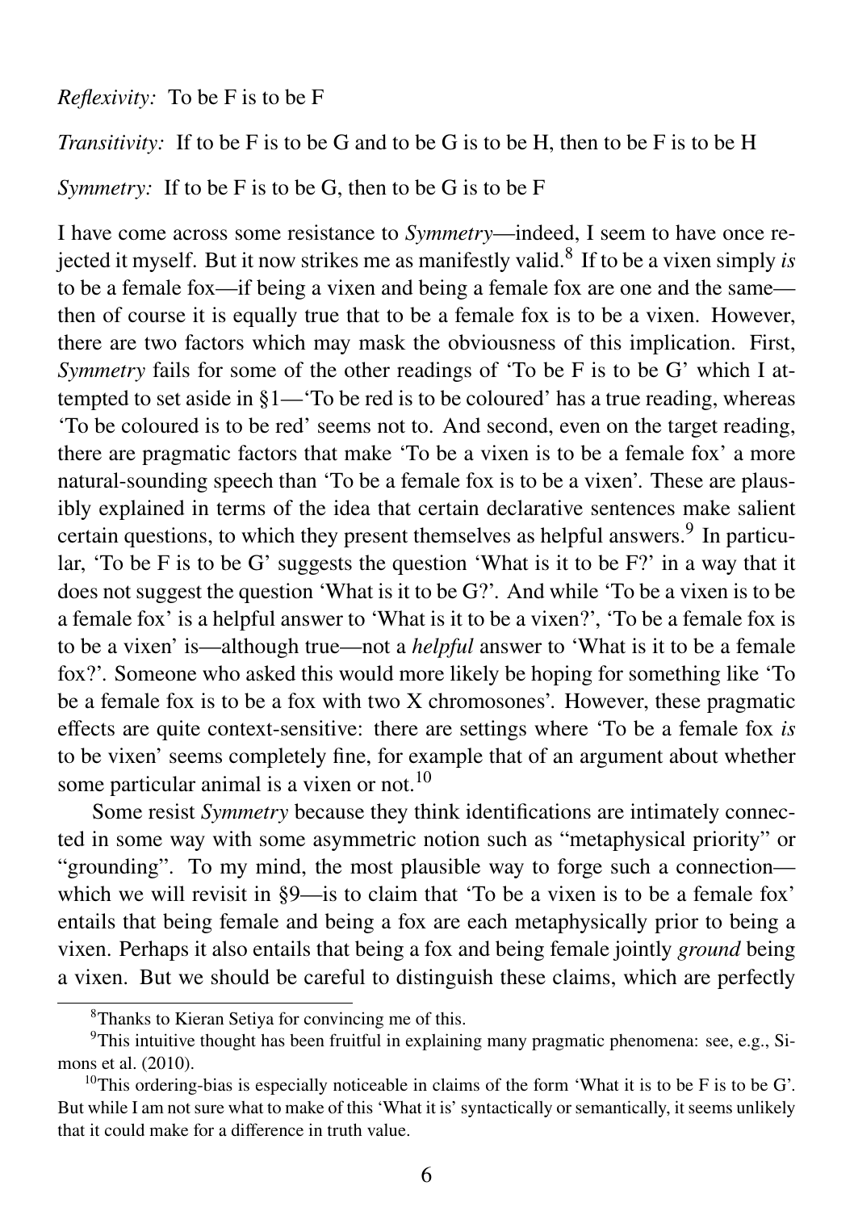*Reflexivity:* To be F is to be F

*Transitivity:* If to be F is to be G and to be G is to be H, then to be F is to be H

*Symmetry:* If to be F is to be G, then to be G is to be F

I have come across some resistance to *Symmetry*—indeed, I seem to have once rejected it myself. But it now strikes me as manifestly valid.[8] If to be a vixen simply *is* to be a female fox—if being a vixen and being a female fox are one and the same—then of course it is equally true that to be a female fox is to be a vixen. However, there are two factors which may mask the obviousness of this implication. First, *Symmetry* fails for some of the other readings of 'To be F is to be G' which I attempted to set aside in §1—'To be red is to be coloured' has a true reading, whereas 'To be coloured is to be red' seems not to. And second, even on the target reading, there are pragmatic factors that make 'To be a vixen is to be a female fox' a more natural-sounding speech than 'To be a female fox is to be a vixen'. These are plausibly explained in terms of the idea that certain declarative sentences make salient certain questions, to which they present themselves as helpful answers.[9] In particular, 'To be F is to be G' suggests the question 'What is it to be F?' in a way that it does not suggest the question 'What is it to be G?'. And while 'To be a vixen is to be a female fox' is a helpful answer to 'What is it to be a vixen?', 'To be a female fox is to be a vixen' is—although true—not a *helpful* answer to 'What is it to be a female fox?'. Someone who asked this would more likely be hoping for something like 'To be a female fox is to be a fox with two X chromosones'. However, these pragmatic effects are quite context-sensitive: there are settings where 'To be a female fox *is* to be vixen' seems completely fine, for example that of an argument about whether some particular animal is a vixen or not.[10]

Some resist *Symmetry* because they think identifications are intimately connected in some way with some asymmetric notion such as "metaphysical priority" or "grounding". To my mind, the most plausible way to forge such a connection—which we will revisit in §9—is to claim that 'To be a vixen is to be a female fox' entails that being female and being a fox are each metaphysically prior to being a vixen. Perhaps it also entails that being a fox and being female jointly *ground* being a vixen. But we should be careful to distinguish these claims, which are perfectly

[8] Thanks to Kieran Setiya for convincing me of this.

[9] This intuitive thought has been fruitful in explaining many pragmatic phenomena: see, e.g., Simons et al. (2010).

[10] This ordering-bias is especially noticeable in claims of the form 'What it is to be F is to be G'. But while I am not sure what to make of this 'What it is' syntactically or semantically, it seems unlikely that it could make for a difference in truth value.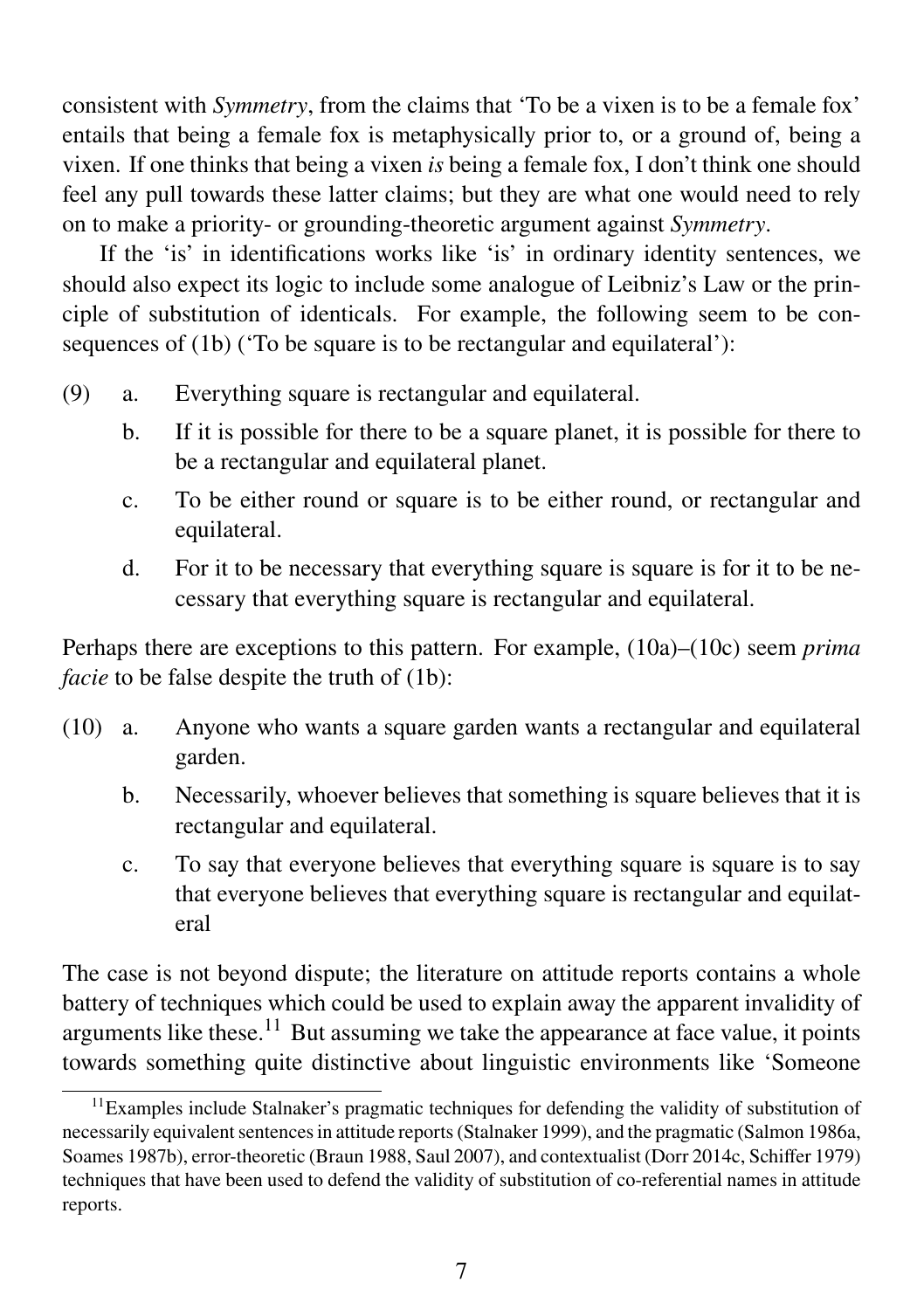consistent with *Symmetry*, from the claims that ‘To be a vixen is to be a female fox’ entails that being a female fox is metaphysically prior to, or a ground of, being a vixen. If one thinks that being a vixen *is* being a female fox, I don’t think one should feel any pull towards these latter claims; but they are what one would need to rely on to make a priority- or grounding-theoretic argument against *Symmetry*.

If the ‘is’ in identifications works like ‘is’ in ordinary identity sentences, we should also expect its logic to include some analogue of Leibniz’s Law or the principle of substitution of identicals. For example, the following seem to be consequences of (1b) (‘To be square is to be rectangular and equilateral’):

(9) a. Everything square is rectangular and equilateral.

b. If it is possible for there to be a square planet, it is possible for there to be a rectangular and equilateral planet.

c. To be either round or square is to be either round, or rectangular and equilateral.

d. For it to be necessary that everything square is square is for it to be necessary that everything square is rectangular and equilateral.

Perhaps there are exceptions to this pattern. For example, (10a)–(10c) seem *prima facie* to be false despite the truth of (1b):

(10) a. Anyone who wants a square garden wants a rectangular and equilateral garden.

b. Necessarily, whoever believes that something is square believes that it is rectangular and equilateral.

c. To say that everyone believes that everything square is square is to say that everyone believes that everything square is rectangular and equilateral

The case is not beyond dispute; the literature on attitude reports contains a whole battery of techniques which could be used to explain away the apparent invalidity of arguments like these.[11] But assuming we take the appearance at face value, it points towards something quite distinctive about linguistic environments like ‘Someone

[11] Examples include Stalnaker’s pragmatic techniques for defending the validity of substitution of necessarily equivalent sentences in attitude reports (Stalnaker 1999), and the pragmatic (Salmon 1986a, Soames 1987b), error-theoretic (Braun 1988, Saul 2007), and contextualist (Dorr 2014c, Schiffer 1979) techniques that have been used to defend the validity of substitution of co-referential names in attitude reports.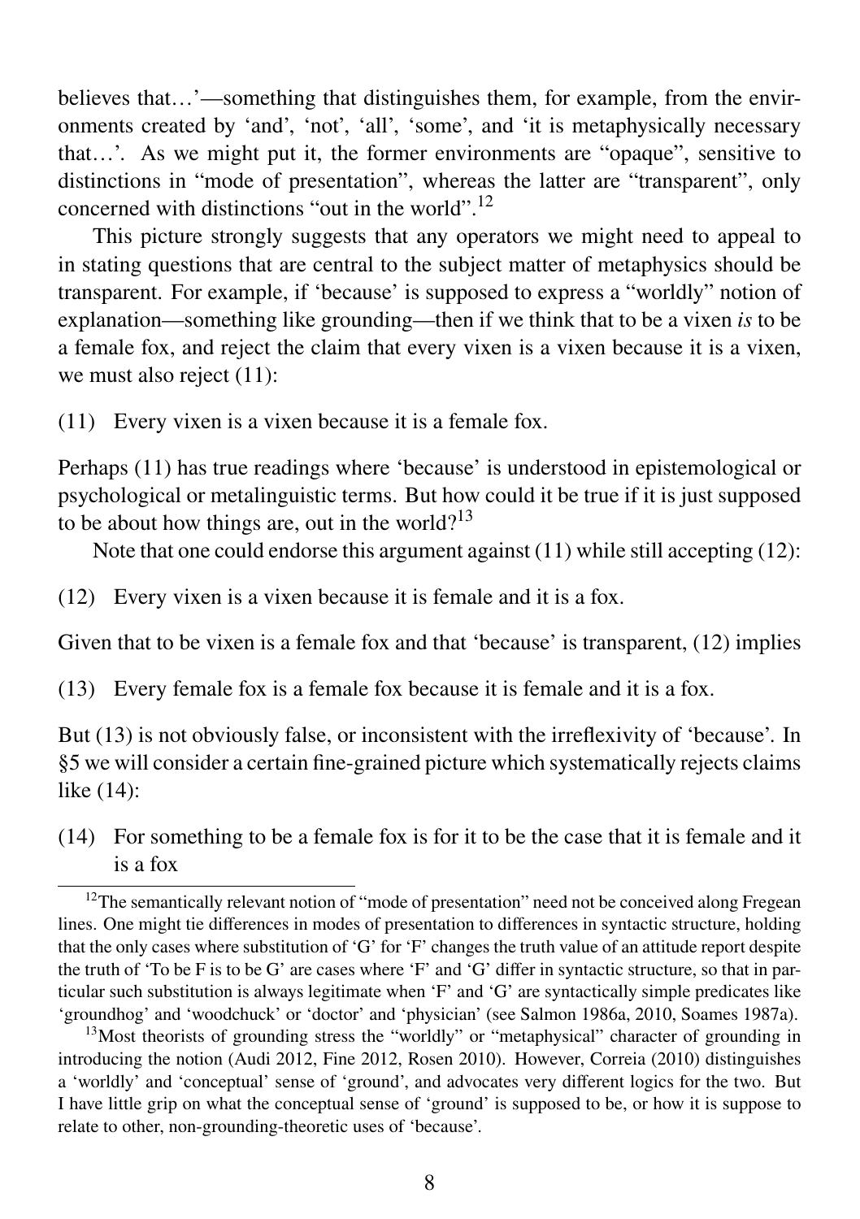believes that…'—something that distinguishes them, for example, from the environments created by 'and', 'not', 'all', 'some', and 'it is metaphysically necessary that…'. As we might put it, the former environments are "opaque", sensitive to distinctions in "mode of presentation", whereas the latter are "transparent", only concerned with distinctions "out in the world".[12]

This picture strongly suggests that any operators we might need to appeal to in stating questions that are central to the subject matter of metaphysics should be transparent. For example, if 'because' is supposed to express a "worldly" notion of explanation—something like grounding—then if we think that to be a vixen *is* to be a female fox, and reject the claim that every vixen is a vixen because it is a vixen, we must also reject (11):

(11) Every vixen is a vixen because it is a female fox.

Perhaps (11) has true readings where 'because' is understood in epistemological or psychological or metalinguistic terms. But how could it be true if it is just supposed to be about how things are, out in the world?[13]

Note that one could endorse this argument against (11) while still accepting (12):

(12) Every vixen is a vixen because it is female and it is a fox.

Given that to be vixen is a female fox and that 'because' is transparent, (12) implies

(13) Every female fox is a female fox because it is female and it is a fox.

But (13) is not obviously false, or inconsistent with the irreflexivity of 'because'. In §5 we will consider a certain fine-grained picture which systematically rejects claims like (14):

(14) For something to be a female fox is for it to be the case that it is female and it is a fox

---

[12] The semantically relevant notion of "mode of presentation" need not be conceived along Fregean lines. One might tie differences in modes of presentation to differences in syntactic structure, holding that the only cases where substitution of 'G' for 'F' changes the truth value of an attitude report despite the truth of 'To be F is to be G' are cases where 'F' and 'G' differ in syntactic structure, so that in particular such substitution is always legitimate when 'F' and 'G' are syntactically simple predicates like 'groundhog' and 'woodchuck' or 'doctor' and 'physician' (see Salmon 1986a, 2010, Soames 1987a).

[13] Most theorists of grounding stress the "worldly" or "metaphysical" character of grounding in introducing the notion (Audi 2012, Fine 2012, Rosen 2010). However, Correia (2010) distinguishes a 'worldly' and 'conceptual' sense of 'ground', and advocates very different logics for the two. But I have little grip on what the conceptual sense of 'ground' is supposed to be, or how it is suppose to relate to other, non-grounding-theoretic uses of 'because'.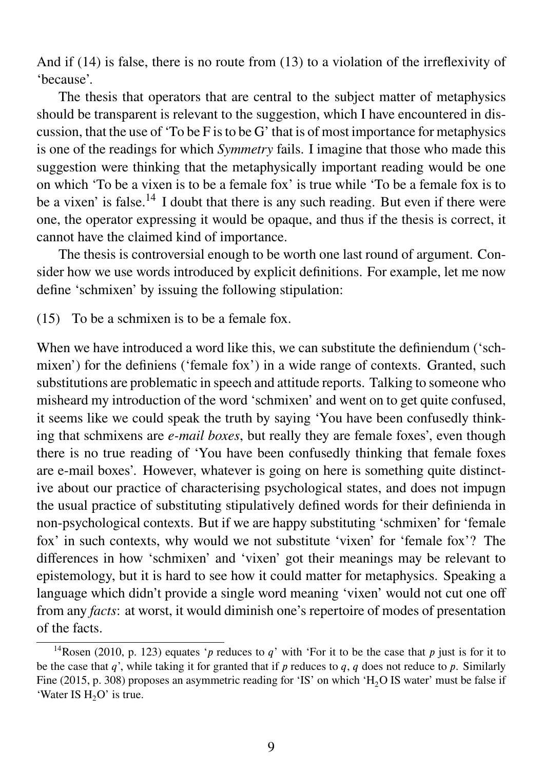And if (14) is false, there is no route from (13) to a violation of the irreflexivity of 'because'.

The thesis that operators that are central to the subject matter of metaphysics should be transparent is relevant to the suggestion, which I have encountered in discussion, that the use of 'To be F is to be G' that is of most importance for metaphysics is one of the readings for which *Symmetry* fails. I imagine that those who made this suggestion were thinking that the metaphysically important reading would be one on which 'To be a vixen is to be a female fox' is true while 'To be a female fox is to be a vixen' is false.[14] I doubt that there is any such reading. But even if there were one, the operator expressing it would be opaque, and thus if the thesis is correct, it cannot have the claimed kind of importance.

The thesis is controversial enough to be worth one last round of argument. Consider how we use words introduced by explicit definitions. For example, let me now define 'schmixen' by issuing the following stipulation:

(15) To be a schmixen is to be a female fox.

When we have introduced a word like this, we can substitute the definiendum ('schmixen') for the definiens ('female fox') in a wide range of contexts. Granted, such substitutions are problematic in speech and attitude reports. Talking to someone who misheard my introduction of the word 'schmixen' and went on to get quite confused, it seems like we could speak the truth by saying 'You have been confusedly thinking that schmixens are *e-mail boxes*, but really they are female foxes', even though there is no true reading of 'You have been confusedly thinking that female foxes are e-mail boxes'. However, whatever is going on here is something quite distinctive about our practice of characterising psychological states, and does not impugn the usual practice of substituting stipulatively defined words for their definienda in non-psychological contexts. But if we are happy substituting 'schmixen' for 'female fox' in such contexts, why would we not substitute 'vixen' for 'female fox'? The differences in how 'schmixen' and 'vixen' got their meanings may be relevant to epistemology, but it is hard to see how it could matter for metaphysics. Speaking a language which didn't provide a single word meaning 'vixen' would not cut one off from any *facts*: at worst, it would diminish one's repertoire of modes of presentation of the facts.

[14] Rosen (2010, p. 123) equates '$p$ reduces to $q$' with 'For it to be the case that $p$ just is for it to be the case that $q$', while taking it for granted that if $p$ reduces to $q$, $q$ does not reduce to $p$. Similarly Fine (2015, p. 308) proposes an asymmetric reading for 'IS' on which '$H_2O$ IS water' must be false if 'Water IS $H_2O$' is true.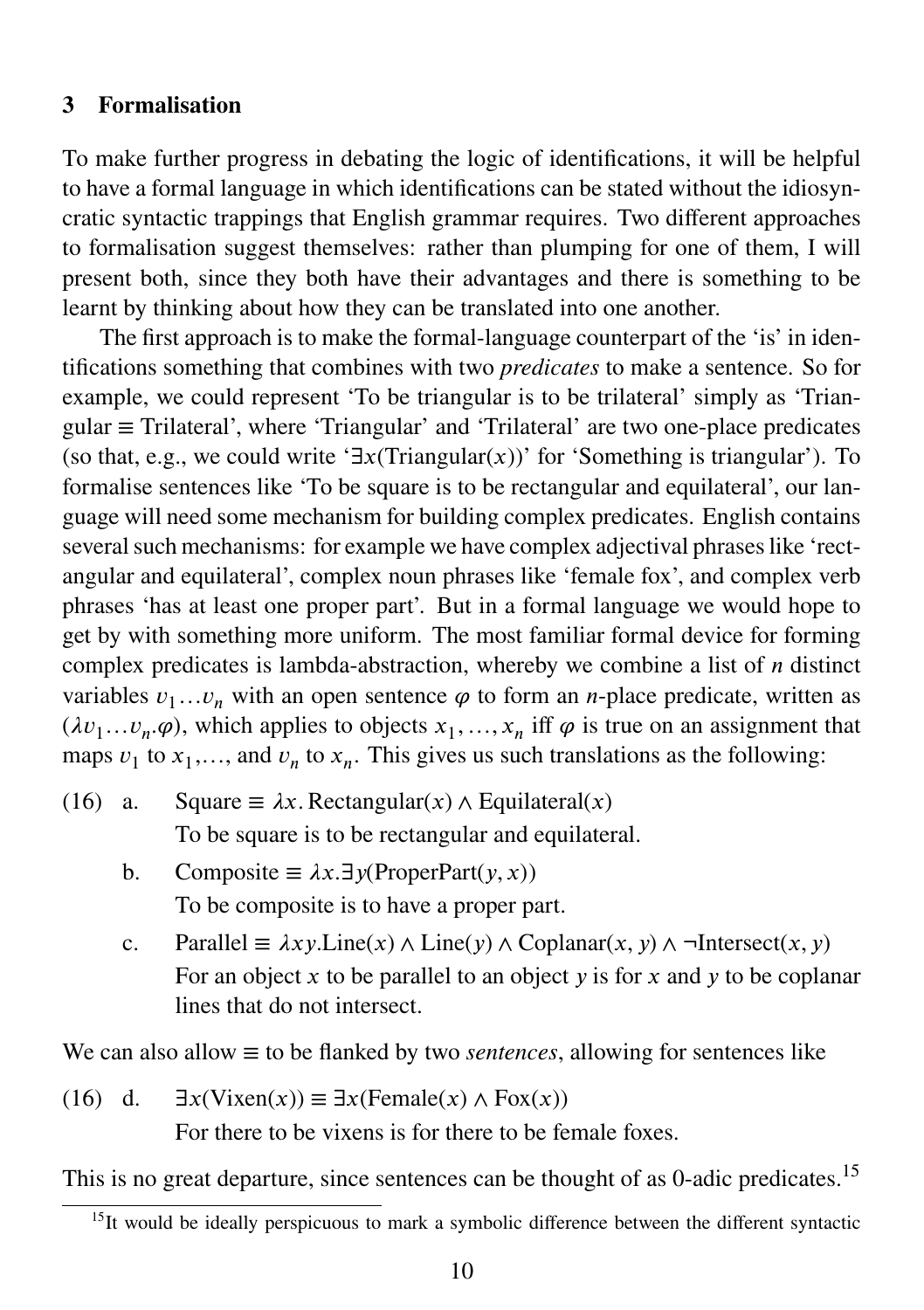## 3 Formalisation

To make further progress in debating the logic of identifications, it will be helpful to have a formal language in which identifications can be stated without the idiosyncratic syntactic trappings that English grammar requires. Two different approaches to formalisation suggest themselves: rather than plumping for one of them, I will present both, since they both have their advantages and there is something to be learnt by thinking about how they can be translated into one another.

The first approach is to make the formal-language counterpart of the 'is' in identifications something that combines with two *predicates* to make a sentence. So for example, we could represent 'To be triangular is to be trilateral' simply as 'Triangular $\equiv$ Trilateral', where 'Triangular' and 'Trilateral' are two one-place predicates (so that, e.g., we could write '$\exists x(\text{Triangular}(x))$' for 'Something is triangular'). To formalise sentences like 'To be square is to be rectangular and equilateral', our language will need some mechanism for building complex predicates. English contains several such mechanisms: for example we have complex adjectival phrases like 'rectangular and equilateral', complex noun phrases like 'female fox', and complex verb phrases 'has at least one proper part'. But in a formal language we would hope to get by with something more uniform. The most familiar formal device for forming complex predicates is lambda-abstraction, whereby we combine a list of $n$ distinct variables $v_1 \ldots v_n$ with an open sentence $\varphi$ to form an $n$-place predicate, written as $(\lambda v_1 \ldots v_n . \varphi)$, which applies to objects $x_1, \ldots, x_n$ iff $\varphi$ is true on an assignment that maps $v_1$ to $x_1$,..., and $v_n$ to $x_n$. This gives us such translations as the following:

(16) a. $\text{Square} \equiv \lambda x. \text{Rectangular}(x) \wedge \text{Equilateral}(x)$
To be square is to be rectangular and equilateral.

b. $\text{Composite} \equiv \lambda x. \exists y(\text{ProperPart}(y, x))$
To be composite is to have a proper part.

c. $\text{Parallel} \equiv \lambda xy. \text{Line}(x) \wedge \text{Line}(y) \wedge \text{Coplanar}(x, y) \wedge \neg\text{Intersect}(x, y)$
For an object $x$ to be parallel to an object $y$ is for $x$ and $y$ to be coplanar lines that do not intersect.

We can also allow $\equiv$ to be flanked by two *sentences*, allowing for sentences like

(16) d. $\exists x(\text{Vixen}(x)) \equiv \exists x(\text{Female}(x) \wedge \text{Fox}(x))$
For there to be vixens is for there to be female foxes.

This is no great departure, since sentences can be thought of as 0-adic predicates.[15]

[15] It would be ideally perspicuous to mark a symbolic difference between the different syntactic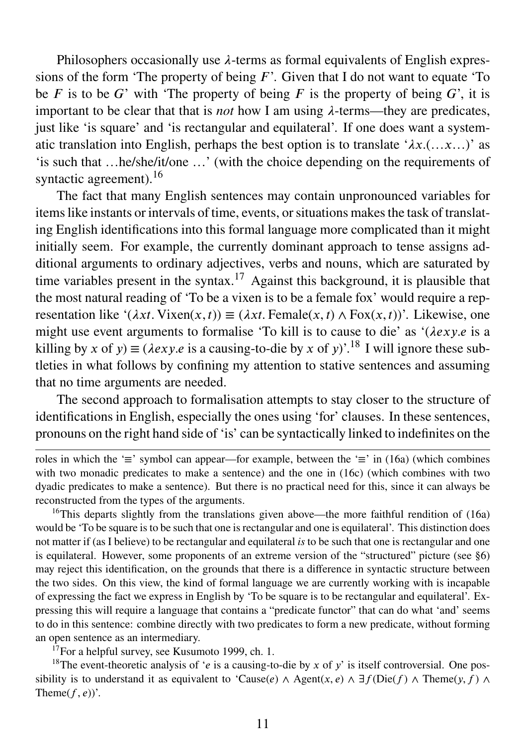Philosophers occasionally use $\lambda$-terms as formal equivalents of English expressions of the form 'The property of being $F$'. Given that I do not want to equate 'To be $F$ is to be $G$' with 'The property of being $F$ is the property of being $G$', it is important to be clear that that is *not* how I am using $\lambda$-terms—they are predicates, just like 'is square' and 'is rectangular and equilateral'. If one does want a systematic translation into English, perhaps the best option is to translate '$\lambda x.(\ldots x \ldots)$' as 'is such that …he/she/it/one …' (with the choice depending on the requirements of syntactic agreement).[16]

The fact that many English sentences may contain unpronounced variables for items like instants or intervals of time, events, or situations makes the task of translating English identifications into this formal language more complicated than it might initially seem. For example, the currently dominant approach to tense assigns additional arguments to ordinary adjectives, verbs and nouns, which are saturated by time variables present in the syntax.[17] Against this background, it is plausible that the most natural reading of 'To be a vixen is to be a female fox' would require a representation like '$(\lambda xt.\,\text{Vixen}(x,t)) \equiv (\lambda xt.\,\text{Female}(x,t) \wedge \text{Fox}(x,t))$'. Likewise, one might use event arguments to formalise 'To kill is to cause to die' as '($\lambda exy.e$ is a killing by $x$ of $y$) $\equiv$ ($\lambda exy.e$ is a causing-to-die by $x$ of $y$)'.[18] I will ignore these subtleties in what follows by confining my attention to stative sentences and assuming that no time arguments are needed.

The second approach to formalisation attempts to stay closer to the structure of identifications in English, especially the ones using 'for' clauses. In these sentences, pronouns on the right hand side of 'is' can be syntactically linked to indefinites on the

---

roles in which the '$\equiv$' symbol can appear—for example, between the '$\equiv$' in (16a) (which combines with two monadic predicates to make a sentence) and the one in (16c) (which combines with two dyadic predicates to make a sentence). But there is no practical need for this, since it can always be reconstructed from the types of the arguments.

[16] This departs slightly from the translations given above—the more faithful rendition of (16a) would be 'To be square is to be such that one is rectangular and one is equilateral'. This distinction does not matter if (as I believe) to be rectangular and equilateral *is* to be such that one is rectangular and one is equilateral. However, some proponents of an extreme version of the "structured" picture (see §6) may reject this identification, on the grounds that there is a difference in syntactic structure between the two sides. On this view, the kind of formal language we are currently working with is incapable of expressing the fact we express in English by 'To be square is to be rectangular and equilateral'. Expressing this will require a language that contains a "predicate functor" that can do what 'and' seems to do in this sentence: combine directly with two predicates to form a new predicate, without forming an open sentence as an intermediary.

[17] For a helpful survey, see Kusumoto 1999, ch. 1.

[18] The event-theoretic analysis of '$e$ is a causing-to-die by $x$ of $y$' is itself controversial. One possibility is to understand it as equivalent to '$\text{Cause}(e) \wedge \text{Agent}(x,e) \wedge \exists f(\text{Die}(f) \wedge \text{Theme}(y,f) \wedge \text{Theme}(f,e))$'.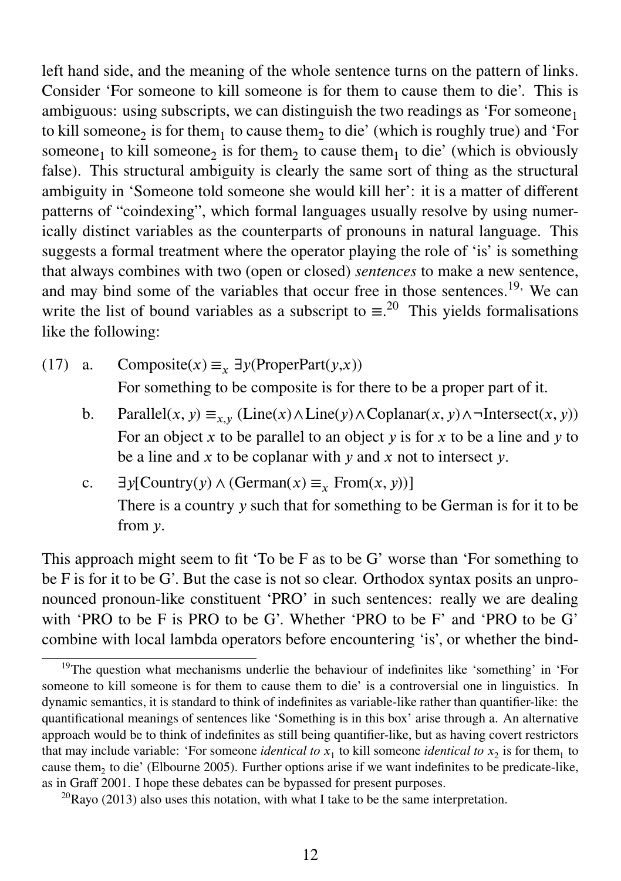left hand side, and the meaning of the whole sentence turns on the pattern of links. Consider 'For someone to kill someone is for them to cause them to die'. This is ambiguous: using subscripts, we can distinguish the two readings as 'For someone$_1$ to kill someone$_2$ is for them$_1$ to cause them$_2$ to die' (which is roughly true) and 'For someone$_1$ to kill someone$_2$ is for them$_2$ to cause them$_1$ to die' (which is obviously false). This structural ambiguity is clearly the same sort of thing as the structural ambiguity in 'Someone told someone she would kill her': it is a matter of different patterns of "coindexing", which formal languages usually resolve by using numerically distinct variables as the counterparts of pronouns in natural language. This suggests a formal treatment where the operator playing the role of 'is' is something that always combines with two (open or closed) *sentences* to make a new sentence, and may bind some of the variables that occur free in those sentences.[19,] We can write the list of bound variables as a subscript to $\equiv$.[20] This yields formalisations like the following:

(17) a. $\text{Composite}(x) \equiv_x \exists y(\text{ProperPart}(y,x))$
For something to be composite is for there to be a proper part of it.

b. $\text{Parallel}(x, y) \equiv_{x,y} (\text{Line}(x) \wedge \text{Line}(y) \wedge \text{Coplanar}(x, y) \wedge \neg\text{Intersect}(x, y))$
For an object $x$ to be parallel to an object $y$ is for $x$ to be a line and $y$ to be a line and $x$ to be coplanar with $y$ and $x$ not to intersect $y$.

c. $\exists y[\text{Country}(y) \wedge (\text{German}(x) \equiv_x \text{From}(x, y))]$
There is a country $y$ such that for something to be German is for it to be from $y$.

This approach might seem to fit 'To be F as to be G' worse than 'For something to be F is for it to be G'. But the case is not so clear. Orthodox syntax posits an unpronounced pronoun-like constituent 'PRO' in such sentences: really we are dealing with 'PRO to be F is PRO to be G'. Whether 'PRO to be F' and 'PRO to be G' combine with local lambda operators before encountering 'is', or whether the bind-

[19]The question what mechanisms underlie the behaviour of indefinites like 'something' in 'For someone to kill someone is for them to cause them to die' is a controversial one in linguistics. In dynamic semantics, it is standard to think of indefinites as variable-like rather than quantifier-like: the quantificational meanings of sentences like 'Something is in this box' arise through a. An alternative approach would be to think of indefinites as still being quantifier-like, but as having covert restrictors that may include variable: 'For someone *identical to* $x_1$ to kill someone *identical to* $x_2$ is for them$_1$ to cause them$_2$ to die' (Elbourne 2005). Further options arise if we want indefinites to be predicate-like, as in Graff 2001. I hope these debates can be bypassed for present purposes.

[20]Rayo (2013) also uses this notation, with what I take to be the same interpretation.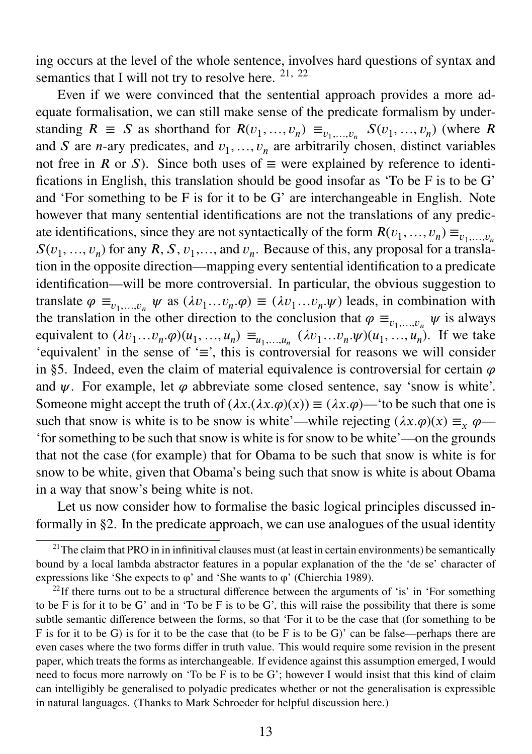ing occurs at the level of the whole sentence, involves hard questions of syntax and semantics that I will not try to resolve here. [21, 22]

Even if we were convinced that the sentential approach provides a more adequate formalisation, we can still make sense of the predicate formalism by understanding $R \equiv S$ as shorthand for $R(v_1, \ldots, v_n) \equiv_{v_1,\ldots,v_n} S(v_1, \ldots, v_n)$ (where $R$ and $S$ are $n$-ary predicates, and $v_1, \ldots, v_n$ are arbitrarily chosen, distinct variables not free in $R$ or $S$). Since both uses of $\equiv$ were explained by reference to identifications in English, this translation should be good insofar as 'To be F is to be G' and 'For something to be F is for it to be G' are interchangeable in English. Note however that many sentential identifications are not the translations of any predicate identifications, since they are not syntactically of the form $R(v_1, \ldots, v_n) \equiv_{v_1,\ldots,v_n} S(v_1, \ldots, v_n)$ for any $R$, $S$, $v_1, \ldots$, and $v_n$. Because of this, any proposal for a translation in the opposite direction—mapping every sentential identification to a predicate identification—will be more controversial. In particular, the obvious suggestion to translate $\varphi \equiv_{v_1,\ldots,v_n} \psi$ as $(\lambda v_1 \ldots v_n.\varphi) \equiv (\lambda v_1 \ldots v_n.\psi)$ leads, in combination with the translation in the other direction to the conclusion that $\varphi \equiv_{v_1,\ldots,v_n} \psi$ is always equivalent to $(\lambda v_1 \ldots v_n.\varphi)(u_1, \ldots, u_n) \equiv_{u_1,\ldots,u_n} (\lambda v_1 \ldots v_n.\psi)(u_1, \ldots, u_n)$. If we take 'equivalent' in the sense of '$\equiv$', this is controversial for reasons we will consider in §5. Indeed, even the claim of material equivalence is controversial for certain $\varphi$ and $\psi$. For example, let $\varphi$ abbreviate some closed sentence, say 'snow is white'. Someone might accept the truth of $(\lambda x.(\lambda x.\varphi)(x)) \equiv (\lambda x.\varphi)$—'to be such that one is such that snow is white is to be snow is white'—while rejecting $(\lambda x.\varphi)(x) \equiv_x \varphi$—'for something to be such that snow is white is for snow to be white'—on the grounds that not the case (for example) that for Obama to be such that snow is white is for snow to be white, given that Obama's being such that snow is white is about Obama in a way that snow's being white is not.

Let us now consider how to formalise the basic logical principles discussed informally in §2. In the predicate approach, we can use analogues of the usual identity

---

[21] The claim that PRO in in infinitival clauses must (at least in certain environments) be semantically bound by a local lambda abstractor features in a popular explanation of the the 'de se' character of expressions like 'She expects to φ' and 'She wants to φ' (Chierchia 1989).

[22] If there turns out to be a structural difference between the arguments of 'is' in 'For something to be F is for it to be G' and in 'To be F is to be G', this will raise the possibility that there is some subtle semantic difference between the forms, so that 'For it to be the case that (for something to be F is for it to be G) is for it to be the case that (to be F is to be G)' can be false—perhaps there are even cases where the two forms differ in truth value. This would require some revision in the present paper, which treats the forms as interchangeable. If evidence against this assumption emerged, I would need to focus more narrowly on 'To be F is to be G'; however I would insist that this kind of claim can intelligibly be generalised to polyadic predicates whether or not the generalisation is expressible in natural languages. (Thanks to Mark Schroeder for helpful discussion here.)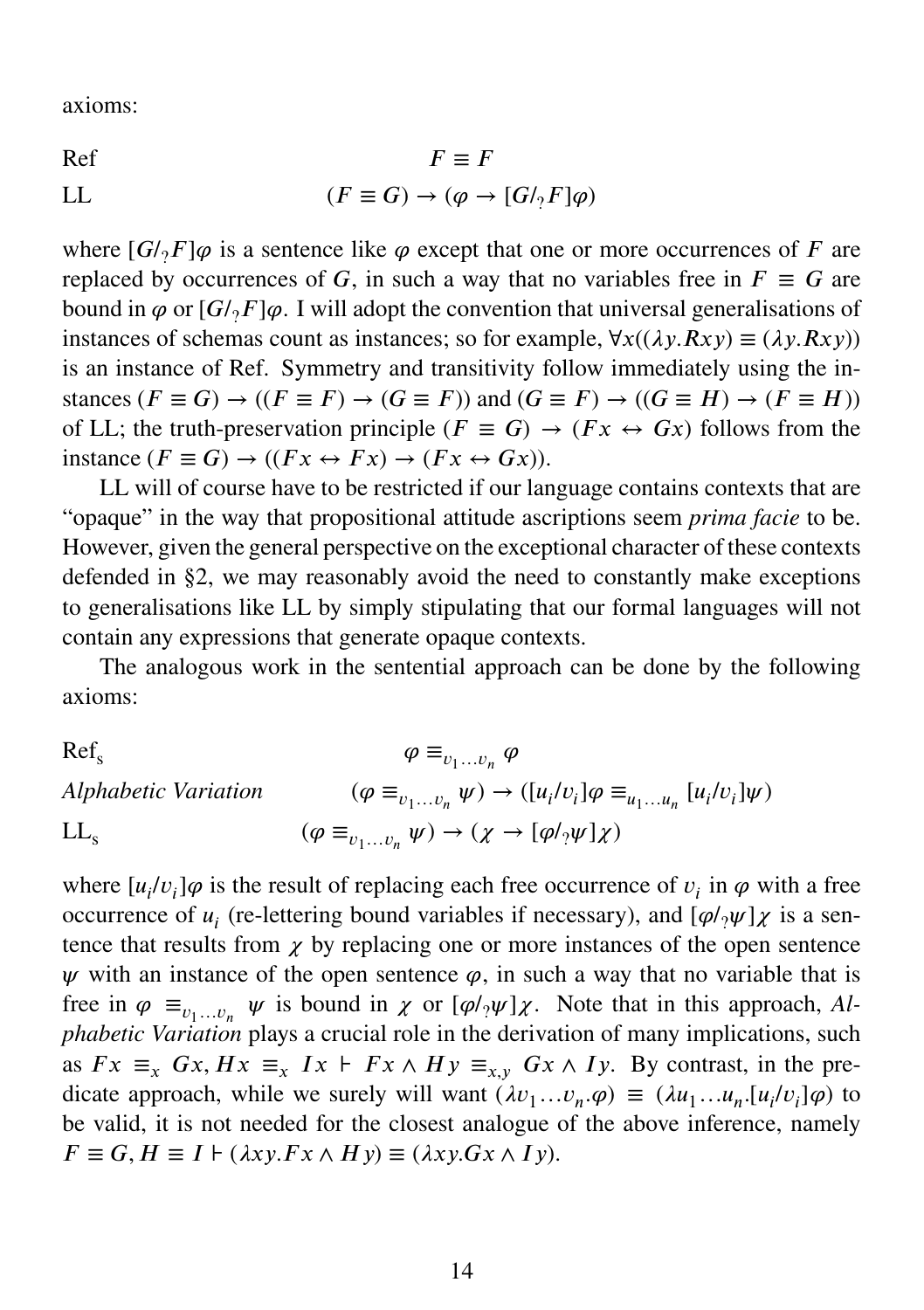axioms:

| | |
|---|---|
| Ref | $F \equiv F$ |
| LL | $(F \equiv G) \to (\varphi \to [G/_? F]\varphi)$ |

where $[G/_? F]\varphi$ is a sentence like $\varphi$ except that one or more occurrences of $F$ are replaced by occurrences of $G$, in such a way that no variables free in $F \equiv G$ are bound in $\varphi$ or $[G/_? F]\varphi$. I will adopt the convention that universal generalisations of instances of schemas count as instances; so for example, $\forall x((\lambda y.Rxy) \equiv (\lambda y.Rxy))$ is an instance of Ref. Symmetry and transitivity follow immediately using the instances $(F \equiv G) \to ((F \equiv F) \to (G \equiv F))$ and $(G \equiv F) \to ((G \equiv H) \to (F \equiv H))$ of LL; the truth-preservation principle $(F \equiv G) \to (Fx \leftrightarrow Gx)$ follows from the instance $(F \equiv G) \to ((Fx \leftrightarrow Fx) \to (Fx \leftrightarrow Gx))$.

LL will of course have to be restricted if our language contains contexts that are "opaque" in the way that propositional attitude ascriptions seem *prima facie* to be. However, given the general perspective on the exceptional character of these contexts defended in §2, we may reasonably avoid the need to constantly make exceptions to generalisations like LL by simply stipulating that our formal languages will not contain any expressions that generate opaque contexts.

The analogous work in the sentential approach can be done by the following axioms:

| | |
|---|---|
| $\text{Ref}_\text{s}$ | $\varphi \equiv_{v_1 \ldots v_n} \varphi$ |
| *Alphabetic Variation* | $(\varphi \equiv_{v_1 \ldots v_n} \psi) \to ([u_i/v_i]\varphi \equiv_{u_1 \ldots u_n} [u_i/v_i]\psi)$ |
| $\text{LL}_\text{s}$ | $(\varphi \equiv_{v_1 \ldots v_n} \psi) \to (\chi \to [\varphi/_? \psi]\chi)$ |

where $[u_i/v_i]\varphi$ is the result of replacing each free occurrence of $v_i$ in $\varphi$ with a free occurrence of $u_i$ (re-lettering bound variables if necessary), and $[\varphi/_? \psi]\chi$ is a sentence that results from $\chi$ by replacing one or more instances of the open sentence $\psi$ with an instance of the open sentence $\varphi$, in such a way that no variable that is free in $\varphi \equiv_{v_1 \ldots v_n} \psi$ is bound in $\chi$ or $[\varphi/_? \psi]\chi$. Note that in this approach, *Alphabetic Variation* plays a crucial role in the derivation of many implications, such as $Fx \equiv_x Gx, Hx \equiv_x Ix \vdash Fx \wedge Hy \equiv_{x,y} Gx \wedge Iy$. By contrast, in the predicate approach, while we surely will want $(\lambda v_1 \ldots v_n.\varphi) \equiv (\lambda u_1 \ldots u_n.[u_i/v_i]\varphi)$ to be valid, it is not needed for the closest analogue of the above inference, namely $F \equiv G, H \equiv I \vdash (\lambda xy.Fx \wedge Hy) \equiv (\lambda xy.Gx \wedge Iy)$.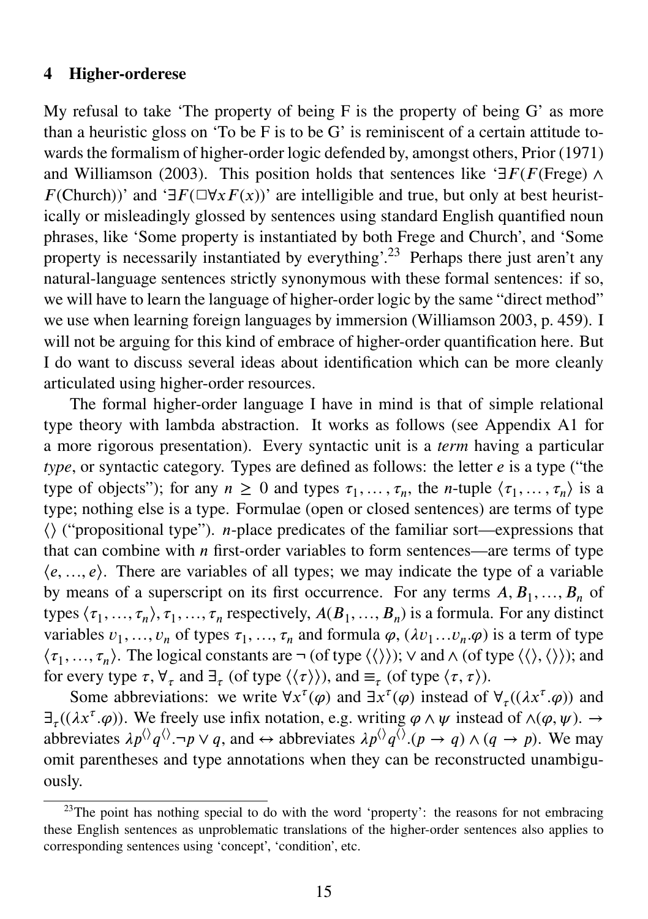## 4 Higher-orderese

My refusal to take 'The property of being F is the property of being G' as more than a heuristic gloss on 'To be F is to be G' is reminiscent of a certain attitude towards the formalism of higher-order logic defended by, amongst others, Prior (1971) and Williamson (2003). This position holds that sentences like '$\exists F(F(\text{Frege}) \wedge F(\text{Church}))$' and '$\exists F(\Box\forall x F(x))$' are intelligible and true, but only at best heuristically or misleadingly glossed by sentences using standard English quantified noun phrases, like 'Some property is instantiated by both Frege and Church', and 'Some property is necessarily instantiated by everything'.[23] Perhaps there just aren't any natural-language sentences strictly synonymous with these formal sentences: if so, we will have to learn the language of higher-order logic by the same "direct method" we use when learning foreign languages by immersion (Williamson 2003, p. 459). I will not be arguing for this kind of embrace of higher-order quantification here. But I do want to discuss several ideas about identification which can be more cleanly articulated using higher-order resources.

The formal higher-order language I have in mind is that of simple relational type theory with lambda abstraction. It works as follows (see Appendix A1 for a more rigorous presentation). Every syntactic unit is a *term* having a particular *type*, or syntactic category. Types are defined as follows: the letter $e$ is a type ("the type of objects"); for any $n \geq 0$ and types $\tau_1, \dots, \tau_n$, the $n$-tuple $\langle \tau_1, \dots, \tau_n \rangle$ is a type; nothing else is a type. Formulae (open or closed sentences) are terms of type $\langle\rangle$ ("propositional type"). $n$-place predicates of the familiar sort—expressions that that can combine with $n$ first-order variables to form sentences—are terms of type $\langle e, \dots, e \rangle$. There are variables of all types; we may indicate the type of a variable by means of a superscript on its first occurrence. For any terms $A, B_1, \dots, B_n$ of types $\langle \tau_1, \dots, \tau_n \rangle, \tau_1, \dots, \tau_n$ respectively, $A(B_1, \dots, B_n)$ is a formula. For any distinct variables $v_1, \dots, v_n$ of types $\tau_1, \dots, \tau_n$ and formula $\varphi$, $(\lambda v_1 \dots v_n.\varphi)$ is a term of type $\langle \tau_1, \dots, \tau_n \rangle$. The logical constants are $\neg$ (of type $\langle\langle\rangle\rangle$); $\vee$ and $\wedge$ (of type $\langle\langle\rangle, \langle\rangle\rangle$); and for every type $\tau$, $\forall_\tau$ and $\exists_\tau$ (of type $\langle\langle\tau\rangle\rangle$), and $\equiv_\tau$ (of type $\langle \tau, \tau \rangle$).

Some abbreviations: we write $\forall x^\tau(\varphi)$ and $\exists x^\tau(\varphi)$ instead of $\forall_\tau((\lambda x^\tau.\varphi))$ and $\exists_\tau((\lambda x^\tau.\varphi))$. We freely use infix notation, e.g. writing $\varphi \wedge \psi$ instead of $\wedge(\varphi, \psi)$. $\rightarrow$ abbreviates $\lambda p^{\langle\rangle} q^{\langle\rangle}.\neg p \vee q$, and $\leftrightarrow$ abbreviates $\lambda p^{\langle\rangle} q^{\langle\rangle}.(p \rightarrow q) \wedge (q \rightarrow p)$. We may omit parentheses and type annotations when they can be reconstructed unambiguously.

[23] The point has nothing special to do with the word 'property': the reasons for not embracing these English sentences as unproblematic translations of the higher-order sentences also applies to corresponding sentences using 'concept', 'condition', etc.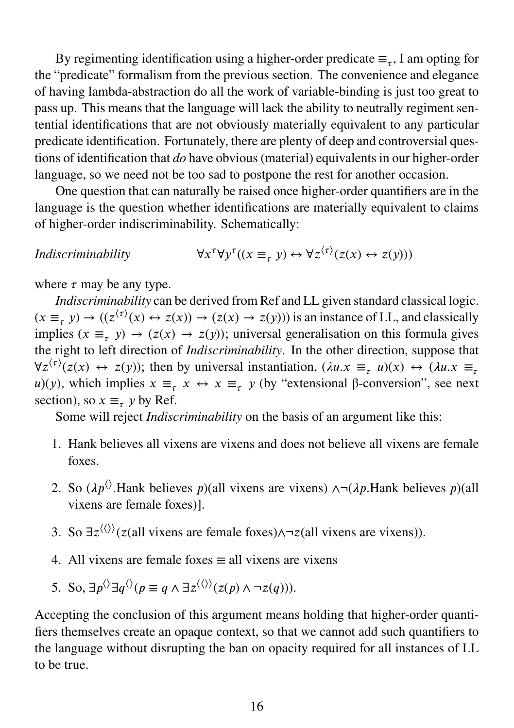By regimenting identification using a higher-order predicate $\equiv_\tau$, I am opting for the "predicate" formalism from the previous section. The convenience and elegance of having lambda-abstraction do all the work of variable-binding is just too great to pass up. This means that the language will lack the ability to neutrally regiment sentential identifications that are not obviously materially equivalent to any particular predicate identification. Fortunately, there are plenty of deep and controversial questions of identification that *do* have obvious (material) equivalents in our higher-order language, so we need not be too sad to postpone the rest for another occasion.

One question that can naturally be raised once higher-order quantifiers are in the language is the question whether identifications are materially equivalent to claims of higher-order indiscriminability. Schematically:

*Indiscriminability* $\qquad \forall x^\tau \forall y^\tau ((x \equiv_\tau y) \leftrightarrow \forall z^{\langle \tau \rangle}(z(x) \leftrightarrow z(y)))$

where $\tau$ may be any type.

*Indiscriminability* can be derived from Ref and LL given standard classical logic. $(x \equiv_\tau y) \rightarrow ((z^{\langle \tau \rangle}(x) \leftrightarrow z(x)) \rightarrow (z(x) \rightarrow z(y)))$ is an instance of LL, and classically implies $(x \equiv_\tau y) \rightarrow (z(x) \rightarrow z(y))$; universal generalisation on this formula gives the right to left direction of *Indiscriminability*. In the other direction, suppose that $\forall z^{\langle \tau \rangle}(z(x) \leftrightarrow z(y))$; then by universal instantiation, $(\lambda u.x \equiv_\tau u)(x) \leftrightarrow (\lambda u.x \equiv_\tau u)(y)$, which implies $x \equiv_\tau x \leftrightarrow x \equiv_\tau y$ (by "extensional β-conversion", see next section), so $x \equiv_\tau y$ by Ref.

Some will reject *Indiscriminability* on the basis of an argument like this:

1. Hank believes all vixens are vixens and does not believe all vixens are female foxes.
2. So $(\lambda p^{\langle\rangle}$.Hank believes $p)$(all vixens are vixens) $\wedge \neg(\lambda p$.Hank believes $p)$(all vixens are female foxes)].
3. So $\exists z^{\langle\langle\rangle\rangle}(z$(all vixens are female foxes)$\wedge \neg z$(all vixens are vixens)).
4. All vixens are female foxes $\equiv$ all vixens are vixens
5. So, $\exists p^{\langle\rangle} \exists q^{\langle\rangle} (p \equiv q \wedge \exists z^{\langle\langle\rangle\rangle}(z(p) \wedge \neg z(q)))$.

Accepting the conclusion of this argument means holding that higher-order quantifiers themselves create an opaque context, so that we cannot add such quantifiers to the language without disrupting the ban on opacity required for all instances of LL to be true.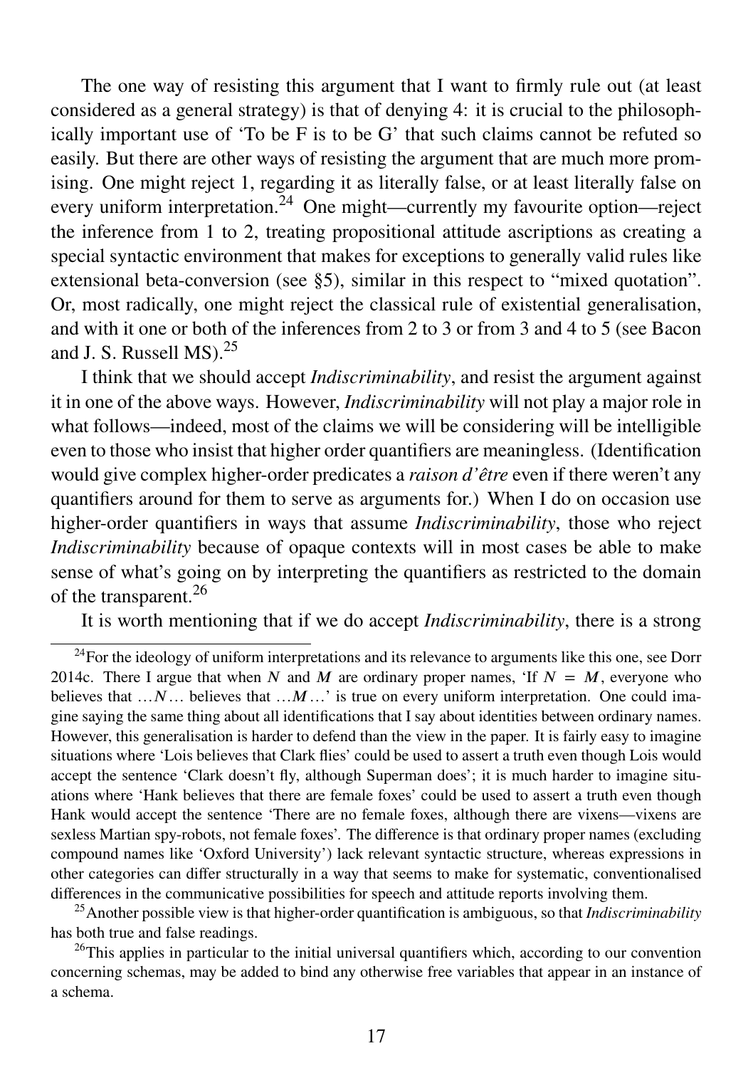The one way of resisting this argument that I want to firmly rule out (at least considered as a general strategy) is that of denying 4: it is crucial to the philosophically important use of 'To be F is to be G' that such claims cannot be refuted so easily. But there are other ways of resisting the argument that are much more promising. One might reject 1, regarding it as literally false, or at least literally false on every uniform interpretation.[24] One might—currently my favourite option—reject the inference from 1 to 2, treating propositional attitude ascriptions as creating a special syntactic environment that makes for exceptions to generally valid rules like extensional beta-conversion (see §5), similar in this respect to "mixed quotation". Or, most radically, one might reject the classical rule of existential generalisation, and with it one or both of the inferences from 2 to 3 or from 3 and 4 to 5 (see Bacon and J. S. Russell MS).[25]

I think that we should accept *Indiscriminability*, and resist the argument against it in one of the above ways. However, *Indiscriminability* will not play a major role in what follows—indeed, most of the claims we will be considering will be intelligible even to those who insist that higher order quantifiers are meaningless. (Identification would give complex higher-order predicates a *raison d'être* even if there weren't any quantifiers around for them to serve as arguments for.) When I do on occasion use higher-order quantifiers in ways that assume *Indiscriminability*, those who reject *Indiscriminability* because of opaque contexts will in most cases be able to make sense of what's going on by interpreting the quantifiers as restricted to the domain of the transparent.[26]

It is worth mentioning that if we do accept *Indiscriminability*, there is a strong

[24] For the ideology of uniform interpretations and its relevance to arguments like this one, see Dorr 2014c. There I argue that when $N$ and $M$ are ordinary proper names, 'If $N = M$, everyone who believes that …$N$… believes that …$M$…' is true on every uniform interpretation. One could imagine saying the same thing about all identifications that I say about identities between ordinary names. However, this generalisation is harder to defend than the view in the paper. It is fairly easy to imagine situations where 'Lois believes that Clark flies' could be used to assert a truth even though Lois would accept the sentence 'Clark doesn't fly, although Superman does'; it is much harder to imagine situations where 'Hank believes that there are female foxes' could be used to assert a truth even though Hank would accept the sentence 'There are no female foxes, although there are vixens—vixens are sexless Martian spy-robots, not female foxes'. The difference is that ordinary proper names (excluding compound names like 'Oxford University') lack relevant syntactic structure, whereas expressions in other categories can differ structurally in a way that seems to make for systematic, conventionalised differences in the communicative possibilities for speech and attitude reports involving them.

[25] Another possible view is that higher-order quantification is ambiguous, so that *Indiscriminability* has both true and false readings.

[26] This applies in particular to the initial universal quantifiers which, according to our convention concerning schemas, may be added to bind any otherwise free variables that appear in an instance of a schema.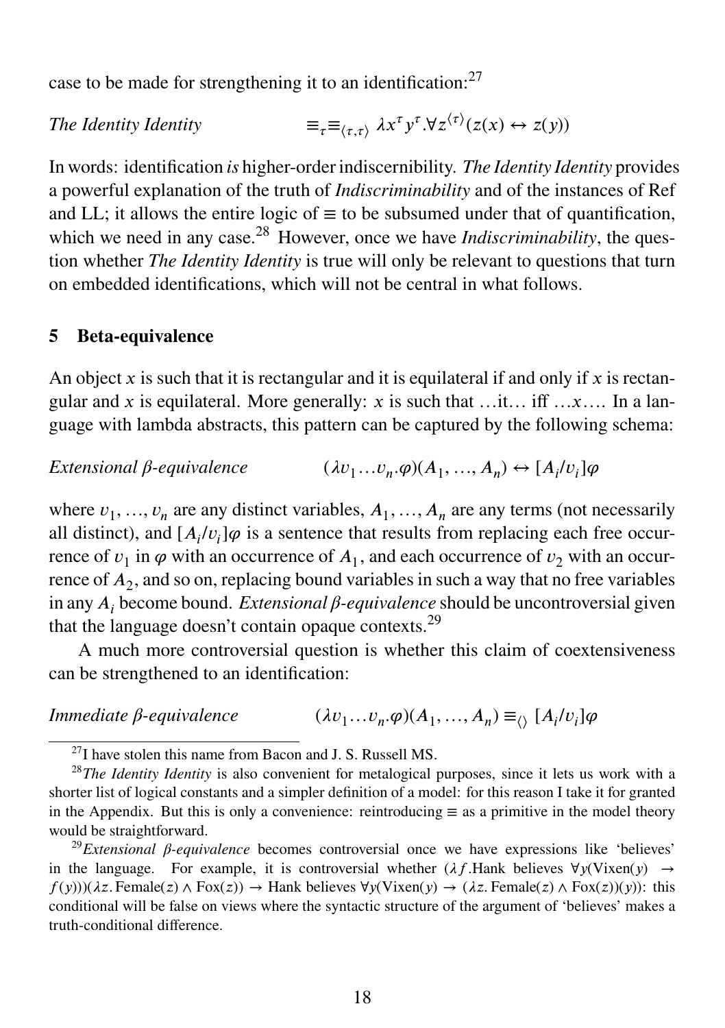case to be made for strengthening it to an identification:[27]

*The Identity Identity* $\qquad \equiv_\tau \equiv_{\langle \tau,\tau \rangle} \lambda x^\tau y^\tau . \forall z^{\langle \tau \rangle}(z(x) \leftrightarrow z(y))$

In words: identification *is* higher-order indiscernibility. *The Identity Identity* provides a powerful explanation of the truth of *Indiscriminability* and of the instances of Ref and LL; it allows the entire logic of $\equiv$ to be subsumed under that of quantification, which we need in any case.[28] However, once we have *Indiscriminability*, the question whether *The Identity Identity* is true will only be relevant to questions that turn on embedded identifications, which will not be central in what follows.

## 5 Beta-equivalence

An object $x$ is such that it is rectangular and it is equilateral if and only if $x$ is rectangular and $x$ is equilateral. More generally: $x$ is such that …it… iff …$x$…. In a language with lambda abstracts, this pattern can be captured by the following schema:

*Extensional β-equivalence* $\qquad (\lambda v_1 \ldots v_n . \varphi)(A_1, \ldots, A_n) \leftrightarrow [A_i/v_i]\varphi$

where $v_1, \ldots, v_n$ are any distinct variables, $A_1, \ldots, A_n$ are any terms (not necessarily all distinct), and $[A_i/v_i]\varphi$ is a sentence that results from replacing each free occurrence of $v_1$ in $\varphi$ with an occurrence of $A_1$, and each occurrence of $v_2$ with an occurrence of $A_2$, and so on, replacing bound variables in such a way that no free variables in any $A_i$ become bound. *Extensional β-equivalence* should be uncontroversial given that the language doesn't contain opaque contexts.[29]

A much more controversial question is whether this claim of coextensiveness can be strengthened to an identification:

*Immediate β-equivalence* $\qquad (\lambda v_1 \ldots v_n . \varphi)(A_1, \ldots, A_n) \equiv_{\langle\rangle} [A_i/v_i]\varphi$

---

[27] I have stolen this name from Bacon and J. S. Russell MS.

[28] *The Identity Identity* is also convenient for metalogical purposes, since it lets us work with a shorter list of logical constants and a simpler definition of a model: for this reason I take it for granted in the Appendix. But this is only a convenience: reintroducing $\equiv$ as a primitive in the model theory would be straightforward.

[29] *Extensional β-equivalence* becomes controversial once we have expressions like 'believes' in the language. For example, it is controversial whether $(\lambda f.\text{Hank believes } \forall y(\text{Vixen}(y) \rightarrow f(y)))(\lambda z.\,\text{Female}(z) \wedge \text{Fox}(z)) \rightarrow \text{Hank believes } \forall y(\text{Vixen}(y) \rightarrow (\lambda z.\,\text{Female}(z) \wedge \text{Fox}(z))(y))$: this conditional will be false on views where the syntactic structure of the argument of 'believes' makes a truth-conditional difference.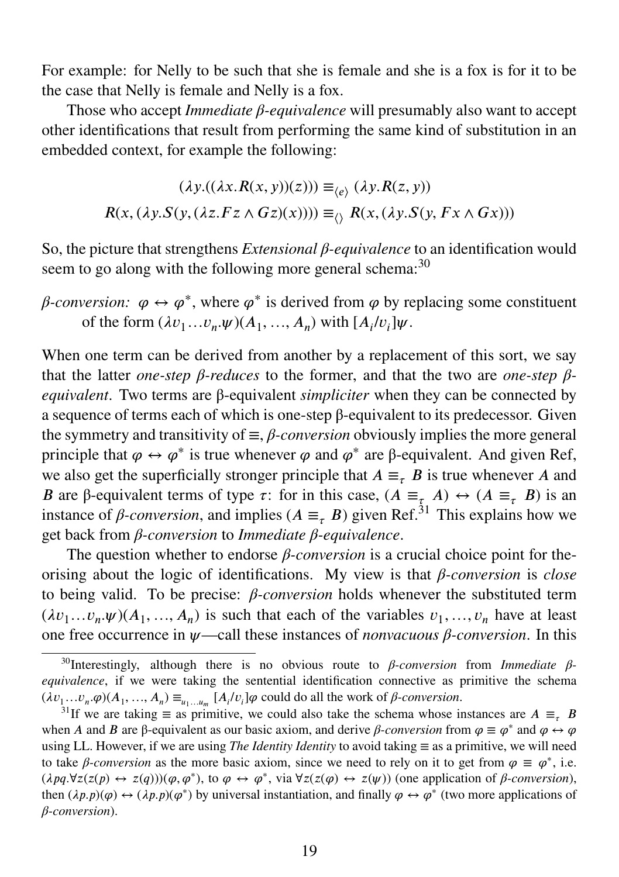For example: for Nelly to be such that she is female and she is a fox is for it to be the case that Nelly is female and Nelly is a fox.

Those who accept *Immediate β-equivalence* will presumably also want to accept other identifications that result from performing the same kind of substitution in an embedded context, for example the following:

$$(\lambda y.((\lambda x.R(x, y))(z))) \equiv_{\langle e \rangle} (\lambda y.R(z, y))$$
$$R(x, (\lambda y.S(y, (\lambda z.Fz \wedge Gz)(x)))) \equiv_{\langle\rangle} R(x, (\lambda y.S(y, Fx \wedge Gx)))$$

So, the picture that strengthens *Extensional β-equivalence* to an identification would seem to go along with the following more general schema:[30]

*β-conversion:* $\varphi \leftrightarrow \varphi^*$, where $\varphi^*$ is derived from $\varphi$ by replacing some constituent of the form $(\lambda v_1 \ldots v_n.\psi)(A_1, \ldots, A_n)$ with $[A_i/v_i]\psi$.

When one term can be derived from another by a replacement of this sort, we say that the latter *one-step β-reduces* to the former, and that the two are *one-step β-equivalent*. Two terms are β-equivalent *simpliciter* when they can be connected by a sequence of terms each of which is one-step β-equivalent to its predecessor. Given the symmetry and transitivity of $\equiv$, *β-conversion* obviously implies the more general principle that $\varphi \leftrightarrow \varphi^*$ is true whenever $\varphi$ and $\varphi^*$ are β-equivalent. And given Ref, we also get the superficially stronger principle that $A \equiv_\tau B$ is true whenever $A$ and $B$ are β-equivalent terms of type $\tau$: for in this case, $(A \equiv_\tau A) \leftrightarrow (A \equiv_\tau B)$ is an instance of *β-conversion*, and implies $(A \equiv_\tau B)$ given Ref.[31] This explains how we get back from *β-conversion* to *Immediate β-equivalence*.

The question whether to endorse *β-conversion* is a crucial choice point for theorising about the logic of identifications. My view is that *β-conversion* is *close* to being valid. To be precise: *β-conversion* holds whenever the substituted term $(\lambda v_1 \ldots v_n.\psi)(A_1, \ldots, A_n)$ is such that each of the variables $v_1, \ldots, v_n$ have at least one free occurrence in $\psi$—call these instances of *nonvacuous β-conversion*. In this

[30]Interestingly, although there is no obvious route to *β-conversion* from *Immediate β-equivalence*, if we were taking the sentential identification connective as primitive the schema $(\lambda v_1 \ldots v_n.\varphi)(A_1, \ldots, A_n) \equiv_{u_1 \ldots u_m} [A_i/v_i]\varphi$ could do all the work of *β-conversion*.

[31]If we are taking $\equiv$ as primitive, we could also take the schema whose instances are $A \equiv_\tau B$ when $A$ and $B$ are β-equivalent as our basic axiom, and derive *β-conversion* from $\varphi \equiv \varphi^*$ and $\varphi \leftrightarrow \varphi$ using LL. However, if we are using *The Identity Identity* to avoid taking $\equiv$ as a primitive, we will need to take *β-conversion* as the more basic axiom, since we need to rely on it to get from $\varphi \equiv \varphi^*$, i.e. $(\lambda pq.\forall z(z(p) \leftrightarrow z(q)))(\varphi, \varphi^*)$, to $\varphi \leftrightarrow \varphi^*$, via $\forall z(z(\varphi) \leftrightarrow z(\psi))$ (one application of *β-conversion*), then $(\lambda p.p)(\varphi) \leftrightarrow (\lambda p.p)(\varphi^*)$ by universal instantiation, and finally $\varphi \leftrightarrow \varphi^*$ (two more applications of *β-conversion*).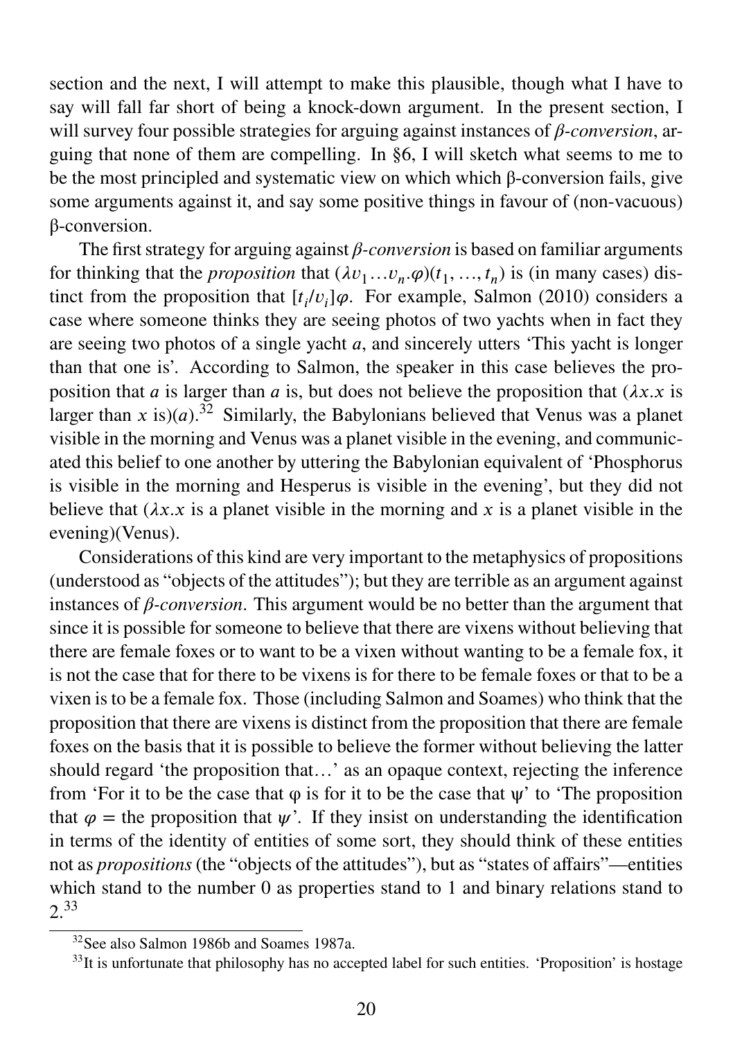section and the next, I will attempt to make this plausible, though what I have to say will fall far short of being a knock-down argument. In the present section, I will survey four possible strategies for arguing against instances of *β-conversion*, arguing that none of them are compelling. In §6, I will sketch what seems to me to be the most principled and systematic view on which which β-conversion fails, give some arguments against it, and say some positive things in favour of (non-vacuous) β-conversion.

The first strategy for arguing against *β-conversion* is based on familiar arguments for thinking that the *proposition* that $(\lambda v_1 \ldots v_n.\varphi)(t_1, \ldots, t_n)$ is (in many cases) distinct from the proposition that $[t_i/v_i]\varphi$. For example, Salmon (2010) considers a case where someone thinks they are seeing photos of two yachts when in fact they are seeing two photos of a single yacht $a$, and sincerely utters 'This yacht is longer than that one is'. According to Salmon, the speaker in this case believes the proposition that $a$ is larger than $a$ is, but does not believe the proposition that ($\lambda x.x$ is larger than $x$ is)($a$).[32] Similarly, the Babylonians believed that Venus was a planet visible in the morning and Venus was a planet visible in the evening, and communicated this belief to one another by uttering the Babylonian equivalent of 'Phosphorus is visible in the morning and Hesperus is visible in the evening', but they did not believe that ($\lambda x.x$ is a planet visible in the morning and $x$ is a planet visible in the evening)(Venus).

Considerations of this kind are very important to the metaphysics of propositions (understood as "objects of the attitudes"); but they are terrible as an argument against instances of *β-conversion*. This argument would be no better than the argument that since it is possible for someone to believe that there are vixens without believing that there are female foxes or to want to be a vixen without wanting to be a female fox, it is not the case that for there to be vixens is for there to be female foxes or that to be a vixen is to be a female fox. Those (including Salmon and Soames) who think that the proposition that there are vixens is distinct from the proposition that there are female foxes on the basis that it is possible to believe the former without believing the latter should regard 'the proposition that…' as an opaque context, rejecting the inference from 'For it to be the case that φ is for it to be the case that ψ' to 'The proposition that $\varphi$ = the proposition that $\psi$'. If they insist on understanding the identification in terms of the identity of entities of some sort, they should think of these entities not as *propositions* (the "objects of the attitudes"), but as "states of affairs"—entities which stand to the number 0 as properties stand to 1 and binary relations stand to 2.[33]

[32] See also Salmon 1986b and Soames 1987a.

[33] It is unfortunate that philosophy has no accepted label for such entities. 'Proposition' is hostage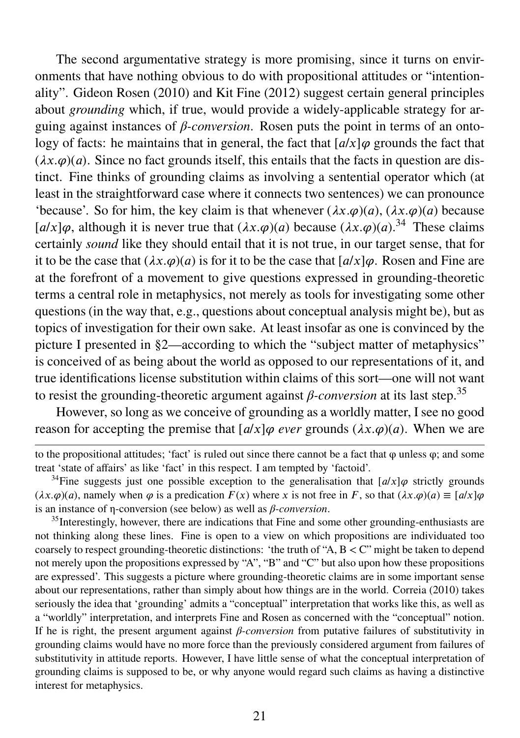The second argumentative strategy is more promising, since it turns on environments that have nothing obvious to do with propositional attitudes or "intentionality". Gideon Rosen (2010) and Kit Fine (2012) suggest certain general principles about *grounding* which, if true, would provide a widely-applicable strategy for arguing against instances of *β-conversion*. Rosen puts the point in terms of an ontology of facts: he maintains that in general, the fact that $[a/x]\varphi$ grounds the fact that $(\lambda x.\varphi)(a)$. Since no fact grounds itself, this entails that the facts in question are distinct. Fine thinks of grounding claims as involving a sentential operator which (at least in the straightforward case where it connects two sentences) we can pronounce 'because'. So for him, the key claim is that whenever $(\lambda x.\varphi)(a)$, $(\lambda x.\varphi)(a)$ because $[a/x]\varphi$, although it is never true that $(\lambda x.\varphi)(a)$ because $(\lambda x.\varphi)(a)$.[34] These claims certainly *sound* like they should entail that it is not true, in our target sense, that for it to be the case that $(\lambda x.\varphi)(a)$ is for it to be the case that $[a/x]\varphi$. Rosen and Fine are at the forefront of a movement to give questions expressed in grounding-theoretic terms a central role in metaphysics, not merely as tools for investigating some other questions (in the way that, e.g., questions about conceptual analysis might be), but as topics of investigation for their own sake. At least insofar as one is convinced by the picture I presented in §2—according to which the "subject matter of metaphysics" is conceived of as being about the world as opposed to our representations of it, and true identifications license substitution within claims of this sort—one will not want to resist the grounding-theoretic argument against *β-conversion* at its last step.[35]

However, so long as we conceive of grounding as a worldly matter, I see no good reason for accepting the premise that $[a/x]\varphi$ *ever* grounds $(\lambda x.\varphi)(a)$. When we are

---

to the propositional attitudes; 'fact' is ruled out since there cannot be a fact that φ unless φ; and some treat 'state of affairs' as like 'fact' in this respect. I am tempted by 'factoid'.

[34] Fine suggests just one possible exception to the generalisation that $[a/x]\varphi$ strictly grounds $(\lambda x.\varphi)(a)$, namely when $\varphi$ is a predication $F(x)$ where $x$ is not free in $F$, so that $(\lambda x.\varphi)(a) \equiv [a/x]\varphi$ is an instance of η-conversion (see below) as well as *β-conversion*.

[35] Interestingly, however, there are indications that Fine and some other grounding-enthusiasts are not thinking along these lines. Fine is open to a view on which propositions are individuated too coarsely to respect grounding-theoretic distinctions: 'the truth of "A, B < C" might be taken to depend not merely upon the propositions expressed by "A", "B" and "C" but also upon how these propositions are expressed'. This suggests a picture where grounding-theoretic claims are in some important sense about our representations, rather than simply about how things are in the world. Correia (2010) takes seriously the idea that 'grounding' admits a "conceptual" interpretation that works like this, as well as a "worldly" interpretation, and interprets Fine and Rosen as concerned with the "conceptual" notion. If he is right, the present argument against *β-conversion* from putative failures of substitutivity in grounding claims would have no more force than the previously considered argument from failures of substitutivity in attitude reports. However, I have little sense of what the conceptual interpretation of grounding claims is supposed to be, or why anyone would regard such claims as having a distinctive interest for metaphysics.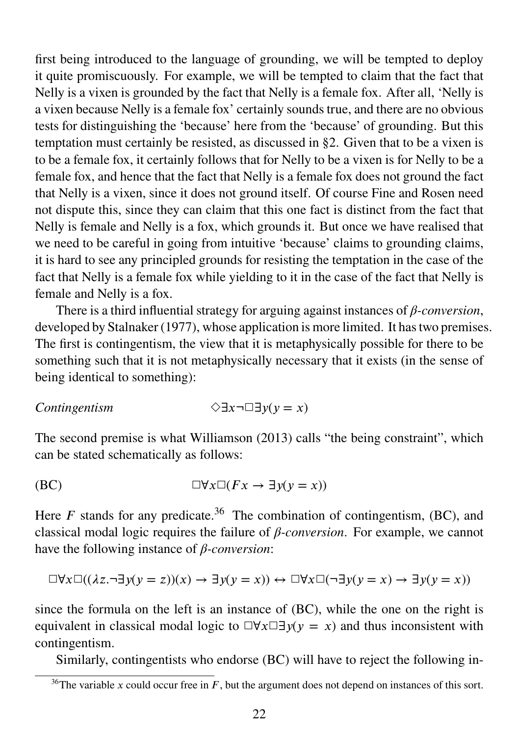first being introduced to the language of grounding, we will be tempted to deploy it quite promiscuously. For example, we will be tempted to claim that the fact that Nelly is a vixen is grounded by the fact that Nelly is a female fox. After all, 'Nelly is a vixen because Nelly is a female fox' certainly sounds true, and there are no obvious tests for distinguishing the 'because' here from the 'because' of grounding. But this temptation must certainly be resisted, as discussed in §2. Given that to be a vixen is to be a female fox, it certainly follows that for Nelly to be a vixen is for Nelly to be a female fox, and hence that the fact that Nelly is a female fox does not ground the fact that Nelly is a vixen, since it does not ground itself. Of course Fine and Rosen need not dispute this, since they can claim that this one fact is distinct from the fact that Nelly is female and Nelly is a fox, which grounds it. But once we have realised that we need to be careful in going from intuitive 'because' claims to grounding claims, it is hard to see any principled grounds for resisting the temptation in the case of the fact that Nelly is a female fox while yielding to it in the case of the fact that Nelly is female and Nelly is a fox.

There is a third influential strategy for arguing against instances of *β-conversion*, developed by Stalnaker (1977), whose application is more limited. It has two premises. The first is contingentism, the view that it is metaphysically possible for there to be something such that it is not metaphysically necessary that it exists (in the sense of being identical to something):

*Contingentism* $$\Diamond\exists x\neg\Box\exists y(y = x)$$

The second premise is what Williamson (2013) calls "the being constraint", which can be stated schematically as follows:

(BC) $$\Box\forall x\Box(Fx \rightarrow \exists y(y = x))$$

Here $F$ stands for any predicate.[36] The combination of contingentism, (BC), and classical modal logic requires the failure of *β-conversion*. For example, we cannot have the following instance of *β-conversion*:

$$\Box\forall x\Box((\lambda z.\neg\exists y(y = z))(x) \rightarrow \exists y(y = x)) \leftrightarrow \Box\forall x\Box(\neg\exists y(y = x) \rightarrow \exists y(y = x))$$

since the formula on the left is an instance of (BC), while the one on the right is equivalent in classical modal logic to $\Box\forall x\Box\exists y(y = x)$ and thus inconsistent with contingentism.

Similarly, contingentists who endorse (BC) will have to reject the following in-

[36] The variable $x$ could occur free in $F$, but the argument does not depend on instances of this sort.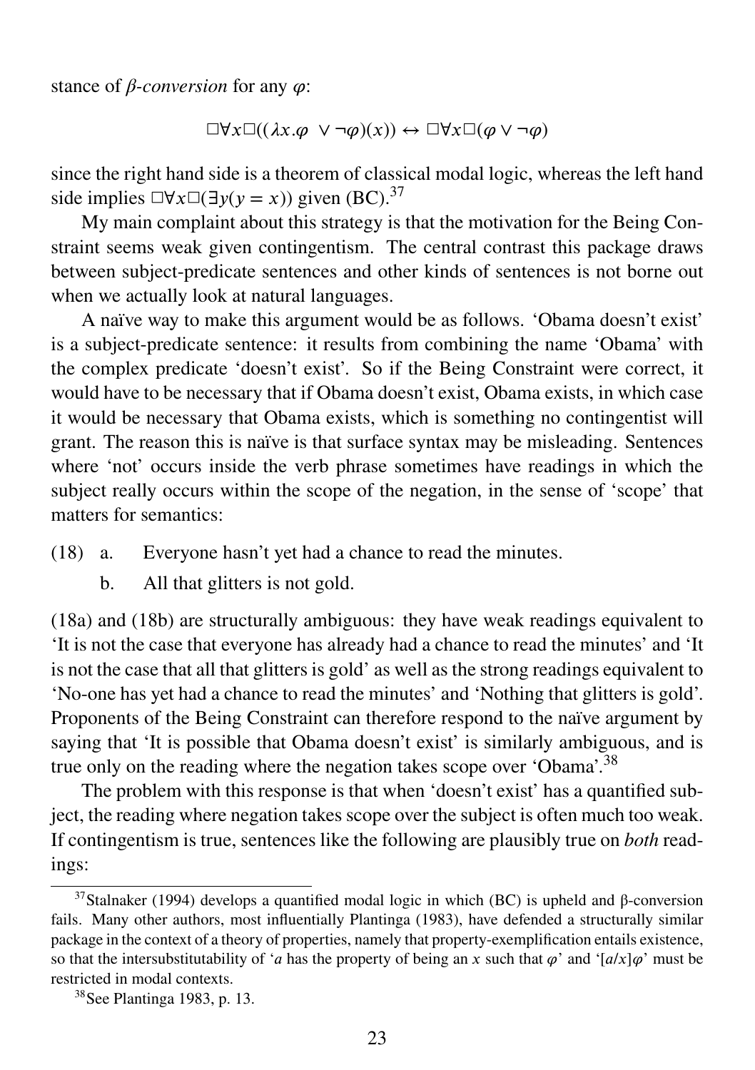stance of *β-conversion* for any $\varphi$:

$$\Box\forall x\Box((\lambda x.\varphi \ \vee \neg\varphi)(x)) \leftrightarrow \Box\forall x\Box(\varphi \vee \neg\varphi)$$

since the right hand side is a theorem of classical modal logic, whereas the left hand side implies $\Box\forall x\Box(\exists y(y = x))$ given (BC).[37]

My main complaint about this strategy is that the motivation for the Being Constraint seems weak given contingentism. The central contrast this package draws between subject-predicate sentences and other kinds of sentences is not borne out when we actually look at natural languages.

A naïve way to make this argument would be as follows. 'Obama doesn't exist' is a subject-predicate sentence: it results from combining the name 'Obama' with the complex predicate 'doesn't exist'. So if the Being Constraint were correct, it would have to be necessary that if Obama doesn't exist, Obama exists, in which case it would be necessary that Obama exists, which is something no contingentist will grant. The reason this is naïve is that surface syntax may be misleading. Sentences where 'not' occurs inside the verb phrase sometimes have readings in which the subject really occurs within the scope of the negation, in the sense of 'scope' that matters for semantics:

(18) a. Everyone hasn't yet had a chance to read the minutes.

b. All that glitters is not gold.

(18a) and (18b) are structurally ambiguous: they have weak readings equivalent to 'It is not the case that everyone has already had a chance to read the minutes' and 'It is not the case that all that glitters is gold' as well as the strong readings equivalent to 'No-one has yet had a chance to read the minutes' and 'Nothing that glitters is gold'. Proponents of the Being Constraint can therefore respond to the naïve argument by saying that 'It is possible that Obama doesn't exist' is similarly ambiguous, and is true only on the reading where the negation takes scope over 'Obama'.[38]

The problem with this response is that when 'doesn't exist' has a quantified subject, the reading where negation takes scope over the subject is often much too weak. If contingentism is true, sentences like the following are plausibly true on *both* readings:

---

[37] Stalnaker (1994) develops a quantified modal logic in which (BC) is upheld and β-conversion fails. Many other authors, most influentially Plantinga (1983), have defended a structurally similar package in the context of a theory of properties, namely that property-exemplification entails existence, so that the intersubstitutability of '$a$ has the property of being an $x$ such that $\varphi$' and '$[a/x]\varphi$' must be restricted in modal contexts.

[38] See Plantinga 1983, p. 13.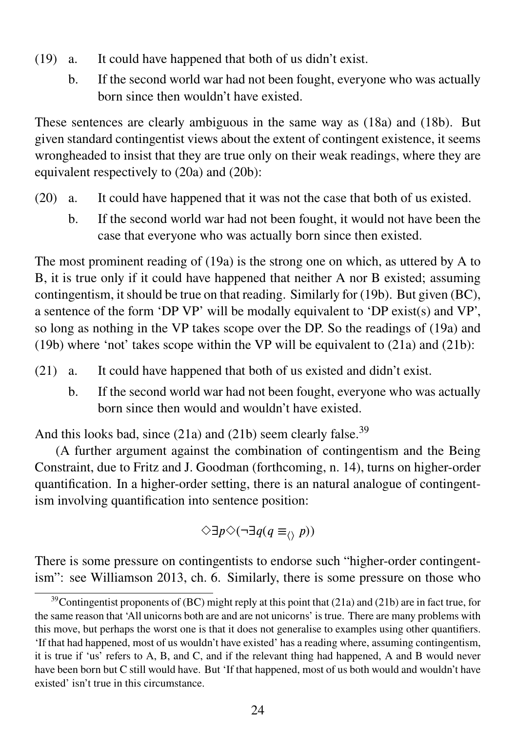(19) a. It could have happened that both of us didn't exist.

b. If the second world war had not been fought, everyone who was actually born since then wouldn't have existed.

These sentences are clearly ambiguous in the same way as (18a) and (18b). But given standard contingentist views about the extent of contingent existence, it seems wrongheaded to insist that they are true only on their weak readings, where they are equivalent respectively to (20a) and (20b):

(20) a. It could have happened that it was not the case that both of us existed.

b. If the second world war had not been fought, it would not have been the case that everyone who was actually born since then existed.

The most prominent reading of (19a) is the strong one on which, as uttered by A to B, it is true only if it could have happened that neither A nor B existed; assuming contingentism, it should be true on that reading. Similarly for (19b). But given (BC), a sentence of the form 'DP VP' will be modally equivalent to 'DP exist(s) and VP', so long as nothing in the VP takes scope over the DP. So the readings of (19a) and (19b) where 'not' takes scope within the VP will be equivalent to (21a) and (21b):

(21) a. It could have happened that both of us existed and didn't exist.

b. If the second world war had not been fought, everyone who was actually born since then would and wouldn't have existed.

And this looks bad, since (21a) and (21b) seem clearly false.[39]

(A further argument against the combination of contingentism and the Being Constraint, due to Fritz and J. Goodman (forthcoming, n. 14), turns on higher-order quantification. In a higher-order setting, there is an natural analogue of contingentism involving quantification into sentence position:

$$\Diamond\exists p\Diamond(\neg\exists q(q \equiv_{\langle\rangle} p))$$

There is some pressure on contingentists to endorse such "higher-order contingentism": see Williamson 2013, ch. 6. Similarly, there is some pressure on those who

[39] Contingentist proponents of (BC) might reply at this point that (21a) and (21b) are in fact true, for the same reason that 'All unicorns both are and are not unicorns' is true. There are many problems with this move, but perhaps the worst one is that it does not generalise to examples using other quantifiers. 'If that had happened, most of us wouldn't have existed' has a reading where, assuming contingentism, it is true if 'us' refers to A, B, and C, and if the relevant thing had happened, A and B would never have been born but C still would have. But 'If that happened, most of us both would and wouldn't have existed' isn't true in this circumstance.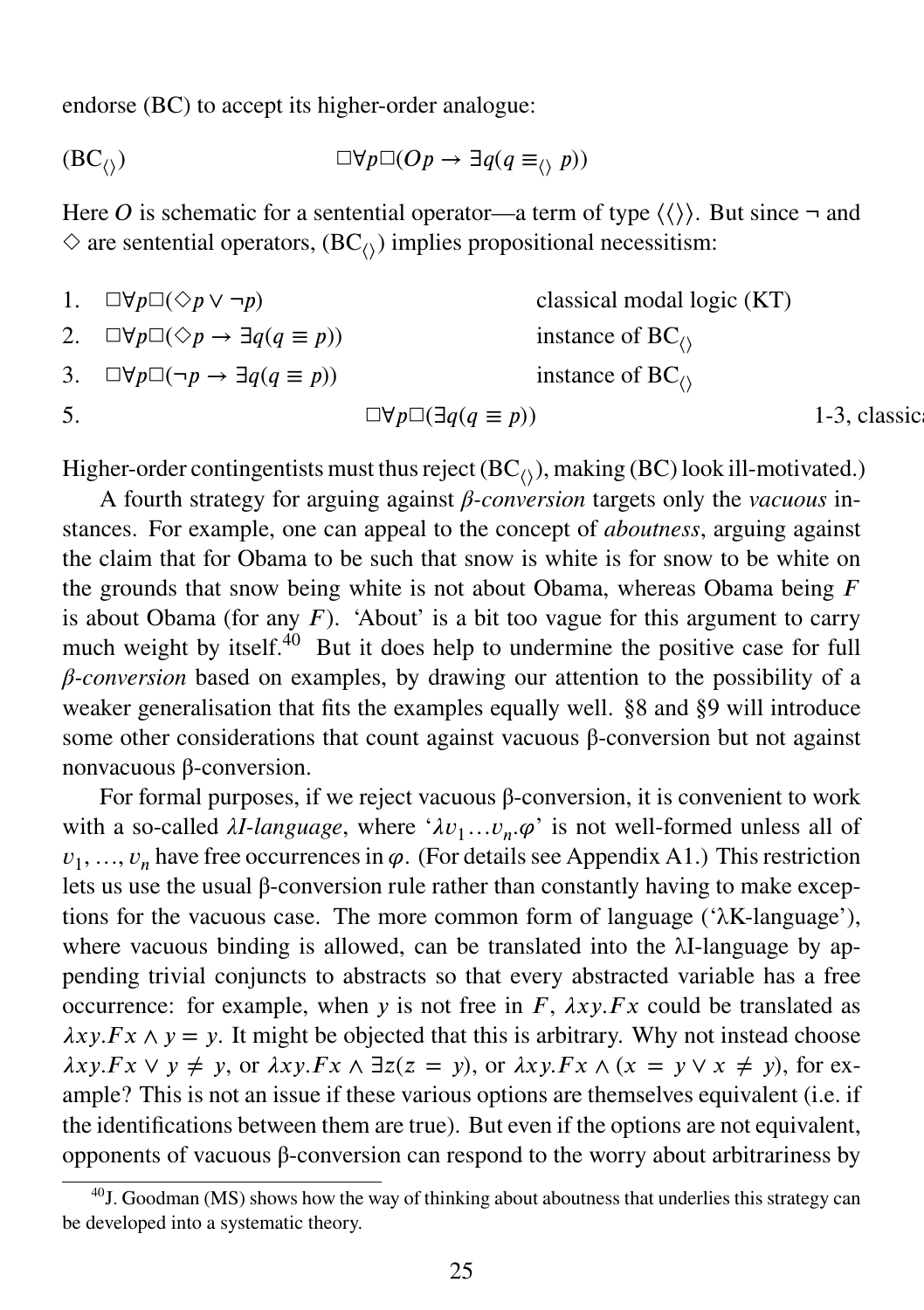endorse (BC) to accept its higher-order analogue:

$$(\mathrm{BC}_{\langle\rangle}) \qquad \Box\forall p\Box(Op \to \exists q(q \equiv_{\langle\rangle} p))$$

Here $O$ is schematic for a sentential operator—a term of type $\langle\langle\rangle\rangle$. But since $\neg$ and $\Diamond$ are sentential operators, $(\mathrm{BC}_{\langle\rangle})$ implies propositional necessitism:

1. $\Box\forall p\Box(\Diamond p \vee \neg p)$ — classical modal logic (KT)
2. $\Box\forall p\Box(\Diamond p \to \exists q(q \equiv p))$ — instance of $\mathrm{BC}_{\langle\rangle}$
3. $\Box\forall p\Box(\neg p \to \exists q(q \equiv p))$ — instance of $\mathrm{BC}_{\langle\rangle}$
5. $\Box\forall p\Box(\exists q(q \equiv p))$ — 1-3, classica

Higher-order contingentists must thus reject $(\mathrm{BC}_{\langle\rangle})$, making (BC) look ill-motivated.)

A fourth strategy for arguing against *β-conversion* targets only the *vacuous* instances. For example, one can appeal to the concept of *aboutness*, arguing against the claim that for Obama to be such that snow is white is for snow to be white on the grounds that snow being white is not about Obama, whereas Obama being $F$ is about Obama (for any $F$). 'About' is a bit too vague for this argument to carry much weight by itself.[40] But it does help to undermine the positive case for full *β-conversion* based on examples, by drawing our attention to the possibility of a weaker generalisation that fits the examples equally well. §8 and §9 will introduce some other considerations that count against vacuous β-conversion but not against nonvacuous β-conversion.

For formal purposes, if we reject vacuous β-conversion, it is convenient to work with a so-called *λI-language*, where '$\lambda v_1 \ldots v_n.\varphi$' is not well-formed unless all of $v_1, \ldots, v_n$ have free occurrences in $\varphi$. (For details see Appendix A1.) This restriction lets us use the usual β-conversion rule rather than constantly having to make exceptions for the vacuous case. The more common form of language ('λK-language'), where vacuous binding is allowed, can be translated into the λI-language by appending trivial conjuncts to abstracts so that every abstracted variable has a free occurrence: for example, when $y$ is not free in $F$, $\lambda xy.Fx$ could be translated as $\lambda xy.Fx \wedge y = y$. It might be objected that this is arbitrary. Why not instead choose $\lambda xy.Fx \vee y \neq y$, or $\lambda xy.Fx \wedge \exists z(z = y)$, or $\lambda xy.Fx \wedge (x = y \vee x \neq y)$, for example? This is not an issue if these various options are themselves equivalent (i.e. if the identifications between them are true). But even if the options are not equivalent, opponents of vacuous β-conversion can respond to the worry about arbitrariness by

[40] J. Goodman (MS) shows how the way of thinking about aboutness that underlies this strategy can be developed into a systematic theory.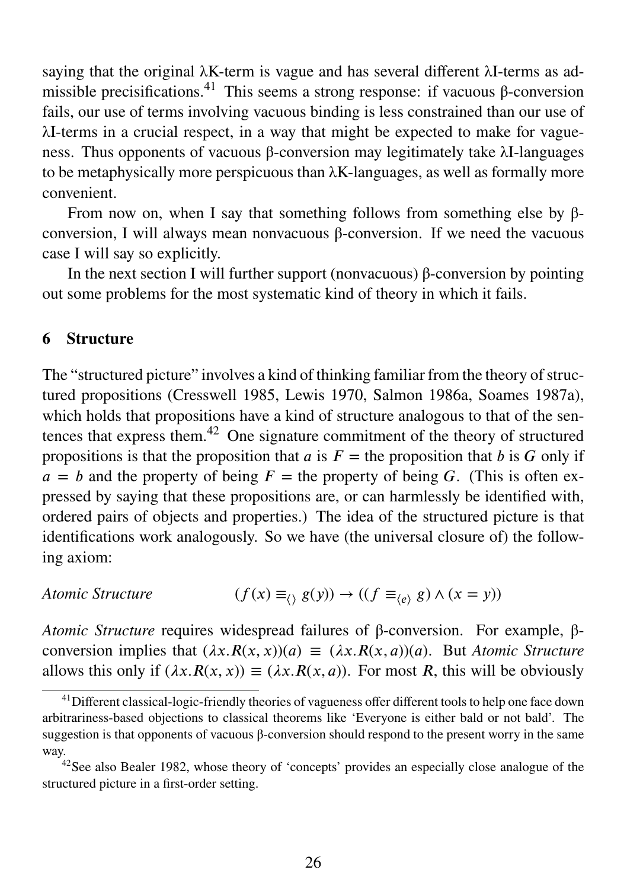saying that the original λK-term is vague and has several different λI-terms as admissible precisifications.[41] This seems a strong response: if vacuous β-conversion fails, our use of terms involving vacuous binding is less constrained than our use of λI-terms in a crucial respect, in a way that might be expected to make for vagueness. Thus opponents of vacuous β-conversion may legitimately take λI-languages to be metaphysically more perspicuous than λK-languages, as well as formally more convenient.

From now on, when I say that something follows from something else by β-conversion, I will always mean nonvacuous β-conversion. If we need the vacuous case I will say so explicitly.

In the next section I will further support (nonvacuous) β-conversion by pointing out some problems for the most systematic kind of theory in which it fails.

## 6 Structure

The "structured picture" involves a kind of thinking familiar from the theory of structured propositions (Cresswell 1985, Lewis 1970, Salmon 1986a, Soames 1987a), which holds that propositions have a kind of structure analogous to that of the sentences that express them.[42] One signature commitment of the theory of structured propositions is that the proposition that $a$ is $F$ = the proposition that $b$ is $G$ only if $a = b$ and the property of being $F$ = the property of being $G$. (This is often expressed by saying that these propositions are, or can harmlessly be identified with, ordered pairs of objects and properties.) The idea of the structured picture is that identifications work analogously. So we have (the universal closure of) the following axiom:

*Atomic Structure* $$(f(x) \equiv_{\langle\rangle} g(y)) \rightarrow ((f \equiv_{\langle e \rangle} g) \wedge (x = y))$$

*Atomic Structure* requires widespread failures of β-conversion. For example, β-conversion implies that $(\lambda x.R(x,x))(a) \equiv (\lambda x.R(x,a))(a)$. But *Atomic Structure* allows this only if $(\lambda x.R(x,x)) \equiv (\lambda x.R(x,a))$. For most $R$, this will be obviously

[41] Different classical-logic-friendly theories of vagueness offer different tools to help one face down arbitrariness-based objections to classical theorems like 'Everyone is either bald or not bald'. The suggestion is that opponents of vacuous β-conversion should respond to the present worry in the same way.

[42] See also Bealer 1982, whose theory of 'concepts' provides an especially close analogue of the structured picture in a first-order setting.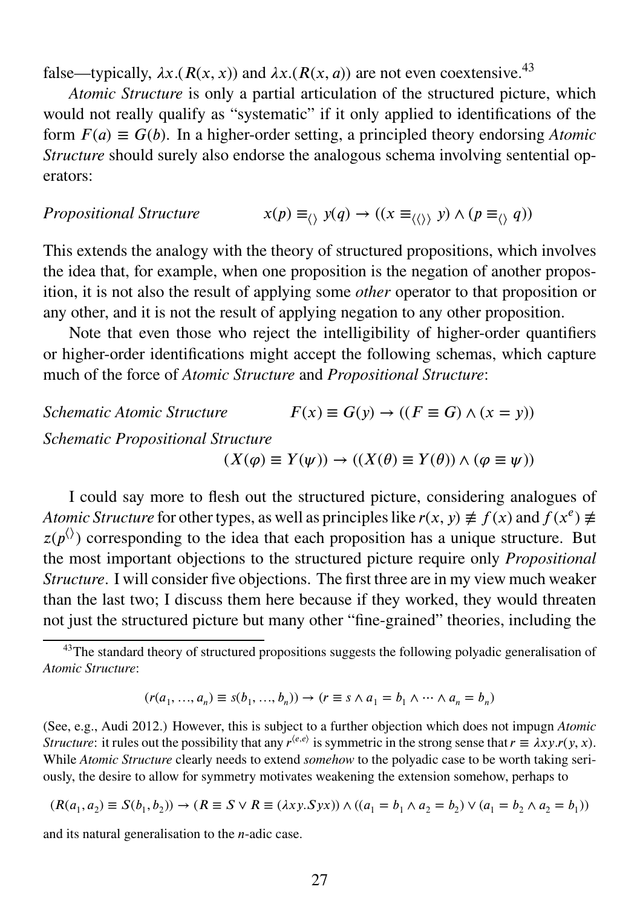false—typically, $\lambda x.(R(x, x))$ and $\lambda x.(R(x, a))$ are not even coextensive.[43]

*Atomic Structure* is only a partial articulation of the structured picture, which would not really qualify as "systematic" if it only applied to identifications of the form $F(a) \equiv G(b)$. In a higher-order setting, a principled theory endorsing *Atomic Structure* should surely also endorse the analogous schema involving sentential operators:

*Propositional Structure* $\qquad x(p) \equiv_{\langle\rangle} y(q) \to ((x \equiv_{\langle\langle\rangle\rangle} y) \wedge (p \equiv_{\langle\rangle} q))$

This extends the analogy with the theory of structured propositions, which involves the idea that, for example, when one proposition is the negation of another proposition, it is not also the result of applying some *other* operator to that proposition or any other, and it is not the result of applying negation to any other proposition.

Note that even those who reject the intelligibility of higher-order quantifiers or higher-order identifications might accept the following schemas, which capture much of the force of *Atomic Structure* and *Propositional Structure*:

*Schematic Atomic Structure* $\qquad F(x) \equiv G(y) \to ((F \equiv G) \wedge (x = y))$

*Schematic Propositional Structure*

$$(X(\varphi) \equiv Y(\psi)) \to ((X(\theta) \equiv Y(\theta)) \wedge (\varphi \equiv \psi))$$

I could say more to flesh out the structured picture, considering analogues of *Atomic Structure* for other types, as well as principles like $r(x, y) \not\equiv f(x)$ and $f(x^e) \not\equiv z(p^{\langle\rangle})$ corresponding to the idea that each proposition has a unique structure. But the most important objections to the structured picture require only *Propositional Structure*. I will consider five objections. The first three are in my view much weaker than the last two; I discuss them here because if they worked, they would threaten not just the structured picture but many other "fine-grained" theories, including the

[43] The standard theory of structured propositions suggests the following polyadic generalisation of *Atomic Structure*:

$$(r(a_1, \ldots, a_n) \equiv s(b_1, \ldots, b_n)) \to (r \equiv s \wedge a_1 = b_1 \wedge \cdots \wedge a_n = b_n)$$

(See, e.g., Audi 2012.) However, this is subject to a further objection which does not impugn *Atomic Structure*: it rules out the possibility that any $r^{\langle e,e\rangle}$ is symmetric in the strong sense that $r \equiv \lambda xy.r(y, x)$. While *Atomic Structure* clearly needs to extend *somehow* to the polyadic case to be worth taking seriously, the desire to allow for symmetry motivates weakening the extension somehow, perhaps to

$$(R(a_1, a_2) \equiv S(b_1, b_2)) \to (R \equiv S \vee R \equiv (\lambda xy.Syx)) \wedge ((a_1 = b_1 \wedge a_2 = b_2) \vee (a_1 = b_2 \wedge a_2 = b_1))$$

and its natural generalisation to the *n*-adic case.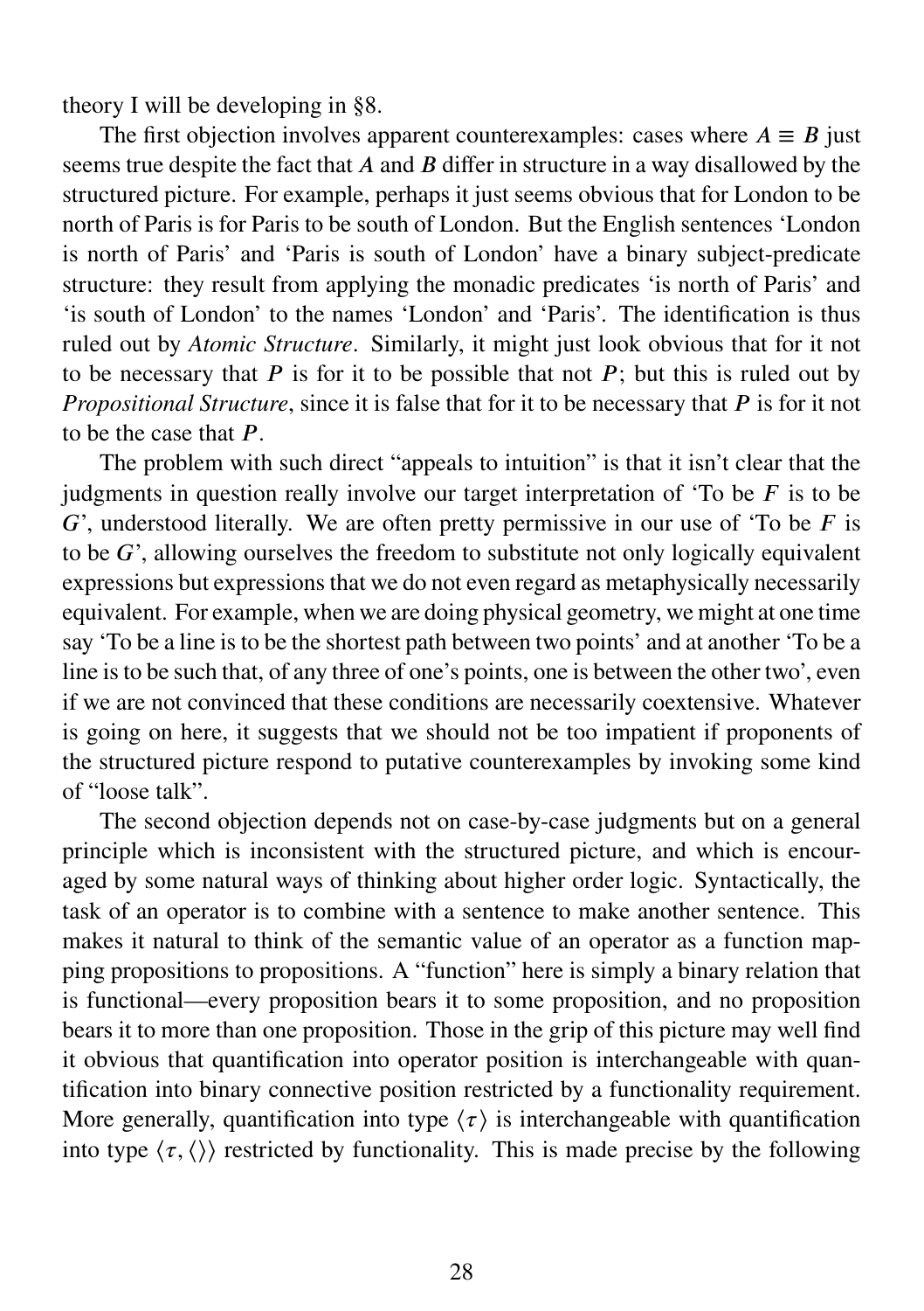theory I will be developing in §8.

The first objection involves apparent counterexamples: cases where $A \equiv B$ just seems true despite the fact that $A$ and $B$ differ in structure in a way disallowed by the structured picture. For example, perhaps it just seems obvious that for London to be north of Paris is for Paris to be south of London. But the English sentences 'London is north of Paris' and 'Paris is south of London' have a binary subject-predicate structure: they result from applying the monadic predicates 'is north of Paris' and 'is south of London' to the names 'London' and 'Paris'. The identification is thus ruled out by *Atomic Structure*. Similarly, it might just look obvious that for it not to be necessary that $P$ is for it to be possible that not $P$; but this is ruled out by *Propositional Structure*, since it is false that for it to be necessary that $P$ is for it not to be the case that $P$.

The problem with such direct "appeals to intuition" is that it isn't clear that the judgments in question really involve our target interpretation of 'To be $F$ is to be $G$', understood literally. We are often pretty permissive in our use of 'To be $F$ is to be $G$', allowing ourselves the freedom to substitute not only logically equivalent expressions but expressions that we do not even regard as metaphysically necessarily equivalent. For example, when we are doing physical geometry, we might at one time say 'To be a line is to be the shortest path between two points' and at another 'To be a line is to be such that, of any three of one's points, one is between the other two', even if we are not convinced that these conditions are necessarily coextensive. Whatever is going on here, it suggests that we should not be too impatient if proponents of the structured picture respond to putative counterexamples by invoking some kind of "loose talk".

The second objection depends not on case-by-case judgments but on a general principle which is inconsistent with the structured picture, and which is encouraged by some natural ways of thinking about higher order logic. Syntactically, the task of an operator is to combine with a sentence to make another sentence. This makes it natural to think of the semantic value of an operator as a function mapping propositions to propositions. A "function" here is simply a binary relation that is functional—every proposition bears it to some proposition, and no proposition bears it to more than one proposition. Those in the grip of this picture may well find it obvious that quantification into operator position is interchangeable with quantification into binary connective position restricted by a functionality requirement. More generally, quantification into type $\langle \tau \rangle$ is interchangeable with quantification into type $\langle \tau, \langle \rangle \rangle$ restricted by functionality. This is made precise by the following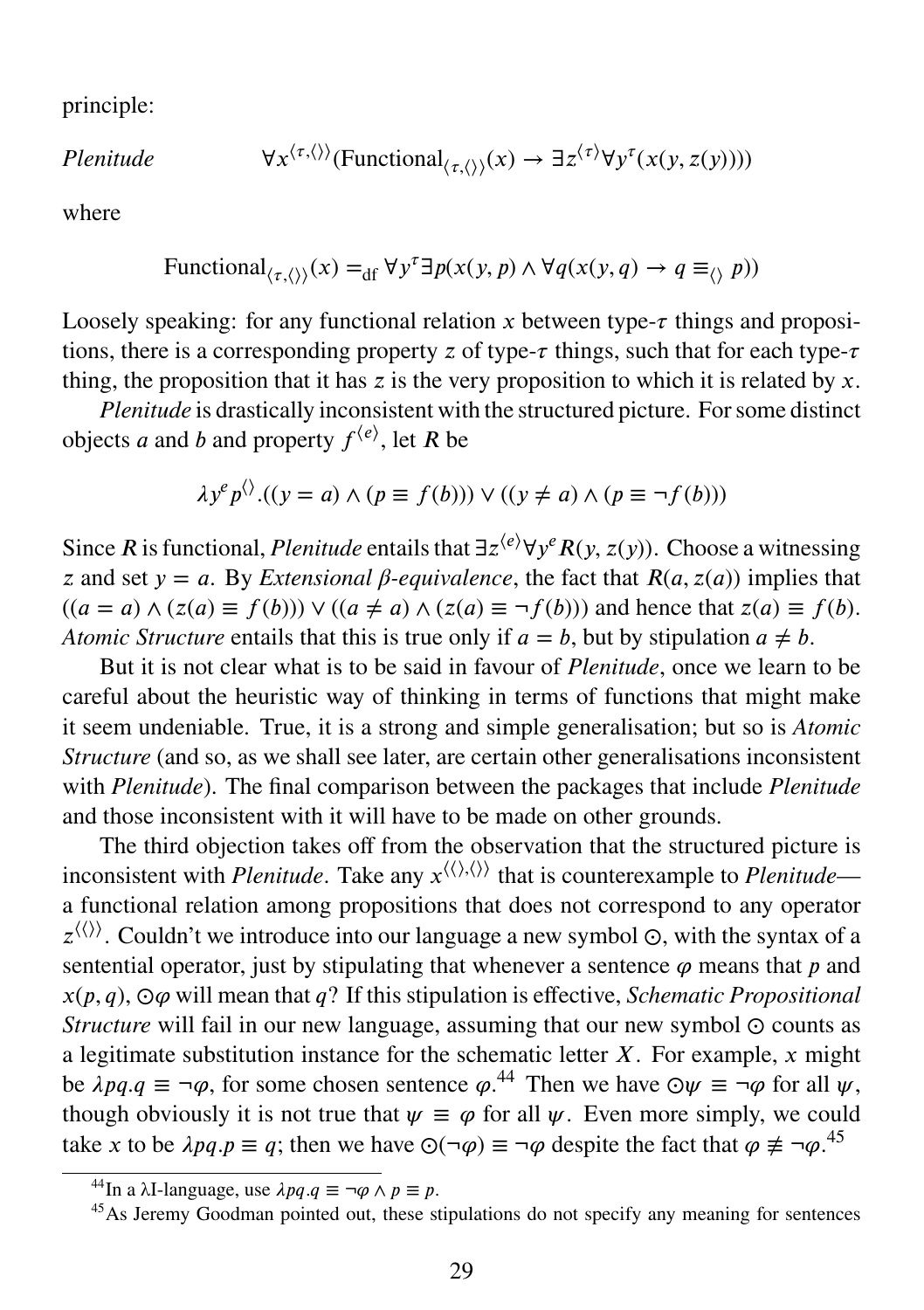principle:

*Plenitude* $\forall x^{\langle \tau, \langle\rangle\rangle}(\text{Functional}_{\langle \tau, \langle\rangle\rangle}(x) \rightarrow \exists z^{\langle \tau \rangle} \forall y^{\tau}(x(y, z(y))))$

where

$$\text{Functional}_{\langle \tau, \langle\rangle\rangle}(x) =_{\text{df}} \forall y^{\tau} \exists p(x(y, p) \wedge \forall q(x(y, q) \rightarrow q \equiv_{\langle\rangle} p))$$

Loosely speaking: for any functional relation $x$ between type-$\tau$ things and propositions, there is a corresponding property $z$ of type-$\tau$ things, such that for each type-$\tau$ thing, the proposition that it has $z$ is the very proposition to which it is related by $x$.

*Plenitude* is drastically inconsistent with the structured picture. For some distinct objects $a$ and $b$ and property $f^{\langle e \rangle}$, let $R$ be

$$\lambda y^{e} p^{\langle\rangle}.((y = a) \wedge (p \equiv f(b))) \vee ((y \neq a) \wedge (p \equiv \neg f(b)))$$

Since $R$ is functional, *Plenitude* entails that $\exists z^{\langle e \rangle} \forall y^{e} R(y, z(y))$. Choose a witnessing $z$ and set $y = a$. By *Extensional β-equivalence*, the fact that $R(a, z(a))$ implies that $((a = a) \wedge (z(a) \equiv f(b))) \vee ((a \neq a) \wedge (z(a) \equiv \neg f(b)))$ and hence that $z(a) \equiv f(b)$. *Atomic Structure* entails that this is true only if $a = b$, but by stipulation $a \neq b$.

But it is not clear what is to be said in favour of *Plenitude*, once we learn to be careful about the heuristic way of thinking in terms of functions that might make it seem undeniable. True, it is a strong and simple generalisation; but so is *Atomic Structure* (and so, as we shall see later, are certain other generalisations inconsistent with *Plenitude*). The final comparison between the packages that include *Plenitude* and those inconsistent with it will have to be made on other grounds.

The third objection takes off from the observation that the structured picture is inconsistent with *Plenitude*. Take any $x^{\langle\langle\rangle, \langle\rangle\rangle}$ that is counterexample to *Plenitude*—a functional relation among propositions that does not correspond to any operator $z^{\langle\langle\rangle\rangle}$. Couldn't we introduce into our language a new symbol $\odot$, with the syntax of a sentential operator, just by stipulating that whenever a sentence $\varphi$ means that $p$ and $x(p, q)$, $\odot\varphi$ will mean that $q$? If this stipulation is effective, *Schematic Propositional Structure* will fail in our new language, assuming that our new symbol $\odot$ counts as a legitimate substitution instance for the schematic letter $X$. For example, $x$ might be $\lambda pq.q \equiv \neg\varphi$, for some chosen sentence $\varphi$.[44] Then we have $\odot\psi \equiv \neg\varphi$ for all $\psi$, though obviously it is not true that $\psi \equiv \varphi$ for all $\psi$. Even more simply, we could take $x$ to be $\lambda pq.p \equiv q$; then we have $\odot(\neg\varphi) \equiv \neg\varphi$ despite the fact that $\varphi \not\equiv \neg\varphi$.[45]

[44] In a λI-language, use $\lambda pq.q \equiv \neg\varphi \wedge p \equiv p$.

[45] As Jeremy Goodman pointed out, these stipulations do not specify any meaning for sentences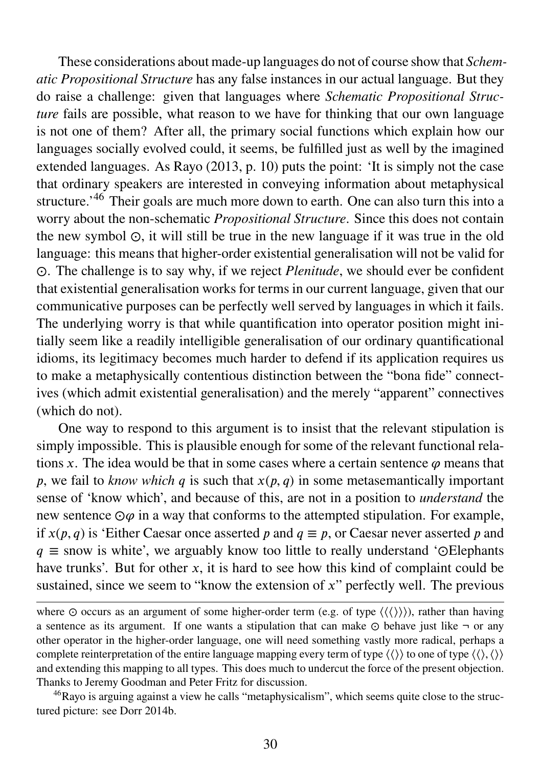These considerations about made-up languages do not of course show that *Schematic Propositional Structure* has any false instances in our actual language. But they do raise a challenge: given that languages where *Schematic Propositional Structure* fails are possible, what reason to we have for thinking that our own language is not one of them? After all, the primary social functions which explain how our languages socially evolved could, it seems, be fulfilled just as well by the imagined extended languages. As Rayo (2013, p. 10) puts the point: 'It is simply not the case that ordinary speakers are interested in conveying information about metaphysical structure.'[46] Their goals are much more down to earth. One can also turn this into a worry about the non-schematic *Propositional Structure*. Since this does not contain the new symbol $\odot$, it will still be true in the new language if it was true in the old language: this means that higher-order existential generalisation will not be valid for $\odot$. The challenge is to say why, if we reject *Plenitude*, we should ever be confident that existential generalisation works for terms in our current language, given that our communicative purposes can be perfectly well served by languages in which it fails. The underlying worry is that while quantification into operator position might initially seem like a readily intelligible generalisation of our ordinary quantificational idioms, its legitimacy becomes much harder to defend if its application requires us to make a metaphysically contentious distinction between the "bona fide" connectives (which admit existential generalisation) and the merely "apparent" connectives (which do not).

One way to respond to this argument is to insist that the relevant stipulation is simply impossible. This is plausible enough for some of the relevant functional relations $x$. The idea would be that in some cases where a certain sentence $\varphi$ means that $p$, we fail to *know which* $q$ is such that $x(p, q)$ in some metasemantically important sense of 'know which', and because of this, are not in a position to *understand* the new sentence $\odot\varphi$ in a way that conforms to the attempted stipulation. For example, if $x(p, q)$ is 'Either Caesar once asserted $p$ and $q \equiv p$, or Caesar never asserted $p$ and $q \equiv$ snow is white', we arguably know too little to really understand '$\odot$Elephants have trunks'. But for other $x$, it is hard to see how this kind of complaint could be sustained, since we seem to "know the extension of $x$" perfectly well. The previous

---

where $\odot$ occurs as an argument of some higher-order term (e.g. of type $\langle\langle\langle\rangle\rangle\rangle$), rather than having a sentence as its argument. If one wants a stipulation that can make $\odot$ behave just like $\neg$ or any other operator in the higher-order language, one will need something vastly more radical, perhaps a complete reinterpretation of the entire language mapping every term of type $\langle\langle\rangle\rangle$ to one of type $\langle\langle\rangle, \langle\rangle\rangle$ and extending this mapping to all types. This does much to undercut the force of the present objection. Thanks to Jeremy Goodman and Peter Fritz for discussion.

[46] Rayo is arguing against a view he calls "metaphysicalism", which seems quite close to the structured picture: see Dorr 2014b.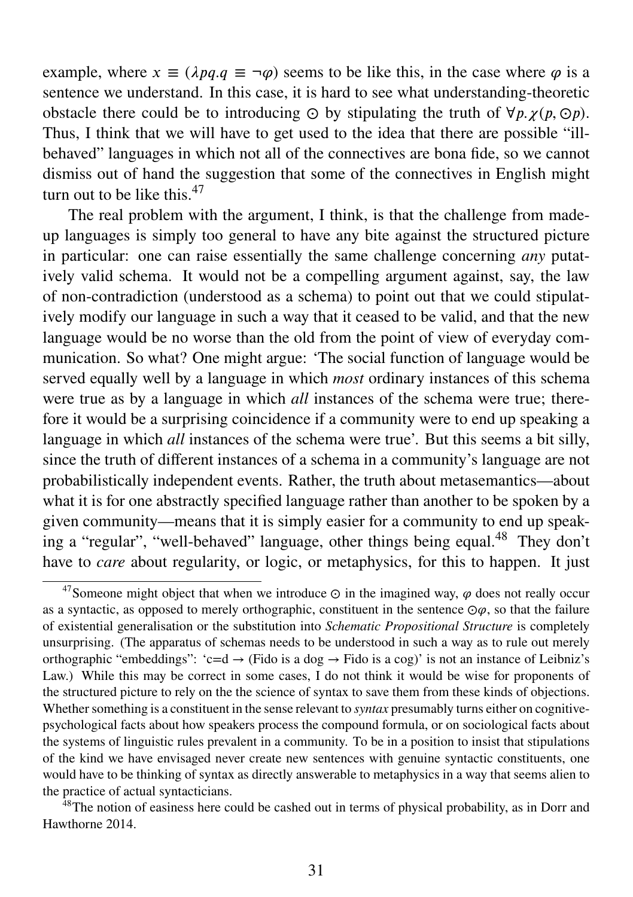example, where $x \equiv (\lambda pq.q \equiv \neg\varphi)$ seems to be like this, in the case where $\varphi$ is a sentence we understand. In this case, it is hard to see what understanding-theoretic obstacle there could be to introducing $\odot$ by stipulating the truth of $\forall p.\chi(p, \odot p)$. Thus, I think that we will have to get used to the idea that there are possible "ill-behaved" languages in which not all of the connectives are bona fide, so we cannot dismiss out of hand the suggestion that some of the connectives in English might turn out to be like this.[47]

The real problem with the argument, I think, is that the challenge from made-up languages is simply too general to have any bite against the structured picture in particular: one can raise essentially the same challenge concerning *any* putatively valid schema. It would not be a compelling argument against, say, the law of non-contradiction (understood as a schema) to point out that we could stipulatively modify our language in such a way that it ceased to be valid, and that the new language would be no worse than the old from the point of view of everyday communication. So what? One might argue: 'The social function of language would be served equally well by a language in which *most* ordinary instances of this schema were true as by a language in which *all* instances of the schema were true; therefore it would be a surprising coincidence if a community were to end up speaking a language in which *all* instances of the schema were true'. But this seems a bit silly, since the truth of different instances of a schema in a community's language are not probabilistically independent events. Rather, the truth about metasemantics—about what it is for one abstractly specified language rather than another to be spoken by a given community—means that it is simply easier for a community to end up speaking a "regular", "well-behaved" language, other things being equal.[48] They don't have to *care* about regularity, or logic, or metaphysics, for this to happen. It just

[47] Someone might object that when we introduce $\odot$ in the imagined way, $\varphi$ does not really occur as a syntactic, as opposed to merely orthographic, constituent in the sentence $\odot\varphi$, so that the failure of existential generalisation or the substitution into *Schematic Propositional Structure* is completely unsurprising. (The apparatus of schemas needs to be understood in such a way as to rule out merely orthographic "embeddings": 'c=d → (Fido is a dog → Fido is a cog)' is not an instance of Leibniz's Law.) While this may be correct in some cases, I do not think it would be wise for proponents of the structured picture to rely on the the science of syntax to save them from these kinds of objections. Whether something is a constituent in the sense relevant to *syntax* presumably turns either on cognitive-psychological facts about how speakers process the compound formula, or on sociological facts about the systems of linguistic rules prevalent in a community. To be in a position to insist that stipulations of the kind we have envisaged never create new sentences with genuine syntactic constituents, one would have to be thinking of syntax as directly answerable to metaphysics in a way that seems alien to the practice of actual syntacticians.

[48] The notion of easiness here could be cashed out in terms of physical probability, as in Dorr and Hawthorne 2014.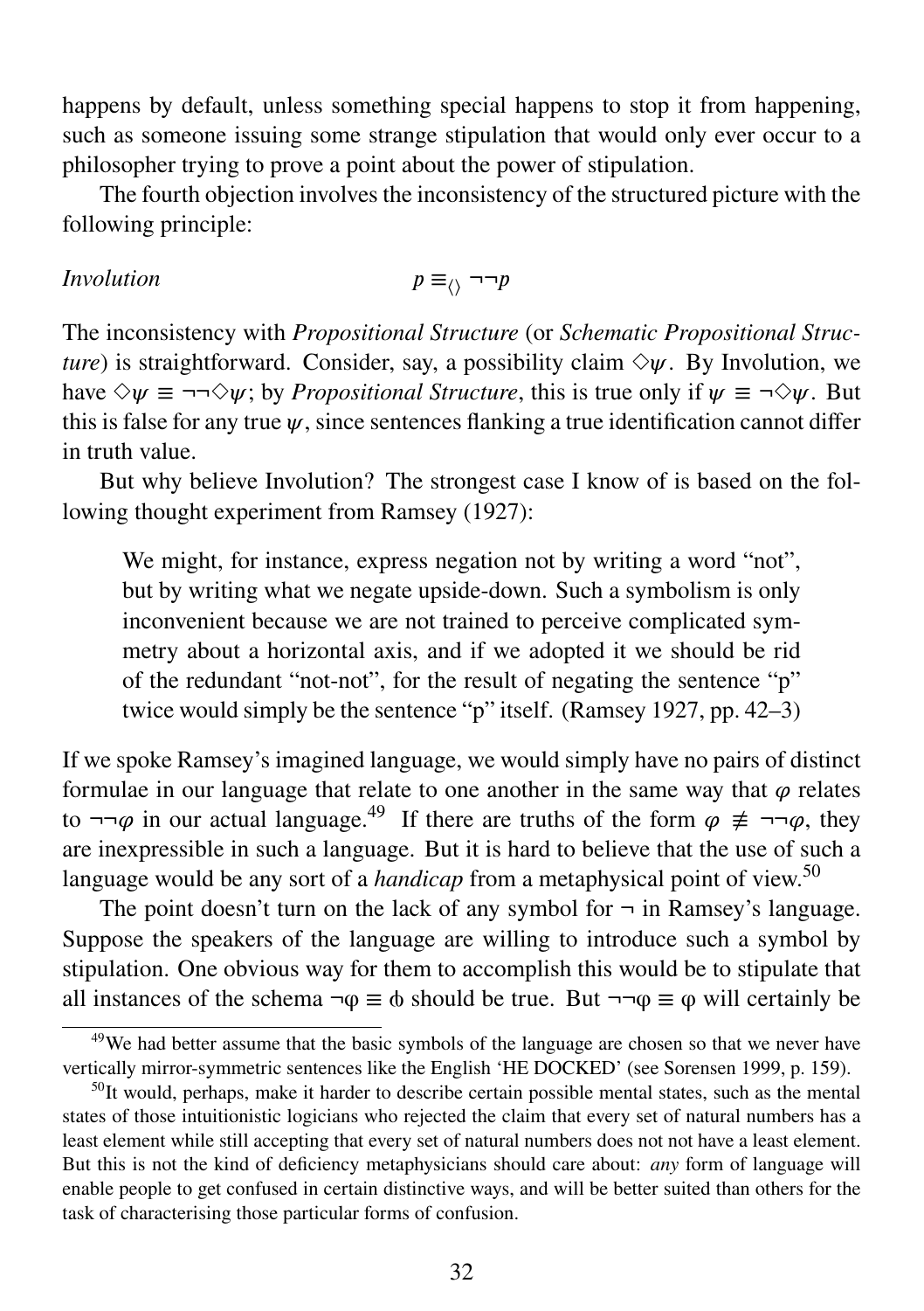happens by default, unless something special happens to stop it from happening, such as someone issuing some strange stipulation that would only ever occur to a philosopher trying to prove a point about the power of stipulation.

The fourth objection involves the inconsistency of the structured picture with the following principle:

*Involution* $\qquad\qquad p \equiv_{\langle\rangle} \neg\neg p$

The inconsistency with *Propositional Structure* (or *Schematic Propositional Structure*) is straightforward. Consider, say, a possibility claim $\Diamond\psi$. By Involution, we have $\Diamond\psi \equiv \neg\neg\Diamond\psi$; by *Propositional Structure*, this is true only if $\psi \equiv \neg\Diamond\psi$. But this is false for any true $\psi$, since sentences flanking a true identification cannot differ in truth value.

But why believe Involution? The strongest case I know of is based on the following thought experiment from Ramsey (1927):

> We might, for instance, express negation not by writing a word "not", but by writing what we negate upside-down. Such a symbolism is only inconvenient because we are not trained to perceive complicated symmetry about a horizontal axis, and if we adopted it we should be rid of the redundant "not-not", for the result of negating the sentence "p" twice would simply be the sentence "p" itself. (Ramsey 1927, pp. 42–3)

If we spoke Ramsey's imagined language, we would simply have no pairs of distinct formulae in our language that relate to one another in the same way that $\varphi$ relates to $\neg\neg\varphi$ in our actual language.[49] If there are truths of the form $\varphi \not\equiv \neg\neg\varphi$, they are inexpressible in such a language. But it is hard to believe that the use of such a language would be any sort of a *handicap* from a metaphysical point of view.[50]

The point doesn't turn on the lack of any symbol for $\neg$ in Ramsey's language. Suppose the speakers of the language are willing to introduce such a symbol by stipulation. One obvious way for them to accomplish this would be to stipulate that all instances of the schema $\neg\varphi \equiv$ ȸ should be true. But $\neg\neg\varphi \equiv \varphi$ will certainly be

---

[49]We had better assume that the basic symbols of the language are chosen so that we never have vertically mirror-symmetric sentences like the English 'HE DOCKED' (see Sorensen 1999, p. 159).

[50]It would, perhaps, make it harder to describe certain possible mental states, such as the mental states of those intuitionistic logicians who rejected the claim that every set of natural numbers has a least element while still accepting that every set of natural numbers does not not have a least element. But this is not the kind of deficiency metaphysicians should care about: *any* form of language will enable people to get confused in certain distinctive ways, and will be better suited than others for the task of characterising those particular forms of confusion.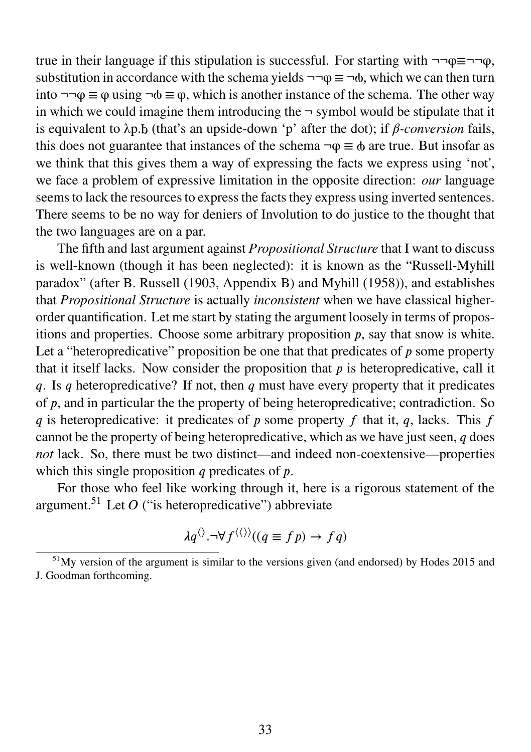true in their language if this stipulation is successful. For starting with $\neg\neg\varphi \equiv \neg\neg\varphi$, substitution in accordance with the schema yields $\neg\neg\varphi \equiv \neg$ȸ, which we can then turn into $\neg\neg\varphi \equiv \varphi$ using $\neg$ȸ $\equiv \varphi$, which is another instance of the schema. The other way in which we could imagine them introducing the $\neg$ symbol would be stipulate that it is equivalent to λp.ḅ (that's an upside-down 'p' after the dot); if *β-conversion* fails, this does not guarantee that instances of the schema $\neg\varphi \equiv$ ȸ are true. But insofar as we think that this gives them a way of expressing the facts we express using 'not', we face a problem of expressive limitation in the opposite direction: *our* language seems to lack the resources to express the facts they express using inverted sentences. There seems to be no way for deniers of Involution to do justice to the thought that the two languages are on a par.

The fifth and last argument against *Propositional Structure* that I want to discuss is well-known (though it has been neglected): it is known as the "Russell-Myhill paradox" (after B. Russell (1903, Appendix B) and Myhill (1958)), and establishes that *Propositional Structure* is actually *inconsistent* when we have classical higher-order quantification. Let me start by stating the argument loosely in terms of propositions and properties. Choose some arbitrary proposition $p$, say that snow is white. Let a "heteropredicative" proposition be one that that predicates of $p$ some property that it itself lacks. Now consider the proposition that $p$ is heteropredicative, call it $q$. Is $q$ heteropredicative? If not, then $q$ must have every property that it predicates of $p$, and in particular the the property of being heteropredicative; contradiction. So $q$ is heteropredicative: it predicates of $p$ some property $f$ that it, $q$, lacks. This $f$ cannot be the property of being heteropredicative, which as we have just seen, $q$ does *not* lack. So, there must be two distinct—and indeed non-coextensive—properties which this single proposition $q$ predicates of $p$.

For those who feel like working through it, here is a rigorous statement of the argument.[51] Let $O$ ("is heteropredicative") abbreviate

$$\lambda q^{\langle\rangle}.\neg\forall f^{\langle\langle\rangle\rangle}((q \equiv f\,p) \rightarrow f\,q)$$

[51] My version of the argument is similar to the versions given (and endorsed) by Hodes 2015 and J. Goodman forthcoming.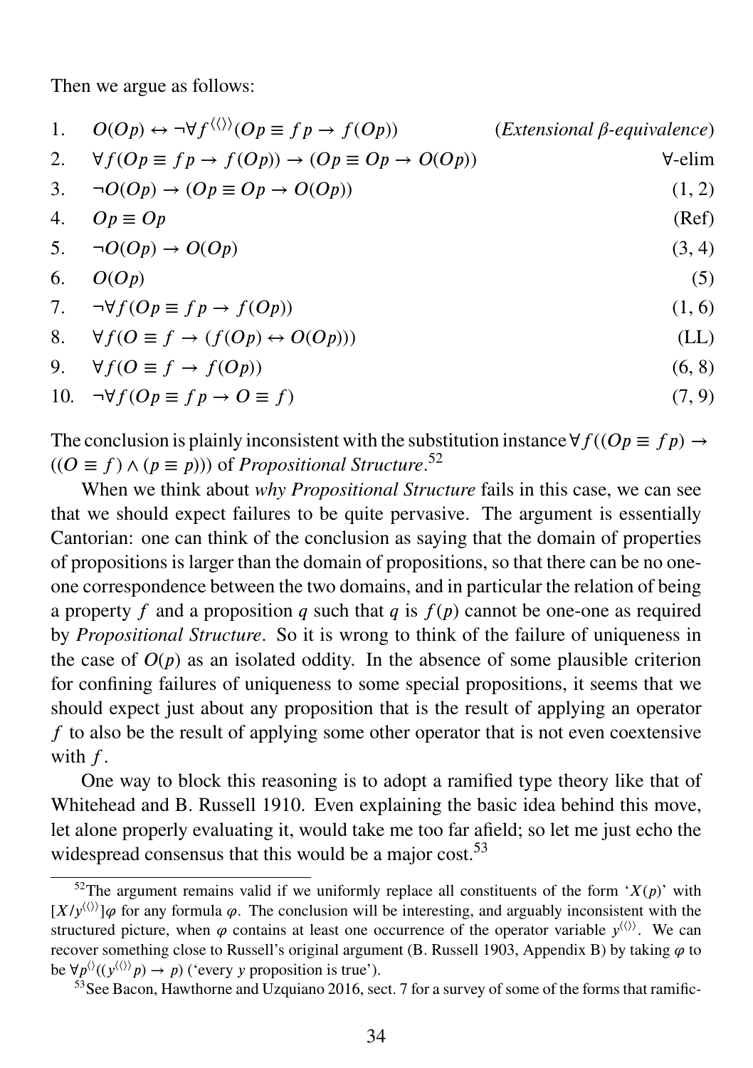Then we argue as follows:

| | | |
|---|---|---|
| 1. | $O(Op) \leftrightarrow \neg\forall f^{\langle\langle\rangle\rangle}(Op \equiv fp \rightarrow f(Op))$ | (*Extensional β-equivalence*) |
| 2. | $\forall f(Op \equiv fp \rightarrow f(Op)) \rightarrow (Op \equiv Op \rightarrow O(Op))$ | ∀-elim |
| 3. | $\neg O(Op) \rightarrow (Op \equiv Op \rightarrow O(Op))$ | (1, 2) |
| 4. | $Op \equiv Op$ | (Ref) |
| 5. | $\neg O(Op) \rightarrow O(Op)$ | (3, 4) |
| 6. | $O(Op)$ | (5) |
| 7. | $\neg\forall f(Op \equiv fp \rightarrow f(Op))$ | (1, 6) |
| 8. | $\forall f(O \equiv f \rightarrow (f(Op) \leftrightarrow O(Op)))$ | (LL) |
| 9. | $\forall f(O \equiv f \rightarrow f(Op))$ | (6, 8) |
| 10. | $\neg\forall f(Op \equiv fp \rightarrow O \equiv f)$ | (7, 9) |

The conclusion is plainly inconsistent with the substitution instance $\forall f((Op \equiv fp) \rightarrow ((O \equiv f) \wedge (p \equiv p)))$ of *Propositional Structure*.[52]

When we think about *why Propositional Structure* fails in this case, we can see that we should expect failures to be quite pervasive. The argument is essentially Cantorian: one can think of the conclusion as saying that the domain of properties of propositions is larger than the domain of propositions, so that there can be no one-one correspondence between the two domains, and in particular the relation of being a property $f$ and a proposition $q$ such that $q$ is $f(p)$ cannot be one-one as required by *Propositional Structure*. So it is wrong to think of the failure of uniqueness in the case of $O(p)$ as an isolated oddity. In the absence of some plausible criterion for confining failures of uniqueness to some special propositions, it seems that we should expect just about any proposition that is the result of applying an operator $f$ to also be the result of applying some other operator that is not even coextensive with $f$.

One way to block this reasoning is to adopt a ramified type theory like that of Whitehead and B. Russell 1910. Even explaining the basic idea behind this move, let alone properly evaluating it, would take me too far afield; so let me just echo the widespread consensus that this would be a major cost.[53]

---

[52] The argument remains valid if we uniformly replace all constituents of the form '$X(p)$' with $[X/y^{\langle\langle\rangle\rangle}]\varphi$ for any formula $\varphi$. The conclusion will be interesting, and arguably inconsistent with the structured picture, when $\varphi$ contains at least one occurrence of the operator variable $y^{\langle\langle\rangle\rangle}$. We can recover something close to Russell's original argument (B. Russell 1903, Appendix B) by taking $\varphi$ to be $\forall p^{\langle\rangle}((y^{\langle\langle\rangle\rangle}p) \rightarrow p)$ ('every $y$ proposition is true').

[53] See Bacon, Hawthorne and Uzquiano 2016, sect. 7 for a survey of some of the forms that ramific-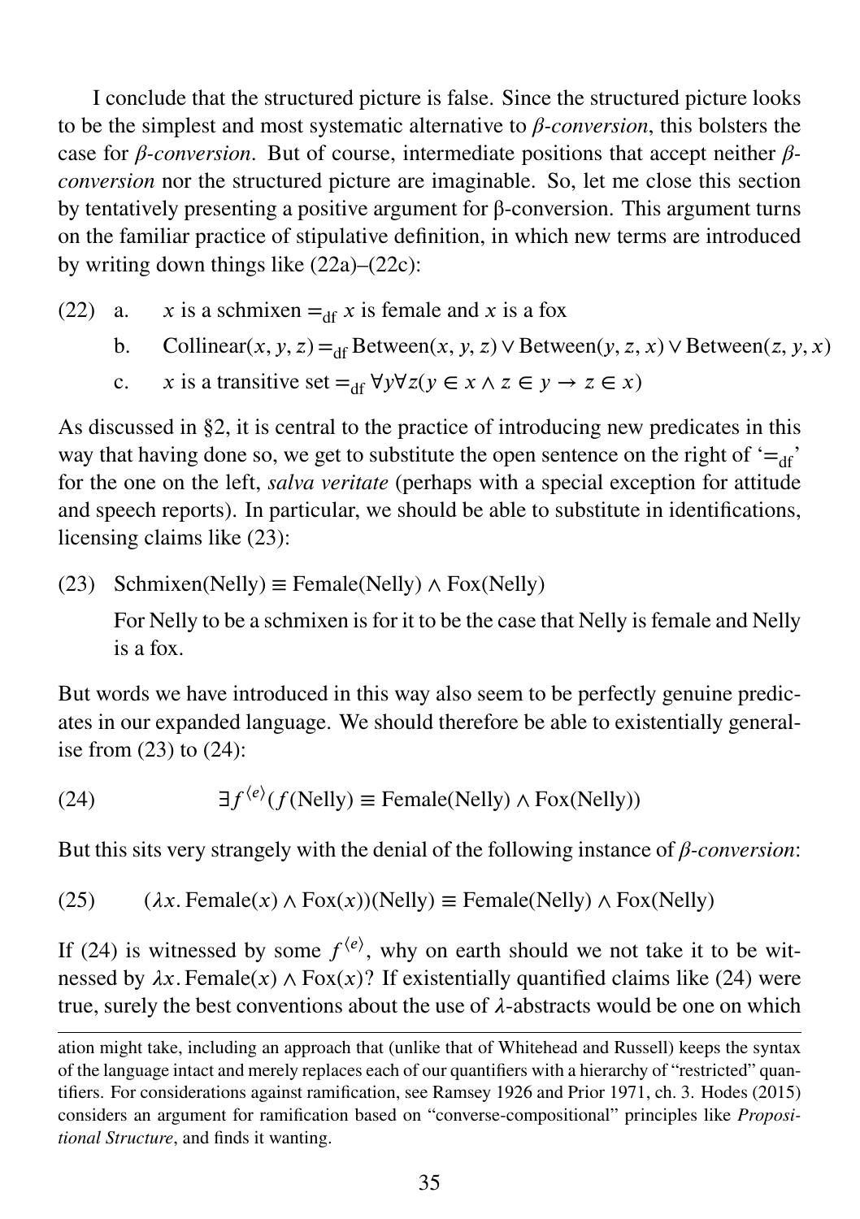I conclude that the structured picture is false. Since the structured picture looks to be the simplest and most systematic alternative to *β-conversion*, this bolsters the case for *β-conversion*. But of course, intermediate positions that accept neither *β-conversion* nor the structured picture are imaginable. So, let me close this section by tentatively presenting a positive argument for β-conversion. This argument turns on the familiar practice of stipulative definition, in which new terms are introduced by writing down things like (22a)–(22c):

(22) a. $x$ is a schmixen $=_{\text{df}}$ $x$ is female and $x$ is a fox

b. $\text{Collinear}(x, y, z) =_{\text{df}} \text{Between}(x, y, z) \vee \text{Between}(y, z, x) \vee \text{Between}(z, y, x)$

c. $x$ is a transitive set $=_{\text{df}} \forall y \forall z(y \in x \wedge z \in y \rightarrow z \in x)$

As discussed in §2, it is central to the practice of introducing new predicates in this way that having done so, we get to substitute the open sentence on the right of '$=_{\text{df}}$' for the one on the left, *salva veritate* (perhaps with a special exception for attitude and speech reports). In particular, we should be able to substitute in identifications, licensing claims like (23):

(23) $\text{Schmixen}(\text{Nelly}) \equiv \text{Female}(\text{Nelly}) \wedge \text{Fox}(\text{Nelly})$

For Nelly to be a schmixen is for it to be the case that Nelly is female and Nelly is a fox.

But words we have introduced in this way also seem to be perfectly genuine predicates in our expanded language. We should therefore be able to existentially generalise from (23) to (24):

(24) $$\exists f^{\langle e \rangle}(f(\text{Nelly}) \equiv \text{Female}(\text{Nelly}) \wedge \text{Fox}(\text{Nelly}))$$

But this sits very strangely with the denial of the following instance of *β-conversion*:

(25) $$(\lambda x.\, \text{Female}(x) \wedge \text{Fox}(x))(\text{Nelly}) \equiv \text{Female}(\text{Nelly}) \wedge \text{Fox}(\text{Nelly})$$

If (24) is witnessed by some $f^{\langle e \rangle}$, why on earth should we not take it to be witnessed by $\lambda x.\, \text{Female}(x) \wedge \text{Fox}(x)$? If existentially quantified claims like (24) were true, surely the best conventions about the use of $\lambda$-abstracts would be one on which

---

ation might take, including an approach that (unlike that of Whitehead and Russell) keeps the syntax of the language intact and merely replaces each of our quantifiers with a hierarchy of "restricted" quantifiers. For considerations against ramification, see Ramsey 1926 and Prior 1971, ch. 3. Hodes (2015) considers an argument for ramification based on "converse-compositional" principles like *Propositional Structure*, and finds it wanting.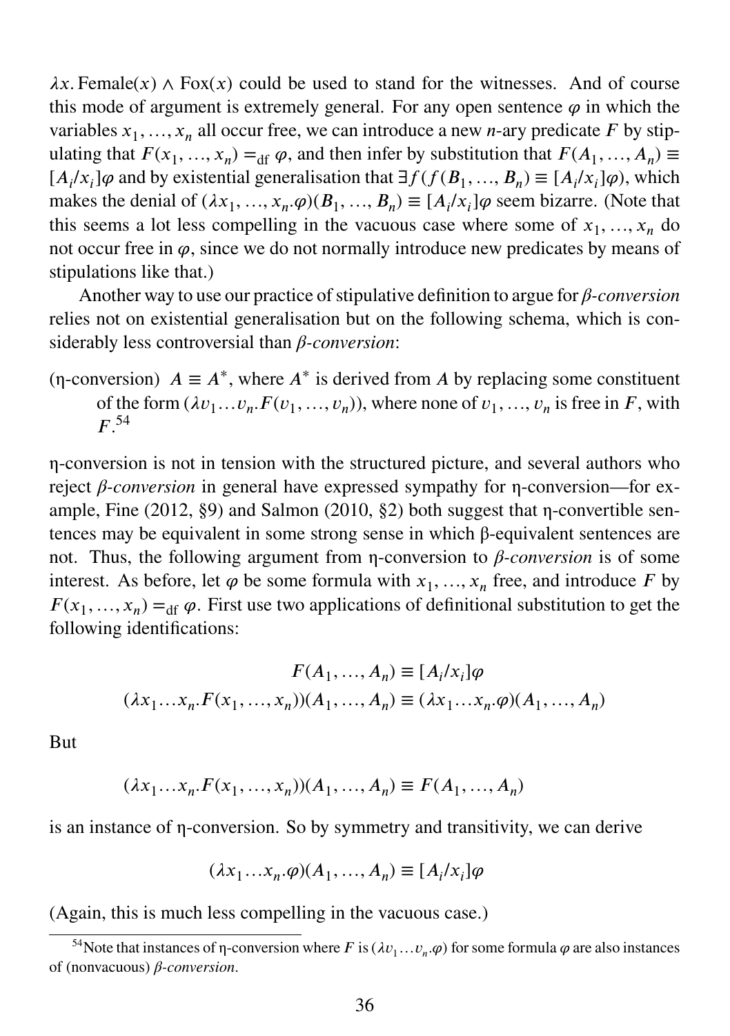$\lambda x.\,\text{Female}(x) \wedge \text{Fox}(x)$ could be used to stand for the witnesses. And of course this mode of argument is extremely general. For any open sentence $\varphi$ in which the variables $x_1, \ldots, x_n$ all occur free, we can introduce a new $n$-ary predicate $F$ by stipulating that $F(x_1, \ldots, x_n) =_{\text{df}} \varphi$, and then infer by substitution that $F(A_1, \ldots, A_n) \equiv [A_i/x_i]\varphi$ and by existential generalisation that $\exists f(f(B_1, \ldots, B_n) \equiv [A_i/x_i]\varphi)$, which makes the denial of $(\lambda x_1, \ldots, x_n.\varphi)(B_1, \ldots, B_n) \equiv [A_i/x_i]\varphi$ seem bizarre. (Note that this seems a lot less compelling in the vacuous case where some of $x_1, \ldots, x_n$ do not occur free in $\varphi$, since we do not normally introduce new predicates by means of stipulations like that.)

Another way to use our practice of stipulative definition to argue for *β-conversion* relies not on existential generalisation but on the following schema, which is considerably less controversial than *β-conversion*:

(η-conversion) $A \equiv A^*$, where $A^*$ is derived from $A$ by replacing some constituent of the form $(\lambda v_1 \ldots v_n.F(v_1, \ldots, v_n))$, where none of $v_1, \ldots, v_n$ is free in $F$, with $F$.[54]

η-conversion is not in tension with the structured picture, and several authors who reject *β-conversion* in general have expressed sympathy for η-conversion—for example, Fine (2012, §9) and Salmon (2010, §2) both suggest that η-convertible sentences may be equivalent in some strong sense in which β-equivalent sentences are not. Thus, the following argument from η-conversion to *β-conversion* is of some interest. As before, let $\varphi$ be some formula with $x_1, \ldots, x_n$ free, and introduce $F$ by $F(x_1, \ldots, x_n) =_{\text{df}} \varphi$. First use two applications of definitional substitution to get the following identifications:

$$F(A_1, \ldots, A_n) \equiv [A_i/x_i]\varphi$$

$$(\lambda x_1 \ldots x_n.F(x_1, \ldots, x_n))(A_1, \ldots, A_n) \equiv (\lambda x_1 \ldots x_n.\varphi)(A_1, \ldots, A_n)$$

But

$$(\lambda x_1 \ldots x_n.F(x_1, \ldots, x_n))(A_1, \ldots, A_n) \equiv F(A_1, \ldots, A_n)$$

is an instance of η-conversion. So by symmetry and transitivity, we can derive

$$(\lambda x_1 \ldots x_n.\varphi)(A_1, \ldots, A_n) \equiv [A_i/x_i]\varphi$$

(Again, this is much less compelling in the vacuous case.)

---

[54] Note that instances of η-conversion where $F$ is $(\lambda v_1 \ldots v_n.\varphi)$ for some formula $\varphi$ are also instances of (nonvacuous) *β-conversion*.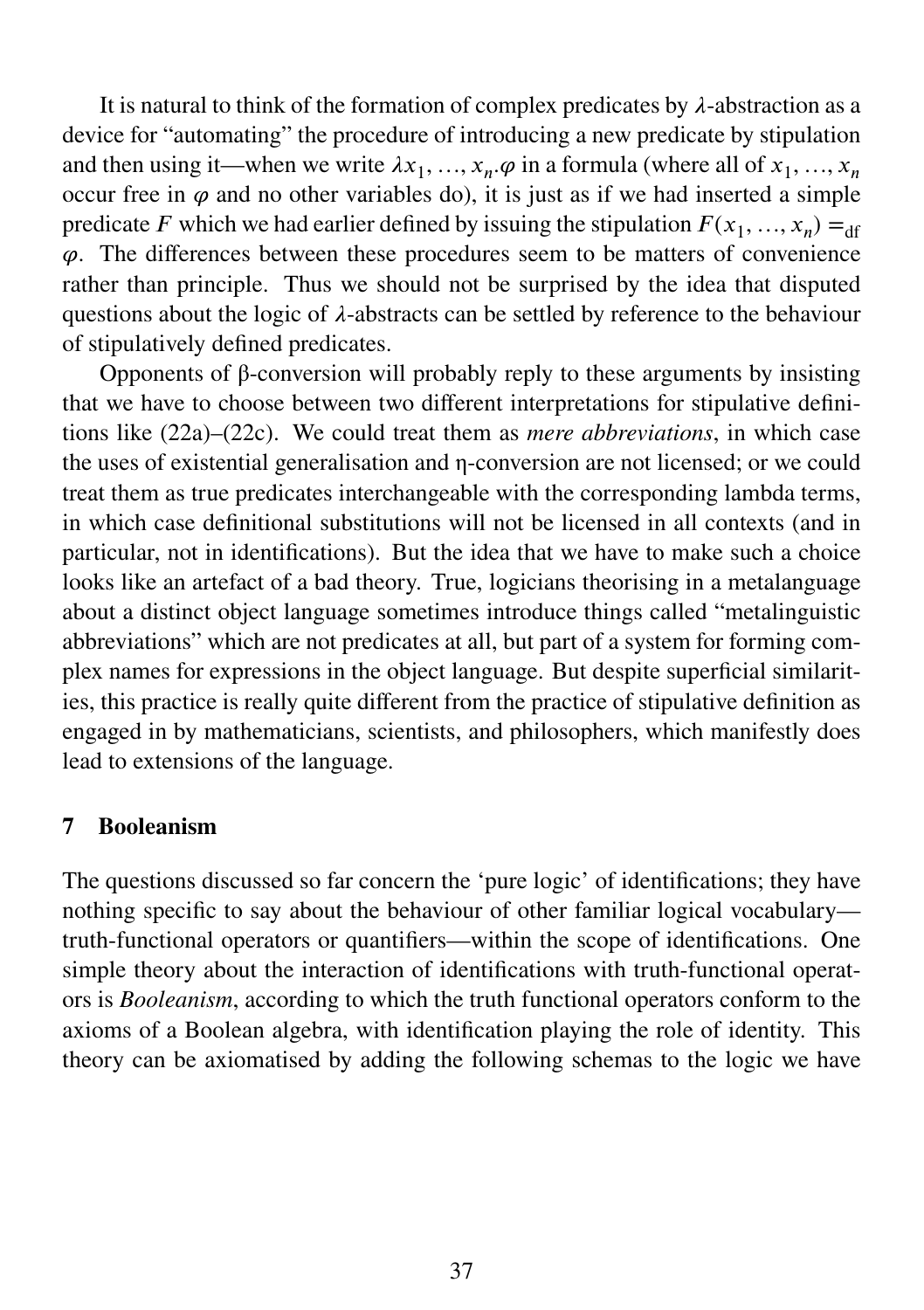It is natural to think of the formation of complex predicates by $\lambda$-abstraction as a device for "automating" the procedure of introducing a new predicate by stipulation and then using it—when we write $\lambda x_1, \ldots, x_n.\varphi$ in a formula (where all of $x_1, \ldots, x_n$ occur free in $\varphi$ and no other variables do), it is just as if we had inserted a simple predicate $F$ which we had earlier defined by issuing the stipulation $F(x_1, \ldots, x_n) =_{\mathrm{df}} \varphi$. The differences between these procedures seem to be matters of convenience rather than principle. Thus we should not be surprised by the idea that disputed questions about the logic of $\lambda$-abstracts can be settled by reference to the behaviour of stipulatively defined predicates.

Opponents of β-conversion will probably reply to these arguments by insisting that we have to choose between two different interpretations for stipulative definitions like (22a)–(22c). We could treat them as *mere abbreviations*, in which case the uses of existential generalisation and η-conversion are not licensed; or we could treat them as true predicates interchangeable with the corresponding lambda terms, in which case definitional substitutions will not be licensed in all contexts (and in particular, not in identifications). But the idea that we have to make such a choice looks like an artefact of a bad theory. True, logicians theorising in a metalanguage about a distinct object language sometimes introduce things called "metalinguistic abbreviations" which are not predicates at all, but part of a system for forming complex names for expressions in the object language. But despite superficial similarities, this practice is really quite different from the practice of stipulative definition as engaged in by mathematicians, scientists, and philosophers, which manifestly does lead to extensions of the language.

## 7 Booleanism

The questions discussed so far concern the 'pure logic' of identifications; they have nothing specific to say about the behaviour of other familiar logical vocabulary—truth-functional operators or quantifiers—within the scope of identifications. One simple theory about the interaction of identifications with truth-functional operators is *Booleanism*, according to which the truth functional operators conform to the axioms of a Boolean algebra, with identification playing the role of identity. This theory can be axiomatised by adding the following schemas to the logic we have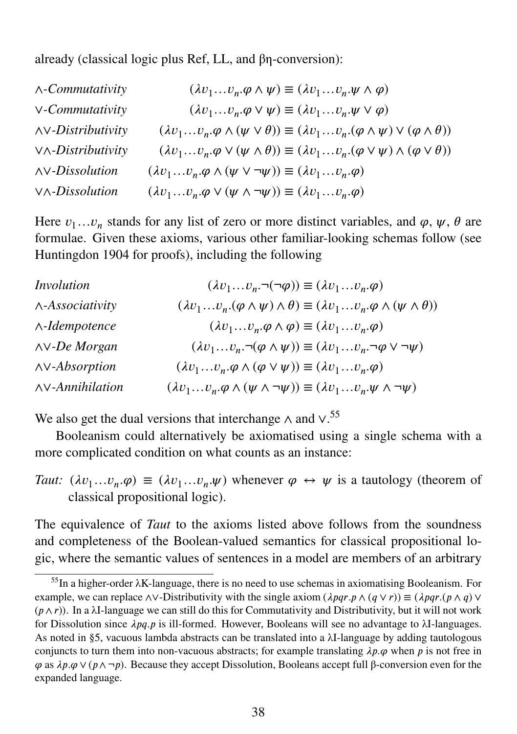already (classical logic plus Ref, LL, and βη-conversion):

| | |
|---|---|
| *∧-Commutativity* | $(\lambda v_1 \ldots v_n.\varphi \wedge \psi) \equiv (\lambda v_1 \ldots v_n.\psi \wedge \varphi)$ |
| *∨-Commutativity* | $(\lambda v_1 \ldots v_n.\varphi \vee \psi) \equiv (\lambda v_1 \ldots v_n.\psi \vee \varphi)$ |
| *∧∨-Distributivity* | $(\lambda v_1 \ldots v_n.\varphi \wedge (\psi \vee \theta)) \equiv (\lambda v_1 \ldots v_n.(\varphi \wedge \psi) \vee (\varphi \wedge \theta))$ |
| *∨∧-Distributivity* | $(\lambda v_1 \ldots v_n.\varphi \vee (\psi \wedge \theta)) \equiv (\lambda v_1 \ldots v_n.(\varphi \vee \psi) \wedge (\varphi \vee \theta))$ |
| *∧∨-Dissolution* | $(\lambda v_1 \ldots v_n.\varphi \wedge (\psi \vee \neg\psi)) \equiv (\lambda v_1 \ldots v_n.\varphi)$ |
| *∨∧-Dissolution* | $(\lambda v_1 \ldots v_n.\varphi \vee (\psi \wedge \neg\psi)) \equiv (\lambda v_1 \ldots v_n.\varphi)$ |

Here $v_1 \ldots v_n$ stands for any list of zero or more distinct variables, and $\varphi$, $\psi$, $\theta$ are formulae. Given these axioms, various other familiar-looking schemas follow (see Huntingdon 1904 for proofs), including the following

| | |
|---|---|
| *Involution* | $(\lambda v_1 \ldots v_n.\neg(\neg\varphi)) \equiv (\lambda v_1 \ldots v_n.\varphi)$ |
| *∧-Associativity* | $(\lambda v_1 \ldots v_n.(\varphi \wedge \psi) \wedge \theta) \equiv (\lambda v_1 \ldots v_n.\varphi \wedge (\psi \wedge \theta))$ |
| *∧-Idempotence* | $(\lambda v_1 \ldots v_n.\varphi \wedge \varphi) \equiv (\lambda v_1 \ldots v_n.\varphi)$ |
| *∧∨-De Morgan* | $(\lambda v_1 \ldots v_n.\neg(\varphi \wedge \psi)) \equiv (\lambda v_1 \ldots v_n.\neg\varphi \vee \neg\psi)$ |
| *∧∨-Absorption* | $(\lambda v_1 \ldots v_n.\varphi \wedge (\varphi \vee \psi)) \equiv (\lambda v_1 \ldots v_n.\varphi)$ |
| *∧∨-Annihilation* | $(\lambda v_1 \ldots v_n.\varphi \wedge (\psi \wedge \neg\psi)) \equiv (\lambda v_1 \ldots v_n.\psi \wedge \neg\psi)$ |

We also get the dual versions that interchange $\wedge$ and $\vee$.[55]

Booleanism could alternatively be axiomatised using a single schema with a more complicated condition on what counts as an instance:

*Taut:* $(\lambda v_1 \ldots v_n.\varphi) \equiv (\lambda v_1 \ldots v_n.\psi)$ whenever $\varphi \leftrightarrow \psi$ is a tautology (theorem of classical propositional logic).

The equivalence of *Taut* to the axioms listed above follows from the soundness and completeness of the Boolean-valued semantics for classical propositional logic, where the semantic values of sentences in a model are members of an arbitrary

[55] In a higher-order λK-language, there is no need to use schemas in axiomatising Booleanism. For example, we can replace ∧∨-Distributivity with the single axiom $(\lambda pqr.p \wedge (q \vee r)) \equiv (\lambda pqr.(p \wedge q) \vee (p \wedge r))$. In a λI-language we can still do this for Commutativity and Distributivity, but it will not work for Dissolution since $\lambda pq.p$ is ill-formed. However, Booleans will see no advantage to λI-languages. As noted in §5, vacuous lambda abstracts can be translated into a λI-language by adding tautologous conjuncts to turn them into non-vacuous abstracts; for example translating $\lambda p.\varphi$ when $p$ is not free in $\varphi$ as $\lambda p.\varphi \vee (p \wedge \neg p)$. Because they accept Dissolution, Booleans accept full β-conversion even for the expanded language.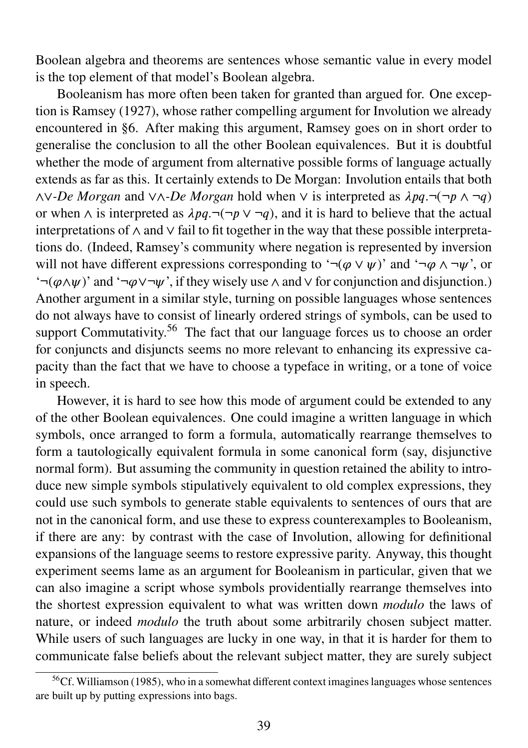Boolean algebra and theorems are sentences whose semantic value in every model is the top element of that model's Boolean algebra.

Booleanism has more often been taken for granted than argued for. One exception is Ramsey (1927), whose rather compelling argument for Involution we already encountered in §6. After making this argument, Ramsey goes on in short order to generalise the conclusion to all the other Boolean equivalences. But it is doubtful whether the mode of argument from alternative possible forms of language actually extends as far as this. It certainly extends to De Morgan: Involution entails that both $\wedge\vee$-*De Morgan* and $\vee\wedge$-*De Morgan* hold when $\vee$ is interpreted as $\lambda pq.\neg(\neg p \wedge \neg q)$ or when $\wedge$ is interpreted as $\lambda pq.\neg(\neg p \vee \neg q)$, and it is hard to believe that the actual interpretations of $\wedge$ and $\vee$ fail to fit together in the way that these possible interpretations do. (Indeed, Ramsey's community where negation is represented by inversion will not have different expressions corresponding to '$\neg(\varphi \vee \psi)$' and '$\neg\varphi \wedge \neg\psi$', or '$\neg(\varphi\wedge\psi)$' and '$\neg\varphi\vee\neg\psi$', if they wisely use $\wedge$ and $\vee$ for conjunction and disjunction.) Another argument in a similar style, turning on possible languages whose sentences do not always have to consist of linearly ordered strings of symbols, can be used to support Commutativity.[56] The fact that our language forces us to choose an order for conjuncts and disjuncts seems no more relevant to enhancing its expressive capacity than the fact that we have to choose a typeface in writing, or a tone of voice in speech.

However, it is hard to see how this mode of argument could be extended to any of the other Boolean equivalences. One could imagine a written language in which symbols, once arranged to form a formula, automatically rearrange themselves to form a tautologically equivalent formula in some canonical form (say, disjunctive normal form). But assuming the community in question retained the ability to introduce new simple symbols stipulatively equivalent to old complex expressions, they could use such symbols to generate stable equivalents to sentences of ours that are not in the canonical form, and use these to express counterexamples to Booleanism, if there are any: by contrast with the case of Involution, allowing for definitional expansions of the language seems to restore expressive parity. Anyway, this thought experiment seems lame as an argument for Booleanism in particular, given that we can also imagine a script whose symbols providentially rearrange themselves into the shortest expression equivalent to what was written down *modulo* the laws of nature, or indeed *modulo* the truth about some arbitrarily chosen subject matter. While users of such languages are lucky in one way, in that it is harder for them to communicate false beliefs about the relevant subject matter, they are surely subject

[56] Cf. Williamson (1985), who in a somewhat different context imagines languages whose sentences are built up by putting expressions into bags.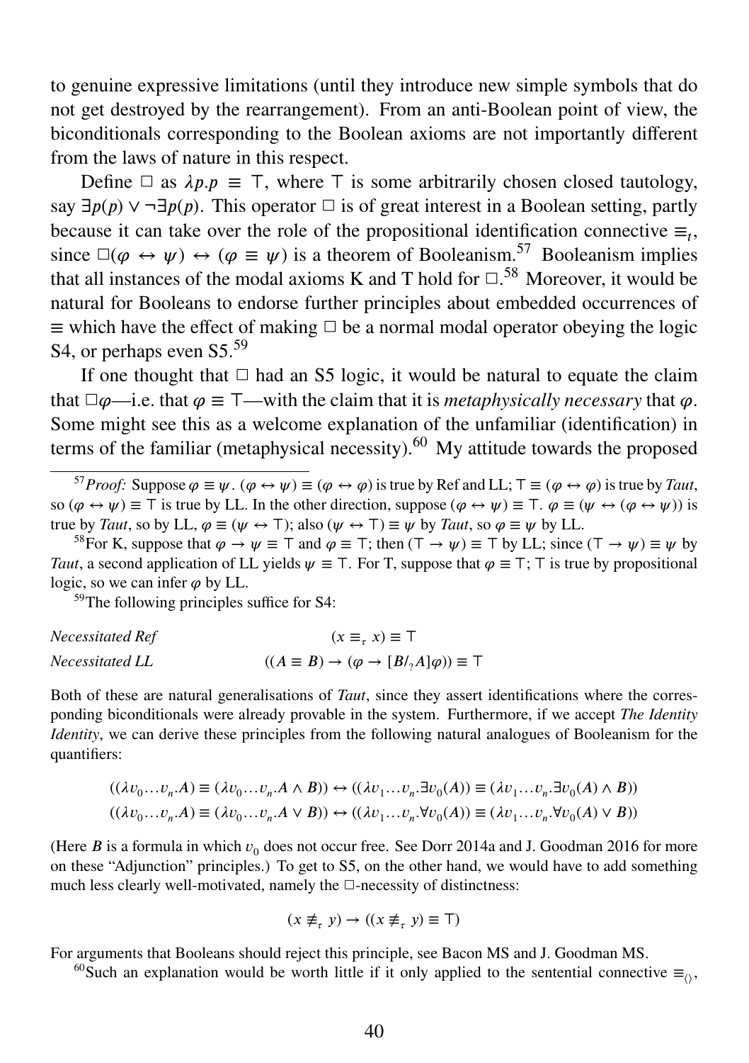to genuine expressive limitations (until they introduce new simple symbols that do not get destroyed by the rearrangement). From an anti-Boolean point of view, the biconditionals corresponding to the Boolean axioms are not importantly different from the laws of nature in this respect.

Define $\Box$ as $\lambda p.p \equiv \top$, where $\top$ is some arbitrarily chosen closed tautology, say $\exists p(p) \vee \neg\exists p(p)$. This operator $\Box$ is of great interest in a Boolean setting, partly because it can take over the role of the propositional identification connective $\equiv_t$, since $\Box(\varphi \leftrightarrow \psi) \leftrightarrow (\varphi \equiv \psi)$ is a theorem of Booleanism.[57] Booleanism implies that all instances of the modal axioms K and T hold for $\Box$.[58] Moreover, it would be natural for Booleans to endorse further principles about embedded occurrences of $\equiv$ which have the effect of making $\Box$ be a normal modal operator obeying the logic S4, or perhaps even S5.[59]

If one thought that $\Box$ had an S5 logic, it would be natural to equate the claim that $\Box\varphi$—i.e. that $\varphi \equiv \top$—with the claim that it is *metaphysically necessary* that $\varphi$. Some might see this as a welcome explanation of the unfamiliar (identification) in terms of the familiar (metaphysical necessity).[60] My attitude towards the proposed

---

[57] *Proof:* Suppose $\varphi \equiv \psi$. $(\varphi \leftrightarrow \psi) \equiv (\varphi \leftrightarrow \varphi)$ is true by Ref and LL; $\top \equiv (\varphi \leftrightarrow \varphi)$ is true by *Taut*, so $(\varphi \leftrightarrow \psi) \equiv \top$ is true by LL. In the other direction, suppose $(\varphi \leftrightarrow \psi) \equiv \top$. $\varphi \equiv (\psi \leftrightarrow (\varphi \leftrightarrow \psi))$ is true by *Taut*, so by LL, $\varphi \equiv (\psi \leftrightarrow \top)$; also $(\psi \leftrightarrow \top) \equiv \psi$ by *Taut*, so $\varphi \equiv \psi$ by LL.

[58] For K, suppose that $\varphi \rightarrow \psi \equiv \top$ and $\varphi \equiv \top$; then $(\top \rightarrow \psi) \equiv \top$ by LL; since $(\top \rightarrow \psi) \equiv \psi$ by *Taut*, a second application of LL yields $\psi \equiv \top$. For T, suppose that $\varphi \equiv \top$; $\top$ is true by propositional logic, so we can infer $\varphi$ by LL.

[59] The following principles suffice for S4:

*Necessitated Ref* $\qquad (x \equiv_\tau x) \equiv \top$

*Necessitated LL* $\qquad ((A \equiv B) \rightarrow (\varphi \rightarrow [B/_? A]\varphi)) \equiv \top$

Both of these are natural generalisations of *Taut*, since they assert identifications where the corresponding biconditionals were already provable in the system. Furthermore, if we accept *The Identity Identity*, we can derive these principles from the following natural analogues of Booleanism for the quantifiers:

$$((\lambda v_0 \ldots v_n.A) \equiv (\lambda v_0 \ldots v_n.A \wedge B)) \leftrightarrow ((\lambda v_1 \ldots v_n.\exists v_0(A)) \equiv (\lambda v_1 \ldots v_n.\exists v_0(A) \wedge B))$$
$$((\lambda v_0 \ldots v_n.A) \equiv (\lambda v_0 \ldots v_n.A \vee B)) \leftrightarrow ((\lambda v_1 \ldots v_n.\forall v_0(A)) \equiv (\lambda v_1 \ldots v_n.\forall v_0(A) \vee B))$$

(Here $B$ is a formula in which $v_0$ does not occur free. See Dorr 2014a and J. Goodman 2016 for more on these "Adjunction" principles.) To get to S5, on the other hand, we would have to add something much less clearly well-motivated, namely the $\Box$-necessity of distinctness:

$$(x \not\equiv_\tau y) \rightarrow ((x \not\equiv_\tau y) \equiv \top)$$

For arguments that Booleans should reject this principle, see Bacon MS and J. Goodman MS.

[60] Such an explanation would be worth little if it only applied to the sentential connective $\equiv_{\langle\rangle}$,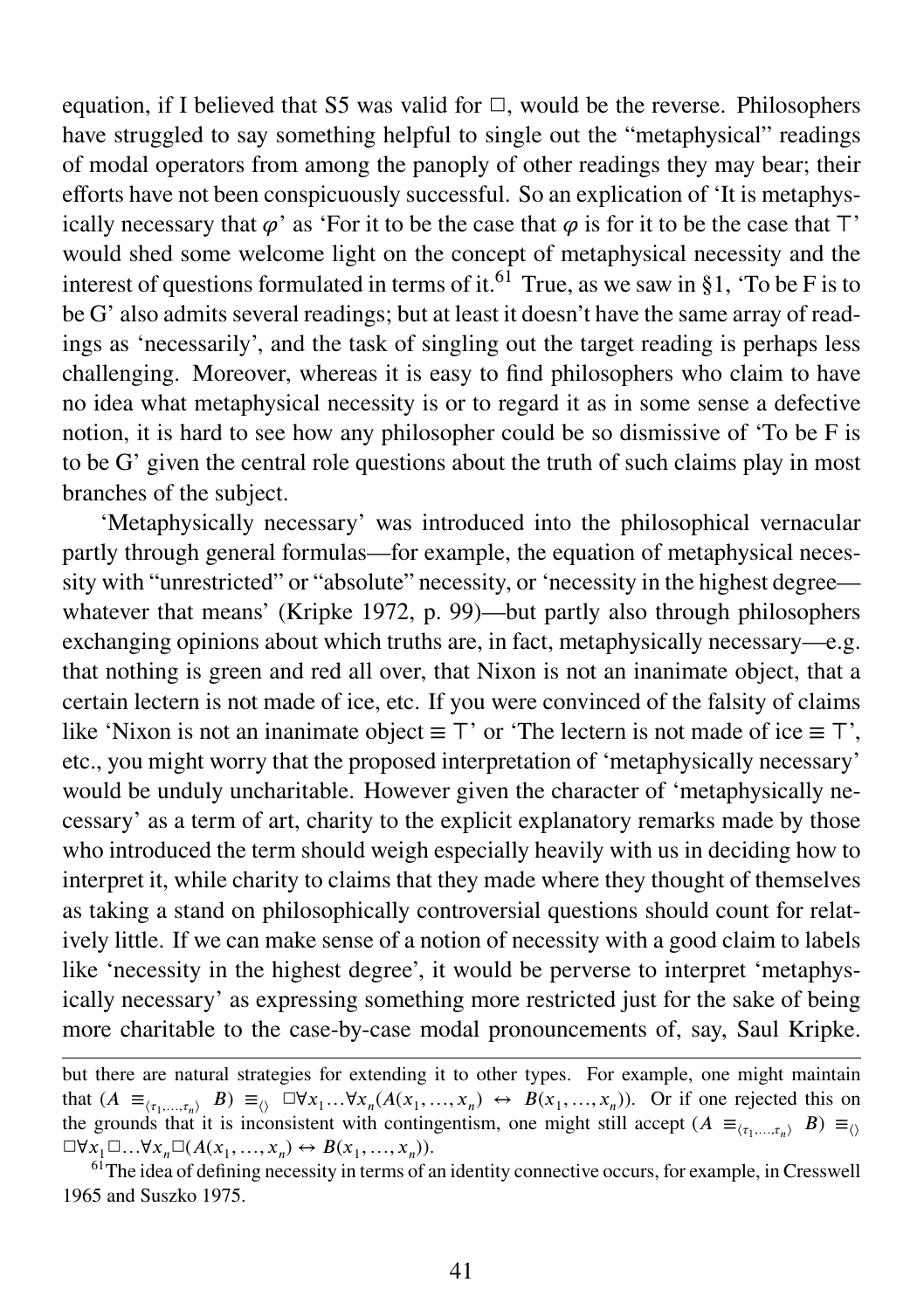equation, if I believed that S5 was valid for $\Box$, would be the reverse. Philosophers have struggled to say something helpful to single out the "metaphysical" readings of modal operators from among the panoply of other readings they may bear; their efforts have not been conspicuously successful. So an explication of 'It is metaphysically necessary that $\varphi$' as 'For it to be the case that $\varphi$ is for it to be the case that $\top$' would shed some welcome light on the concept of metaphysical necessity and the interest of questions formulated in terms of it.[61] True, as we saw in §1, 'To be F is to be G' also admits several readings; but at least it doesn't have the same array of readings as 'necessarily', and the task of singling out the target reading is perhaps less challenging. Moreover, whereas it is easy to find philosophers who claim to have no idea what metaphysical necessity is or to regard it as in some sense a defective notion, it is hard to see how any philosopher could be so dismissive of 'To be F is to be G' given the central role questions about the truth of such claims play in most branches of the subject.

'Metaphysically necessary' was introduced into the philosophical vernacular partly through general formulas—for example, the equation of metaphysical necessity with "unrestricted" or "absolute" necessity, or 'necessity in the highest degree—whatever that means' (Kripke 1972, p. 99)—but partly also through philosophers exchanging opinions about which truths are, in fact, metaphysically necessary—e.g. that nothing is green and red all over, that Nixon is not an inanimate object, that a certain lectern is not made of ice, etc. If you were convinced of the falsity of claims like 'Nixon is not an inanimate object $\equiv \top$' or 'The lectern is not made of ice $\equiv \top$', etc., you might worry that the proposed interpretation of 'metaphysically necessary' would be unduly uncharitable. However given the character of 'metaphysically necessary' as a term of art, charity to the explicit explanatory remarks made by those who introduced the term should weigh especially heavily with us in deciding how to interpret it, while charity to claims that they made where they thought of themselves as taking a stand on philosophically controversial questions should count for relatively little. If we can make sense of a notion of necessity with a good claim to labels like 'necessity in the highest degree', it would be perverse to interpret 'metaphysically necessary' as expressing something more restricted just for the sake of being more charitable to the case-by-case modal pronouncements of, say, Saul Kripke.

---

but there are natural strategies for extending it to other types. For example, one might maintain that $(A \equiv_{\langle \tau_1,\ldots,\tau_n \rangle} B) \equiv_{\langle\rangle} \Box\forall x_1 \ldots \forall x_n (A(x_1,\ldots,x_n) \leftrightarrow B(x_1,\ldots,x_n))$. Or if one rejected this on the grounds that it is inconsistent with contingentism, one might still accept $(A \equiv_{\langle \tau_1,\ldots,\tau_n \rangle} B) \equiv_{\langle\rangle} \Box\forall x_1 \Box \ldots \forall x_n \Box (A(x_1,\ldots,x_n) \leftrightarrow B(x_1,\ldots,x_n))$.

[61] The idea of defining necessity in terms of an identity connective occurs, for example, in Cresswell 1965 and Suszko 1975.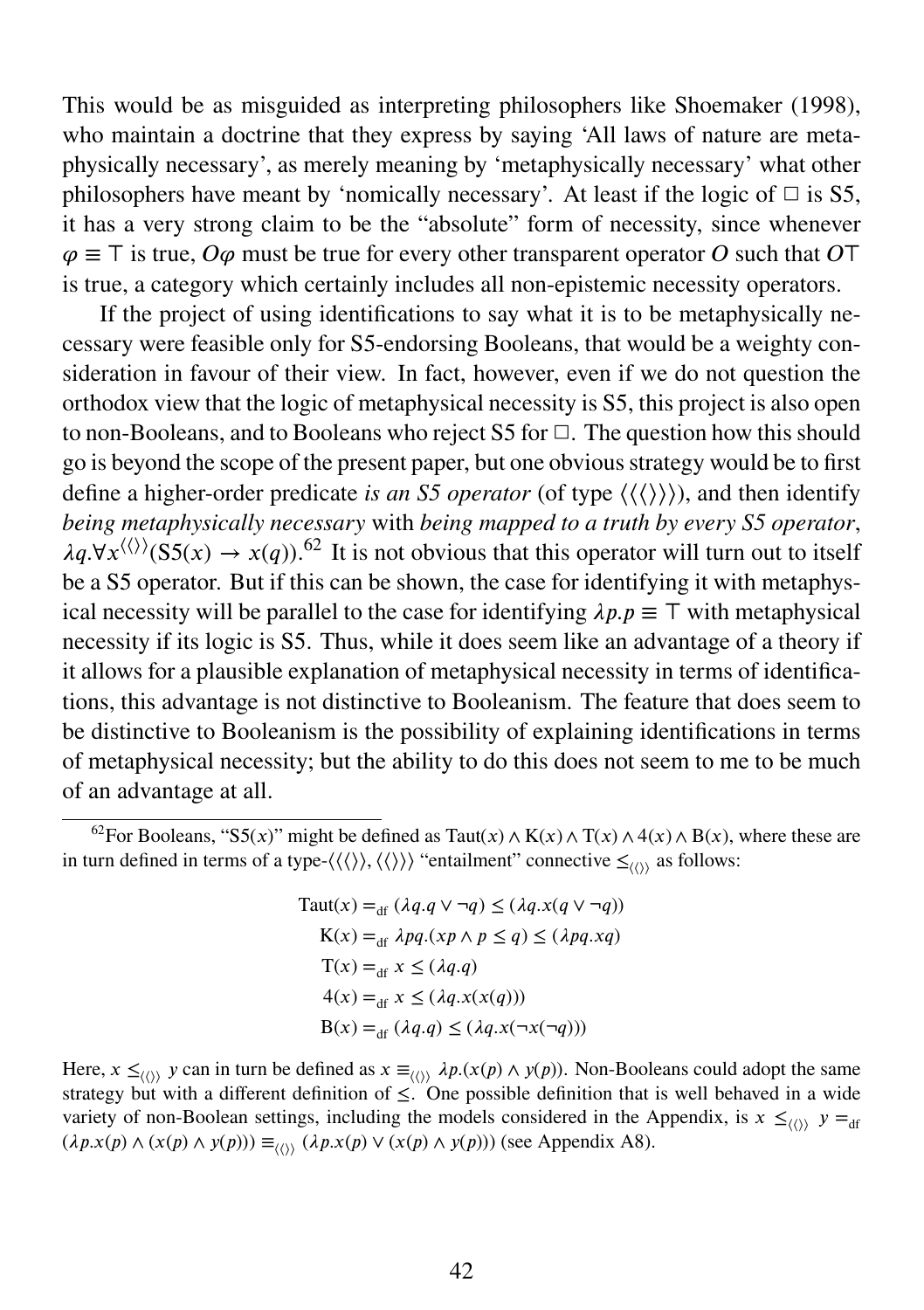This would be as misguided as interpreting philosophers like Shoemaker (1998), who maintain a doctrine that they express by saying 'All laws of nature are metaphysically necessary', as merely meaning by 'metaphysically necessary' what other philosophers have meant by 'nomically necessary'. At least if the logic of $\Box$ is S5, it has a very strong claim to be the "absolute" form of necessity, since whenever $\varphi \equiv \top$ is true, $O\varphi$ must be true for every other transparent operator $O$ such that $O\top$ is true, a category which certainly includes all non-epistemic necessity operators.

If the project of using identifications to say what it is to be metaphysically necessary were feasible only for S5-endorsing Booleans, that would be a weighty consideration in favour of their view. In fact, however, even if we do not question the orthodox view that the logic of metaphysical necessity is S5, this project is also open to non-Booleans, and to Booleans who reject S5 for $\Box$. The question how this should go is beyond the scope of the present paper, but one obvious strategy would be to first define a higher-order predicate *is an S5 operator* (of type $\langle\langle\langle\rangle\rangle\rangle$), and then identify *being metaphysically necessary* with *being mapped to a truth by every S5 operator*, $\lambda q.\forall x^{\langle\langle\rangle\rangle}(\mathrm{S5}(x) \to x(q))$.[62] It is not obvious that this operator will turn out to itself be a S5 operator. But if this can be shown, the case for identifying it with metaphysical necessity will be parallel to the case for identifying $\lambda p.p \equiv \top$ with metaphysical necessity if its logic is S5. Thus, while it does seem like an advantage of a theory if it allows for a plausible explanation of metaphysical necessity in terms of identifications, this advantage is not distinctive to Booleanism. The feature that does seem to be distinctive to Booleanism is the possibility of explaining identifications in terms of metaphysical necessity; but the ability to do this does not seem to me to be much of an advantage at all.

---

[62] For Booleans, "S5($x$)" might be defined as $\mathrm{Taut}(x) \wedge \mathrm{K}(x) \wedge \mathrm{T}(x) \wedge 4(x) \wedge \mathrm{B}(x)$, where these are in turn defined in terms of a type-$\langle\langle\langle\rangle\rangle, \langle\langle\rangle\rangle\rangle$ "entailment" connective $\leq_{\langle\langle\rangle\rangle}$ as follows:

$$\begin{aligned}
\mathrm{Taut}(x) &=_{\mathrm{df}} (\lambda q.q \vee \neg q) \leq (\lambda q.x(q \vee \neg q)) \\
\mathrm{K}(x) &=_{\mathrm{df}} \lambda pq.(xp \wedge p \leq q) \leq (\lambda pq.xq) \\
\mathrm{T}(x) &=_{\mathrm{df}} x \leq (\lambda q.q) \\
4(x) &=_{\mathrm{df}} x \leq (\lambda q.x(x(q))) \\
\mathrm{B}(x) &=_{\mathrm{df}} (\lambda q.q) \leq (\lambda q.x(\neg x(\neg q)))
\end{aligned}$$

Here, $x \leq_{\langle\langle\rangle\rangle} y$ can in turn be defined as $x \equiv_{\langle\langle\rangle\rangle} \lambda p.(x(p) \wedge y(p))$. Non-Booleans could adopt the same strategy but with a different definition of $\leq$. One possible definition that is well behaved in a wide variety of non-Boolean settings, including the models considered in the Appendix, is $x \leq_{\langle\langle\rangle\rangle} y =_{\mathrm{df}} (\lambda p.x(p) \wedge (x(p) \wedge y(p))) \equiv_{\langle\langle\rangle\rangle} (\lambda p.x(p) \vee (x(p) \wedge y(p)))$ (see Appendix A8).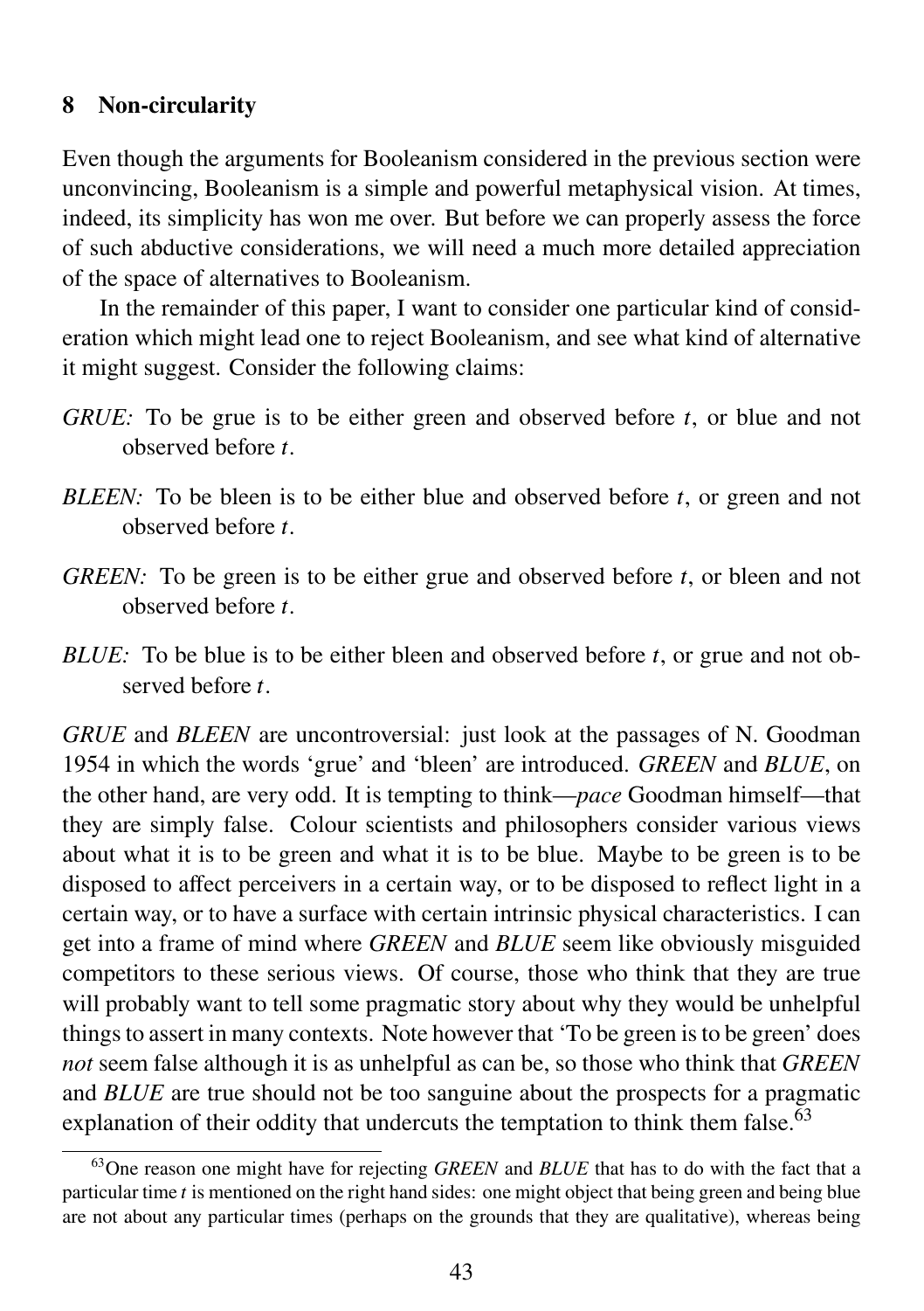## 8 Non-circularity

Even though the arguments for Booleanism considered in the previous section were unconvincing, Booleanism is a simple and powerful metaphysical vision. At times, indeed, its simplicity has won me over. But before we can properly assess the force of such abductive considerations, we will need a much more detailed appreciation of the space of alternatives to Booleanism.

In the remainder of this paper, I want to consider one particular kind of consideration which might lead one to reject Booleanism, and see what kind of alternative it might suggest. Consider the following claims:

*GRUE:* To be grue is to be either green and observed before $t$, or blue and not observed before $t$.

*BLEEN:* To be bleen is to be either blue and observed before $t$, or green and not observed before $t$.

*GREEN:* To be green is to be either grue and observed before $t$, or bleen and not observed before $t$.

*BLUE:* To be blue is to be either bleen and observed before $t$, or grue and not observed before $t$.

*GRUE* and *BLEEN* are uncontroversial: just look at the passages of N. Goodman 1954 in which the words 'grue' and 'bleen' are introduced. *GREEN* and *BLUE*, on the other hand, are very odd. It is tempting to think—*pace* Goodman himself—that they are simply false. Colour scientists and philosophers consider various views about what it is to be green and what it is to be blue. Maybe to be green is to be disposed to affect perceivers in a certain way, or to be disposed to reflect light in a certain way, or to have a surface with certain intrinsic physical characteristics. I can get into a frame of mind where *GREEN* and *BLUE* seem like obviously misguided competitors to these serious views. Of course, those who think that they are true will probably want to tell some pragmatic story about why they would be unhelpful things to assert in many contexts. Note however that 'To be green is to be green' does *not* seem false although it is as unhelpful as can be, so those who think that *GREEN* and *BLUE* are true should not be too sanguine about the prospects for a pragmatic explanation of their oddity that undercuts the temptation to think them false.[63]

[63] One reason one might have for rejecting *GREEN* and *BLUE* that has to do with the fact that a particular time $t$ is mentioned on the right hand sides: one might object that being green and being blue are not about any particular times (perhaps on the grounds that they are qualitative), whereas being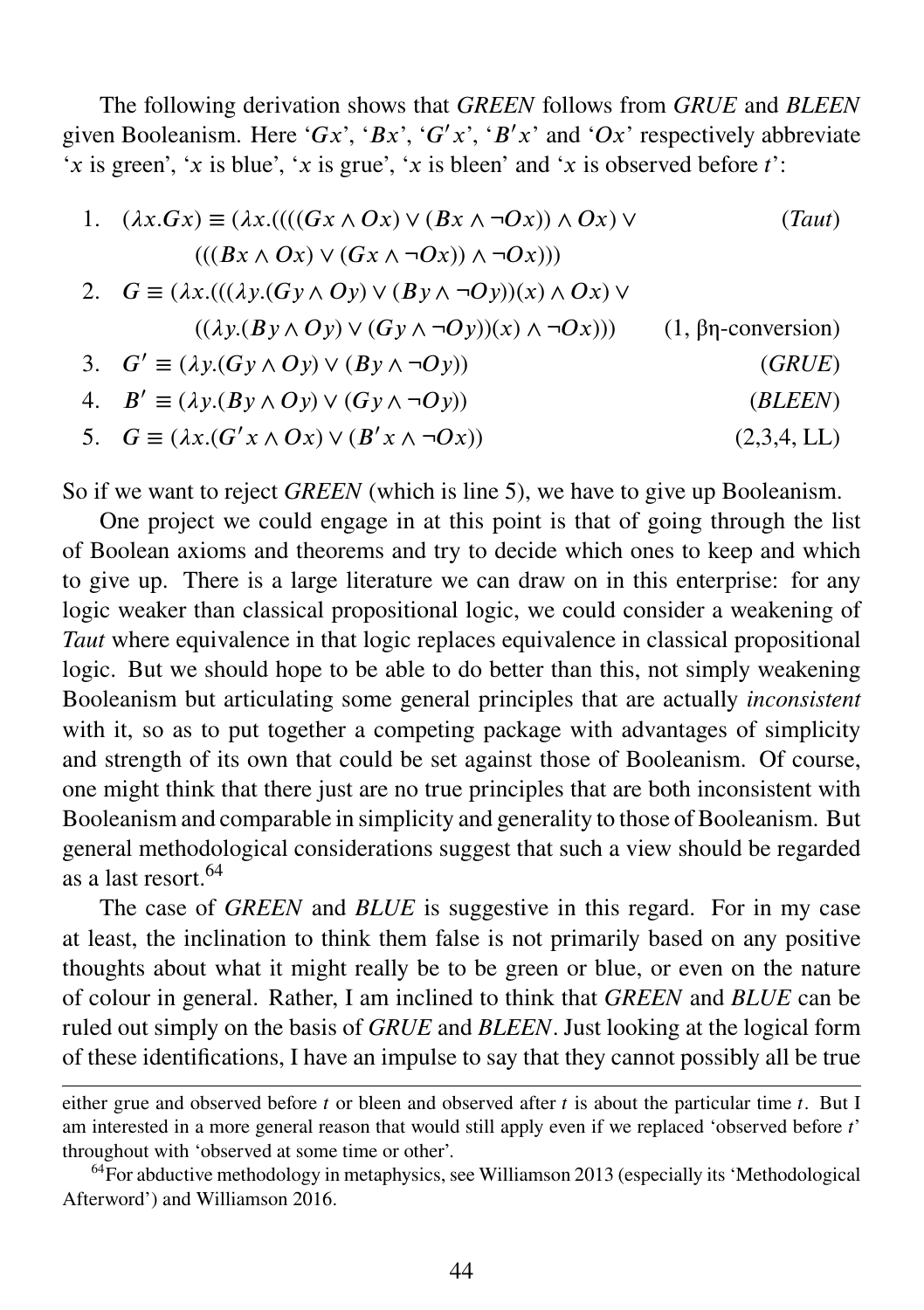The following derivation shows that *GREEN* follows from *GRUE* and *BLEEN* given Booleanism. Here '$Gx$', '$Bx$', '$G'x$', '$B'x$' and '$Ox$' respectively abbreviate '$x$ is green', '$x$ is blue', '$x$ is grue', '$x$ is bleen' and '$x$ is observed before $t$':

$$
\begin{array}{lll}
1. & (\lambda x.Gx) \equiv (\lambda x.((((Gx \wedge Ox) \vee (Bx \wedge \neg Ox)) \wedge Ox) \vee & (\textit{Taut}) \\
 & \quad (((Bx \wedge Ox) \vee (Gx \wedge \neg Ox)) \wedge \neg Ox))) & \\
2. & G \equiv (\lambda x.(((\lambda y.(Gy \wedge Oy) \vee (By \wedge \neg Oy))(x) \wedge Ox) \vee & \\
 & \quad ((\lambda y.(By \wedge Oy) \vee (Gy \wedge \neg Oy))(x) \wedge \neg Ox))) & (1, \beta\eta\text{-conversion}) \\
3. & G' \equiv (\lambda y.(Gy \wedge Oy) \vee (By \wedge \neg Oy)) & (\textit{GRUE}) \\
4. & B' \equiv (\lambda y.(By \wedge Oy) \vee (Gy \wedge \neg Oy)) & (\textit{BLEEN}) \\
5. & G \equiv (\lambda x.(G'x \wedge Ox) \vee (B'x \wedge \neg Ox)) & (2,3,4, \text{LL})
\end{array}
$$

So if we want to reject *GREEN* (which is line 5), we have to give up Booleanism.

One project we could engage in at this point is that of going through the list of Boolean axioms and theorems and try to decide which ones to keep and which to give up. There is a large literature we can draw on in this enterprise: for any logic weaker than classical propositional logic, we could consider a weakening of *Taut* where equivalence in that logic replaces equivalence in classical propositional logic. But we should hope to be able to do better than this, not simply weakening Booleanism but articulating some general principles that are actually *inconsistent* with it, so as to put together a competing package with advantages of simplicity and strength of its own that could be set against those of Booleanism. Of course, one might think that there just are no true principles that are both inconsistent with Booleanism and comparable in simplicity and generality to those of Booleanism. But general methodological considerations suggest that such a view should be regarded as a last resort.[64]

The case of *GREEN* and *BLUE* is suggestive in this regard. For in my case at least, the inclination to think them false is not primarily based on any positive thoughts about what it might really be to be green or blue, or even on the nature of colour in general. Rather, I am inclined to think that *GREEN* and *BLUE* can be ruled out simply on the basis of *GRUE* and *BLEEN*. Just looking at the logical form of these identifications, I have an impulse to say that they cannot possibly all be true

---

either grue and observed before $t$ or bleen and observed after $t$ is about the particular time $t$. But I am interested in a more general reason that would still apply even if we replaced 'observed before $t$' throughout with 'observed at some time or other'.

[64] For abductive methodology in metaphysics, see Williamson 2013 (especially its 'Methodological Afterword') and Williamson 2016.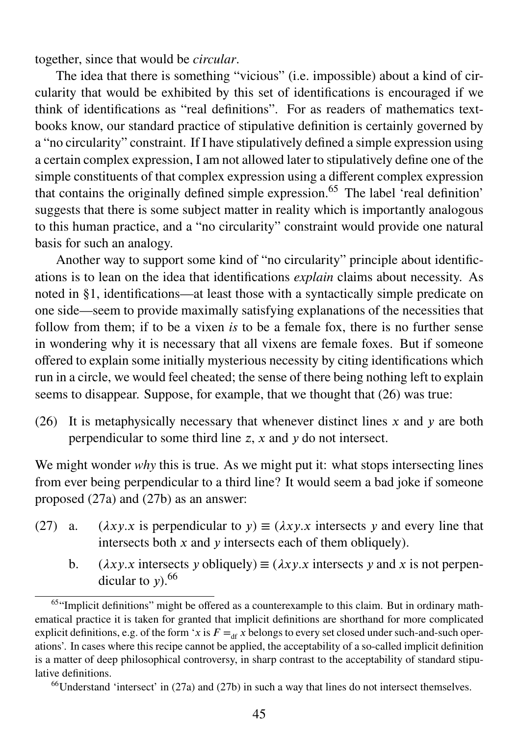together, since that would be *circular*.

The idea that there is something "vicious" (i.e. impossible) about a kind of circularity that would be exhibited by this set of identifications is encouraged if we think of identifications as "real definitions". For as readers of mathematics textbooks know, our standard practice of stipulative definition is certainly governed by a "no circularity" constraint. If I have stipulatively defined a simple expression using a certain complex expression, I am not allowed later to stipulatively define one of the simple constituents of that complex expression using a different complex expression that contains the originally defined simple expression.[65] The label 'real definition' suggests that there is some subject matter in reality which is importantly analogous to this human practice, and a "no circularity" constraint would provide one natural basis for such an analogy.

Another way to support some kind of "no circularity" principle about identifications is to lean on the idea that identifications *explain* claims about necessity. As noted in §1, identifications—at least those with a syntactically simple predicate on one side—seem to provide maximally satisfying explanations of the necessities that follow from them; if to be a vixen *is* to be a female fox, there is no further sense in wondering why it is necessary that all vixens are female foxes. But if someone offered to explain some initially mysterious necessity by citing identifications which run in a circle, we would feel cheated; the sense of there being nothing left to explain seems to disappear. Suppose, for example, that we thought that (26) was true:

(26) It is metaphysically necessary that whenever distinct lines $x$ and $y$ are both perpendicular to some third line $z$, $x$ and $y$ do not intersect.

We might wonder *why* this is true. As we might put it: what stops intersecting lines from ever being perpendicular to a third line? It would seem a bad joke if someone proposed (27a) and (27b) as an answer:

(27) a. ($\lambda xy.x$ is perpendicular to $y$) $\equiv$ ($\lambda xy.x$ intersects $y$ and every line that intersects both $x$ and $y$ intersects each of them obliquely).

b. ($\lambda xy.x$ intersects $y$ obliquely) $\equiv$ ($\lambda xy.x$ intersects $y$ and $x$ is not perpendicular to $y$).[66]

[65] "Implicit definitions" might be offered as a counterexample to this claim. But in ordinary mathematical practice it is taken for granted that implicit definitions are shorthand for more complicated explicit definitions, e.g. of the form '$x$ is $F =_{\text{df}} x$ belongs to every set closed under such-and-such operations'. In cases where this recipe cannot be applied, the acceptability of a so-called implicit definition is a matter of deep philosophical controversy, in sharp contrast to the acceptability of standard stipulative definitions.

[66] Understand 'intersect' in (27a) and (27b) in such a way that lines do not intersect themselves.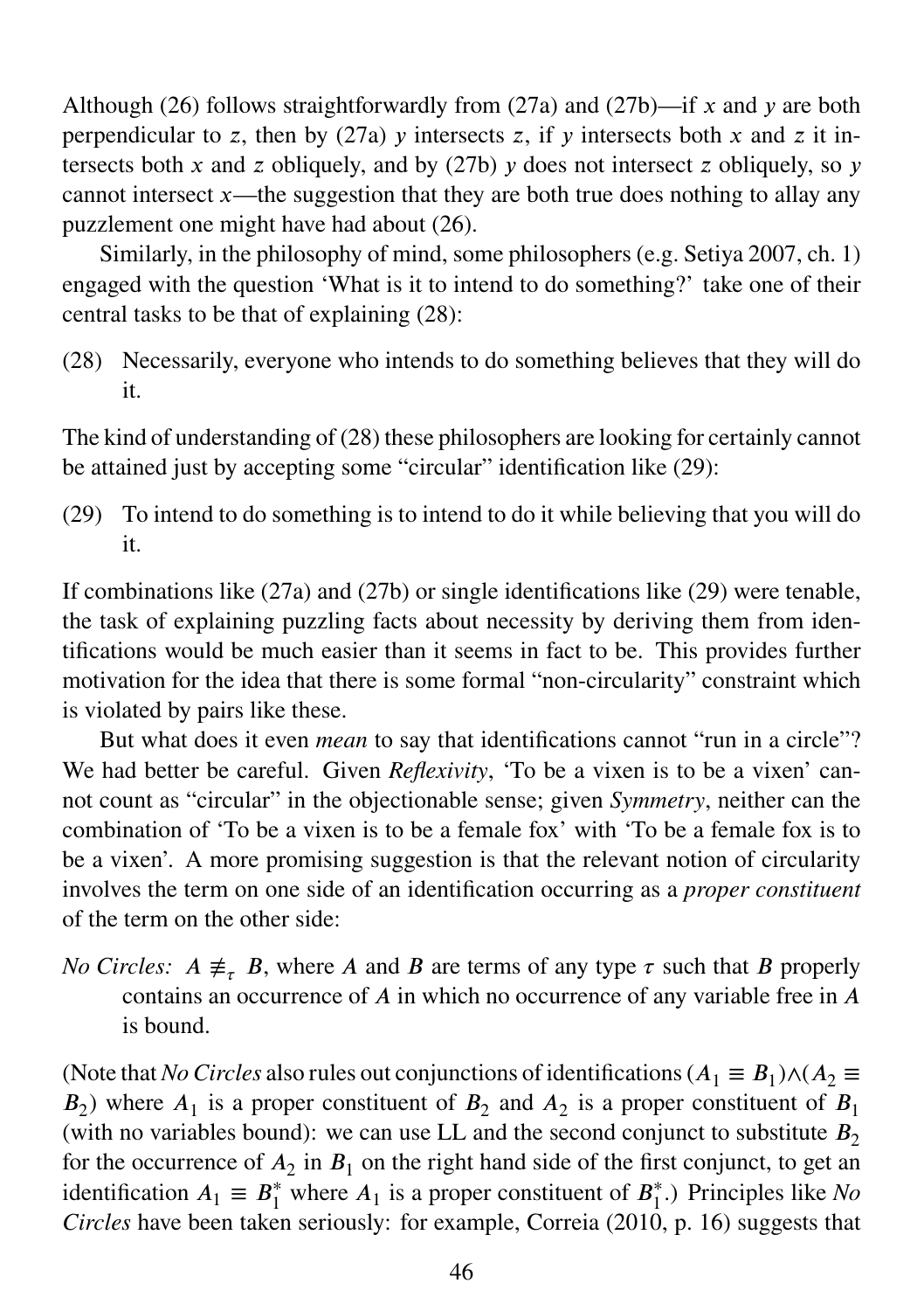Although (26) follows straightforwardly from (27a) and (27b)—if $x$ and $y$ are both perpendicular to $z$, then by (27a) $y$ intersects $z$, if $y$ intersects both $x$ and $z$ it intersects both $x$ and $z$ obliquely, and by (27b) $y$ does not intersect $z$ obliquely, so $y$ cannot intersect $x$—the suggestion that they are both true does nothing to allay any puzzlement one might have had about (26).

Similarly, in the philosophy of mind, some philosophers (e.g. Setiya 2007, ch. 1) engaged with the question 'What is it to intend to do something?' take one of their central tasks to be that of explaining (28):

(28) Necessarily, everyone who intends to do something believes that they will do it.

The kind of understanding of (28) these philosophers are looking for certainly cannot be attained just by accepting some "circular" identification like (29):

(29) To intend to do something is to intend to do it while believing that you will do it.

If combinations like (27a) and (27b) or single identifications like (29) were tenable, the task of explaining puzzling facts about necessity by deriving them from identifications would be much easier than it seems in fact to be. This provides further motivation for the idea that there is some formal "non-circularity" constraint which is violated by pairs like these.

But what does it even *mean* to say that identifications cannot "run in a circle"? We had better be careful. Given *Reflexivity*, 'To be a vixen is to be a vixen' cannot count as "circular" in the objectionable sense; given *Symmetry*, neither can the combination of 'To be a vixen is to be a female fox' with 'To be a female fox is to be a vixen'. A more promising suggestion is that the relevant notion of circularity involves the term on one side of an identification occurring as a *proper constituent* of the term on the other side:

*No Circles:* $A \not\equiv_\tau B$, where $A$ and $B$ are terms of any type $\tau$ such that $B$ properly contains an occurrence of $A$ in which no occurrence of any variable free in $A$ is bound.

(Note that *No Circles* also rules out conjunctions of identifications $(A_1 \equiv B_1) \wedge (A_2 \equiv B_2)$ where $A_1$ is a proper constituent of $B_2$ and $A_2$ is a proper constituent of $B_1$ (with no variables bound): we can use LL and the second conjunct to substitute $B_2$ for the occurrence of $A_2$ in $B_1$ on the right hand side of the first conjunct, to get an identification $A_1 \equiv B_1^*$ where $A_1$ is a proper constituent of $B_1^*$.) Principles like *No Circles* have been taken seriously: for example, Correia (2010, p. 16) suggests that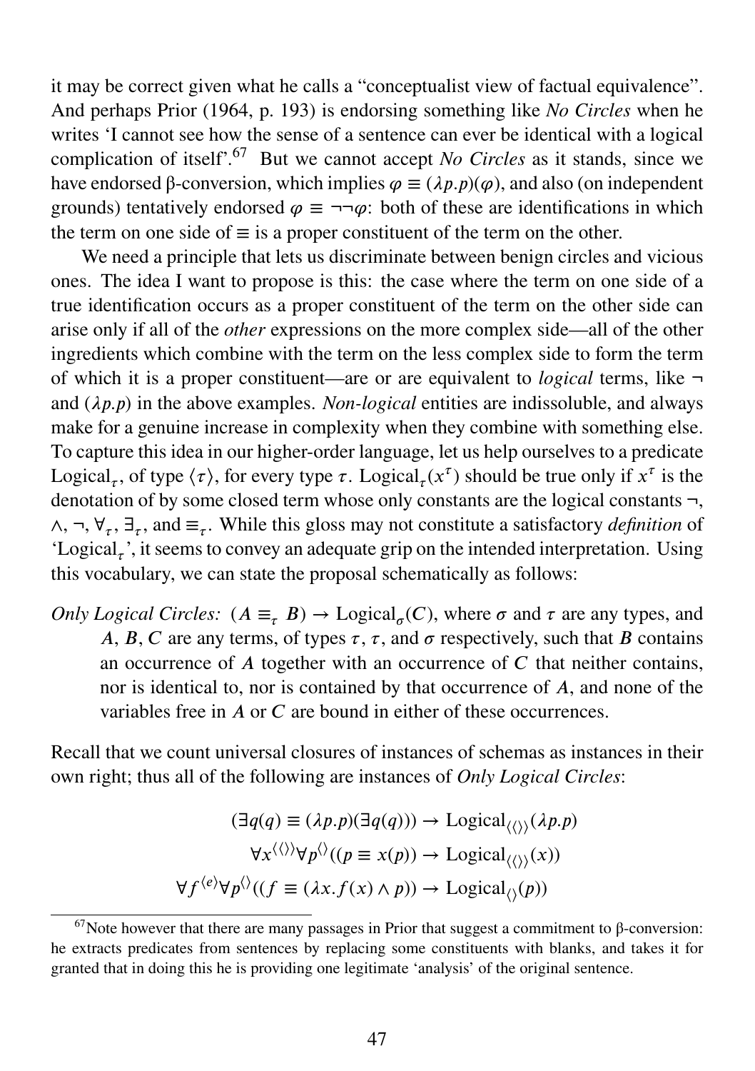it may be correct given what he calls a "conceptualist view of factual equivalence". And perhaps Prior (1964, p. 193) is endorsing something like *No Circles* when he writes 'I cannot see how the sense of a sentence can ever be identical with a logical complication of itself'.[67] But we cannot accept *No Circles* as it stands, since we have endorsed β-conversion, which implies $\varphi \equiv (\lambda p.p)(\varphi)$, and also (on independent grounds) tentatively endorsed $\varphi \equiv \neg\neg\varphi$: both of these are identifications in which the term on one side of $\equiv$ is a proper constituent of the term on the other.

We need a principle that lets us discriminate between benign circles and vicious ones. The idea I want to propose is this: the case where the term on one side of a true identification occurs as a proper constituent of the term on the other side can arise only if all of the *other* expressions on the more complex side—all of the other ingredients which combine with the term on the less complex side to form the term of which it is a proper constituent—are or are equivalent to *logical* terms, like $\neg$ and $(\lambda p.p)$ in the above examples. *Non-logical* entities are indissoluble, and always make for a genuine increase in complexity when they combine with something else. To capture this idea in our higher-order language, let us help ourselves to a predicate $\text{Logical}_\tau$, of type $\langle\tau\rangle$, for every type $\tau$. $\text{Logical}_\tau(x^\tau)$ should be true only if $x^\tau$ is the denotation of by some closed term whose only constants are the logical constants $\neg$, $\wedge$, $\neg$, $\forall_\tau$, $\exists_\tau$, and $\equiv_\tau$. While this gloss may not constitute a satisfactory *definition* of '$\text{Logical}_\tau$', it seems to convey an adequate grip on the intended interpretation. Using this vocabulary, we can state the proposal schematically as follows:

*Only Logical Circles:* $(A \equiv_\tau B) \rightarrow \text{Logical}_\sigma(C)$, where $\sigma$ and $\tau$ are any types, and $A, B, C$ are any terms, of types $\tau$, $\tau$, and $\sigma$ respectively, such that $B$ contains an occurrence of $A$ together with an occurrence of $C$ that neither contains, nor is identical to, nor is contained by that occurrence of $A$, and none of the variables free in $A$ or $C$ are bound in either of these occurrences.

Recall that we count universal closures of instances of schemas as instances in their own right; thus all of the following are instances of *Only Logical Circles*:

$$(\exists q(q) \equiv (\lambda p.p)(\exists q(q))) \rightarrow \text{Logical}_{\langle\langle\rangle\rangle}(\lambda p.p)$$

$$\forall x^{\langle\langle\rangle\rangle}\forall p^{\langle\rangle}((p \equiv x(p)) \rightarrow \text{Logical}_{\langle\langle\rangle\rangle}(x))$$

$$\forall f^{\langle e\rangle}\forall p^{\langle\rangle}((f \equiv (\lambda x.f(x) \wedge p)) \rightarrow \text{Logical}_{\langle\rangle}(p))$$

[67] Note however that there are many passages in Prior that suggest a commitment to β-conversion: he extracts predicates from sentences by replacing some constituents with blanks, and takes it for granted that in doing this he is providing one legitimate 'analysis' of the original sentence.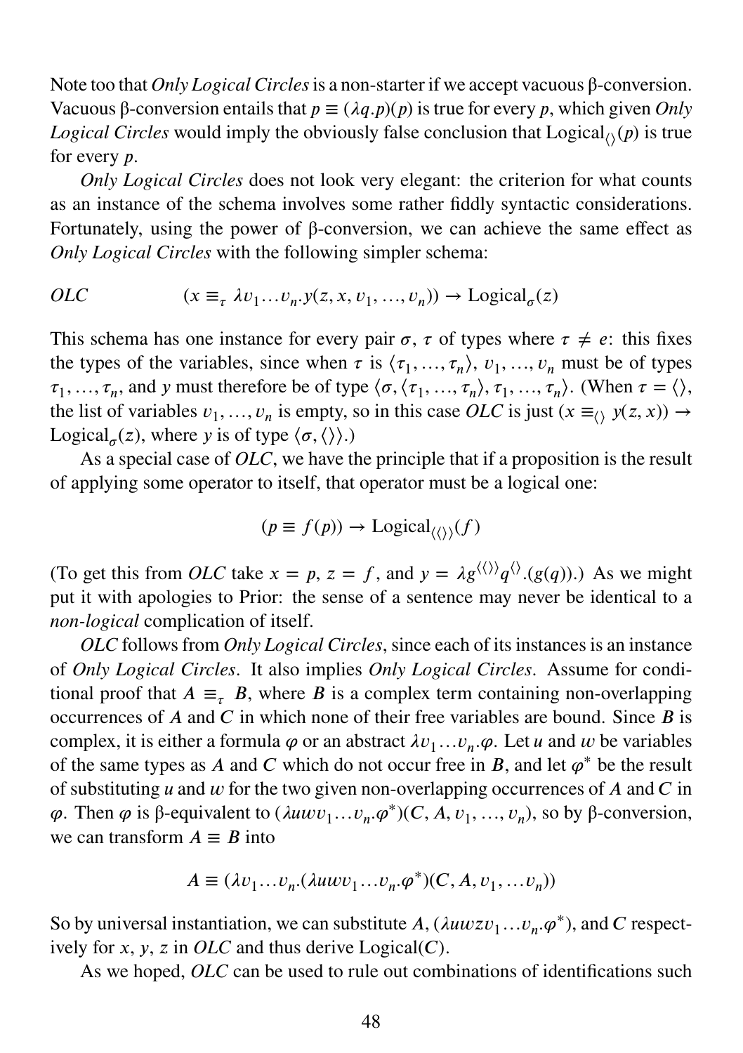Note too that *Only Logical Circles* is a non-starter if we accept vacuous β-conversion. Vacuous β-conversion entails that $p \equiv (\lambda q.p)(p)$ is true for every $p$, which given *Only Logical Circles* would imply the obviously false conclusion that $\text{Logical}_{\langle\rangle}(p)$ is true for every $p$.

*Only Logical Circles* does not look very elegant: the criterion for what counts as an instance of the schema involves some rather fiddly syntactic considerations. Fortunately, using the power of β-conversion, we can achieve the same effect as *Only Logical Circles* with the following simpler schema:

$$\textit{OLC} \qquad (x \equiv_\tau \lambda v_1 \ldots v_n.y(z, x, v_1, \ldots, v_n)) \to \text{Logical}_\sigma(z)$$

This schema has one instance for every pair $\sigma$, $\tau$ of types where $\tau \neq e$: this fixes the types of the variables, since when $\tau$ is $\langle \tau_1, \ldots, \tau_n \rangle$, $v_1, \ldots, v_n$ must be of types $\tau_1, \ldots, \tau_n$, and $y$ must therefore be of type $\langle \sigma, \langle \tau_1, \ldots, \tau_n \rangle, \tau_1, \ldots, \tau_n \rangle$. (When $\tau = \langle\rangle$, the list of variables $v_1, \ldots, v_n$ is empty, so in this case *OLC* is just $(x \equiv_{\langle\rangle} y(z, x)) \to \text{Logical}_\sigma(z)$, where $y$ is of type $\langle \sigma, \langle\rangle \rangle$.)

As a special case of *OLC*, we have the principle that if a proposition is the result of applying some operator to itself, that operator must be a logical one:

$$(p \equiv f(p)) \to \text{Logical}_{\langle\langle\rangle\rangle}(f)$$

(To get this from *OLC* take $x = p$, $z = f$, and $y = \lambda g^{\langle\langle\rangle\rangle} q^{\langle\rangle}.(g(q))$.) As we might put it with apologies to Prior: the sense of a sentence may never be identical to a *non-logical* complication of itself.

*OLC* follows from *Only Logical Circles*, since each of its instances is an instance of *Only Logical Circles*. It also implies *Only Logical Circles*. Assume for conditional proof that $A \equiv_\tau B$, where $B$ is a complex term containing non-overlapping occurrences of $A$ and $C$ in which none of their free variables are bound. Since $B$ is complex, it is either a formula $\varphi$ or an abstract $\lambda v_1 \ldots v_n.\varphi$. Let $u$ and $w$ be variables of the same types as $A$ and $C$ which do not occur free in $B$, and let $\varphi^*$ be the result of substituting $u$ and $w$ for the two given non-overlapping occurrences of $A$ and $C$ in $\varphi$. Then $\varphi$ is β-equivalent to $(\lambda u w v_1 \ldots v_n.\varphi^*)(C, A, v_1, \ldots, v_n)$, so by β-conversion, we can transform $A \equiv B$ into

$$A \equiv (\lambda v_1 \ldots v_n.(\lambda u w v_1 \ldots v_n.\varphi^*)(C, A, v_1, \ldots v_n))$$

So by universal instantiation, we can substitute $A$, $(\lambda u w z v_1 \ldots v_n.\varphi^*)$, and $C$ respectively for $x$, $y$, $z$ in *OLC* and thus derive $\text{Logical}(C)$.

As we hoped, *OLC* can be used to rule out combinations of identifications such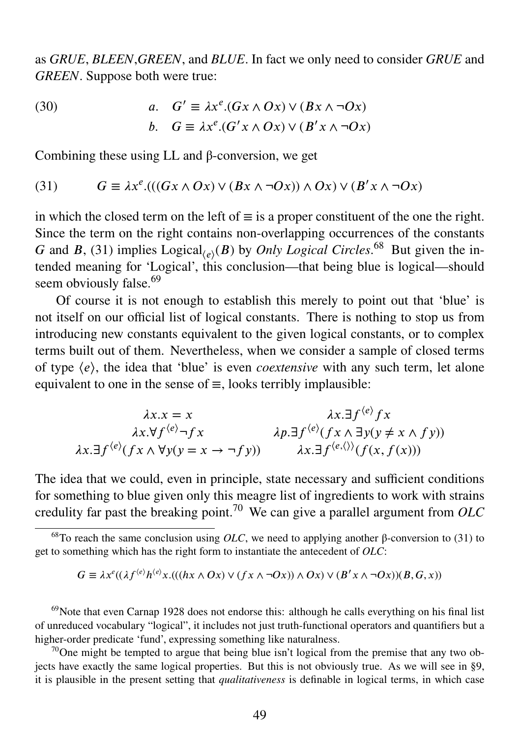as *GRUE*, *BLEEN*,*GREEN*, and *BLUE*. In fact we only need to consider *GRUE* and *GREEN*. Suppose both were true:

$$\text{(30)} \qquad a.\quad G' \equiv \lambda x^e.(Gx \wedge Ox) \vee (Bx \wedge \neg Ox)$$
$$b.\quad G \equiv \lambda x^e.(G'x \wedge Ox) \vee (B'x \wedge \neg Ox)$$

Combining these using LL and β-conversion, we get

$$\text{(31)} \qquad G \equiv \lambda x^e.(((Gx \wedge Ox) \vee (Bx \wedge \neg Ox)) \wedge Ox) \vee (B'x \wedge \neg Ox)$$

in which the closed term on the left of $\equiv$ is a proper constituent of the one the right. Since the term on the right contains non-overlapping occurrences of the constants $G$ and $B$, (31) implies Logical$_{\langle e \rangle}(B)$ by *Only Logical Circles*.[68] But given the intended meaning for 'Logical', this conclusion—that being blue is logical—should seem obviously false.[69]

Of course it is not enough to establish this merely to point out that 'blue' is not itself on our official list of logical constants. There is nothing to stop us from introducing new constants equivalent to the given logical constants, or to complex terms built out of them. Nevertheless, when we consider a sample of closed terms of type $\langle e \rangle$, the idea that 'blue' is even *coextensive* with any such term, let alone equivalent to one in the sense of $\equiv$, looks terribly implausible:

$$\lambda x.x = x \qquad\qquad \lambda x.\exists f^{\langle e \rangle} f x$$
$$\lambda x.\forall f^{\langle e \rangle} \neg f x \qquad\qquad \lambda p.\exists f^{\langle e \rangle}(f x \wedge \exists y(y \neq x \wedge f y))$$
$$\lambda x.\exists f^{\langle e \rangle}(f x \wedge \forall y(y = x \to \neg f y)) \qquad\qquad \lambda x.\exists f^{\langle e, \langle\rangle\rangle}(f(x, f(x)))$$

The idea that we could, even in principle, state necessary and sufficient conditions for something to blue given only this meagre list of ingredients to work with strains credulity far past the breaking point.[70] We can give a parallel argument from *OLC*

---

[68] To reach the same conclusion using *OLC*, we need to applying another β-conversion to (31) to get to something which has the right form to instantiate the antecedent of *OLC*:

$$G \equiv \lambda x^e((\lambda f^{\langle e \rangle} h^{\langle e \rangle} x.(((hx \wedge Ox) \vee (f x \wedge \neg Ox)) \wedge Ox) \vee (B'x \wedge \neg Ox))(B, G, x))$$

[69] Note that even Carnap 1928 does not endorse this: although he calls everything on his final list of unreduced vocabulary "logical", it includes not just truth-functional operators and quantifiers but a higher-order predicate 'fund', expressing something like naturalness.

[70] One might be tempted to argue that being blue isn't logical from the premise that any two objects have exactly the same logical properties. But this is not obviously true. As we will see in §9, it is plausible in the present setting that *qualitativeness* is definable in logical terms, in which case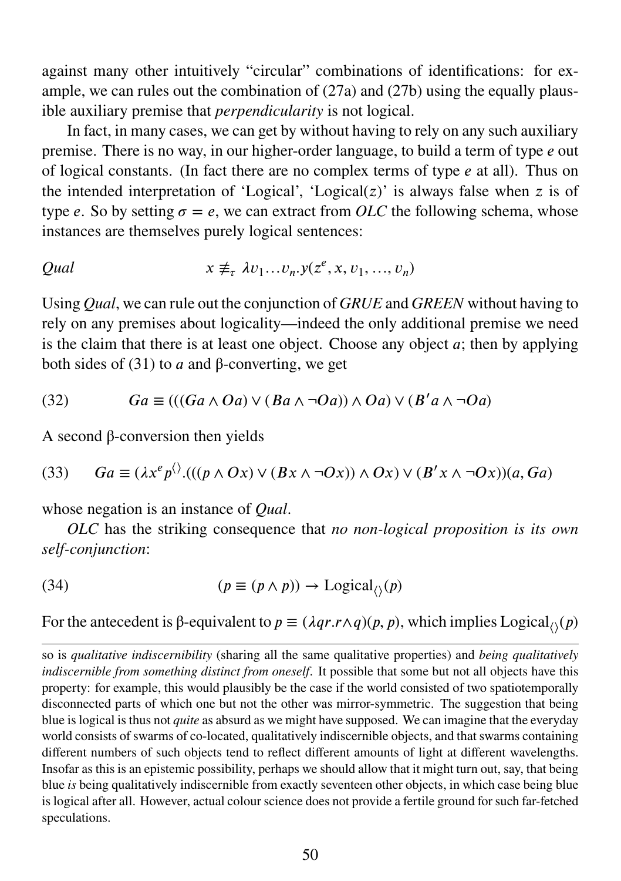against many other intuitively "circular" combinations of identifications: for example, we can rules out the combination of (27a) and (27b) using the equally plausible auxiliary premise that *perpendicularity* is not logical.

In fact, in many cases, we can get by without having to rely on any such auxiliary premise. There is no way, in our higher-order language, to build a term of type $e$ out of logical constants. (In fact there are no complex terms of type $e$ at all). Thus on the intended interpretation of 'Logical', 'Logical($z$)' is always false when $z$ is of type $e$. So by setting $\sigma = e$, we can extract from *OLC* the following schema, whose instances are themselves purely logical sentences:

*Qual* $$x \not\equiv_\tau \lambda v_1 \ldots v_n . y(z^e, x, v_1, \ldots, v_n)$$

Using *Qual*, we can rule out the conjunction of *GRUE* and *GREEN* without having to rely on any premises about logicality—indeed the only additional premise we need is the claim that there is at least one object. Choose any object $a$; then by applying both sides of (31) to $a$ and β-converting, we get

(32) $$Ga \equiv (((Ga \wedge Oa) \vee (Ba \wedge \neg Oa)) \wedge Oa) \vee (B'a \wedge \neg Oa)$$

A second β-conversion then yields

(33) $$Ga \equiv (\lambda x^e p^{\langle\rangle}.(((p \wedge Ox) \vee (Bx \wedge \neg Ox)) \wedge Ox) \vee (B'x \wedge \neg Ox))(a, Ga)$$

whose negation is an instance of *Qual*.

*OLC* has the striking consequence that *no non-logical proposition is its own self-conjunction*:

(34) $$(p \equiv (p \wedge p)) \rightarrow \text{Logical}_{\langle\rangle}(p)$$

For the antecedent is β-equivalent to $p \equiv (\lambda qr.r \wedge q)(p, p)$, which implies $\text{Logical}_{\langle\rangle}(p)$

so is *qualitative indiscernibility* (sharing all the same qualitative properties) and *being qualitatively indiscernible from something distinct from oneself*. It possible that some but not all objects have this property: for example, this would plausibly be the case if the world consisted of two spatiotemporally disconnected parts of which one but not the other was mirror-symmetric. The suggestion that being blue is logical is thus not *quite* as absurd as we might have supposed. We can imagine that the everyday world consists of swarms of co-located, qualitatively indiscernible objects, and that swarms containing different numbers of such objects tend to reflect different amounts of light at different wavelengths. Insofar as this is an epistemic possibility, perhaps we should allow that it might turn out, say, that being blue *is* being qualitatively indiscernible from exactly seventeen other objects, in which case being blue is logical after all. However, actual colour science does not provide a fertile ground for such far-fetched speculations.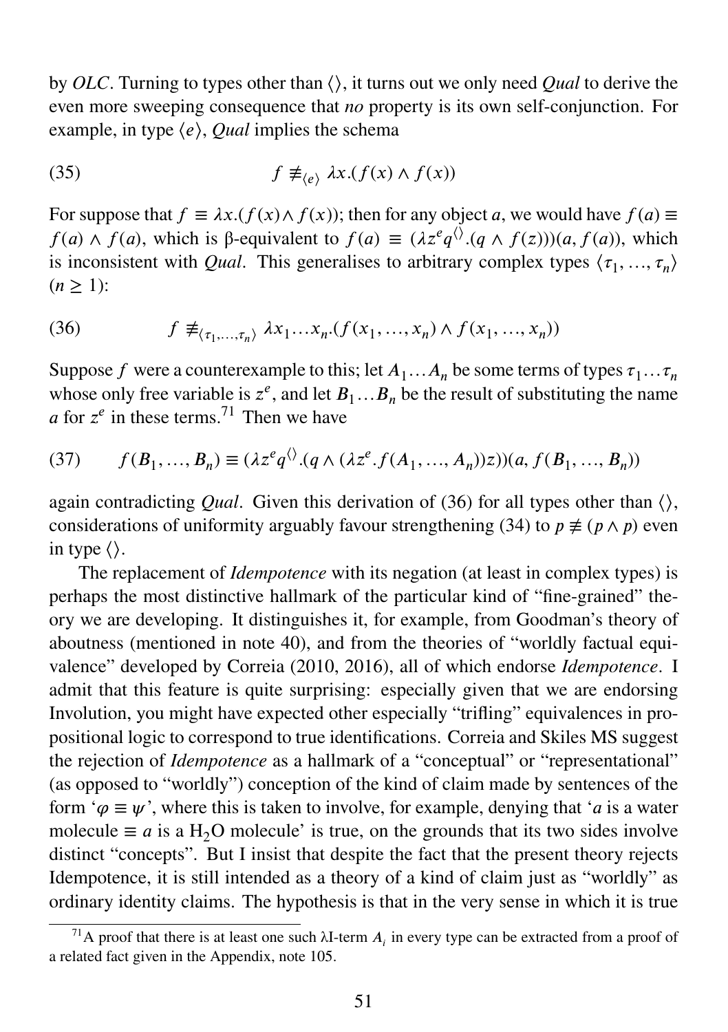by *OLC*. Turning to types other than $\langle\rangle$, it turns out we only need *Qual* to derive the even more sweeping consequence that *no* property is its own self-conjunction. For example, in type $\langle e \rangle$, *Qual* implies the schema

$$(35) \qquad f \not\equiv_{\langle e \rangle} \lambda x.(f(x) \wedge f(x))$$

For suppose that $f \equiv \lambda x.(f(x) \wedge f(x))$; then for any object $a$, we would have $f(a) \equiv f(a) \wedge f(a)$, which is β-equivalent to $f(a) \equiv (\lambda z^e q^{\langle\rangle}.(q \wedge f(z)))(a, f(a))$, which is inconsistent with *Qual*. This generalises to arbitrary complex types $\langle \tau_1, \ldots, \tau_n \rangle$ $(n \geq 1)$:

$$(36) \qquad f \not\equiv_{\langle \tau_1, \ldots, \tau_n \rangle} \lambda x_1 \ldots x_n.(f(x_1, \ldots, x_n) \wedge f(x_1, \ldots, x_n))$$

Suppose $f$ were a counterexample to this; let $A_1 \ldots A_n$ be some terms of types $\tau_1 \ldots \tau_n$ whose only free variable is $z^e$, and let $B_1 \ldots B_n$ be the result of substituting the name $a$ for $z^e$ in these terms.[71] Then we have

$$(37) \qquad f(B_1, \ldots, B_n) \equiv (\lambda z^e q^{\langle\rangle}.(q \wedge (\lambda z^e.f(A_1, \ldots, A_n))z))(a, f(B_1, \ldots, B_n))$$

again contradicting *Qual*. Given this derivation of (36) for all types other than $\langle\rangle$, considerations of uniformity arguably favour strengthening (34) to $p \not\equiv (p \wedge p)$ even in type $\langle\rangle$.

The replacement of *Idempotence* with its negation (at least in complex types) is perhaps the most distinctive hallmark of the particular kind of "fine-grained" theory we are developing. It distinguishes it, for example, from Goodman's theory of aboutness (mentioned in note 40), and from the theories of "worldly factual equivalence" developed by Correia (2010, 2016), all of which endorse *Idempotence*. I admit that this feature is quite surprising: especially given that we are endorsing Involution, you might have expected other especially "trifling" equivalences in propositional logic to correspond to true identifications. Correia and Skiles MS suggest the rejection of *Idempotence* as a hallmark of a "conceptual" or "representational" (as opposed to "worldly") conception of the kind of claim made by sentences of the form '$\varphi \equiv \psi$', where this is taken to involve, for example, denying that '$a$ is a water molecule $\equiv a$ is a $H_2O$ molecule' is true, on the grounds that its two sides involve distinct "concepts". But I insist that despite the fact that the present theory rejects Idempotence, it is still intended as a theory of a kind of claim just as "worldly" as ordinary identity claims. The hypothesis is that in the very sense in which it is true

[71] A proof that there is at least one such λI-term $A_i$ in every type can be extracted from a proof of a related fact given in the Appendix, note 105.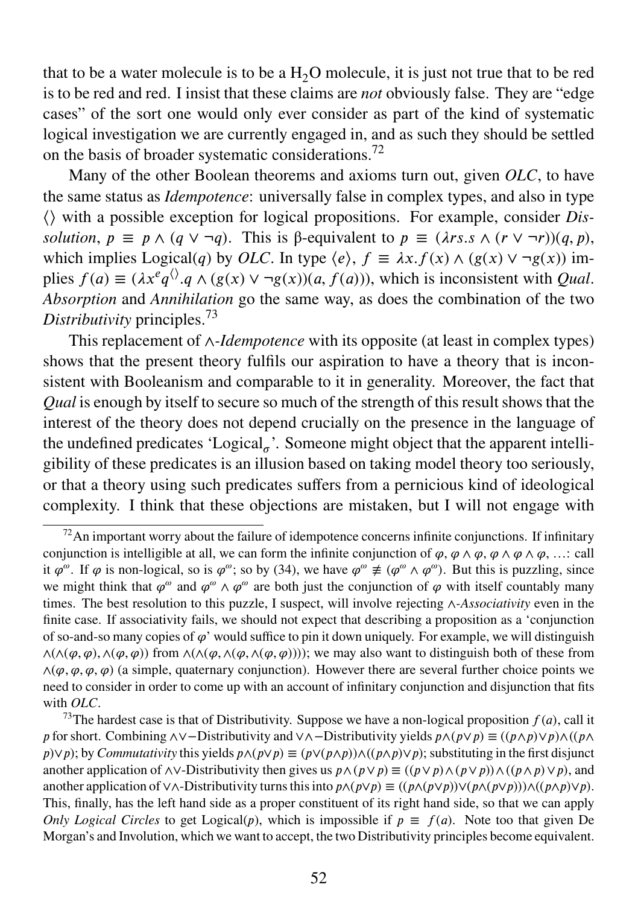that to be a water molecule is to be a $H_2O$ molecule, it is just not true that to be red is to be red and red. I insist that these claims are *not* obviously false. They are "edge cases" of the sort one would only ever consider as part of the kind of systematic logical investigation we are currently engaged in, and as such they should be settled on the basis of broader systematic considerations.[72]

Many of the other Boolean theorems and axioms turn out, given *OLC*, to have the same status as *Idempotence*: universally false in complex types, and also in type $\langle\rangle$ with a possible exception for logical propositions. For example, consider *Dissolution*, $p \equiv p \wedge (q \vee \neg q)$. This is β-equivalent to $p \equiv (\lambda rs.s \wedge (r \vee \neg r))(q, p)$, which implies Logical($q$) by *OLC*. In type $\langle e\rangle$, $f \equiv \lambda x.f(x) \wedge (g(x) \vee \neg g(x))$ implies $f(a) \equiv (\lambda x^e q^{\langle\rangle}.q \wedge (g(x) \vee \neg g(x))(a, f(a)))$, which is inconsistent with *Qual*. *Absorption* and *Annihilation* go the same way, as does the combination of the two *Distributivity* principles.[73]

This replacement of ∧-*Idempotence* with its opposite (at least in complex types) shows that the present theory fulfils our aspiration to have a theory that is inconsistent with Booleanism and comparable to it in generality. Moreover, the fact that *Qual* is enough by itself to secure so much of the strength of this result shows that the interest of the theory does not depend crucially on the presence in the language of the undefined predicates 'Logical$_\sigma$'. Someone might object that the apparent intelligibility of these predicates is an illusion based on taking model theory too seriously, or that a theory using such predicates suffers from a pernicious kind of ideological complexity. I think that these objections are mistaken, but I will not engage with

---

[72] An important worry about the failure of idempotence concerns infinite conjunctions. If infinitary conjunction is intelligible at all, we can form the infinite conjunction of $\varphi$, $\varphi \wedge \varphi$, $\varphi \wedge \varphi \wedge \varphi$, …: call it $\varphi^\omega$. If $\varphi$ is non-logical, so is $\varphi^\omega$; so by (34), we have $\varphi^\omega \not\equiv (\varphi^\omega \wedge \varphi^\omega)$. But this is puzzling, since we might think that $\varphi^\omega$ and $\varphi^\omega \wedge \varphi^\omega$ are both just the conjunction of $\varphi$ with itself countably many times. The best resolution to this puzzle, I suspect, will involve rejecting ∧-*Associativity* even in the finite case. If associativity fails, we should not expect that describing a proposition as a 'conjunction of so-and-so many copies of $\varphi$' would suffice to pin it down uniquely. For example, we will distinguish $\wedge(\wedge(\varphi, \varphi), \wedge(\varphi, \varphi))$ from $\wedge(\wedge(\varphi, \wedge(\varphi, \wedge(\varphi, \varphi))))$; we may also want to distinguish both of these from $\wedge(\varphi, \varphi, \varphi, \varphi)$ (a simple, quaternary conjunction). However there are several further choice points we need to consider in order to come up with an account of infinitary conjunction and disjunction that fits with *OLC*.

[73] The hardest case is that of Distributivity. Suppose we have a non-logical proposition $f(a)$, call it $p$ for short. Combining ∧∨−Distributivity and ∨∧−Distributivity yields $p\wedge(p\vee p) \equiv ((p\wedge p)\vee p)\wedge((p\wedge p)\vee p)$; by *Commutativity* this yields $p\wedge(p\vee p) \equiv (p\vee(p\wedge p))\wedge((p\wedge p)\vee p)$; substituting in the first disjunct another application of ∧∨-Distributivity then gives us $p\wedge(p\vee p) \equiv ((p\vee p)\wedge(p\vee p))\wedge((p\wedge p)\vee p)$, and another application of ∨∧-Distributivity turns this into $p\wedge(p\vee p) \equiv ((p\wedge(p\vee p))\vee(p\wedge(p\vee p)))\wedge((p\wedge p)\vee p)$. This, finally, has the left hand side as a proper constituent of its right hand side, so that we can apply *Only Logical Circles* to get Logical($p$), which is impossible if $p \equiv f(a)$. Note too that given De Morgan's and Involution, which we want to accept, the two Distributivity principles become equivalent.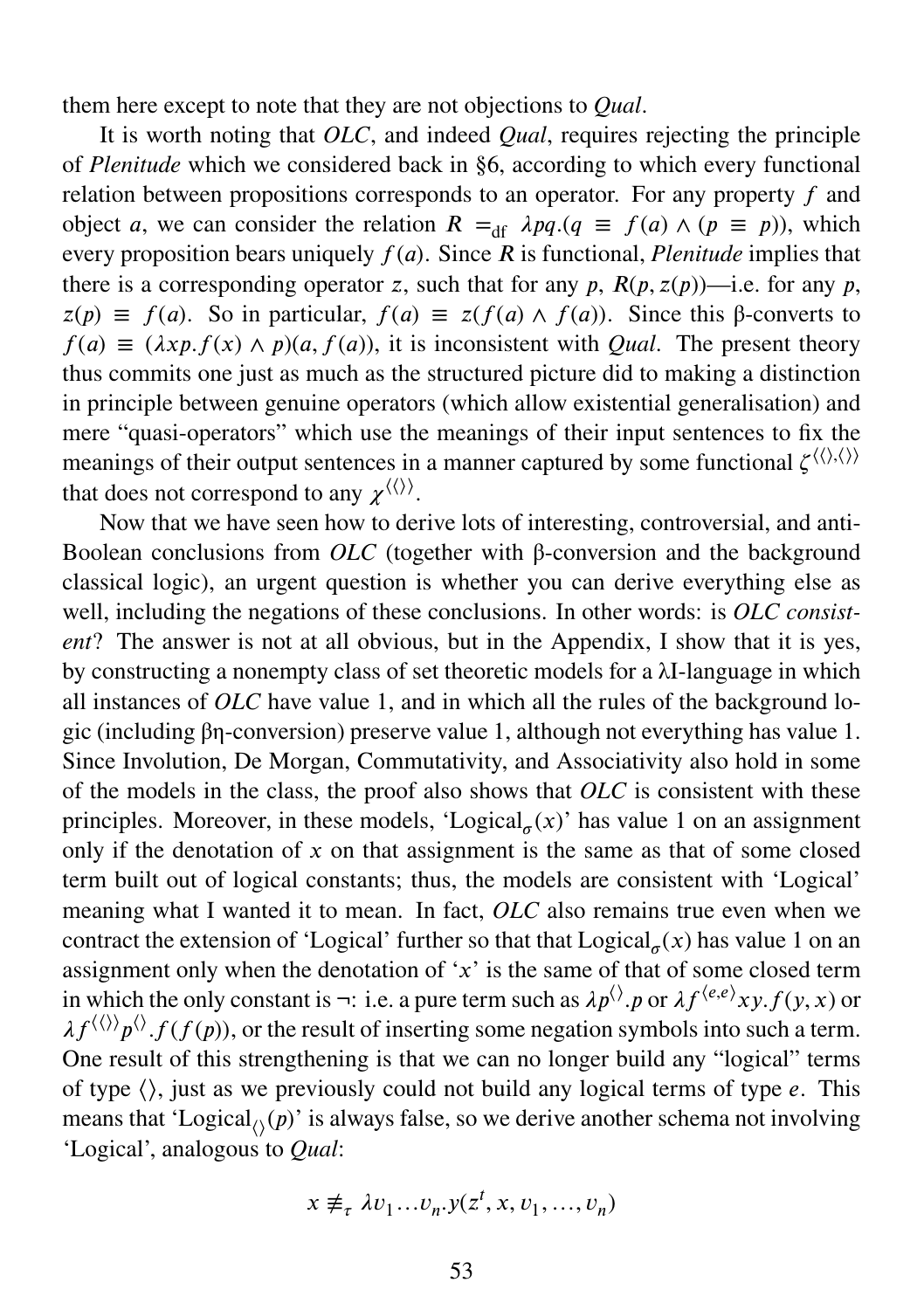them here except to note that they are not objections to *Qual*.

It is worth noting that *OLC*, and indeed *Qual*, requires rejecting the principle of *Plenitude* which we considered back in §6, according to which every functional relation between propositions corresponds to an operator. For any property $f$ and object $a$, we can consider the relation $R =_{\text{df}} \lambda pq.(q \equiv f(a) \wedge (p \equiv p))$, which every proposition bears uniquely $f(a)$. Since $R$ is functional, *Plenitude* implies that there is a corresponding operator $z$, such that for any $p$, $R(p, z(p))$—i.e. for any $p$, $z(p) \equiv f(a)$. So in particular, $f(a) \equiv z(f(a) \wedge f(a))$. Since this β-converts to $f(a) \equiv (\lambda xp.f(x) \wedge p)(a, f(a))$, it is inconsistent with *Qual*. The present theory thus commits one just as much as the structured picture did to making a distinction in principle between genuine operators (which allow existential generalisation) and mere "quasi-operators" which use the meanings of their input sentences to fix the meanings of their output sentences in a manner captured by some functional $\zeta^{\langle\langle\rangle,\langle\rangle\rangle}$ that does not correspond to any $\chi^{\langle\langle\rangle\rangle}$.

Now that we have seen how to derive lots of interesting, controversial, and anti-Boolean conclusions from *OLC* (together with β-conversion and the background classical logic), an urgent question is whether you can derive everything else as well, including the negations of these conclusions. In other words: is *OLC consistent*? The answer is not at all obvious, but in the Appendix, I show that it is yes, by constructing a nonempty class of set theoretic models for a λI-language in which all instances of *OLC* have value 1, and in which all the rules of the background logic (including βη-conversion) preserve value 1, although not everything has value 1. Since Involution, De Morgan, Commutativity, and Associativity also hold in some of the models in the class, the proof also shows that *OLC* is consistent with these principles. Moreover, in these models, '$\text{Logical}_\sigma(x)$' has value 1 on an assignment only if the denotation of $x$ on that assignment is the same as that of some closed term built out of logical constants; thus, the models are consistent with 'Logical' meaning what I wanted it to mean. In fact, *OLC* also remains true even when we contract the extension of 'Logical' further so that that $\text{Logical}_\sigma(x)$ has value 1 on an assignment only when the denotation of '$x$' is the same of that of some closed term in which the only constant is $\neg$: i.e. a pure term such as $\lambda p^{\langle\rangle}.p$ or $\lambda f^{\langle e,e\rangle}xy.f(y,x)$ or $\lambda f^{\langle\langle\rangle\rangle}p^{\langle\rangle}.f(f(p))$, or the result of inserting some negation symbols into such a term. One result of this strengthening is that we can no longer build any "logical" terms of type $\langle\rangle$, just as we previously could not build any logical terms of type $e$. This means that '$\text{Logical}_{\langle\rangle}(p)$' is always false, so we derive another schema not involving 'Logical', analogous to *Qual*:

$$x \not\equiv_\tau \lambda v_1 \ldots v_n.y(z^t, x, v_1, \ldots, v_n)$$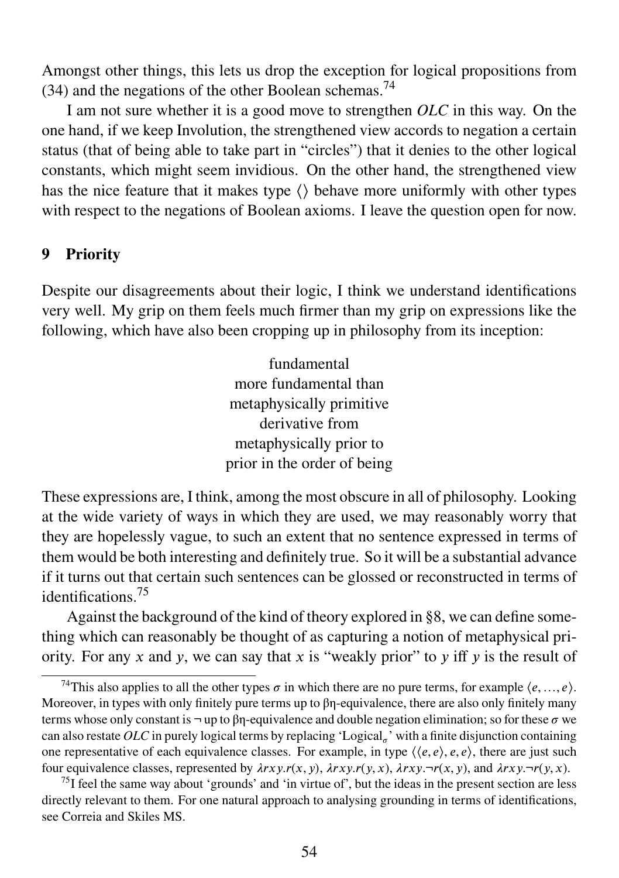Amongst other things, this lets us drop the exception for logical propositions from (34) and the negations of the other Boolean schemas.[74]

I am not sure whether it is a good move to strengthen *OLC* in this way. On the one hand, if we keep Involution, the strengthened view accords to negation a certain status (that of being able to take part in "circles") that it denies to the other logical constants, which might seem invidious. On the other hand, the strengthened view has the nice feature that it makes type $\langle\rangle$ behave more uniformly with other types with respect to the negations of Boolean axioms. I leave the question open for now.

## 9 Priority

Despite our disagreements about their logic, I think we understand identifications very well. My grip on them feels much firmer than my grip on expressions like the following, which have also been cropping up in philosophy from its inception:

fundamental
more fundamental than
metaphysically primitive
derivative from
metaphysically prior to
prior in the order of being

These expressions are, I think, among the most obscure in all of philosophy. Looking at the wide variety of ways in which they are used, we may reasonably worry that they are hopelessly vague, to such an extent that no sentence expressed in terms of them would be both interesting and definitely true. So it will be a substantial advance if it turns out that certain such sentences can be glossed or reconstructed in terms of identifications.[75]

Against the background of the kind of theory explored in §8, we can define something which can reasonably be thought of as capturing a notion of metaphysical priority. For any $x$ and $y$, we can say that $x$ is "weakly prior" to $y$ iff $y$ is the result of

[74] This also applies to all the other types $\sigma$ in which there are no pure terms, for example $\langle e, \ldots, e\rangle$. Moreover, in types with only finitely pure terms up to βη-equivalence, there are also only finitely many terms whose only constant is $\neg$ up to βη-equivalence and double negation elimination; so for these $\sigma$ we can also restate *OLC* in purely logical terms by replacing 'Logical$_\sigma$' with a finite disjunction containing one representative of each equivalence classes. For example, in type $\langle\langle e, e\rangle, e, e\rangle$, there are just such four equivalence classes, represented by $\lambda rxy.r(x, y)$, $\lambda rxy.r(y, x)$, $\lambda rxy.\neg r(x, y)$, and $\lambda rxy.\neg r(y, x)$.

[75] I feel the same way about 'grounds' and 'in virtue of', but the ideas in the present section are less directly relevant to them. For one natural approach to analysing grounding in terms of identifications, see Correia and Skiles MS.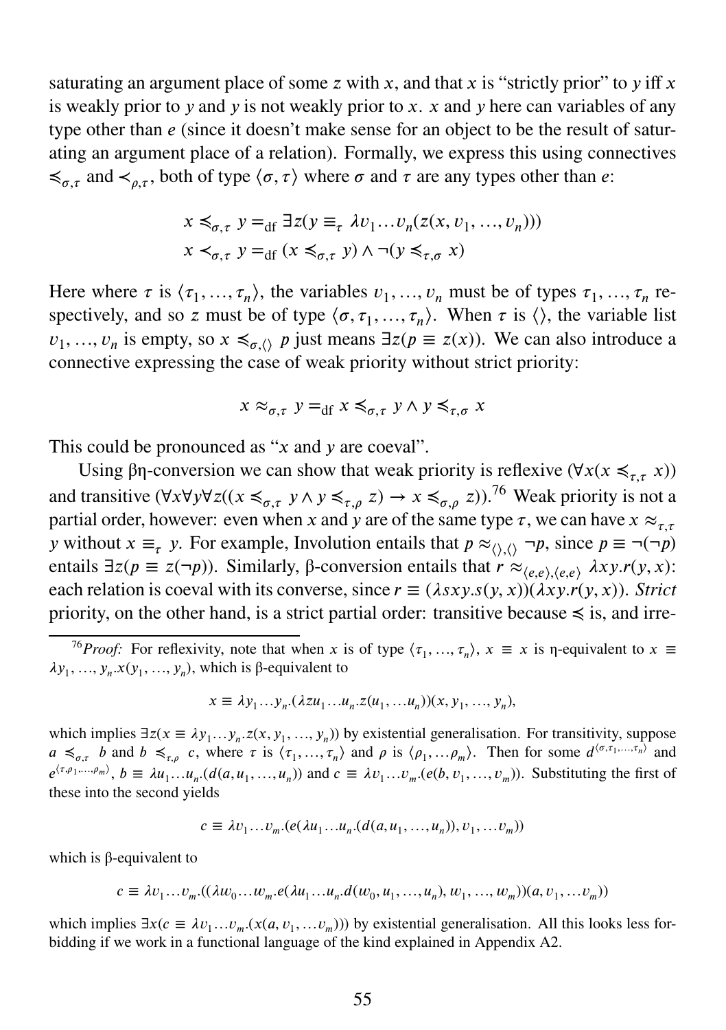saturating an argument place of some $z$ with $x$, and that $x$ is "strictly prior" to $y$ iff $x$ is weakly prior to $y$ and $y$ is not weakly prior to $x$. $x$ and $y$ here can variables of any type other than $e$ (since it doesn't make sense for an object to be the result of saturating an argument place of a relation). Formally, we express this using connectives $\preccurlyeq_{\sigma,\tau}$ and $\prec_{\rho,\tau}$, both of type $\langle \sigma, \tau \rangle$ where $\sigma$ and $\tau$ are any types other than $e$:

$$x \preccurlyeq_{\sigma,\tau} y =_{\text{df}} \exists z(y \equiv_\tau \lambda v_1 \ldots v_n(z(x, v_1, \ldots, v_n)))$$
$$x \prec_{\sigma,\tau} y =_{\text{df}} (x \preccurlyeq_{\sigma,\tau} y) \wedge \neg(y \preccurlyeq_{\tau,\sigma} x)$$

Here where $\tau$ is $\langle \tau_1, \ldots, \tau_n \rangle$, the variables $v_1, \ldots, v_n$ must be of types $\tau_1, \ldots, \tau_n$ respectively, and so $z$ must be of type $\langle \sigma, \tau_1, \ldots, \tau_n \rangle$. When $\tau$ is $\langle \rangle$, the variable list $v_1, \ldots, v_n$ is empty, so $x \preccurlyeq_{\sigma,\langle\rangle} p$ just means $\exists z(p \equiv z(x))$. We can also introduce a connective expressing the case of weak priority without strict priority:

$$x \approx_{\sigma,\tau} y =_{\text{df}} x \preccurlyeq_{\sigma,\tau} y \wedge y \preccurlyeq_{\tau,\sigma} x$$

This could be pronounced as "$x$ and $y$ are coeval".

Using βη-conversion we can show that weak priority is reflexive ($\forall x(x \preccurlyeq_{\tau,\tau} x)$) and transitive ($\forall x \forall y \forall z((x \preccurlyeq_{\sigma,\tau} y \wedge y \preccurlyeq_{\tau,\rho} z) \rightarrow x \preccurlyeq_{\sigma,\rho} z)$).[76] Weak priority is not a partial order, however: even when $x$ and $y$ are of the same type $\tau$, we can have $x \approx_{\tau,\tau} y$ without $x \equiv_\tau y$. For example, Involution entails that $p \approx_{\langle\rangle,\langle\rangle} \neg p$, since $p \equiv \neg(\neg p)$ entails $\exists z(p \equiv z(\neg p))$. Similarly, β-conversion entails that $r \approx_{\langle e,e \rangle,\langle e,e \rangle} \lambda xy.r(y, x)$: each relation is coeval with its converse, since $r \equiv (\lambda sxy.s(y, x))(\lambda xy.r(y, x))$. *Strict* priority, on the other hand, is a strict partial order: transitive because $\preccurlyeq$ is, and irre-

---

[76] *Proof:* For reflexivity, note that when $x$ is of type $\langle \tau_1, \ldots, \tau_n \rangle$, $x \equiv x$ is η-equivalent to $x \equiv \lambda y_1, \ldots, y_n.x(y_1, \ldots, y_n)$, which is β-equivalent to

$$x \equiv \lambda y_1 \ldots y_n.(\lambda z u_1 \ldots u_n.z(u_1, \ldots u_n))(x, y_1, \ldots, y_n),$$

which implies $\exists z(x \equiv \lambda y_1 \ldots y_n.z(x, y_1, \ldots, y_n))$ by existential generalisation. For transitivity, suppose $a \preccurlyeq_{\sigma,\tau} b$ and $b \preccurlyeq_{\tau,\rho} c$, where $\tau$ is $\langle \tau_1, \ldots, \tau_n \rangle$ and $\rho$ is $\langle \rho_1, \ldots \rho_m \rangle$. Then for some $d^{\langle \sigma, \tau_1, \ldots, \tau_n \rangle}$ and $e^{\langle \tau, \rho_1, \ldots, \rho_m \rangle}$, $b \equiv \lambda u_1 \ldots u_n.(d(a, u_1, \ldots, u_n))$ and $c \equiv \lambda v_1 \ldots v_m.(e(b, v_1, \ldots, v_m))$. Substituting the first of these into the second yields

$$c \equiv \lambda v_1 \ldots v_m.(e(\lambda u_1 \ldots u_n.(d(a, u_1, \ldots, u_n)), v_1, \ldots v_m))$$

which is β-equivalent to

$$c \equiv \lambda v_1 \ldots v_m.((\lambda w_0 \ldots w_m.e(\lambda u_1 \ldots u_n.d(w_0, u_1, \ldots, u_n), w_1, \ldots, w_m))(a, v_1, \ldots v_m))$$

which implies $\exists x(c \equiv \lambda v_1 \ldots v_m.(x(a, v_1, \ldots v_m)))$ by existential generalisation. All this looks less forbidding if we work in a functional language of the kind explained in Appendix A2.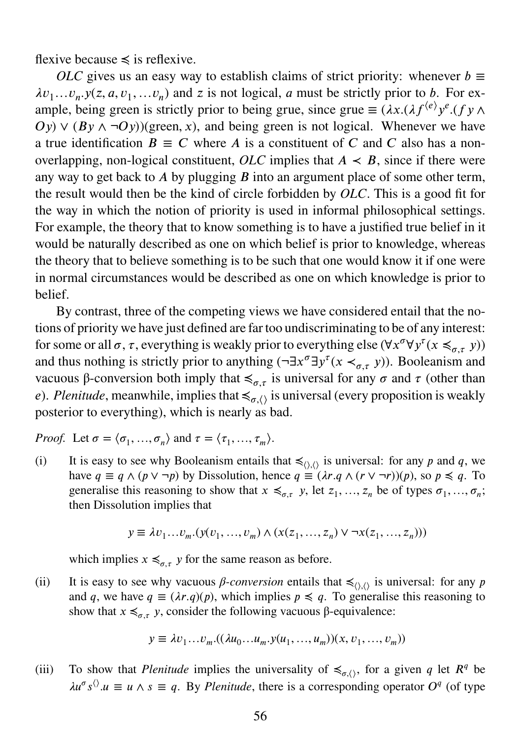flexive because $\preccurlyeq$ is reflexive.

*OLC* gives us an easy way to establish claims of strict priority: whenever $b \equiv \lambda v_1 \ldots v_n . y(z, a, v_1, \ldots v_n)$ and $z$ is not logical, $a$ must be strictly prior to $b$. For example, being green is strictly prior to being grue, since grue $\equiv (\lambda x.(\lambda f^{\langle e \rangle} y^e.(f\, y \wedge Oy) \vee (By \wedge \neg Oy))(\text{green}, x)$, and being green is not logical. Whenever we have a true identification $B \equiv C$ where $A$ is a constituent of $C$ and $C$ also has a non-overlapping, non-logical constituent, *OLC* implies that $A \prec B$, since if there were any way to get back to $A$ by plugging $B$ into an argument place of some other term, the result would then be the kind of circle forbidden by *OLC*. This is a good fit for the way in which the notion of priority is used in informal philosophical settings. For example, the theory that to know something is to have a justified true belief in it would be naturally described as one on which belief is prior to knowledge, whereas the theory that to believe something is to be such that one would know it if one were in normal circumstances would be described as one on which knowledge is prior to belief.

By contrast, three of the competing views we have considered entail that the notions of priority we have just defined are far too undiscriminating to be of any interest: for some or all $\sigma, \tau$, everything is weakly prior to everything else ($\forall x^\sigma \forall y^\tau (x \preccurlyeq_{\sigma,\tau} y)$) and thus nothing is strictly prior to anything ($\neg \exists x^\sigma \exists y^\tau (x \prec_{\sigma,\tau} y)$). Booleanism and vacuous β-conversion both imply that $\preccurlyeq_{\sigma,\tau}$ is universal for any $\sigma$ and $\tau$ (other than $e$). *Plenitude*, meanwhile, implies that $\preccurlyeq_{\sigma,\langle\rangle}$ is universal (every proposition is weakly posterior to everything), which is nearly as bad.

*Proof.* Let $\sigma = \langle \sigma_1, \ldots, \sigma_n \rangle$ and $\tau = \langle \tau_1, \ldots, \tau_m \rangle$.

(i) It is easy to see why Booleanism entails that $\preccurlyeq_{\langle\rangle,\langle\rangle}$ is universal: for any $p$ and $q$, we have $q \equiv q \wedge (p \vee \neg p)$ by Dissolution, hence $q \equiv (\lambda r.q \wedge (r \vee \neg r))(p)$, so $p \preccurlyeq q$. To generalise this reasoning to show that $x \preccurlyeq_{\sigma,\tau} y$, let $z_1, \ldots, z_n$ be of types $\sigma_1, \ldots, \sigma_n$; then Dissolution implies that

$$y \equiv \lambda v_1 \ldots v_m . (y(v_1, \ldots, v_m) \wedge (x(z_1, \ldots, z_n) \vee \neg x(z_1, \ldots, z_n)))$$

which implies $x \preccurlyeq_{\sigma,\tau} y$ for the same reason as before.

(ii) It is easy to see why vacuous *β-conversion* entails that $\preccurlyeq_{\langle\rangle,\langle\rangle}$ is universal: for any $p$ and $q$, we have $q \equiv (\lambda r.q)(p)$, which implies $p \preccurlyeq q$. To generalise this reasoning to show that $x \preccurlyeq_{\sigma,\tau} y$, consider the following vacuous β-equivalence:

$$y \equiv \lambda v_1 \ldots v_m . ((\lambda u_0 \ldots u_m . y(u_1, \ldots, u_m))(x, v_1, \ldots, v_m))$$

(iii) To show that *Plenitude* implies the universality of $\preccurlyeq_{\sigma,\langle\rangle}$, for a given $q$ let $R^q$ be $\lambda u^\sigma s^{\langle\rangle} . u \equiv u \wedge s \equiv q$. By *Plenitude*, there is a corresponding operator $O^q$ (of type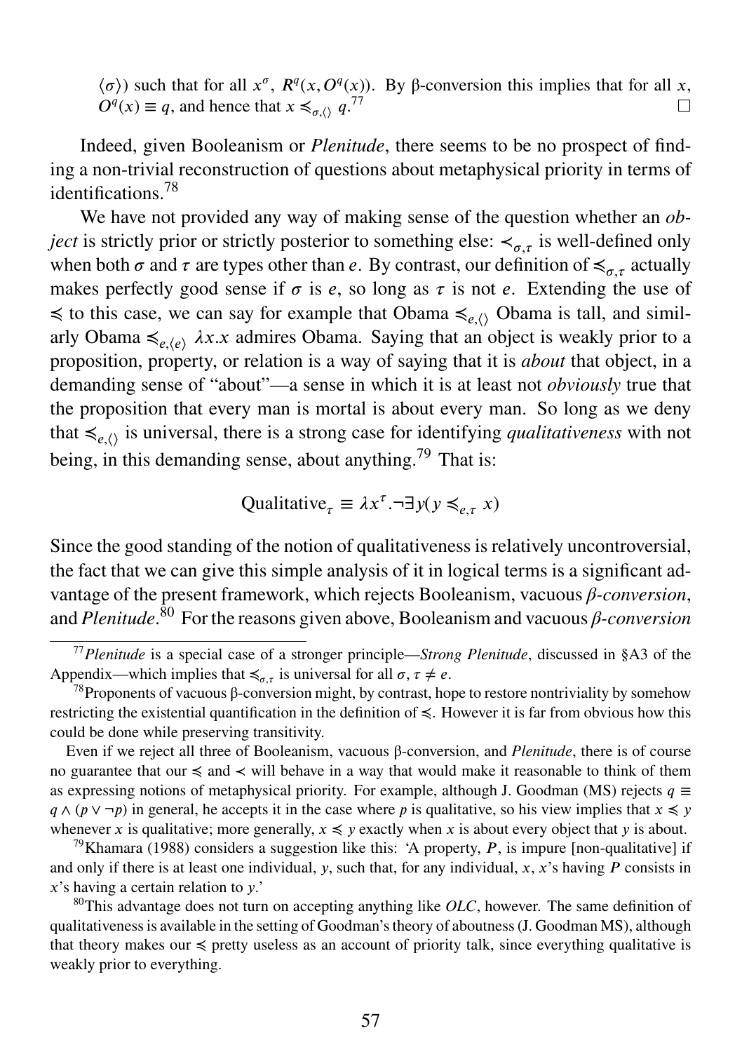$\langle\sigma\rangle$) such that for all $x^\sigma$, $R^q(x, O^q(x))$. By β-conversion this implies that for all $x$, $O^q(x) \equiv q$, and hence that $x \preccurlyeq_{\sigma,\langle\rangle} q$.[77] □

Indeed, given Booleanism or *Plenitude*, there seems to be no prospect of finding a non-trivial reconstruction of questions about metaphysical priority in terms of identifications.[78]

We have not provided any way of making sense of the question whether an *object* is strictly prior or strictly posterior to something else: $\prec_{\sigma,\tau}$ is well-defined only when both $\sigma$ and $\tau$ are types other than $e$. By contrast, our definition of $\preccurlyeq_{\sigma,\tau}$ actually makes perfectly good sense if $\sigma$ is $e$, so long as $\tau$ is not $e$. Extending the use of $\preccurlyeq$ to this case, we can say for example that Obama $\preccurlyeq_{e,\langle\rangle}$ Obama is tall, and similarly Obama $\preccurlyeq_{e,\langle e\rangle}$ $\lambda x.x$ admires Obama. Saying that an object is weakly prior to a proposition, property, or relation is a way of saying that it is *about* that object, in a demanding sense of "about"—a sense in which it is at least not *obviously* true that the proposition that every man is mortal is about every man. So long as we deny that $\preccurlyeq_{e,\langle\rangle}$ is universal, there is a strong case for identifying *qualitativeness* with not being, in this demanding sense, about anything.[79] That is:

$$\text{Qualitative}_\tau \equiv \lambda x^\tau.\neg\exists y(y \preccurlyeq_{e,\tau} x)$$

Since the good standing of the notion of qualitativeness is relatively uncontroversial, the fact that we can give this simple analysis of it in logical terms is a significant advantage of the present framework, which rejects Booleanism, vacuous *β-conversion*, and *Plenitude*.[80] For the reasons given above, Booleanism and vacuous *β-conversion*

[77] *Plenitude* is a special case of a stronger principle—*Strong Plenitude*, discussed in §A3 of the Appendix—which implies that $\preccurlyeq_{\sigma,\tau}$ is universal for all $\sigma, \tau \neq e$.

[78] Proponents of vacuous β-conversion might, by contrast, hope to restore nontriviality by somehow restricting the existential quantification in the definition of $\preccurlyeq$. However it is far from obvious how this could be done while preserving transitivity.

Even if we reject all three of Booleanism, vacuous β-conversion, and *Plenitude*, there is of course no guarantee that our $\preccurlyeq$ and $\prec$ will behave in a way that would make it reasonable to think of them as expressing notions of metaphysical priority. For example, although J. Goodman (MS) rejects $q \equiv q \wedge (p \vee \neg p)$ in general, he accepts it in the case where $p$ is qualitative, so his view implies that $x \preccurlyeq y$ whenever $x$ is qualitative; more generally, $x \preccurlyeq y$ exactly when $x$ is about every object that $y$ is about.

[79] Khamara (1988) considers a suggestion like this: 'A property, $P$, is impure [non-qualitative] if and only if there is at least one individual, $y$, such that, for any individual, $x$, $x$'s having $P$ consists in $x$'s having a certain relation to $y$.'

[80] This advantage does not turn on accepting anything like *OLC*, however. The same definition of qualitativeness is available in the setting of Goodman's theory of aboutness (J. Goodman MS), although that theory makes our $\preccurlyeq$ pretty useless as an account of priority talk, since everything qualitative is weakly prior to everything.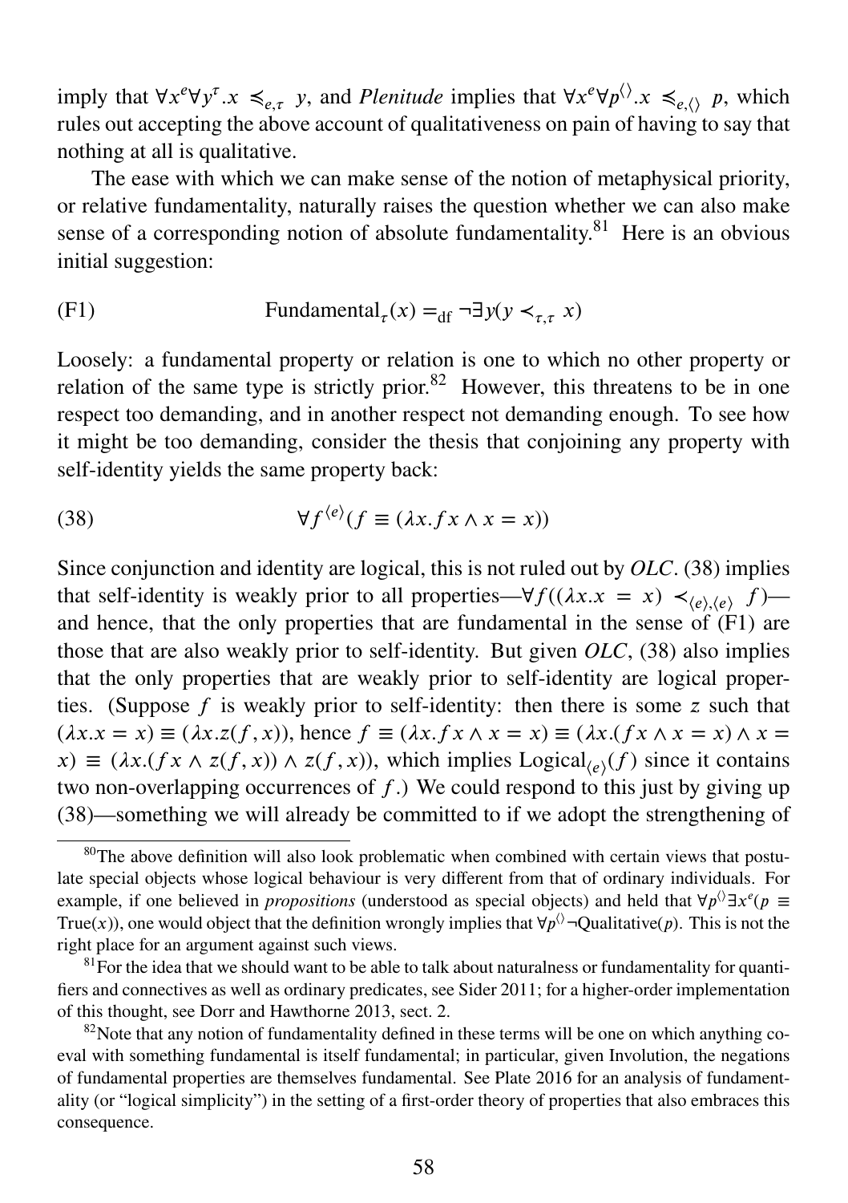imply that $\forall x^e \forall y^\tau . x \preccurlyeq_{e,\tau} y$, and *Plenitude* implies that $\forall x^e \forall p^{\langle\rangle} . x \preccurlyeq_{e,\langle\rangle} p$, which rules out accepting the above account of qualitativeness on pain of having to say that nothing at all is qualitative.

The ease with which we can make sense of the notion of metaphysical priority, or relative fundamentality, naturally raises the question whether we can also make sense of a corresponding notion of absolute fundamentality.[81] Here is an obvious initial suggestion:

$$\text{(F1)} \qquad \text{Fundamental}_\tau(x) =_{\text{df}} \neg\exists y(y \prec_{\tau,\tau} x)$$

Loosely: a fundamental property or relation is one to which no other property or relation of the same type is strictly prior.[82] However, this threatens to be in one respect too demanding, and in another respect not demanding enough. To see how it might be too demanding, consider the thesis that conjoining any property with self-identity yields the same property back:

$$\text{(38)} \qquad \forall f^{\langle e\rangle}(f \equiv (\lambda x. fx \wedge x = x))$$

Since conjunction and identity are logical, this is not ruled out by *OLC*. (38) implies that self-identity is weakly prior to all properties—$\forall f((\lambda x.x = x) \prec_{\langle e\rangle,\langle e\rangle} f)$—and hence, that the only properties that are fundamental in the sense of (F1) are those that are also weakly prior to self-identity. But given *OLC*, (38) also implies that the only properties that are weakly prior to self-identity are logical properties. (Suppose $f$ is weakly prior to self-identity: then there is some $z$ such that $(\lambda x.x = x) \equiv (\lambda x.z(f, x))$, hence $f \equiv (\lambda x. fx \wedge x = x) \equiv (\lambda x.(fx \wedge x = x) \wedge x = x) \equiv (\lambda x.(fx \wedge z(f, x)) \wedge z(f, x))$, which implies $\text{Logical}_{\langle e\rangle}(f)$ since it contains two non-overlapping occurrences of $f$.) We could respond to this just by giving up (38)—something we will already be committed to if we adopt the strengthening of

---

[80] The above definition will also look problematic when combined with certain views that postulate special objects whose logical behaviour is very different from that of ordinary individuals. For example, if one believed in *propositions* (understood as special objects) and held that $\forall p^{\langle\rangle}\exists x^e(p \equiv \text{True}(x))$, one would object that the definition wrongly implies that $\forall p^{\langle\rangle}\neg\text{Qualitative}(p)$. This is not the right place for an argument against such views.

[81] For the idea that we should want to be able to talk about naturalness or fundamentality for quantifiers and connectives as well as ordinary predicates, see Sider 2011; for a higher-order implementation of this thought, see Dorr and Hawthorne 2013, sect. 2.

[82] Note that any notion of fundamentality defined in these terms will be one on which anything coeval with something fundamental is itself fundamental; in particular, given Involution, the negations of fundamental properties are themselves fundamental. See Plate 2016 for an analysis of fundamentality (or "logical simplicity") in the setting of a first-order theory of properties that also embraces this consequence.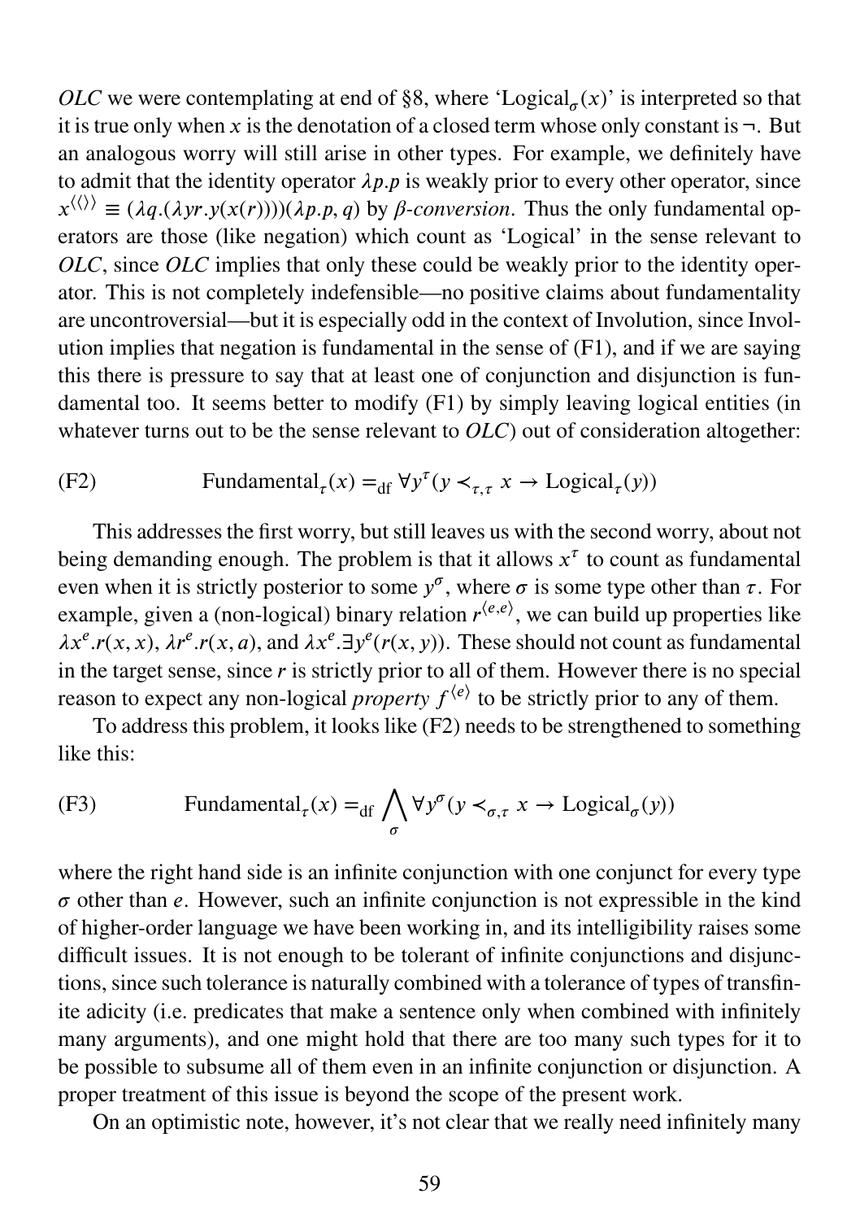*OLC* we were contemplating at end of §8, where '$\text{Logical}_\sigma(x)$' is interpreted so that it is true only when $x$ is the denotation of a closed term whose only constant is $\neg$. But an analogous worry will still arise in other types. For example, we definitely have to admit that the identity operator $\lambda p.p$ is weakly prior to every other operator, since $x^{\langle\langle\rangle\rangle} \equiv (\lambda q.(\lambda yr.y(x(r))))(\lambda p.p, q)$ by *β-conversion*. Thus the only fundamental operators are those (like negation) which count as 'Logical' in the sense relevant to *OLC*, since *OLC* implies that only these could be weakly prior to the identity operator. This is not completely indefensible—no positive claims about fundamentality are uncontroversial—but it is especially odd in the context of Involution, since Involution implies that negation is fundamental in the sense of (F1), and if we are saying this there is pressure to say that at least one of conjunction and disjunction is fundamental too. It seems better to modify (F1) by simply leaving logical entities (in whatever turns out to be the sense relevant to *OLC*) out of consideration altogether:

(F2) $$\text{Fundamental}_\tau(x) =_{\text{df}} \forall y^\tau(y \prec_{\tau,\tau} x \to \text{Logical}_\tau(y))$$

This addresses the first worry, but still leaves us with the second worry, about not being demanding enough. The problem is that it allows $x^\tau$ to count as fundamental even when it is strictly posterior to some $y^\sigma$, where $\sigma$ is some type other than $\tau$. For example, given a (non-logical) binary relation $r^{\langle e,e\rangle}$, we can build up properties like $\lambda x^e.r(x,x)$, $\lambda r^e.r(x,a)$, and $\lambda x^e.\exists y^e(r(x,y))$. These should not count as fundamental in the target sense, since $r$ is strictly prior to all of them. However there is no special reason to expect any non-logical *property* $f^{\langle e\rangle}$ to be strictly prior to any of them.

To address this problem, it looks like (F2) needs to be strengthened to something like this:

(F3) $$\text{Fundamental}_\tau(x) =_{\text{df}} \bigwedge_\sigma \forall y^\sigma(y \prec_{\sigma,\tau} x \to \text{Logical}_\sigma(y))$$

where the right hand side is an infinite conjunction with one conjunct for every type $\sigma$ other than $e$. However, such an infinite conjunction is not expressible in the kind of higher-order language we have been working in, and its intelligibility raises some difficult issues. It is not enough to be tolerant of infinite conjunctions and disjunctions, since such tolerance is naturally combined with a tolerance of types of transfinite adicity (i.e. predicates that make a sentence only when combined with infinitely many arguments), and one might hold that there are too many such types for it to be possible to subsume all of them even in an infinite conjunction or disjunction. A proper treatment of this issue is beyond the scope of the present work.

On an optimistic note, however, it's not clear that we really need infinitely many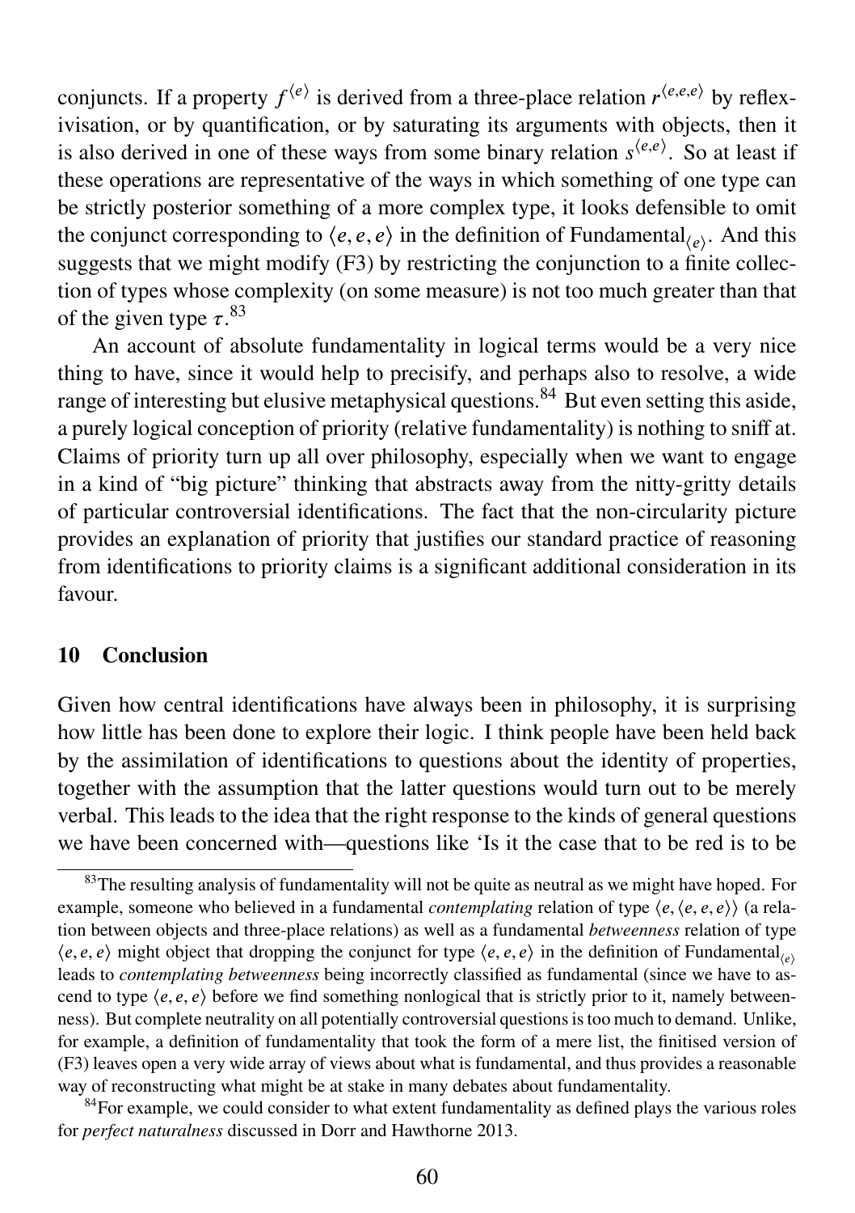conjuncts. If a property $f^{\langle e \rangle}$ is derived from a three-place relation $r^{\langle e,e,e \rangle}$ by reflexivisation, or by quantification, or by saturating its arguments with objects, then it is also derived in one of these ways from some binary relation $s^{\langle e,e \rangle}$. So at least if these operations are representative of the ways in which something of one type can be strictly posterior something of a more complex type, it looks defensible to omit the conjunct corresponding to $\langle e, e, e \rangle$ in the definition of $\text{Fundamental}_{\langle e \rangle}$. And this suggests that we might modify (F3) by restricting the conjunction to a finite collection of types whose complexity (on some measure) is not too much greater than that of the given type $\tau$.[83]

An account of absolute fundamentality in logical terms would be a very nice thing to have, since it would help to precisify, and perhaps also to resolve, a wide range of interesting but elusive metaphysical questions.[84] But even setting this aside, a purely logical conception of priority (relative fundamentality) is nothing to sniff at. Claims of priority turn up all over philosophy, especially when we want to engage in a kind of "big picture" thinking that abstracts away from the nitty-gritty details of particular controversial identifications. The fact that the non-circularity picture provides an explanation of priority that justifies our standard practice of reasoning from identifications to priority claims is a significant additional consideration in its favour.

## 10 Conclusion

Given how central identifications have always been in philosophy, it is surprising how little has been done to explore their logic. I think people have been held back by the assimilation of identifications to questions about the identity of properties, together with the assumption that the latter questions would turn out to be merely verbal. This leads to the idea that the right response to the kinds of general questions we have been concerned with—questions like 'Is it the case that to be red is to be

[83] The resulting analysis of fundamentality will not be quite as neutral as we might have hoped. For example, someone who believed in a fundamental *contemplating* relation of type $\langle e, \langle e, e, e \rangle \rangle$ (a relation between objects and three-place relations) as well as a fundamental *betweenness* relation of type $\langle e, e, e \rangle$ might object that dropping the conjunct for type $\langle e, e, e \rangle$ in the definition of $\text{Fundamental}_{\langle e \rangle}$ leads to *contemplating betweenness* being incorrectly classified as fundamental (since we have to ascend to type $\langle e, e, e \rangle$ before we find something nonlogical that is strictly prior to it, namely betweenness). But complete neutrality on all potentially controversial questions is too much to demand. Unlike, for example, a definition of fundamentality that took the form of a mere list, the finitised version of (F3) leaves open a very wide array of views about what is fundamental, and thus provides a reasonable way of reconstructing what might be at stake in many debates about fundamentality.

[84] For example, we could consider to what extent fundamentality as defined plays the various roles for *perfect naturalness* discussed in Dorr and Hawthorne 2013.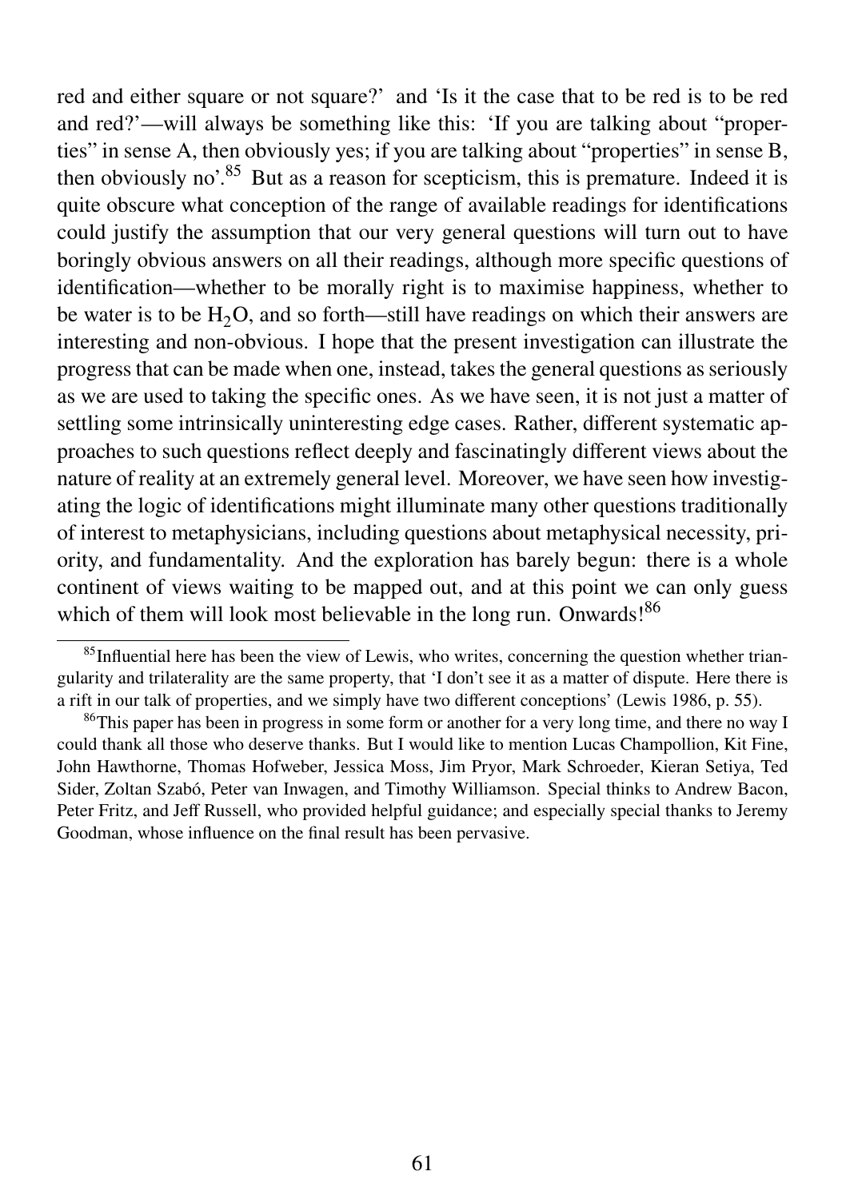red and either square or not square?' and 'Is it the case that to be red is to be red and red?'—will always be something like this: 'If you are talking about "properties" in sense A, then obviously yes; if you are talking about "properties" in sense B, then obviously no'.[85] But as a reason for scepticism, this is premature. Indeed it is quite obscure what conception of the range of available readings for identifications could justify the assumption that our very general questions will turn out to have boringly obvious answers on all their readings, although more specific questions of identification—whether to be morally right is to maximise happiness, whether to be water is to be $H_2O$, and so forth—still have readings on which their answers are interesting and non-obvious. I hope that the present investigation can illustrate the progress that can be made when one, instead, takes the general questions as seriously as we are used to taking the specific ones. As we have seen, it is not just a matter of settling some intrinsically uninteresting edge cases. Rather, different systematic approaches to such questions reflect deeply and fascinatingly different views about the nature of reality at an extremely general level. Moreover, we have seen how investigating the logic of identifications might illuminate many other questions traditionally of interest to metaphysicians, including questions about metaphysical necessity, priority, and fundamentality. And the exploration has barely begun: there is a whole continent of views waiting to be mapped out, and at this point we can only guess which of them will look most believable in the long run. Onwards![86]

[85] Influential here has been the view of Lewis, who writes, concerning the question whether triangularity and trilaterality are the same property, that 'I don't see it as a matter of dispute. Here there is a rift in our talk of properties, and we simply have two different conceptions' (Lewis 1986, p. 55).

[86] This paper has been in progress in some form or another for a very long time, and there no way I could thank all those who deserve thanks. But I would like to mention Lucas Champollion, Kit Fine, John Hawthorne, Thomas Hofweber, Jessica Moss, Jim Pryor, Mark Schroeder, Kieran Setiya, Ted Sider, Zoltan Szabó, Peter van Inwagen, and Timothy Williamson. Special thinks to Andrew Bacon, Peter Fritz, and Jeff Russell, who provided helpful guidance; and especially special thanks to Jeremy Goodman, whose influence on the final result has been pervasive.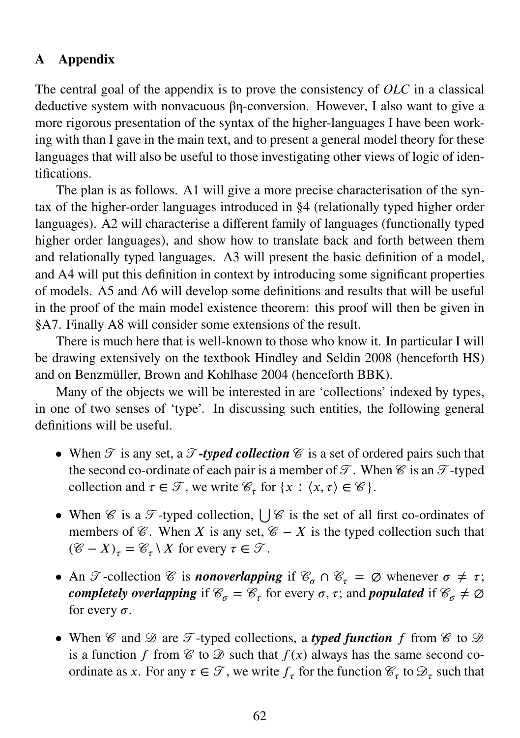# A Appendix

The central goal of the appendix is to prove the consistency of *OLC* in a classical deductive system with nonvacuous βη-conversion. However, I also want to give a more rigorous presentation of the syntax of the higher-languages I have been working with than I gave in the main text, and to present a general model theory for these languages that will also be useful to those investigating other views of logic of identifications.

The plan is as follows. A1 will give a more precise characterisation of the syntax of the higher-order languages introduced in §4 (relationally typed higher order languages). A2 will characterise a different family of languages (functionally typed higher order languages), and show how to translate back and forth between them and relationally typed languages. A3 will present the basic definition of a model, and A4 will put this definition in context by introducing some significant properties of models. A5 and A6 will develop some definitions and results that will be useful in the proof of the main model existence theorem: this proof will then be given in §A7. Finally A8 will consider some extensions of the result.

There is much here that is well-known to those who know it. In particular I will be drawing extensively on the textbook Hindley and Seldin 2008 (henceforth HS) and on Benzmüller, Brown and Kohlhase 2004 (henceforth BBK).

Many of the objects we will be interested in are 'collections' indexed by types, in one of two senses of 'type'. In discussing such entities, the following general definitions will be useful.

- When $\mathscr{T}$ is any set, a ***$\mathscr{T}$-typed collection*** $\mathscr{C}$ is a set of ordered pairs such that the second co-ordinate of each pair is a member of $\mathscr{T}$. When $\mathscr{C}$ is an $\mathscr{T}$-typed collection and $\tau \in \mathscr{T}$, we write $\mathscr{C}_\tau$ for $\{x : \langle x, \tau \rangle \in \mathscr{C}\}$.
- When $\mathscr{C}$ is a $\mathscr{T}$-typed collection, $\bigcup \mathscr{C}$ is the set of all first co-ordinates of members of $\mathscr{C}$. When $X$ is any set, $\mathscr{C} - X$ is the typed collection such that $(\mathscr{C} - X)_\tau = \mathscr{C}_\tau \setminus X$ for every $\tau \in \mathscr{T}$.
- An $\mathscr{T}$-collection $\mathscr{C}$ is ***nonoverlapping*** if $\mathscr{C}_\sigma \cap \mathscr{C}_\tau = \varnothing$ whenever $\sigma \neq \tau$; ***completely overlapping*** if $\mathscr{C}_\sigma = \mathscr{C}_\tau$ for every $\sigma, \tau$; and ***populated*** if $\mathscr{C}_\sigma \neq \varnothing$ for every $\sigma$.
- When $\mathscr{C}$ and $\mathscr{D}$ are $\mathscr{T}$-typed collections, a ***typed function*** $f$ from $\mathscr{C}$ to $\mathscr{D}$ is a function $f$ from $\mathscr{C}$ to $\mathscr{D}$ such that $f(x)$ always has the same second co-ordinate as $x$. For any $\tau \in \mathscr{T}$, we write $f_\tau$ for the function $\mathscr{C}_\tau$ to $\mathscr{D}_\tau$ such that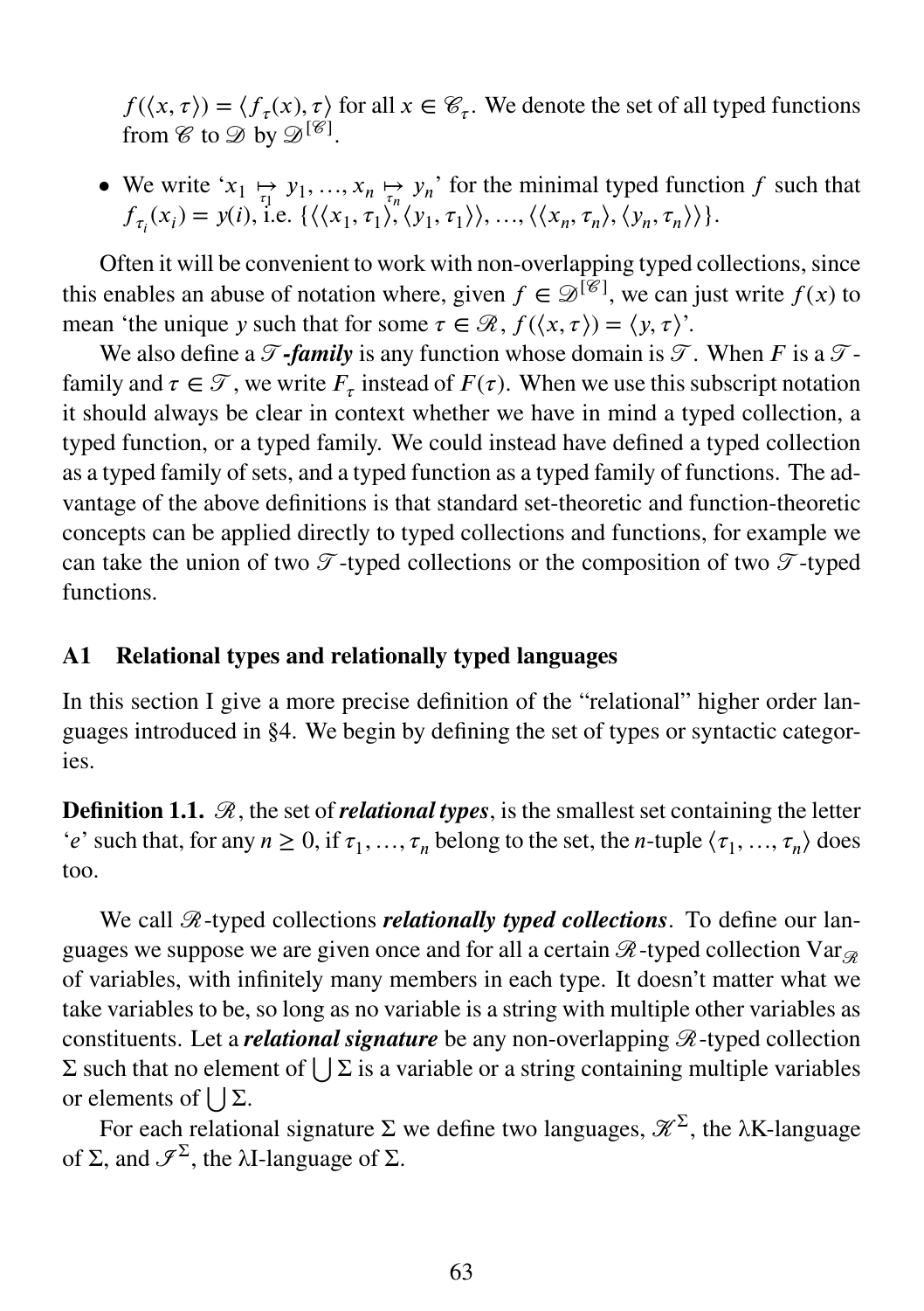$f(\langle x, \tau \rangle) = \langle f_\tau(x), \tau \rangle$ for all $x \in \mathscr{C}_\tau$. We denote the set of all typed functions from $\mathscr{C}$ to $\mathscr{D}$ by $\mathscr{D}^{[\mathscr{C}]}$.

- We write '$x_1 \underset{\tau_1}{\mapsto} y_1, \ldots, x_n \underset{\tau_n}{\mapsto} y_n$' for the minimal typed function $f$ such that $f_{\tau_i}(x_i) = y(i)$, i.e. $\{\langle\langle x_1, \tau_1\rangle, \langle y_1, \tau_1\rangle\rangle, \ldots, \langle\langle x_n, \tau_n\rangle, \langle y_n, \tau_n\rangle\rangle\}$.

Often it will be convenient to work with non-overlapping typed collections, since this enables an abuse of notation where, given $f \in \mathscr{D}^{[\mathscr{C}]}$, we can just write $f(x)$ to mean 'the unique $y$ such that for some $\tau \in \mathscr{R}$, $f(\langle x, \tau \rangle) = \langle y, \tau \rangle$'.

We also define a ***$\mathscr{T}$-family*** is any function whose domain is $\mathscr{T}$. When $F$ is a $\mathscr{T}$-family and $\tau \in \mathscr{T}$, we write $F_\tau$ instead of $F(\tau)$. When we use this subscript notation it should always be clear in context whether we have in mind a typed collection, a typed function, or a typed family. We could instead have defined a typed collection as a typed family of sets, and a typed function as a typed family of functions. The advantage of the above definitions is that standard set-theoretic and function-theoretic concepts can be applied directly to typed collections and functions, for example we can take the union of two $\mathscr{T}$-typed collections or the composition of two $\mathscr{T}$-typed functions.

## A1 Relational types and relationally typed languages

In this section I give a more precise definition of the "relational" higher order languages introduced in §4. We begin by defining the set of types or syntactic categories.

**Definition 1.1.** $\mathscr{R}$, the set of ***relational types***, is the smallest set containing the letter '$e$' such that, for any $n \geq 0$, if $\tau_1, \ldots, \tau_n$ belong to the set, the $n$-tuple $\langle \tau_1, \ldots, \tau_n \rangle$ does too.

We call $\mathscr{R}$-typed collections ***relationally typed collections***. To define our languages we suppose we are given once and for all a certain $\mathscr{R}$-typed collection $\mathrm{Var}_{\mathscr{R}}$ of variables, with infinitely many members in each type. It doesn't matter what we take variables to be, so long as no variable is a string with multiple other variables as constituents. Let a ***relational signature*** be any non-overlapping $\mathscr{R}$-typed collection $\Sigma$ such that no element of $\bigcup \Sigma$ is a variable or a string containing multiple variables or elements of $\bigcup \Sigma$.

For each relational signature $\Sigma$ we define two languages, $\mathscr{K}^\Sigma$, the λK-language of $\Sigma$, and $\mathscr{I}^\Sigma$, the λI-language of $\Sigma$.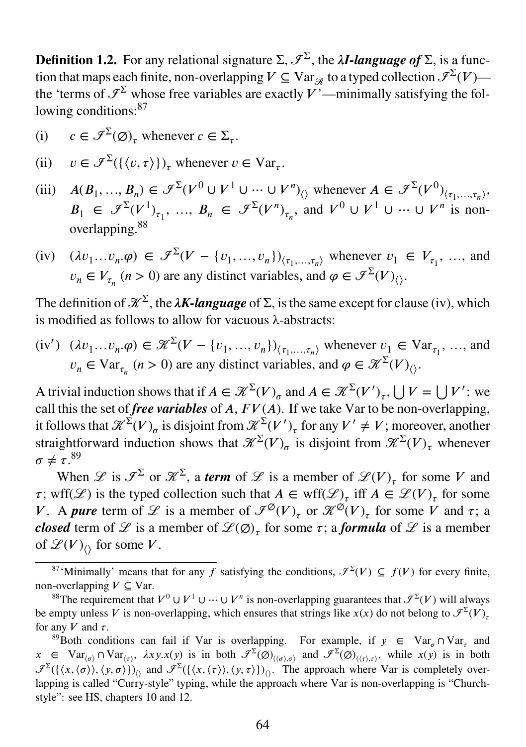**Definition 1.2.** For any relational signature $\Sigma$, $\mathscr{I}^\Sigma$, the ***λI-language of*** $\Sigma$, is a function that maps each finite, non-overlapping $V \subseteq \mathrm{Var}_{\mathscr{R}}$ to a typed collection $\mathscr{I}^\Sigma(V)$—the 'terms of $\mathscr{I}^\Sigma$ whose free variables are exactly $V$'—minimally satisfying the following conditions:[87]

(i) $c \in \mathscr{I}^\Sigma(\varnothing)_\tau$ whenever $c \in \Sigma_\tau$.

(ii) $v \in \mathscr{I}^\Sigma(\{\langle v, \tau\rangle\})_\tau$ whenever $v \in \mathrm{Var}_\tau$.

(iii) $A(B_1, \ldots, B_n) \in \mathscr{I}^\Sigma(V^0 \cup V^1 \cup \cdots \cup V^n)_{\langle\rangle}$ whenever $A \in \mathscr{I}^\Sigma(V^0)_{\langle \tau_1, \ldots, \tau_n\rangle}$, $B_1 \in \mathscr{I}^\Sigma(V^1)_{\tau_1}$, …, $B_n \in \mathscr{I}^\Sigma(V^n)_{\tau_n}$, and $V^0 \cup V^1 \cup \cdots \cup V^n$ is non-overlapping.[88]

(iv) $(\lambda v_1 \ldots v_n . \varphi) \in \mathscr{I}^\Sigma(V - \{v_1, \ldots, v_n\})_{\langle \tau_1, \ldots, \tau_n\rangle}$ whenever $v_1 \in V_{\tau_1}$, …, and $v_n \in V_{\tau_n}$ ($n > 0$) are any distinct variables, and $\varphi \in \mathscr{I}^\Sigma(V)_{\langle\rangle}$.

The definition of $\mathscr{K}^\Sigma$, the ***λK-language*** of $\Sigma$, is the same except for clause (iv), which is modified as follows to allow for vacuous λ-abstracts:

(iv′) $(\lambda v_1 \ldots v_n . \varphi) \in \mathscr{K}^\Sigma(V - \{v_1, \ldots, v_n\})_{\langle \tau_1, \ldots, \tau_n\rangle}$ whenever $v_1 \in \mathrm{Var}_{\tau_1}$, …, and $v_n \in \mathrm{Var}_{\tau_n}$ ($n > 0$) are any distinct variables, and $\varphi \in \mathscr{K}^\Sigma(V)_{\langle\rangle}$.

A trivial induction shows that if $A \in \mathscr{K}^\Sigma(V)_\sigma$ and $A \in \mathscr{K}^\Sigma(V')_\tau$, $\bigcup V = \bigcup V'$: we call this the set of ***free variables*** of $A$, $FV(A)$. If we take Var to be non-overlapping, it follows that $\mathscr{K}^\Sigma(V)_\sigma$ is disjoint from $\mathscr{K}^\Sigma(V')_\tau$ for any $V' \neq V$; moreover, another straightforward induction shows that $\mathscr{K}^\Sigma(V)_\sigma$ is disjoint from $\mathscr{K}^\Sigma(V)_\tau$ whenever $\sigma \neq \tau$.[89]

When $\mathscr{L}$ is $\mathscr{I}^\Sigma$ or $\mathscr{K}^\Sigma$, a ***term*** of $\mathscr{L}$ is a member of $\mathscr{L}(V)_\tau$ for some $V$ and $\tau$; wff$(\mathscr{L})$ is the typed collection such that $A \in \mathrm{wff}(\mathscr{L})_\tau$ iff $A \in \mathscr{L}(V)_\tau$ for some $V$. A ***pure*** term of $\mathscr{L}$ is a member of $\mathscr{I}^\varnothing(V)_\tau$ or $\mathscr{K}^\varnothing(V)_\tau$ for some $V$ and $\tau$; a ***closed*** term of $\mathscr{L}$ is a member of $\mathscr{L}(\varnothing)_\tau$ for some $\tau$; a ***formula*** of $\mathscr{L}$ is a member of $\mathscr{L}(V)_{\langle\rangle}$ for some $V$.

---

[87] 'Minimally' means that for any $f$ satisfying the conditions, $\mathscr{I}^\Sigma(V) \subseteq f(V)$ for every finite, non-overlapping $V \subseteq \mathrm{Var}$.

[88] The requirement that $V^0 \cup V^1 \cup \cdots \cup V^n$ is non-overlapping guarantees that $\mathscr{I}^\Sigma(V)$ will always be empty unless $V$ is non-overlapping, which ensures that strings like $x(x)$ do not belong to $\mathscr{I}^\Sigma(V)_\tau$ for any $V$ and $\tau$.

[89] Both conditions can fail if Var is overlapping. For example, if $y \in \mathrm{Var}_\sigma \cap \mathrm{Var}_\tau$ and $x \in \mathrm{Var}_{\langle\sigma\rangle} \cap \mathrm{Var}_{\langle\tau\rangle}$, $\lambda xy.x(y)$ is in both $\mathscr{I}^\Sigma(\varnothing)_{\langle\langle\sigma\rangle,\sigma\rangle}$ and $\mathscr{I}^\Sigma(\varnothing)_{\langle\langle\tau\rangle,\tau\rangle}$, while $x(y)$ is in both $\mathscr{I}^\Sigma(\{\langle x, \langle\sigma\rangle\rangle, \langle y, \sigma\rangle\})_{\langle\rangle}$ and $\mathscr{I}^\Sigma(\{\langle x, \langle\tau\rangle\rangle, \langle y, \tau\rangle\})_{\langle\rangle}$. The approach where Var is completely overlapping is called "Curry-style" typing, while the approach where Var is non-overlapping is "Church-style": see HS, chapters 10 and 12.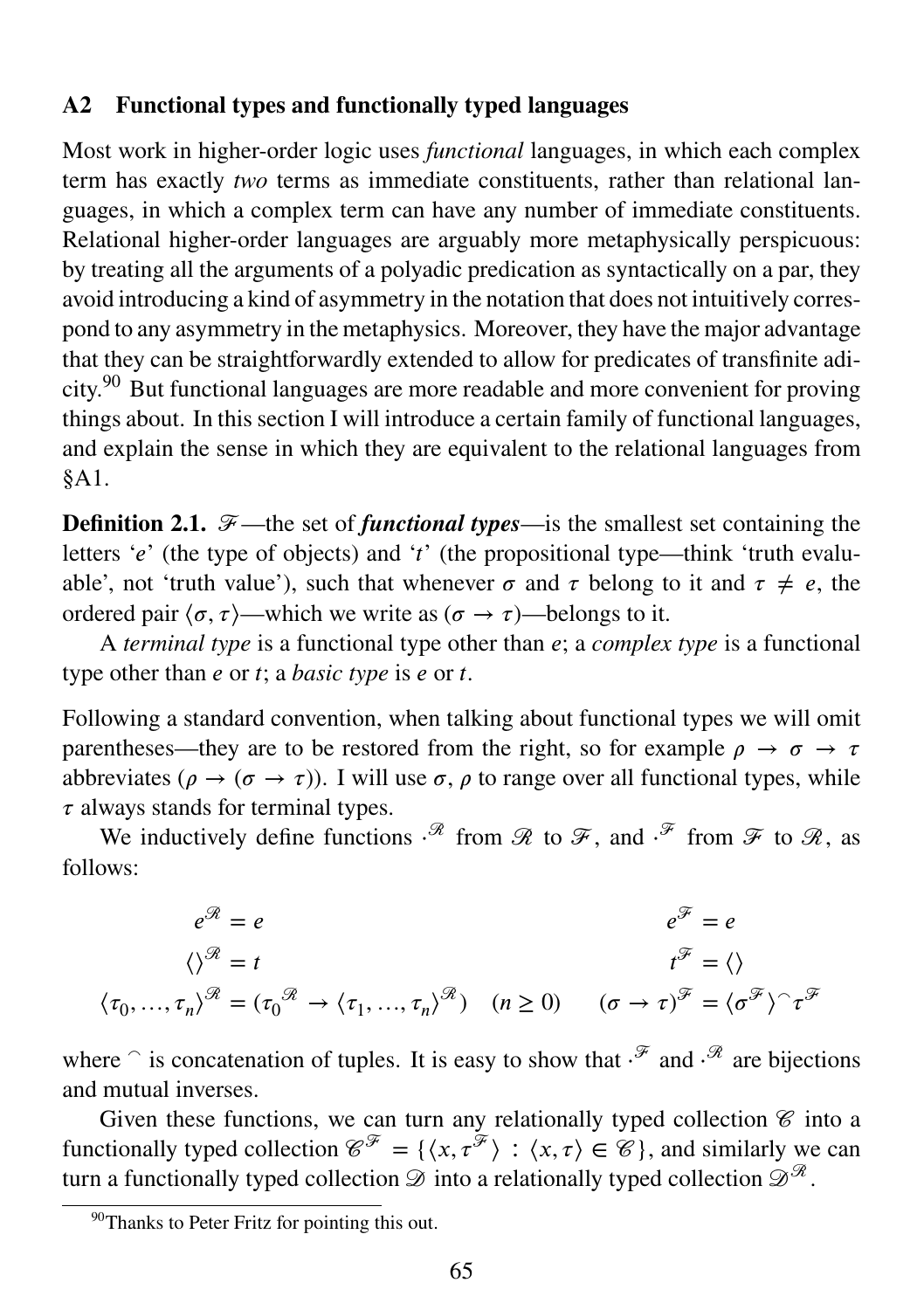## A2 Functional types and functionally typed languages

Most work in higher-order logic uses *functional* languages, in which each complex term has exactly *two* terms as immediate constituents, rather than relational languages, in which a complex term can have any number of immediate constituents. Relational higher-order languages are arguably more metaphysically perspicuous: by treating all the arguments of a polyadic predication as syntactically on a par, they avoid introducing a kind of asymmetry in the notation that does not intuitively correspond to any asymmetry in the metaphysics. Moreover, they have the major advantage that they can be straightforwardly extended to allow for predicates of transfinite adicity.[90] But functional languages are more readable and more convenient for proving things about. In this section I will introduce a certain family of functional languages, and explain the sense in which they are equivalent to the relational languages from §A1.

**Definition 2.1.** $\mathscr{F}$—the set of ***functional types***—is the smallest set containing the letters '$e$' (the type of objects) and '$t$' (the propositional type—think 'truth evaluable', not 'truth value'), such that whenever $\sigma$ and $\tau$ belong to it and $\tau \neq e$, the ordered pair $\langle \sigma, \tau \rangle$—which we write as $(\sigma \to \tau)$—belongs to it.

A *terminal type* is a functional type other than $e$; a *complex type* is a functional type other than $e$ or $t$; a *basic type* is $e$ or $t$.

Following a standard convention, when talking about functional types we will omit parentheses—they are to be restored from the right, so for example $\rho \to \sigma \to \tau$ abbreviates $(\rho \to (\sigma \to \tau))$. I will use $\sigma, \rho$ to range over all functional types, while $\tau$ always stands for terminal types.

We inductively define functions $\cdot^{\mathscr{R}}$ from $\mathscr{R}$ to $\mathscr{F}$, and $\cdot^{\mathscr{F}}$ from $\mathscr{F}$ to $\mathscr{R}$, as follows:

$$e^{\mathscr{R}} = e \qquad\qquad e^{\mathscr{F}} = e$$

$$\langle\rangle^{\mathscr{R}} = t \qquad\qquad t^{\mathscr{F}} = \langle\rangle$$

$$\langle \tau_0, \ldots, \tau_n \rangle^{\mathscr{R}} = ({\tau_0}^{\mathscr{R}} \to \langle \tau_1, \ldots, \tau_n \rangle^{\mathscr{R}}) \quad (n \geq 0) \qquad (\sigma \to \tau)^{\mathscr{F}} = \langle \sigma^{\mathscr{F}} \rangle ^\frown \tau^{\mathscr{F}}$$

where $^\frown$ is concatenation of tuples. It is easy to show that $\cdot^{\mathscr{F}}$ and $\cdot^{\mathscr{R}}$ are bijections and mutual inverses.

Given these functions, we can turn any relationally typed collection $\mathscr{C}$ into a functionally typed collection $\mathscr{C}^{\mathscr{F}} = \{\langle x, \tau^{\mathscr{F}} \rangle : \langle x, \tau \rangle \in \mathscr{C}\}$, and similarly we can turn a functionally typed collection $\mathscr{D}$ into a relationally typed collection $\mathscr{D}^{\mathscr{R}}$.

[90] Thanks to Peter Fritz for pointing this out.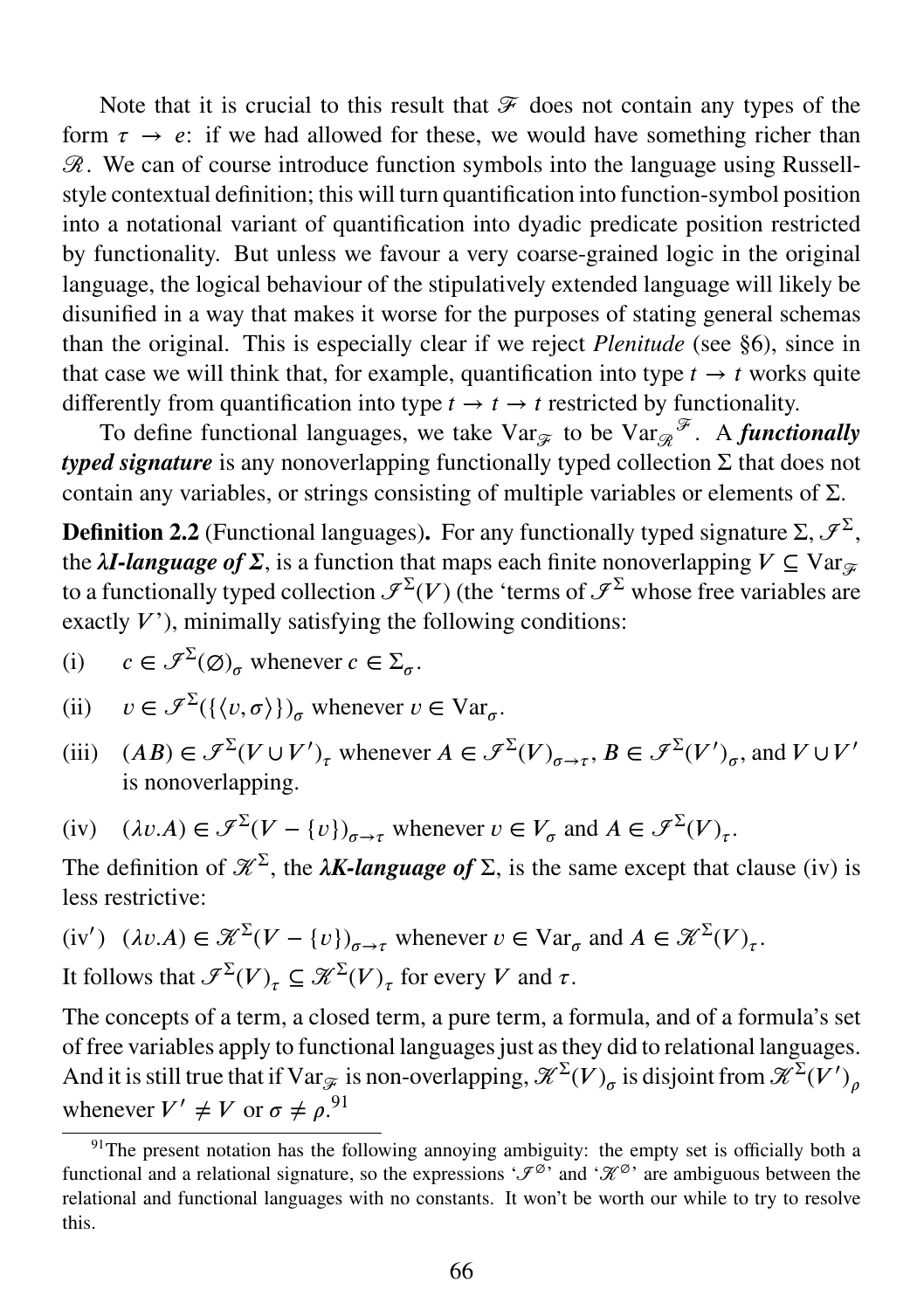Note that it is crucial to this result that $\mathscr{F}$ does not contain any types of the form $\tau \to e$: if we had allowed for these, we would have something richer than $\mathscr{R}$. We can of course introduce function symbols into the language using Russell-style contextual definition; this will turn quantification into function-symbol position into a notational variant of quantification into dyadic predicate position restricted by functionality. But unless we favour a very coarse-grained logic in the original language, the logical behaviour of the stipulatively extended language will likely be disunified in a way that makes it worse for the purposes of stating general schemas than the original. This is especially clear if we reject *Plenitude* (see §6), since in that case we will think that, for example, quantification into type $t \to t$ works quite differently from quantification into type $t \to t \to t$ restricted by functionality.

To define functional languages, we take $\mathrm{Var}_{\mathscr{F}}$ to be $\mathrm{Var}_{\mathscr{R}}{}^{\mathscr{F}}$. A ***functionally typed signature*** is any nonoverlapping functionally typed collection $\Sigma$ that does not contain any variables, or strings consisting of multiple variables or elements of $\Sigma$.

**Definition 2.2** (Functional languages)**.** For any functionally typed signature $\Sigma$, $\mathscr{I}^{\Sigma}$, the ***λI-language of Σ***, is a function that maps each finite nonoverlapping $V \subseteq \mathrm{Var}_{\mathscr{F}}$ to a functionally typed collection $\mathscr{I}^{\Sigma}(V)$ (the 'terms of $\mathscr{I}^{\Sigma}$ whose free variables are exactly $V$'), minimally satisfying the following conditions:

(i) $\quad c \in \mathscr{I}^{\Sigma}(\varnothing)_{\sigma}$ whenever $c \in \Sigma_{\sigma}$.

(ii) $\quad v \in \mathscr{I}^{\Sigma}(\{\langle v, \sigma\rangle\})_{\sigma}$ whenever $v \in \mathrm{Var}_{\sigma}$.

(iii) $\quad (AB) \in \mathscr{I}^{\Sigma}(V \cup V')_{\tau}$ whenever $A \in \mathscr{I}^{\Sigma}(V)_{\sigma\to\tau}$, $B \in \mathscr{I}^{\Sigma}(V')_{\sigma}$, and $V \cup V'$ is nonoverlapping.

(iv) $\quad (\lambda v.A) \in \mathscr{I}^{\Sigma}(V - \{v\})_{\sigma\to\tau}$ whenever $v \in V_{\sigma}$ and $A \in \mathscr{I}^{\Sigma}(V)_{\tau}$.

The definition of $\mathscr{K}^{\Sigma}$, the ***λK-language of*** $\Sigma$, is the same except that clause (iv) is less restrictive:

(iv′) $\quad (\lambda v.A) \in \mathscr{K}^{\Sigma}(V - \{v\})_{\sigma\to\tau}$ whenever $v \in \mathrm{Var}_{\sigma}$ and $A \in \mathscr{K}^{\Sigma}(V)_{\tau}$.

It follows that $\mathscr{I}^{\Sigma}(V)_{\tau} \subseteq \mathscr{K}^{\Sigma}(V)_{\tau}$ for every $V$ and $\tau$.

The concepts of a term, a closed term, a pure term, a formula, and of a formula's set of free variables apply to functional languages just as they did to relational languages. And it is still true that if $\mathrm{Var}_{\mathscr{F}}$ is non-overlapping, $\mathscr{K}^{\Sigma}(V)_{\sigma}$ is disjoint from $\mathscr{K}^{\Sigma}(V')_{\rho}$ whenever $V' \neq V$ or $\sigma \neq \rho$.[91]

[91]The present notation has the following annoying ambiguity: the empty set is officially both a functional and a relational signature, so the expressions '$\mathscr{I}^{\varnothing}$' and '$\mathscr{K}^{\varnothing}$' are ambiguous between the relational and functional languages with no constants. It won't be worth our while to try to resolve this.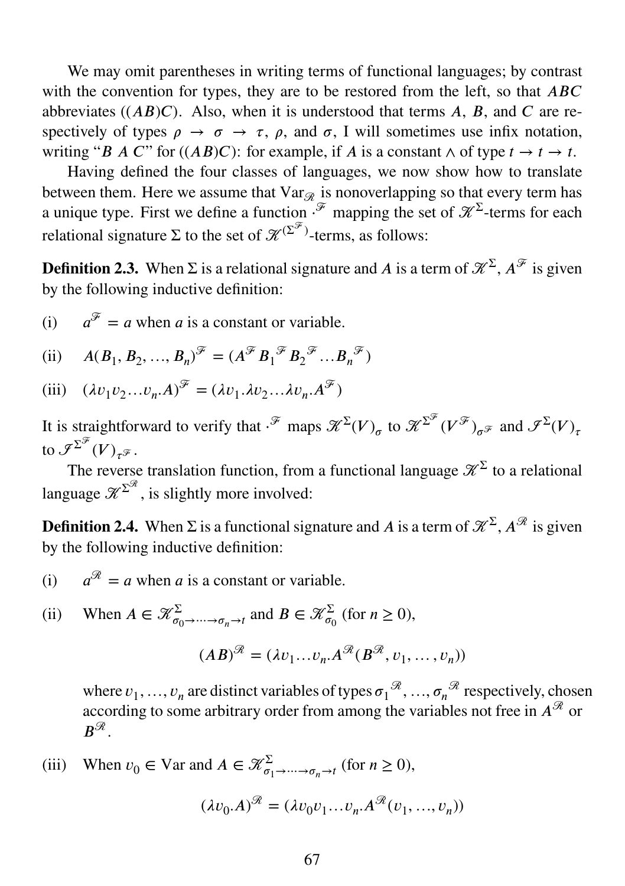We may omit parentheses in writing terms of functional languages; by contrast with the convention for types, they are to be restored from the left, so that $ABC$ abbreviates $((AB)C)$. Also, when it is understood that terms $A$, $B$, and $C$ are respectively of types $\rho \to \sigma \to \tau$, $\rho$, and $\sigma$, I will sometimes use infix notation, writing "$B\ A\ C$" for $((AB)C)$: for example, if $A$ is a constant $\wedge$ of type $t \to t \to t$.

Having defined the four classes of languages, we now show how to translate between them. Here we assume that $\mathrm{Var}_{\mathscr{R}}$ is nonoverlapping so that every term has a unique type. First we define a function $\cdot^{\mathscr{F}}$ mapping the set of $\mathscr{K}^{\Sigma}$-terms for each relational signature $\Sigma$ to the set of $\mathscr{K}^{(\Sigma^{\mathscr{F}})}$-terms, as follows:

**Definition 2.3.** When $\Sigma$ is a relational signature and $A$ is a term of $\mathscr{K}^{\Sigma}$, $A^{\mathscr{F}}$ is given by the following inductive definition:

(i) $\quad a^{\mathscr{F}} = a$ when $a$ is a constant or variable.

(ii) $\quad A(B_1, B_2, \ldots, B_n)^{\mathscr{F}} = (A^{\mathscr{F}} {B_1}^{\mathscr{F}} {B_2}^{\mathscr{F}} \ldots {B_n}^{\mathscr{F}})$

(iii) $\quad (\lambda v_1 v_2 \ldots v_n . A)^{\mathscr{F}} = (\lambda v_1 . \lambda v_2 \ldots \lambda v_n . A^{\mathscr{F}})$

It is straightforward to verify that $\cdot^{\mathscr{F}}$ maps $\mathscr{K}^{\Sigma}(V)_{\sigma}$ to $\mathscr{K}^{\Sigma^{\mathscr{F}}}(V^{\mathscr{F}})_{\sigma^{\mathscr{F}}}$ and $\mathscr{I}^{\Sigma}(V)_{\tau}$ to $\mathscr{I}^{\Sigma^{\mathscr{F}}}(V)_{\tau^{\mathscr{F}}}$.

The reverse translation function, from a functional language $\mathscr{K}^{\Sigma}$ to a relational language $\mathscr{K}^{\Sigma^{\mathscr{R}}}$, is slightly more involved:

**Definition 2.4.** When $\Sigma$ is a functional signature and $A$ is a term of $\mathscr{K}^{\Sigma}$, $A^{\mathscr{R}}$ is given by the following inductive definition:

(i) $\quad a^{\mathscr{R}} = a$ when $a$ is a constant or variable.

(ii) $\quad$ When $A \in \mathscr{K}^{\Sigma}_{\sigma_0 \to \cdots \to \sigma_n \to t}$ and $B \in \mathscr{K}^{\Sigma}_{\sigma_0}$ (for $n \geq 0$),

$$(AB)^{\mathscr{R}} = (\lambda v_1 \ldots v_n . A^{\mathscr{R}}(B^{\mathscr{R}}, v_1, \ldots, v_n))$$

where $v_1, \ldots, v_n$ are distinct variables of types ${\sigma_1}^{\mathscr{R}}, \ldots, {\sigma_n}^{\mathscr{R}}$ respectively, chosen according to some arbitrary order from among the variables not free in $A^{\mathscr{R}}$ or $B^{\mathscr{R}}$.

(iii) $\quad$ When $v_0 \in \mathrm{Var}$ and $A \in \mathscr{K}^{\Sigma}_{\sigma_1 \to \cdots \to \sigma_n \to t}$ (for $n \geq 0$),

$$(\lambda v_0 . A)^{\mathscr{R}} = (\lambda v_0 v_1 \ldots v_n . A^{\mathscr{R}}(v_1, \ldots, v_n))$$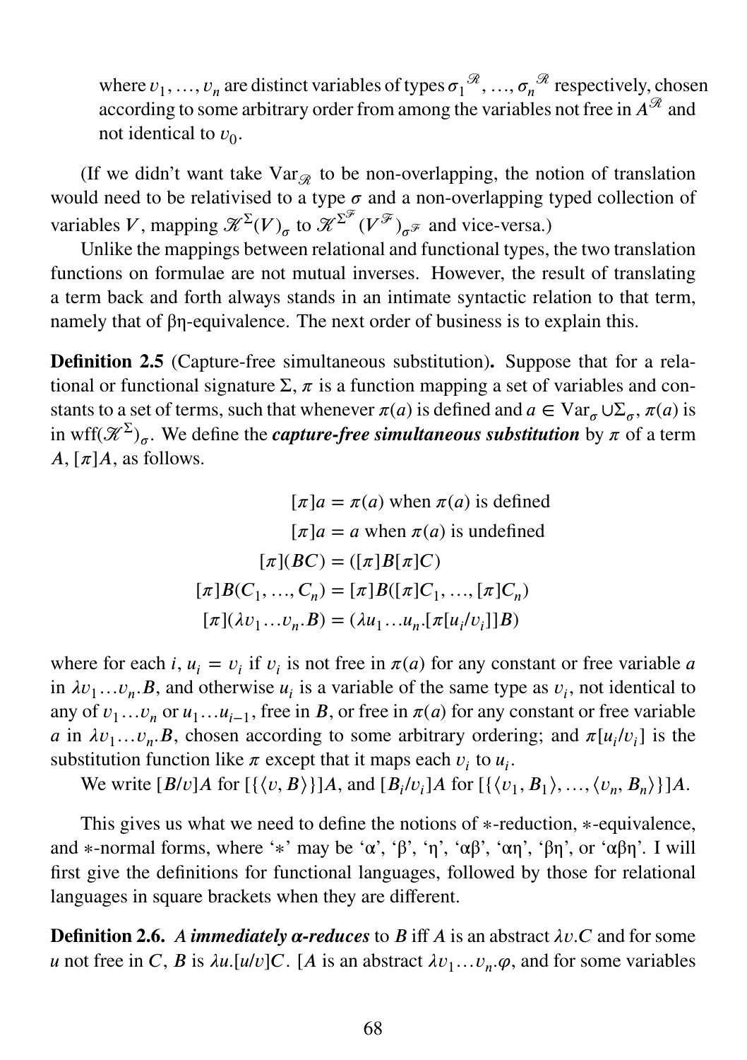where $v_1, \ldots, v_n$ are distinct variables of types $\sigma_1{}^{\mathscr{R}}, \ldots, \sigma_n{}^{\mathscr{R}}$ respectively, chosen according to some arbitrary order from among the variables not free in $A^{\mathscr{R}}$ and not identical to $v_0$.

(If we didn't want take $\mathrm{Var}_{\mathscr{R}}$ to be non-overlapping, the notion of translation would need to be relativised to a type $\sigma$ and a non-overlapping typed collection of variables $V$, mapping $\mathscr{K}^{\Sigma}(V)_\sigma$ to $\mathscr{K}^{\Sigma^{\mathscr{F}}}(V^{\mathscr{F}})_{\sigma^{\mathscr{F}}}$ and vice-versa.)

Unlike the mappings between relational and functional types, the two translation functions on formulae are not mutual inverses. However, the result of translating a term back and forth always stands in an intimate syntactic relation to that term, namely that of βη-equivalence. The next order of business is to explain this.

**Definition 2.5** (Capture-free simultaneous substitution)**.** Suppose that for a relational or functional signature $\Sigma$, $\pi$ is a function mapping a set of variables and constants to a set of terms, such that whenever $\pi(a)$ is defined and $a \in \mathrm{Var}_\sigma \cup \Sigma_\sigma$, $\pi(a)$ is in $\mathrm{wff}(\mathscr{K}^{\Sigma})_\sigma$. We define the ***capture-free simultaneous substitution*** by $\pi$ of a term $A$, $[\pi]A$, as follows.

$$
\begin{aligned}
[\pi]a &= \pi(a) \text{ when } \pi(a) \text{ is defined} \\
[\pi]a &= a \text{ when } \pi(a) \text{ is undefined} \\
[\pi](BC) &= ([\pi]B[\pi]C) \\
[\pi]B(C_1, \ldots, C_n) &= [\pi]B([\pi]C_1, \ldots, [\pi]C_n) \\
[\pi](\lambda v_1 \ldots v_n.B) &= (\lambda u_1 \ldots u_n.[\pi[u_i/v_i]]B)
\end{aligned}
$$

where for each $i$, $u_i = v_i$ if $v_i$ is not free in $\pi(a)$ for any constant or free variable $a$ in $\lambda v_1 \ldots v_n.B$, and otherwise $u_i$ is a variable of the same type as $v_i$, not identical to any of $v_1 \ldots v_n$ or $u_1 \ldots u_{i-1}$, free in $B$, or free in $\pi(a)$ for any constant or free variable $a$ in $\lambda v_1 \ldots v_n.B$, chosen according to some arbitrary ordering; and $\pi[u_i/v_i]$ is the substitution function like $\pi$ except that it maps each $v_i$ to $u_i$.

We write $[B/v]A$ for $[\{\langle v, B\rangle\}]A$, and $[B_i/v_i]A$ for $[\{\langle v_1, B_1\rangle, \ldots, \langle v_n, B_n\rangle\}]A$.

This gives us what we need to define the notions of ∗-reduction, ∗-equivalence, and ∗-normal forms, where '∗' may be 'α', 'β', 'η', 'αβ', 'αη', 'βη', or 'αβη'. I will first give the definitions for functional languages, followed by those for relational languages in square brackets when they are different.

**Definition 2.6.** *$A$ **immediately α-reduces** to $B$ iff $A$ is an abstract $\lambda v.C$ and for some $u$ not free in $C$, $B$ is $\lambda u.[u/v]C$. [$A$ is an abstract $\lambda v_1 \ldots v_n.\varphi$, and for some variables*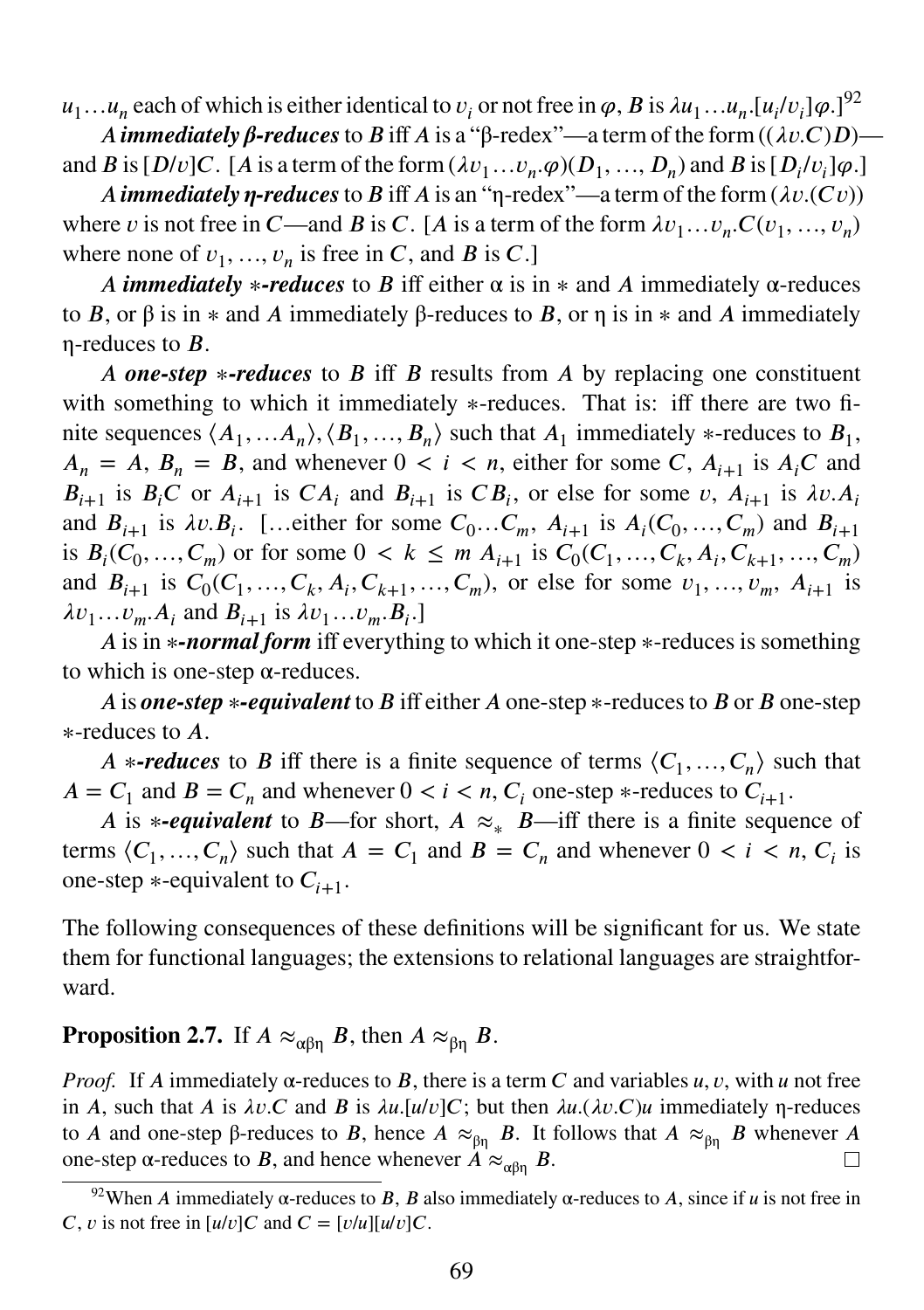$u_1 \ldots u_n$ each of which is either identical to $v_i$ or not free in $\varphi$, $B$ is $\lambda u_1 \ldots u_n.[u_i/v_i]\varphi$.][92]

***A immediately β-reduces*** to $B$ iff $A$ is a "β-redex"—a term of the form $((\lambda v.C)D)$—and $B$ is $[D/v]C$. [$A$ is a term of the form $(\lambda v_1 \ldots v_n.\varphi)(D_1, \ldots, D_n)$ and $B$ is $[D_i/v_i]\varphi$.]

***A immediately η-reduces*** to $B$ iff $A$ is an "η-redex"—a term of the form $(\lambda v.(Cv))$ where $v$ is not free in $C$—and $B$ is $C$. [$A$ is a term of the form $\lambda v_1 \ldots v_n.C(v_1, \ldots, v_n)$ where none of $v_1, \ldots, v_n$ is free in $C$, and $B$ is $C$.]

***A immediately ∗-reduces*** to $B$ iff either α is in ∗ and $A$ immediately α-reduces to $B$, or β is in ∗ and $A$ immediately β-reduces to $B$, or η is in ∗ and $A$ immediately η-reduces to $B$.

***A one-step ∗-reduces*** to $B$ iff $B$ results from $A$ by replacing one constituent with something to which it immediately ∗-reduces. That is: iff there are two finite sequences $\langle A_1, \ldots A_n \rangle, \langle B_1, \ldots, B_n \rangle$ such that $A_1$ immediately ∗-reduces to $B_1$, $A_n = A$, $B_n = B$, and whenever $0 < i < n$, either for some $C$, $A_{i+1}$ is $A_i C$ and $B_{i+1}$ is $B_i C$ or $A_{i+1}$ is $CA_i$ and $B_{i+1}$ is $CB_i$, or else for some $v$, $A_{i+1}$ is $\lambda v.A_i$ and $B_{i+1}$ is $\lambda v.B_i$. [...either for some $C_0 \ldots C_m$, $A_{i+1}$ is $A_i(C_0, \ldots, C_m)$ and $B_{i+1}$ is $B_i(C_0, \ldots, C_m)$ or for some $0 < k \leq m$ $A_{i+1}$ is $C_0(C_1, \ldots, C_k, A_i, C_{k+1}, \ldots, C_m)$ and $B_{i+1}$ is $C_0(C_1, \ldots, C_k, A_i, C_{k+1}, \ldots, C_m)$, or else for some $v_1, \ldots, v_m$, $A_{i+1}$ is $\lambda v_1 \ldots v_m.A_i$ and $B_{i+1}$ is $\lambda v_1 \ldots v_m.B_i$.]

*A* is in ***∗-normal form*** iff everything to which it one-step ∗-reduces is something to which is one-step α-reduces.

*A* is ***one-step ∗-equivalent*** to $B$ iff either $A$ one-step ∗-reduces to $B$ or $B$ one-step ∗-reduces to $A$.

***A ∗-reduces*** to $B$ iff there is a finite sequence of terms $\langle C_1, \ldots, C_n \rangle$ such that $A = C_1$ and $B = C_n$ and whenever $0 < i < n$, $C_i$ one-step ∗-reduces to $C_{i+1}$.

*A* is ***∗-equivalent*** to $B$—for short, $A \approx_* B$—iff there is a finite sequence of terms $\langle C_1, \ldots, C_n \rangle$ such that $A = C_1$ and $B = C_n$ and whenever $0 < i < n$, $C_i$ is one-step ∗-equivalent to $C_{i+1}$.

The following consequences of these definitions will be significant for us. We state them for functional languages; the extensions to relational languages are straightforward.

**Proposition 2.7.** If $A \approx_{\alpha\beta\eta} B$, then $A \approx_{\beta\eta} B$.

*Proof.* If $A$ immediately α-reduces to $B$, there is a term $C$ and variables $u, v$, with $u$ not free in $A$, such that $A$ is $\lambda v.C$ and $B$ is $\lambda u.[u/v]C$; but then $\lambda u.(\lambda v.C)u$ immediately η-reduces to $A$ and one-step β-reduces to $B$, hence $A \approx_{\beta\eta} B$. It follows that $A \approx_{\beta\eta} B$ whenever $A$ one-step α-reduces to $B$, and hence whenever $A \approx_{\alpha\beta\eta} B$. □

[92] When $A$ immediately α-reduces to $B$, $B$ also immediately α-reduces to $A$, since if $u$ is not free in $C$, $v$ is not free in $[u/v]C$ and $C = [v/u][u/v]C$.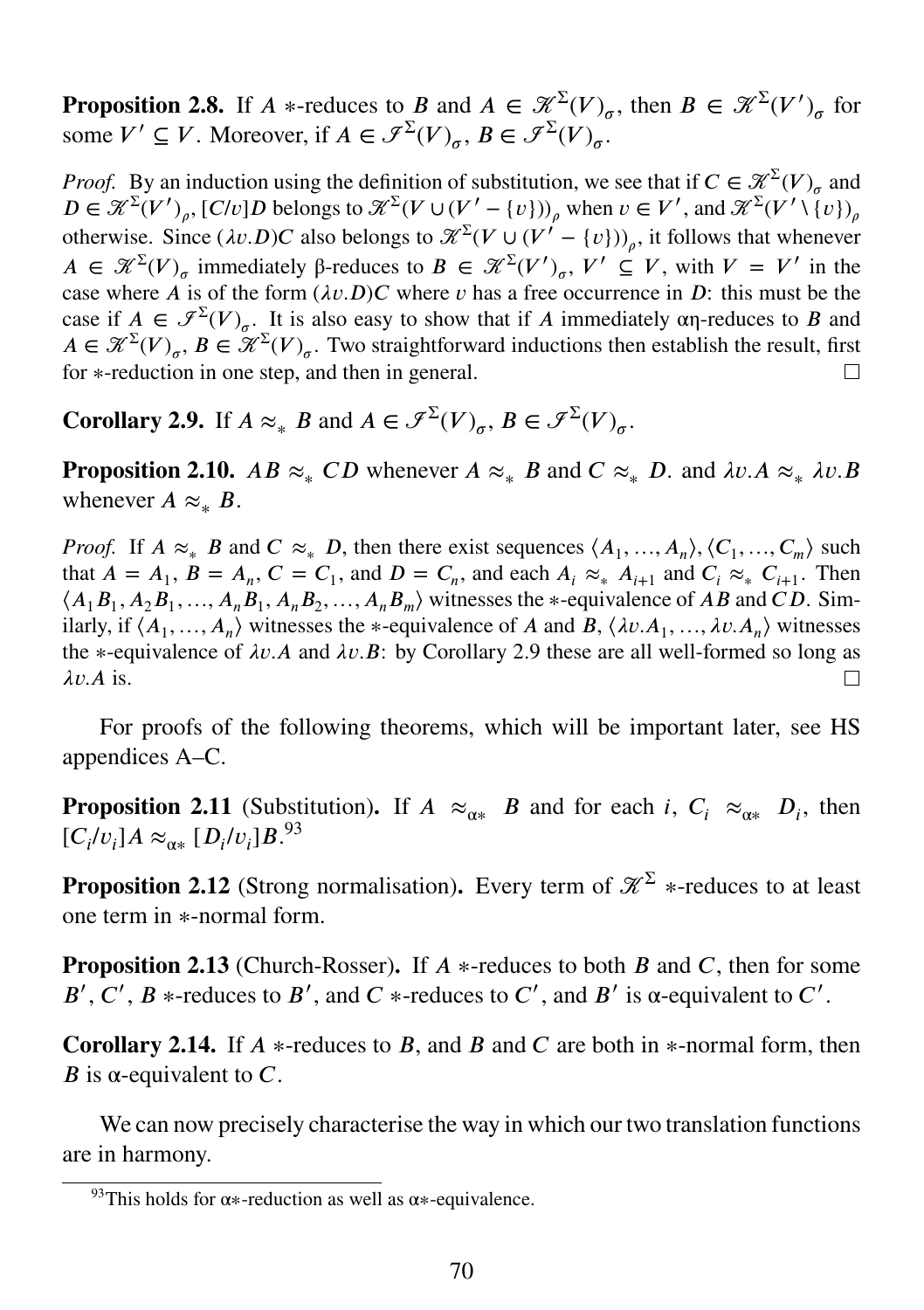**Proposition 2.8.** If $A$ $*$-reduces to $B$ and $A \in \mathscr{K}^{\Sigma}(V)_{\sigma}$, then $B \in \mathscr{K}^{\Sigma}(V')_{\sigma}$ for some $V' \subseteq V$. Moreover, if $A \in \mathscr{I}^{\Sigma}(V)_{\sigma}$, $B \in \mathscr{I}^{\Sigma}(V)_{\sigma}$.

*Proof.* By an induction using the definition of substitution, we see that if $C \in \mathscr{K}^{\Sigma}(V)_{\sigma}$ and $D \in \mathscr{K}^{\Sigma}(V')_{\rho}$, $[C/v]D$ belongs to $\mathscr{K}^{\Sigma}(V \cup (V' - \{v\}))_{\rho}$ when $v \in V'$, and $\mathscr{K}^{\Sigma}(V' \setminus \{v\})_{\rho}$ otherwise. Since $(\lambda v.D)C$ also belongs to $\mathscr{K}^{\Sigma}(V \cup (V' - \{v\}))_{\rho}$, it follows that whenever $A \in \mathscr{K}^{\Sigma}(V)_{\sigma}$ immediately β-reduces to $B \in \mathscr{K}^{\Sigma}(V')_{\sigma}$, $V' \subseteq V$, with $V = V'$ in the case where $A$ is of the form $(\lambda v.D)C$ where $v$ has a free occurrence in $D$: this must be the case if $A \in \mathscr{I}^{\Sigma}(V)_{\sigma}$. It is also easy to show that if $A$ immediately αη-reduces to $B$ and $A \in \mathscr{K}^{\Sigma}(V)_{\sigma}$, $B \in \mathscr{K}^{\Sigma}(V)_{\sigma}$. Two straightforward inductions then establish the result, first for $*$-reduction in one step, and then in general. □

**Corollary 2.9.** If $A \approx_{*} B$ and $A \in \mathscr{I}^{\Sigma}(V)_{\sigma}$, $B \in \mathscr{I}^{\Sigma}(V)_{\sigma}$.

**Proposition 2.10.** $AB \approx_{*} CD$ whenever $A \approx_{*} B$ and $C \approx_{*} D$. and $\lambda v.A \approx_{*} \lambda v.B$ whenever $A \approx_{*} B$.

*Proof.* If $A \approx_{*} B$ and $C \approx_{*} D$, then there exist sequences $\langle A_1, \ldots, A_n \rangle$, $\langle C_1, \ldots, C_m \rangle$ such that $A = A_1$, $B = A_n$, $C = C_1$, and $D = C_n$, and each $A_i \approx_{*} A_{i+1}$ and $C_i \approx_{*} C_{i+1}$. Then $\langle A_1B_1, A_2B_1, \ldots, A_nB_1, A_nB_2, \ldots, A_nB_m \rangle$ witnesses the $*$-equivalence of $AB$ and $CD$. Similarly, if $\langle A_1, \ldots, A_n \rangle$ witnesses the $*$-equivalence of $A$ and $B$, $\langle \lambda v.A_1, \ldots, \lambda v.A_n \rangle$ witnesses the $*$-equivalence of $\lambda v.A$ and $\lambda v.B$: by Corollary 2.9 these are all well-formed so long as $\lambda v.A$ is. □

For proofs of the following theorems, which will be important later, see HS appendices A–C.

**Proposition 2.11** (Substitution)**.** If $A \approx_{\alpha *} B$ and for each $i$, $C_i \approx_{\alpha *} D_i$, then $[C_i/v_i]A \approx_{\alpha *} [D_i/v_i]B$.[93]

**Proposition 2.12** (Strong normalisation)**.** Every term of $\mathscr{K}^{\Sigma}$ $*$-reduces to at least one term in $*$-normal form.

**Proposition 2.13** (Church-Rosser)**.** If $A$ $*$-reduces to both $B$ and $C$, then for some $B'$, $C'$, $B$ $*$-reduces to $B'$, and $C$ $*$-reduces to $C'$, and $B'$ is α-equivalent to $C'$.

**Corollary 2.14.** If $A$ $*$-reduces to $B$, and $B$ and $C$ are both in $*$-normal form, then $B$ is α-equivalent to $C$.

We can now precisely characterise the way in which our two translation functions are in harmony.

[93] This holds for α$*$-reduction as well as α$*$-equivalence.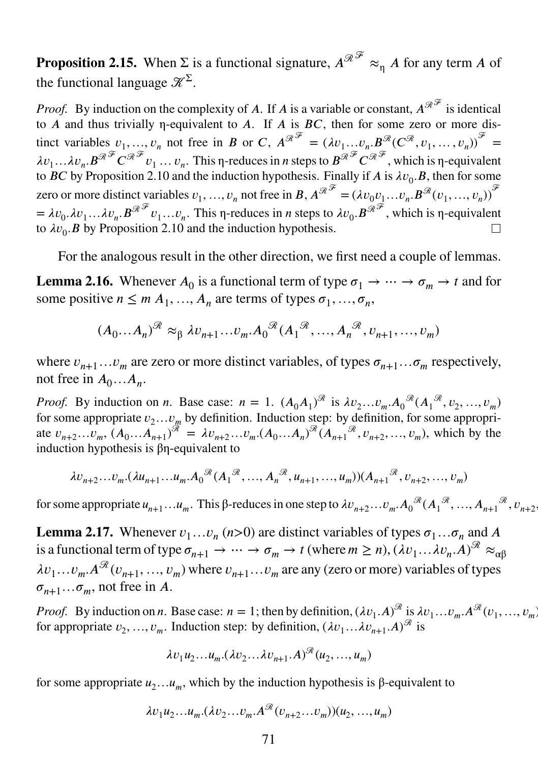**Proposition 2.15.** When $\Sigma$ is a functional signature, $A^{\mathscr{R}^{\mathscr{F}}} \approx_\eta A$ for any term $A$ of the functional language $\mathscr{K}^\Sigma$.

*Proof.* By induction on the complexity of $A$. If $A$ is a variable or constant, $A^{\mathscr{R}^{\mathscr{F}}}$ is identical to $A$ and thus trivially η-equivalent to $A$. If $A$ is $BC$, then for some zero or more distinct variables $v_1, \ldots, v_n$ not free in $B$ or $C$, $A^{\mathscr{R}^{\mathscr{F}}} = (\lambda v_1 \ldots v_n . B^{\mathscr{R}}(C^{\mathscr{R}}, v_1, \ldots, v_n))^{\mathscr{F}} = \lambda v_1 \ldots \lambda v_n . B^{\mathscr{R}^{\mathscr{F}}} C^{\mathscr{R}^{\mathscr{F}}} v_1 \ldots v_n$. This η-reduces in $n$ steps to $B^{\mathscr{R}^{\mathscr{F}}} C^{\mathscr{R}^{\mathscr{F}}}$, which is η-equivalent to $BC$ by Proposition 2.10 and the induction hypothesis. Finally if $A$ is $\lambda v_0 . B$, then for some zero or more distinct variables $v_1, \ldots, v_n$ not free in $B$, $A^{\mathscr{R}^{\mathscr{F}}} = (\lambda v_0 v_1 \ldots v_n . B^{\mathscr{R}}(v_1, \ldots, v_n))^{\mathscr{F}} = \lambda v_0 . \lambda v_1 \ldots \lambda v_n . B^{\mathscr{R}^{\mathscr{F}}} v_1 \ldots v_n$. This η-reduces in $n$ steps to $\lambda v_0 . B^{\mathscr{R}^{\mathscr{F}}}$, which is η-equivalent to $\lambda v_0 . B$ by Proposition 2.10 and the induction hypothesis. □

For the analogous result in the other direction, we first need a couple of lemmas.

**Lemma 2.16.** Whenever $A_0$ is a functional term of type $\sigma_1 \to \cdots \to \sigma_m \to t$ and for some positive $n \leq m$ $A_1, \ldots, A_n$ are terms of types $\sigma_1, \ldots, \sigma_n$,

$$(A_0 \ldots A_n)^{\mathscr{R}} \approx_\beta \lambda v_{n+1} \ldots v_m . A_0{}^{\mathscr{R}}(A_1{}^{\mathscr{R}}, \ldots, A_n{}^{\mathscr{R}}, v_{n+1}, \ldots, v_m)$$

where $v_{n+1} \ldots v_m$ are zero or more distinct variables, of types $\sigma_{n+1} \ldots \sigma_m$ respectively, not free in $A_0 \ldots A_n$.

*Proof.* By induction on $n$. Base case: $n = 1$. $(A_0 A_1)^{\mathscr{R}}$ is $\lambda v_2 \ldots v_m . A_0{}^{\mathscr{R}}(A_1{}^{\mathscr{R}}, v_2, \ldots, v_m)$ for some appropriate $v_2 \ldots v_m$ by definition. Induction step: by definition, for some appropriate $v_{n+2} \ldots v_m$, $(A_0 \ldots A_{n+1})^{\mathscr{R}} = \lambda v_{n+2} \ldots v_m . (A_0 \ldots A_n)^{\mathscr{R}}(A_{n+1}{}^{\mathscr{R}}, v_{n+2}, \ldots, v_m)$, which by the induction hypothesis is βη-equivalent to

$$\lambda v_{n+2} \ldots v_m . (\lambda u_{n+1} \ldots u_m . A_0{}^{\mathscr{R}}(A_1{}^{\mathscr{R}}, \ldots, A_n{}^{\mathscr{R}}, u_{n+1}, \ldots, u_m))(A_{n+1}{}^{\mathscr{R}}, v_{n+2}, \ldots, v_m)$$

for some appropriate $u_{n+1} \ldots u_m$. This β-reduces in one step to $\lambda v_{n+2} \ldots v_m . A_0{}^{\mathscr{R}}(A_1{}^{\mathscr{R}}, \ldots, A_{n+1}{}^{\mathscr{R}}, v_{n+2},$

**Lemma 2.17.** Whenever $v_1 \ldots v_n$ ($n$>0) are distinct variables of types $\sigma_1 \ldots \sigma_n$ and $A$ is a functional term of type $\sigma_{n+1} \to \cdots \to \sigma_m \to t$ (where $m \geq n$), $(\lambda v_1 \ldots \lambda v_n . A)^{\mathscr{R}} \approx_{\alpha\beta} \lambda v_1 \ldots v_m . A^{\mathscr{R}}(v_{n+1}, \ldots, v_m)$ where $v_{n+1} \ldots v_m$ are any (zero or more) variables of types $\sigma_{n+1} \ldots \sigma_m$, not free in $A$.

*Proof.* By induction on $n$. Base case: $n = 1$; then by definition, $(\lambda v_1 . A)^{\mathscr{R}}$ is $\lambda v_1 \ldots v_m . A^{\mathscr{R}}(v_1, \ldots, v_m)$ for appropriate $v_2, \ldots, v_m$. Induction step: by definition, $(\lambda v_1 \ldots \lambda v_{n+1} . A)^{\mathscr{R}}$ is

$$\lambda v_1 u_2 \ldots u_m . (\lambda v_2 \ldots \lambda v_{n+1} . A)^{\mathscr{R}}(u_2, \ldots, u_m)$$

for some appropriate $u_2 \ldots u_m$, which by the induction hypothesis is β-equivalent to

$$\lambda v_1 u_2 \ldots u_m . (\lambda v_2 \ldots v_m . A^{\mathscr{R}}(v_{n+2} \ldots v_m))(u_2, \ldots, u_m)$$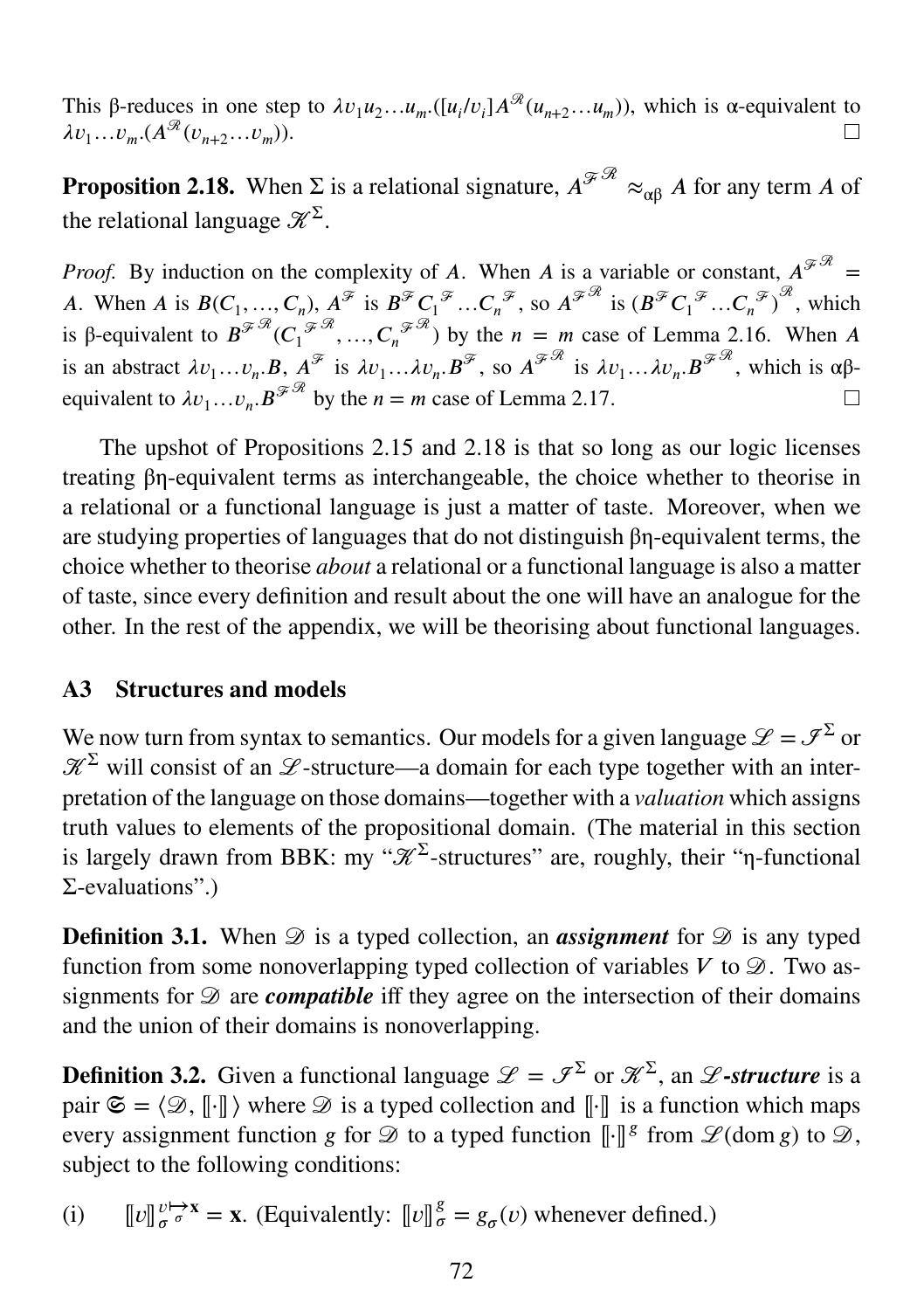This β-reduces in one step to $\lambda v_1 u_2 \dots u_m.([u_i/v_i]A^{\mathscr{R}}(u_{n+2}\dots u_m))$, which is α-equivalent to $\lambda v_1 \dots v_m.(A^{\mathscr{R}}(v_{n+2}\dots v_m))$. □

**Proposition 2.18.** When Σ is a relational signature, $A^{\mathscr{F}\mathscr{R}} \approx_{\alpha\beta} A$ for any term $A$ of the relational language $\mathscr{K}^{\Sigma}$.

*Proof.* By induction on the complexity of $A$. When $A$ is a variable or constant, $A^{\mathscr{F}\mathscr{R}} = A$. When $A$ is $B(C_1, \dots, C_n)$, $A^{\mathscr{F}}$ is $B^{\mathscr{F}} C_1^{\mathscr{F}} \dots C_n^{\mathscr{F}}$, so $A^{\mathscr{F}\mathscr{R}}$ is $(B^{\mathscr{F}} C_1^{\mathscr{F}} \dots C_n^{\mathscr{F}})^{\mathscr{R}}$, which is β-equivalent to $B^{\mathscr{F}\mathscr{R}}(C_1^{\mathscr{F}\mathscr{R}}, \dots, C_n^{\mathscr{F}\mathscr{R}})$ by the $n = m$ case of Lemma 2.16. When $A$ is an abstract $\lambda v_1 \dots v_n.B$, $A^{\mathscr{F}}$ is $\lambda v_1 \dots \lambda v_n.B^{\mathscr{F}}$, so $A^{\mathscr{F}\mathscr{R}}$ is $\lambda v_1 \dots \lambda v_n.B^{\mathscr{F}\mathscr{R}}$, which is αβ-equivalent to $\lambda v_1 \dots v_n.B^{\mathscr{F}\mathscr{R}}$ by the $n = m$ case of Lemma 2.17. □

The upshot of Propositions 2.15 and 2.18 is that so long as our logic licenses treating βη-equivalent terms as interchangeable, the choice whether to theorise in a relational or a functional language is just a matter of taste. Moreover, when we are studying properties of languages that do not distinguish βη-equivalent terms, the choice whether to theorise *about* a relational or a functional language is also a matter of taste, since every definition and result about the one will have an analogue for the other. In the rest of the appendix, we will be theorising about functional languages.

## A3 Structures and models

We now turn from syntax to semantics. Our models for a given language $\mathscr{L} = \mathscr{I}^{\Sigma}$ or $\mathscr{K}^{\Sigma}$ will consist of an $\mathscr{L}$-structure—a domain for each type together with an interpretation of the language on those domains—together with a *valuation* which assigns truth values to elements of the propositional domain. (The material in this section is largely drawn from BBK: my "$\mathscr{K}^{\Sigma}$-structures" are, roughly, their "η-functional Σ-evaluations".)

**Definition 3.1.** When $\mathscr{D}$ is a typed collection, an ***assignment*** for $\mathscr{D}$ is any typed function from some nonoverlapping typed collection of variables $V$ to $\mathscr{D}$. Two assignments for $\mathscr{D}$ are ***compatible*** iff they agree on the intersection of their domains and the union of their domains is nonoverlapping.

**Definition 3.2.** Given a functional language $\mathscr{L} = \mathscr{I}^{\Sigma}$ or $\mathscr{K}^{\Sigma}$, an ***$\mathscr{L}$-structure*** is a pair $\mathfrak{S} = \langle \mathscr{D}, [\![\cdot]\!] \rangle$ where $\mathscr{D}$ is a typed collection and $[\![\cdot]\!]$ is a function which maps every assignment function $g$ for $\mathscr{D}$ to a typed function $[\![\cdot]\!]^g$ from $\mathscr{L}(\text{dom}\, g)$ to $\mathscr{D}$, subject to the following conditions:

(i) $[\![v]\!]_{\sigma}^{v \mapsto_{\sigma} \mathbf{x}} = \mathbf{x}$. (Equivalently: $[\![v]\!]_{\sigma}^{g} = g_{\sigma}(v)$ whenever defined.)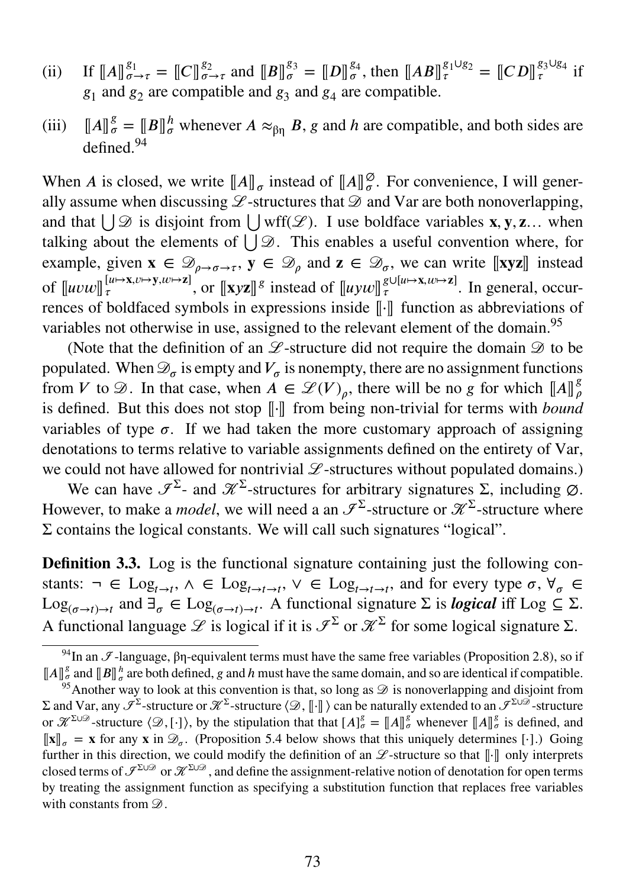(ii) If $[\![A]\!]^{g_1}_{\sigma\to\tau} = [\![C]\!]^{g_2}_{\sigma\to\tau}$ and $[\![B]\!]^{g_3}_{\sigma} = [\![D]\!]^{g_4}_{\sigma}$, then $[\![AB]\!]^{g_1\cup g_2}_{\tau} = [\![CD]\!]^{g_3\cup g_4}_{\tau}$ if $g_1$ and $g_2$ are compatible and $g_3$ and $g_4$ are compatible.

(iii) $[\![A]\!]^{g}_{\sigma} = [\![B]\!]^{h}_{\sigma}$ whenever $A \approx_{\beta\eta} B$, $g$ and $h$ are compatible, and both sides are defined.[94]

When $A$ is closed, we write $[\![A]\!]_{\sigma}$ instead of $[\![A]\!]^{\varnothing}_{\sigma}$. For convenience, I will generally assume when discussing $\mathscr{L}$-structures that $\mathscr{D}$ and Var are both nonoverlapping, and that $\bigcup\mathscr{D}$ is disjoint from $\bigcup \text{wff}(\mathscr{L})$. I use boldface variables $\mathbf{x}, \mathbf{y}, \mathbf{z}\ldots$ when talking about the elements of $\bigcup\mathscr{D}$. This enables a useful convention where, for example, given $\mathbf{x} \in \mathscr{D}_{\rho\to\sigma\to\tau}$, $\mathbf{y} \in \mathscr{D}_{\rho}$ and $\mathbf{z} \in \mathscr{D}_{\sigma}$, we can write $[\![\mathbf{xyz}]\!]$ instead of $[\![uvw]\!]^{[u\mapsto\mathbf{x}, v\mapsto\mathbf{y}, w\mapsto\mathbf{z}]}_{\tau}$, or $[\![\mathbf{x}y\mathbf{z}]\!]^{g}$ instead of $[\![uyw]\!]^{g\cup[u\mapsto\mathbf{x}, w\mapsto\mathbf{z}]}_{\tau}$. In general, occurrences of boldfaced symbols in expressions inside $[\![\cdot]\!]$ function as abbreviations of variables not otherwise in use, assigned to the relevant element of the domain.[95]

(Note that the definition of an $\mathscr{L}$-structure did not require the domain $\mathscr{D}$ to be populated. When $\mathscr{D}_{\sigma}$ is empty and $V_{\sigma}$ is nonempty, there are no assignment functions from $V$ to $\mathscr{D}$. In that case, when $A \in \mathscr{L}(V)_{\rho}$, there will be no $g$ for which $[\![A]\!]^{g}_{\rho}$ is defined. But this does not stop $[\![\cdot]\!]$ from being non-trivial for terms with *bound* variables of type $\sigma$. If we had taken the more customary approach of assigning denotations to terms relative to variable assignments defined on the entirety of Var, we could not have allowed for nontrivial $\mathscr{L}$-structures without populated domains.)

We can have $\mathscr{I}^{\Sigma}$- and $\mathscr{K}^{\Sigma}$-structures for arbitrary signatures $\Sigma$, including $\varnothing$. However, to make a *model*, we will need a an $\mathscr{I}^{\Sigma}$-structure or $\mathscr{K}^{\Sigma}$-structure where $\Sigma$ contains the logical constants. We will call such signatures "logical".

**Definition 3.3.** Log is the functional signature containing just the following constants: $\neg \in \text{Log}_{t\to t}$, $\wedge \in \text{Log}_{t\to t\to t}$, $\vee \in \text{Log}_{t\to t\to t}$, and for every type $\sigma$, $\forall_{\sigma} \in \text{Log}_{(\sigma\to t)\to t}$ and $\exists_{\sigma} \in \text{Log}_{(\sigma\to t)\to t}$. A functional signature $\Sigma$ is ***logical*** iff $\text{Log} \subseteq \Sigma$. A functional language $\mathscr{L}$ is logical if it is $\mathscr{I}^{\Sigma}$ or $\mathscr{K}^{\Sigma}$ for some logical signature $\Sigma$.

[94] In an $\mathscr{I}$-language, βη-equivalent terms must have the same free variables (Proposition 2.8), so if $[\![A]\!]^{g}_{\sigma}$ and $[\![B]\!]^{h}_{\sigma}$ are both defined, $g$ and $h$ must have the same domain, and so are identical if compatible.

[95] Another way to look at this convention is that, so long as $\mathscr{D}$ is nonoverlapping and disjoint from $\Sigma$ and Var, any $\mathscr{I}^{\Sigma}$-structure or $\mathscr{K}^{\Sigma}$-structure $\langle \mathscr{D}, [\![\cdot]\!] \rangle$ can be naturally extended to an $\mathscr{I}^{\Sigma\cup\mathscr{D}}$-structure or $\mathscr{K}^{\Sigma\cup\mathscr{D}}$-structure $\langle \mathscr{D}, [\cdot] \rangle$, by the stipulation that that $[A]^{g}_{\sigma} = [\![A]\!]^{g}_{\sigma}$ whenever $[\![A]\!]^{g}_{\sigma}$ is defined, and $[\![\mathbf{x}]\!]_{\sigma} = \mathbf{x}$ for any $\mathbf{x}$ in $\mathscr{D}_{\sigma}$. (Proposition 5.4 below shows that this uniquely determines $[\cdot]$.) Going further in this direction, we could modify the definition of an $\mathscr{L}$-structure so that $[\![\cdot]\!]$ only interprets closed terms of $\mathscr{I}^{\Sigma\cup\mathscr{D}}$ or $\mathscr{K}^{\Sigma\cup\mathscr{D}}$, and define the assignment-relative notion of denotation for open terms by treating the assignment function as specifying a substitution function that replaces free variables with constants from $\mathscr{D}$.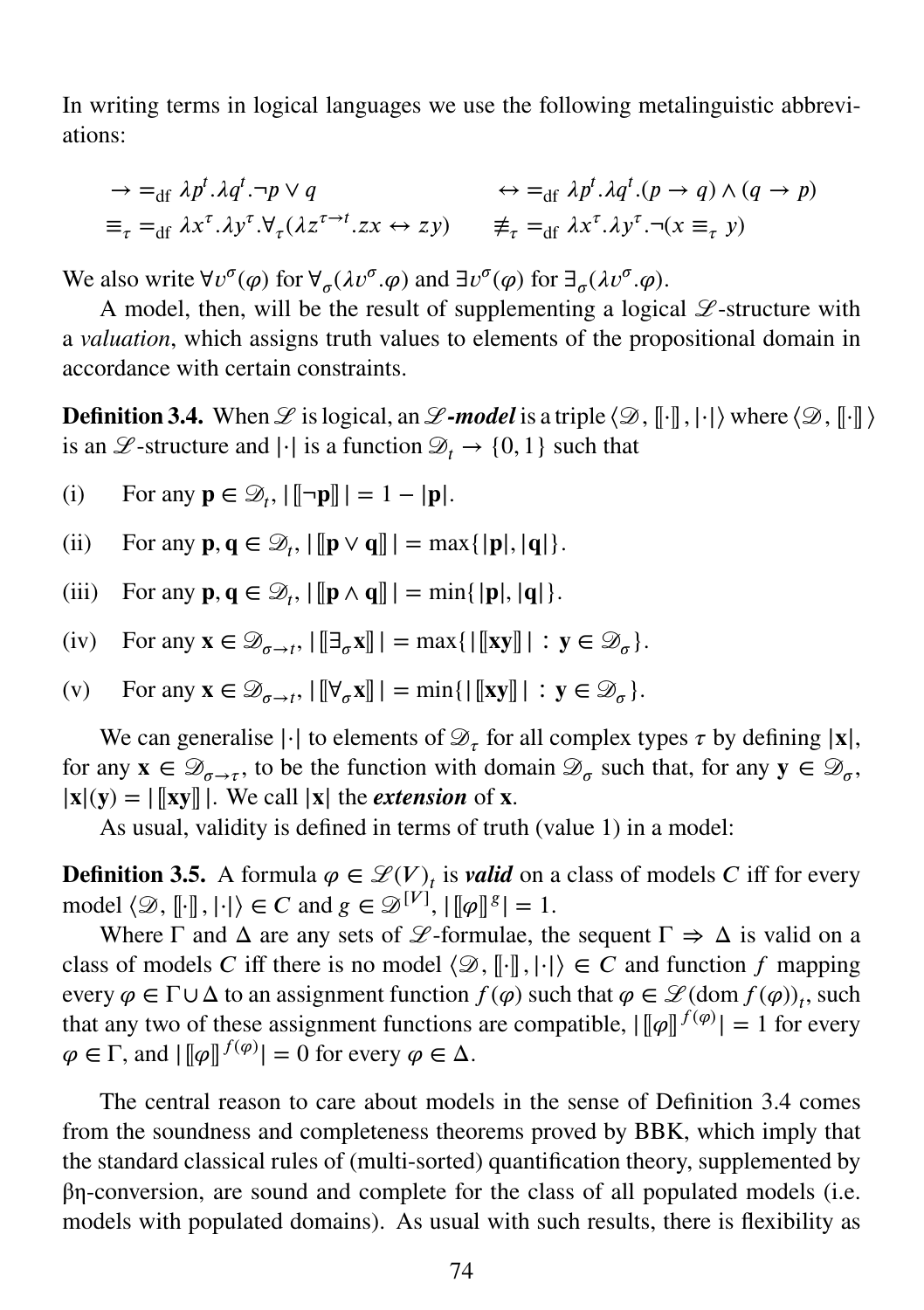In writing terms in logical languages we use the following metalinguistic abbreviations:

$$\rightarrow =_{\text{df}} \lambda p^t.\lambda q^t.\neg p \vee q \qquad\qquad \leftrightarrow =_{\text{df}} \lambda p^t.\lambda q^t.(p \rightarrow q) \wedge (q \rightarrow p)$$

$$\equiv_\tau =_{\text{df}} \lambda x^\tau.\lambda y^\tau.\forall_\tau(\lambda z^{\tau\to t}.zx \leftrightarrow zy) \qquad \not\equiv_\tau =_{\text{df}} \lambda x^\tau.\lambda y^\tau.\neg(x \equiv_\tau y)$$

We also write $\forall v^\sigma(\varphi)$ for $\forall_\sigma(\lambda v^\sigma.\varphi)$ and $\exists v^\sigma(\varphi)$ for $\exists_\sigma(\lambda v^\sigma.\varphi)$.

A model, then, will be the result of supplementing a logical $\mathscr{L}$-structure with a *valuation*, which assigns truth values to elements of the propositional domain in accordance with certain constraints.

**Definition 3.4.** When $\mathscr{L}$ is logical, an ***$\mathscr{L}$-model*** is a triple $\langle \mathscr{D}, [\![\cdot]\!], |\cdot| \rangle$ where $\langle \mathscr{D}, [\![\cdot]\!] \rangle$ is an $\mathscr{L}$-structure and $|\cdot|$ is a function $\mathscr{D}_t \to \{0,1\}$ such that

(i) For any $\mathbf{p} \in \mathscr{D}_t$, $|[\![\neg\mathbf{p}]\!]| = 1 - |\mathbf{p}|$.

(ii) For any $\mathbf{p}, \mathbf{q} \in \mathscr{D}_t$, $|[\![\mathbf{p} \vee \mathbf{q}]\!]| = \max\{|\mathbf{p}|, |\mathbf{q}|\}$.

(iii) For any $\mathbf{p}, \mathbf{q} \in \mathscr{D}_t$, $|[\![\mathbf{p} \wedge \mathbf{q}]\!]| = \min\{|\mathbf{p}|, |\mathbf{q}|\}$.

(iv) For any $\mathbf{x} \in \mathscr{D}_{\sigma\to t}$, $|[\![\exists_\sigma \mathbf{x}]\!]| = \max\{|[\![\mathbf{xy}]\!]| : \mathbf{y} \in \mathscr{D}_\sigma\}$.

(v) For any $\mathbf{x} \in \mathscr{D}_{\sigma\to t}$, $|[\![\forall_\sigma \mathbf{x}]\!]| = \min\{|[\![\mathbf{xy}]\!]| : \mathbf{y} \in \mathscr{D}_\sigma\}$.

We can generalise $|\cdot|$ to elements of $\mathscr{D}_\tau$ for all complex types $\tau$ by defining $|\mathbf{x}|$, for any $\mathbf{x} \in \mathscr{D}_{\sigma\to\tau}$, to be the function with domain $\mathscr{D}_\sigma$ such that, for any $\mathbf{y} \in \mathscr{D}_\sigma$, $|\mathbf{x}|(\mathbf{y}) = |[\![\mathbf{xy}]\!]|$. We call $|\mathbf{x}|$ the ***extension*** of $\mathbf{x}$.

As usual, validity is defined in terms of truth (value 1) in a model:

**Definition 3.5.** A formula $\varphi \in \mathscr{L}(V)_t$ is ***valid*** on a class of models $C$ iff for every model $\langle \mathscr{D}, [\![\cdot]\!], |\cdot| \rangle \in C$ and $g \in \mathscr{D}^{[V]}$, $|[\![\varphi]\!]^g| = 1$.

Where $\Gamma$ and $\Delta$ are any sets of $\mathscr{L}$-formulae, the sequent $\Gamma \Rightarrow \Delta$ is valid on a class of models $C$ iff there is no model $\langle \mathscr{D}, [\![\cdot]\!], |\cdot| \rangle \in C$ and function $f$ mapping every $\varphi \in \Gamma \cup \Delta$ to an assignment function $f(\varphi)$ such that $\varphi \in \mathscr{L}(\text{dom } f(\varphi))_t$, such that any two of these assignment functions are compatible, $|[\![\varphi]\!]^{f(\varphi)}| = 1$ for every $\varphi \in \Gamma$, and $|[\![\varphi]\!]^{f(\varphi)}| = 0$ for every $\varphi \in \Delta$.

The central reason to care about models in the sense of Definition 3.4 comes from the soundness and completeness theorems proved by BBK, which imply that the standard classical rules of (multi-sorted) quantification theory, supplemented by βη-conversion, are sound and complete for the class of all populated models (i.e. models with populated domains). As usual with such results, there is flexibility as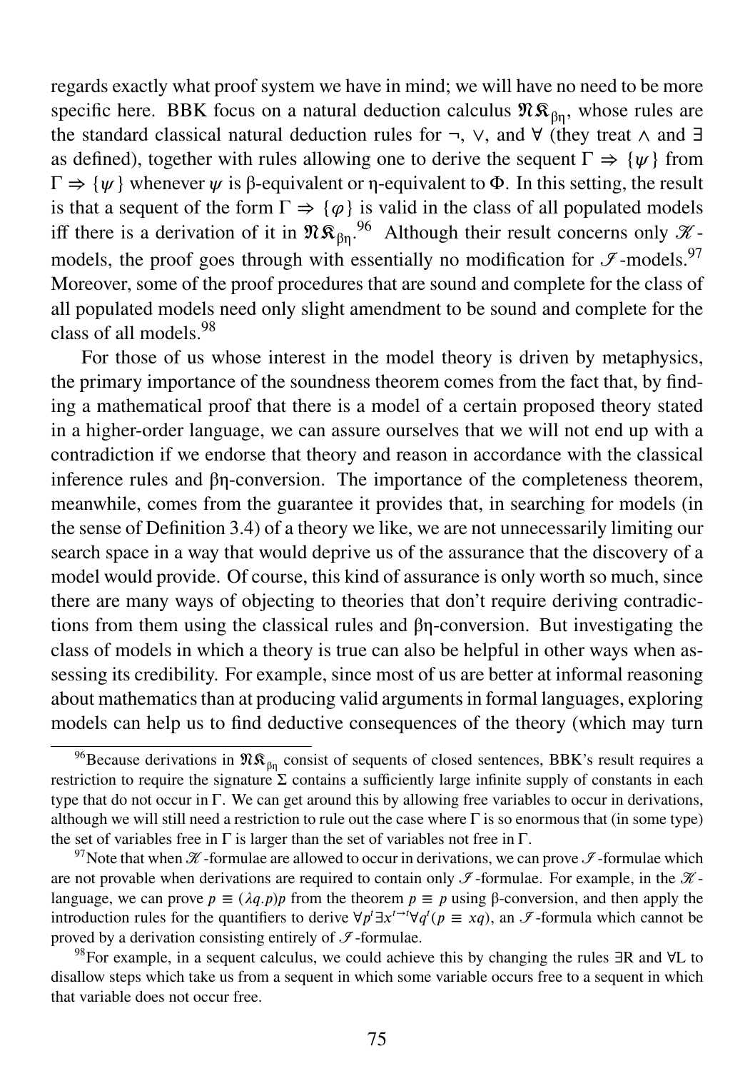regards exactly what proof system we have in mind; we will have no need to be more specific here. BBK focus on a natural deduction calculus $\mathfrak{NK}_{\beta\eta}$, whose rules are the standard classical natural deduction rules for ¬, ∨, and ∀ (they treat ∧ and ∃ as defined), together with rules allowing one to derive the sequent $\Gamma \Rightarrow \{\psi\}$ from $\Gamma \Rightarrow \{\psi\}$ whenever $\psi$ is β-equivalent or η-equivalent to $\Phi$. In this setting, the result is that a sequent of the form $\Gamma \Rightarrow \{\varphi\}$ is valid in the class of all populated models iff there is a derivation of it in $\mathfrak{NK}_{\beta\eta}$.[96] Although their result concerns only $\mathscr{K}$-models, the proof goes through with essentially no modification for $\mathscr{I}$-models.[97] Moreover, some of the proof procedures that are sound and complete for the class of all populated models need only slight amendment to be sound and complete for the class of all models.[98]

For those of us whose interest in the model theory is driven by metaphysics, the primary importance of the soundness theorem comes from the fact that, by finding a mathematical proof that there is a model of a certain proposed theory stated in a higher-order language, we can assure ourselves that we will not end up with a contradiction if we endorse that theory and reason in accordance with the classical inference rules and βη-conversion. The importance of the completeness theorem, meanwhile, comes from the guarantee it provides that, in searching for models (in the sense of Definition 3.4) of a theory we like, we are not unnecessarily limiting our search space in a way that would deprive us of the assurance that the discovery of a model would provide. Of course, this kind of assurance is only worth so much, since there are many ways of objecting to theories that don't require deriving contradictions from them using the classical rules and βη-conversion. But investigating the class of models in which a theory is true can also be helpful in other ways when assessing its credibility. For example, since most of us are better at informal reasoning about mathematics than at producing valid arguments in formal languages, exploring models can help us to find deductive consequences of the theory (which may turn

[96] Because derivations in $\mathfrak{NK}_{\beta\eta}$ consist of sequents of closed sentences, BBK's result requires a restriction to require the signature $\Sigma$ contains a sufficiently large infinite supply of constants in each type that do not occur in $\Gamma$. We can get around this by allowing free variables to occur in derivations, although we will still need a restriction to rule out the case where $\Gamma$ is so enormous that (in some type) the set of variables free in $\Gamma$ is larger than the set of variables not free in $\Gamma$.

[97] Note that when $\mathscr{K}$-formulae are allowed to occur in derivations, we can prove $\mathscr{I}$-formulae which are not provable when derivations are required to contain only $\mathscr{I}$-formulae. For example, in the $\mathscr{K}$-language, we can prove $p \equiv (\lambda q.p)p$ from the theorem $p \equiv p$ using β-conversion, and then apply the introduction rules for the quantifiers to derive $\forall p^t \exists x^{t\to t} \forall q^t (p \equiv xq)$, an $\mathscr{I}$-formula which cannot be proved by a derivation consisting entirely of $\mathscr{I}$-formulae.

[98] For example, in a sequent calculus, we could achieve this by changing the rules ∃R and ∀L to disallow steps which take us from a sequent in which some variable occurs free to a sequent in which that variable does not occur free.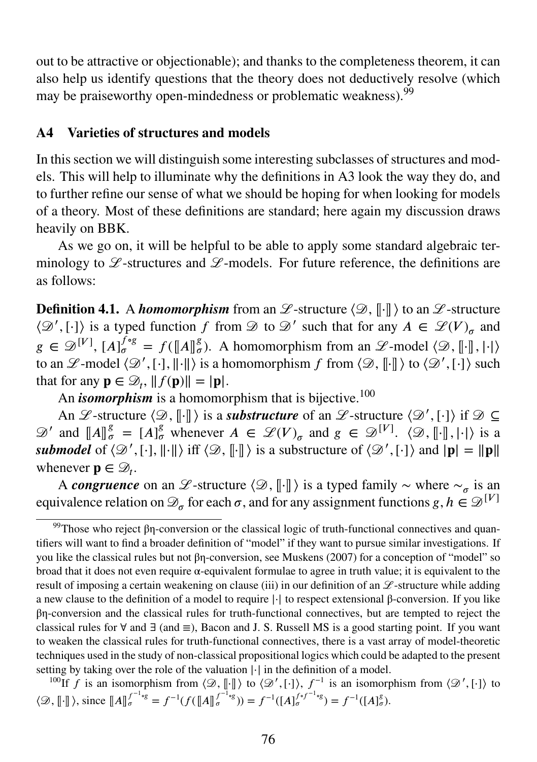out to be attractive or objectionable); and thanks to the completeness theorem, it can also help us identify questions that the theory does not deductively resolve (which may be praiseworthy open-mindedness or problematic weakness).[99]

## A4 Varieties of structures and models

In this section we will distinguish some interesting subclasses of structures and models. This will help to illuminate why the definitions in A3 look the way they do, and to further refine our sense of what we should be hoping for when looking for models of a theory. Most of these definitions are standard; here again my discussion draws heavily on BBK.

As we go on, it will be helpful to be able to apply some standard algebraic terminology to $\mathscr{L}$-structures and $\mathscr{L}$-models. For future reference, the definitions are as follows:

**Definition 4.1.** A ***homomorphism*** from an $\mathscr{L}$-structure $\langle \mathscr{D}, [\![\cdot]\!] \rangle$ to an $\mathscr{L}$-structure $\langle \mathscr{D}', [\cdot] \rangle$ is a typed function $f$ from $\mathscr{D}$ to $\mathscr{D}'$ such that for any $A \in \mathscr{L}(V)_\sigma$ and $g \in \mathscr{D}^{[V]}$, $[A]^{f \circ g}_\sigma = f([\![A]\!]^g_\sigma)$. A homomorphism from an $\mathscr{L}$-model $\langle \mathscr{D}, [\![\cdot]\!], |\cdot| \rangle$ to an $\mathscr{L}$-model $\langle \mathscr{D}', [\cdot], \|\cdot\| \rangle$ is a homomorphism $f$ from $\langle \mathscr{D}, [\![\cdot]\!] \rangle$ to $\langle \mathscr{D}', [\cdot] \rangle$ such that for any $\mathbf{p} \in \mathscr{D}_t$, $\|f(\mathbf{p})\| = |\mathbf{p}|$.

An ***isomorphism*** is a homomorphism that is bijective.[100]

An $\mathscr{L}$-structure $\langle \mathscr{D}, [\![\cdot]\!] \rangle$ is a ***substructure*** of an $\mathscr{L}$-structure $\langle \mathscr{D}', [\cdot] \rangle$ if $\mathscr{D} \subseteq \mathscr{D}'$ and $[\![A]\!]^g_\sigma = [A]^g_\sigma$ whenever $A \in \mathscr{L}(V)_\sigma$ and $g \in \mathscr{D}^{[V]}$. $\langle \mathscr{D}, [\![\cdot]\!], |\cdot| \rangle$ is a ***submodel*** of $\langle \mathscr{D}', [\cdot], \|\cdot\| \rangle$ iff $\langle \mathscr{D}, [\![\cdot]\!] \rangle$ is a substructure of $\langle \mathscr{D}', [\cdot] \rangle$ and $|\mathbf{p}| = \|\mathbf{p}\|$ whenever $\mathbf{p} \in \mathscr{D}_t$.

A ***congruence*** on an $\mathscr{L}$-structure $\langle \mathscr{D}, [\![\cdot]\!] \rangle$ is a typed family $\sim$ where $\sim_\sigma$ is an equivalence relation on $\mathscr{D}_\sigma$ for each $\sigma$, and for any assignment functions $g, h \in \mathscr{D}^{[V]}$

---

[99] Those who reject βη-conversion or the classical logic of truth-functional connectives and quantifiers will want to find a broader definition of "model" if they want to pursue similar investigations. If you like the classical rules but not βη-conversion, see Muskens (2007) for a conception of "model" so broad that it does not even require α-equivalent formulae to agree in truth value; it is equivalent to the result of imposing a certain weakening on clause (iii) in our definition of an $\mathscr{L}$-structure while adding a new clause to the definition of a model to require $|\cdot|$ to respect extensional β-conversion. If you like βη-conversion and the classical rules for truth-functional connectives, but are tempted to reject the classical rules for ∀ and ∃ (and ≡), Bacon and J. S. Russell MS is a good starting point. If you want to weaken the classical rules for truth-functional connectives, there is a vast array of model-theoretic techniques used in the study of non-classical propositional logics which could be adapted to the present setting by taking over the role of the valuation $|\cdot|$ in the definition of a model.

[100] If $f$ is an isomorphism from $\langle \mathscr{D}, [\![\cdot]\!] \rangle$ to $\langle \mathscr{D}', [\cdot] \rangle$, $f^{-1}$ is an isomorphism from $\langle \mathscr{D}', [\cdot] \rangle$ to $\langle \mathscr{D}, [\![\cdot]\!] \rangle$, since $[\![A]\!]^{f^{-1} \circ g}_\sigma = f^{-1}(f([\![A]\!]^{f^{-1} \circ g}_\sigma)) = f^{-1}([A]^{f \circ f^{-1} \circ g}_\sigma) = f^{-1}([A]^g_\sigma)$.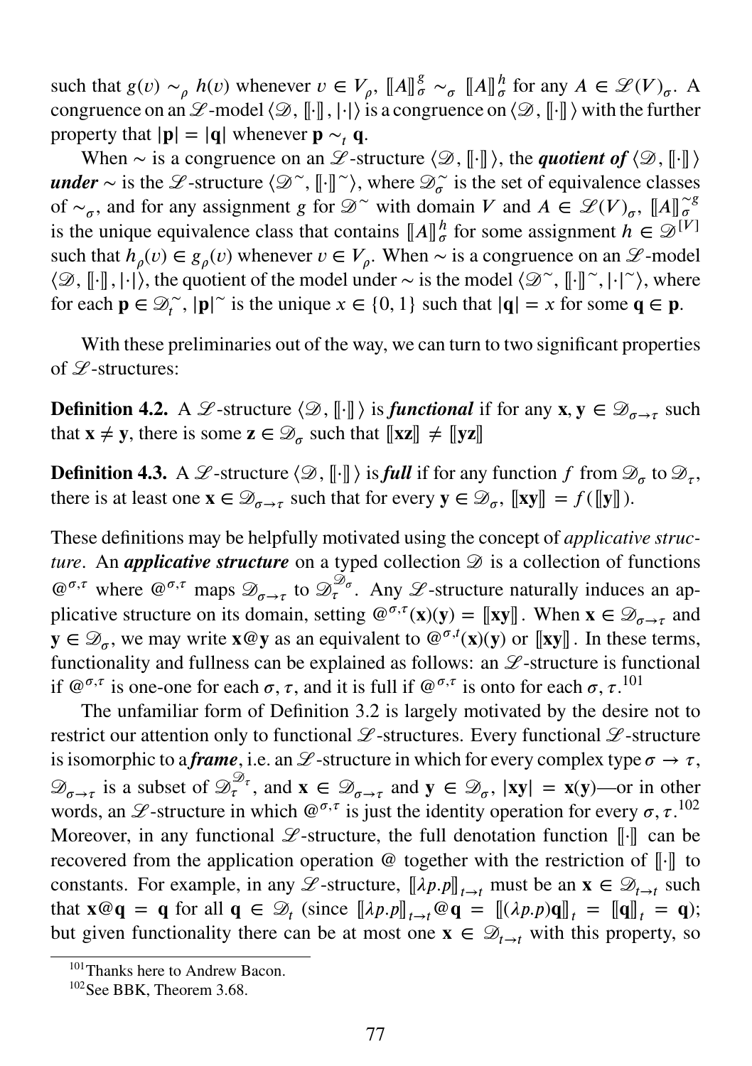such that $g(v) \sim_\rho h(v)$ whenever $v \in V_\rho$, $[\![A]\!]^g_\sigma \sim_\sigma [\![A]\!]^h_\sigma$ for any $A \in \mathscr{L}(V)_\sigma$. A congruence on an $\mathscr{L}$-model $\langle \mathscr{D}, [\![\cdot]\!], |\cdot| \rangle$ is a congruence on $\langle \mathscr{D}, [\![\cdot]\!] \rangle$ with the further property that $|\mathbf{p}| = |\mathbf{q}|$ whenever $\mathbf{p} \sim_t \mathbf{q}$.

When $\sim$ is a congruence on an $\mathscr{L}$-structure $\langle \mathscr{D}, [\![\cdot]\!] \rangle$, the ***quotient of*** $\langle \mathscr{D}, [\![\cdot]\!] \rangle$ ***under*** $\sim$ is the $\mathscr{L}$-structure $\langle \mathscr{D}^\sim, [\![\cdot]\!]^\sim \rangle$, where $\mathscr{D}^\sim_\sigma$ is the set of equivalence classes of $\sim_\sigma$, and for any assignment $g$ for $\mathscr{D}^\sim$ with domain $V$ and $A \in \mathscr{L}(V)_\sigma$, $[\![A]\!]^{\sim g}_\sigma$ is the unique equivalence class that contains $[\![A]\!]^h_\sigma$ for some assignment $h \in \mathscr{D}^{[V]}$ such that $h_\rho(v) \in g_\rho(v)$ whenever $v \in V_\rho$. When $\sim$ is a congruence on an $\mathscr{L}$-model $\langle \mathscr{D}, [\![\cdot]\!], |\cdot| \rangle$, the quotient of the model under $\sim$ is the model $\langle \mathscr{D}^\sim, [\![\cdot]\!]^\sim, |\cdot|^\sim \rangle$, where for each $\mathbf{p} \in \mathscr{D}^\sim_t$, $|\mathbf{p}|^\sim$ is the unique $x \in \{0, 1\}$ such that $|\mathbf{q}| = x$ for some $\mathbf{q} \in \mathbf{p}$.

With these preliminaries out of the way, we can turn to two significant properties of $\mathscr{L}$-structures:

**Definition 4.2.** A $\mathscr{L}$-structure $\langle \mathscr{D}, [\![\cdot]\!] \rangle$ is ***functional*** if for any $\mathbf{x}, \mathbf{y} \in \mathscr{D}_{\sigma \to \tau}$ such that $\mathbf{x} \neq \mathbf{y}$, there is some $\mathbf{z} \in \mathscr{D}_\sigma$ such that $[\![\mathbf{xz}]\!] \neq [\![\mathbf{yz}]\!]$

**Definition 4.3.** A $\mathscr{L}$-structure $\langle \mathscr{D}, [\![\cdot]\!] \rangle$ is ***full*** if for any function $f$ from $\mathscr{D}_\sigma$ to $\mathscr{D}_\tau$, there is at least one $\mathbf{x} \in \mathscr{D}_{\sigma \to \tau}$ such that for every $\mathbf{y} \in \mathscr{D}_\sigma$, $[\![\mathbf{xy}]\!] = f([\![\mathbf{y}]\!])$.

These definitions may be helpfully motivated using the concept of *applicative structure*. An ***applicative structure*** on a typed collection $\mathscr{D}$ is a collection of functions $@^{\sigma,\tau}$ where $@^{\sigma,\tau}$ maps $\mathscr{D}_{\sigma \to \tau}$ to $\mathscr{D}_\tau^{\mathscr{D}_\sigma}$. Any $\mathscr{L}$-structure naturally induces an applicative structure on its domain, setting $@^{\sigma,\tau}(\mathbf{x})(\mathbf{y}) = [\![\mathbf{xy}]\!]$. When $\mathbf{x} \in \mathscr{D}_{\sigma \to \tau}$ and $\mathbf{y} \in \mathscr{D}_\sigma$, we may write $\mathbf{x}@\mathbf{y}$ as an equivalent to $@^{\sigma,t}(\mathbf{x})(\mathbf{y})$ or $[\![\mathbf{xy}]\!]$. In these terms, functionality and fullness can be explained as follows: an $\mathscr{L}$-structure is functional if $@^{\sigma,\tau}$ is one-one for each $\sigma, \tau$, and it is full if $@^{\sigma,\tau}$ is onto for each $\sigma, \tau$.[101]

The unfamiliar form of Definition 3.2 is largely motivated by the desire not to restrict our attention only to functional $\mathscr{L}$-structures. Every functional $\mathscr{L}$-structure is isomorphic to a ***frame***, i.e. an $\mathscr{L}$-structure in which for every complex type $\sigma \to \tau$, $\mathscr{D}_{\sigma \to \tau}$ is a subset of $\mathscr{D}_\tau^{\mathscr{D}_\tau}$, and $\mathbf{x} \in \mathscr{D}_{\sigma \to \tau}$ and $\mathbf{y} \in \mathscr{D}_\sigma$, $|\mathbf{xy}| = \mathbf{x}(\mathbf{y})$—or in other words, an $\mathscr{L}$-structure in which $@^{\sigma,\tau}$ is just the identity operation for every $\sigma, \tau$.[102] Moreover, in any functional $\mathscr{L}$-structure, the full denotation function $[\![\cdot]\!]$ can be recovered from the application operation @ together with the restriction of $[\![\cdot]\!]$ to constants. For example, in any $\mathscr{L}$-structure, $[\![\lambda p.p]\!]_{t \to t}$ must be an $\mathbf{x} \in \mathscr{D}_{t \to t}$ such that $\mathbf{x}@\mathbf{q} = \mathbf{q}$ for all $\mathbf{q} \in \mathscr{D}_t$ (since $[\![\lambda p.p]\!]_{t \to t}@\mathbf{q} = [\![(\lambda p.p)\mathbf{q}]\!]_t = [\![\mathbf{q}]\!]_t = \mathbf{q}$); but given functionality there can be at most one $\mathbf{x} \in \mathscr{D}_{t \to t}$ with this property, so

[101] Thanks here to Andrew Bacon.

[102] See BBK, Theorem 3.68.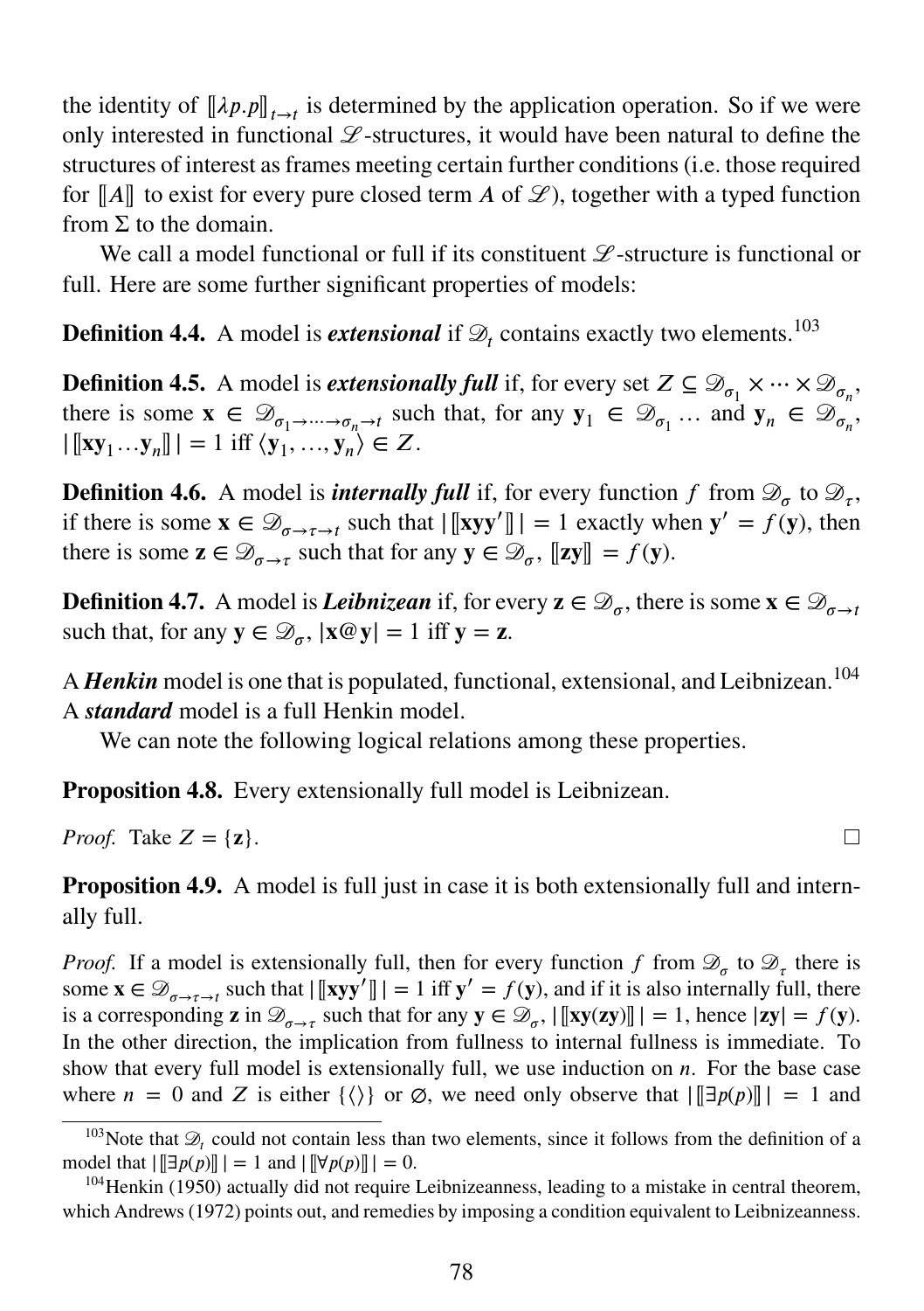the identity of $[\![\lambda p.p]\!]_{t\to t}$ is determined by the application operation. So if we were only interested in functional $\mathscr{L}$-structures, it would have been natural to define the structures of interest as frames meeting certain further conditions (i.e. those required for $[\![A]\!]$ to exist for every pure closed term $A$ of $\mathscr{L}$), together with a typed function from $\Sigma$ to the domain.

We call a model functional or full if its constituent $\mathscr{L}$-structure is functional or full. Here are some further significant properties of models:

**Definition 4.4.** A model is ***extensional*** if $\mathscr{D}_t$ contains exactly two elements.[103]

**Definition 4.5.** A model is ***extensionally full*** if, for every set $Z \subseteq \mathscr{D}_{\sigma_1} \times \cdots \times \mathscr{D}_{\sigma_n}$, there is some $\mathbf{x} \in \mathscr{D}_{\sigma_1\to\cdots\to\sigma_n\to t}$ such that, for any $\mathbf{y}_1 \in \mathscr{D}_{\sigma_1} \ldots$ and $\mathbf{y}_n \in \mathscr{D}_{\sigma_n}$, $|[\![\mathbf{x}\mathbf{y}_1\ldots\mathbf{y}_n]\!]| = 1$ iff $\langle \mathbf{y}_1, \ldots, \mathbf{y}_n\rangle \in Z$.

**Definition 4.6.** A model is ***internally full*** if, for every function $f$ from $\mathscr{D}_\sigma$ to $\mathscr{D}_\tau$, if there is some $\mathbf{x} \in \mathscr{D}_{\sigma\to\tau\to t}$ such that $|[\![\mathbf{x}\mathbf{y}\mathbf{y}']\!]| = 1$ exactly when $\mathbf{y}' = f(\mathbf{y})$, then there is some $\mathbf{z} \in \mathscr{D}_{\sigma\to\tau}$ such that for any $\mathbf{y} \in \mathscr{D}_\sigma$, $[\![\mathbf{z}\mathbf{y}]\!] = f(\mathbf{y})$.

**Definition 4.7.** A model is ***Leibnizean*** if, for every $\mathbf{z} \in \mathscr{D}_\sigma$, there is some $\mathbf{x} \in \mathscr{D}_{\sigma\to t}$ such that, for any $\mathbf{y} \in \mathscr{D}_\sigma$, $|\mathbf{x}@\mathbf{y}| = 1$ iff $\mathbf{y} = \mathbf{z}$.

A ***Henkin*** model is one that is populated, functional, extensional, and Leibnizean.[104] A ***standard*** model is a full Henkin model.

We can note the following logical relations among these properties.

**Proposition 4.8.** Every extensionally full model is Leibnizean.

*Proof.* Take $Z = \{\mathbf{z}\}$. □

**Proposition 4.9.** A model is full just in case it is both extensionally full and internally full.

*Proof.* If a model is extensionally full, then for every function $f$ from $\mathscr{D}_\sigma$ to $\mathscr{D}_\tau$ there is some $\mathbf{x} \in \mathscr{D}_{\sigma\to\tau\to t}$ such that $|[\![\mathbf{x}\mathbf{y}\mathbf{y}']\!]| = 1$ iff $\mathbf{y}' = f(\mathbf{y})$, and if it is also internally full, there is a corresponding $\mathbf{z}$ in $\mathscr{D}_{\sigma\to\tau}$ such that for any $\mathbf{y} \in \mathscr{D}_\sigma$, $|[\![\mathbf{x}\mathbf{y}(\mathbf{z}\mathbf{y})]\!]| = 1$, hence $|\mathbf{z}\mathbf{y}| = f(\mathbf{y})$. In the other direction, the implication from fullness to internal fullness is immediate. To show that every full model is extensionally full, we use induction on $n$. For the base case where $n = 0$ and $Z$ is either $\{\langle\rangle\}$ or $\varnothing$, we need only observe that $|[\![\exists p(p)]\!]| = 1$ and

[103] Note that $\mathscr{D}_t$ could not contain less than two elements, since it follows from the definition of a model that $|[\![\exists p(p)]\!]| = 1$ and $|[\![\forall p(p)]\!]| = 0$.

[104] Henkin (1950) actually did not require Leibnizeanness, leading to a mistake in central theorem, which Andrews (1972) points out, and remedies by imposing a condition equivalent to Leibnizeanness.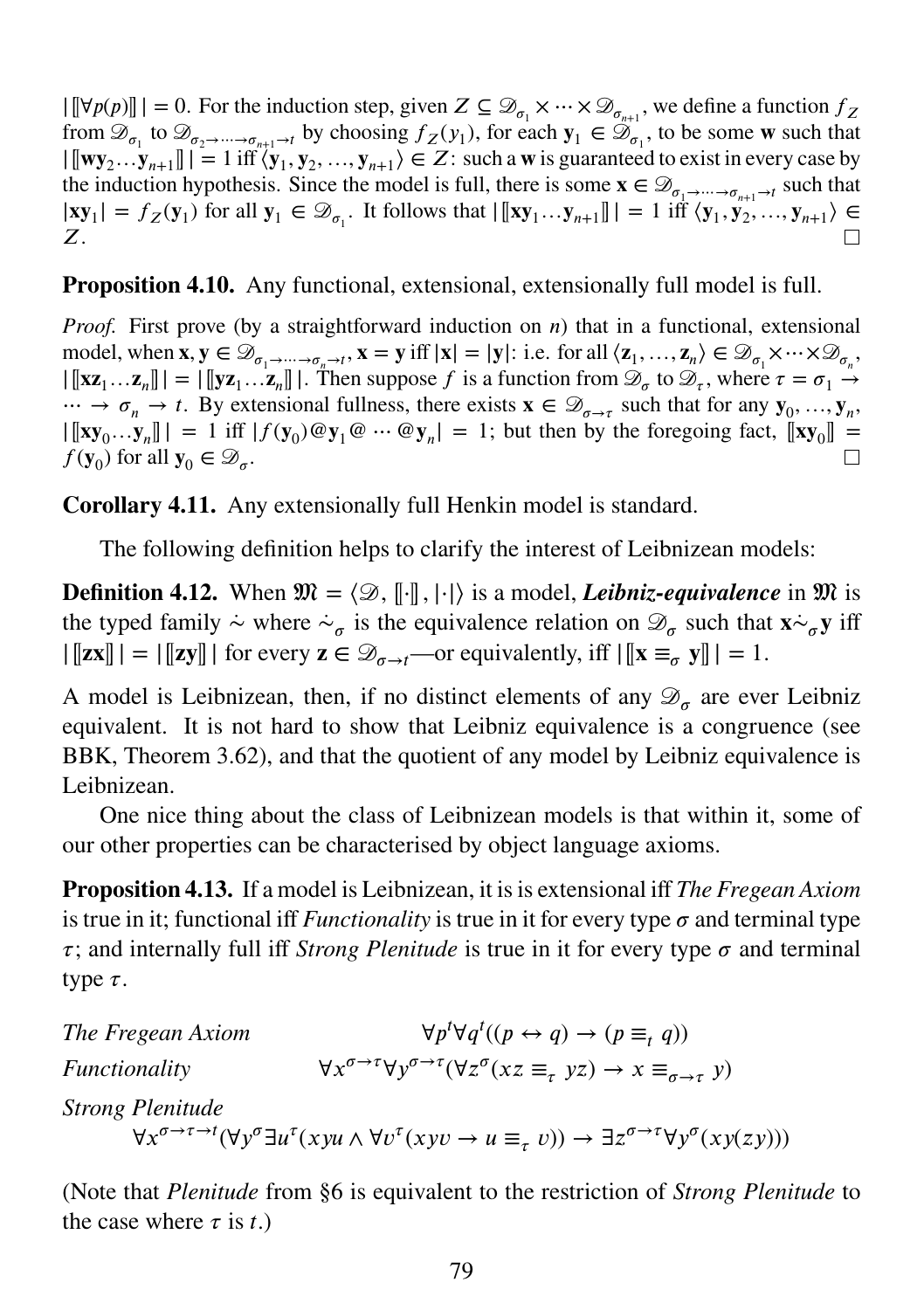$|[\![\forall p(p)]\!]| = 0$. For the induction step, given $Z \subseteq \mathscr{D}_{\sigma_1} \times \cdots \times \mathscr{D}_{\sigma_{n+1}}$, we define a function $f_Z$ from $\mathscr{D}_{\sigma_1}$ to $\mathscr{D}_{\sigma_2 \to \cdots \to \sigma_{n+1} \to t}$ by choosing $f_Z(\mathbf{y}_1)$, for each $\mathbf{y}_1 \in \mathscr{D}_{\sigma_1}$, to be some $\mathbf{w}$ such that $|[\![\mathbf{w}\mathbf{y}_2 \ldots \mathbf{y}_{n+1}]\!]| = 1$ iff $\langle \mathbf{y}_1, \mathbf{y}_2, \ldots, \mathbf{y}_{n+1} \rangle \in Z$: such a $\mathbf{w}$ is guaranteed to exist in every case by the induction hypothesis. Since the model is full, there is some $\mathbf{x} \in \mathscr{D}_{\sigma_1 \to \cdots \to \sigma_{n+1} \to t}$ such that $|\mathbf{x}\mathbf{y}_1| = f_Z(\mathbf{y}_1)$ for all $\mathbf{y}_1 \in \mathscr{D}_{\sigma_1}$. It follows that $|[\![\mathbf{x}\mathbf{y}_1 \ldots \mathbf{y}_{n+1}]\!]| = 1$ iff $\langle \mathbf{y}_1, \mathbf{y}_2, \ldots, \mathbf{y}_{n+1} \rangle \in Z$. □

**Proposition 4.10.** Any functional, extensional, extensionally full model is full.

*Proof.* First prove (by a straightforward induction on $n$) that in a functional, extensional model, when $\mathbf{x}, \mathbf{y} \in \mathscr{D}_{\sigma_1 \to \cdots \to \sigma_n \to t}$, $\mathbf{x} = \mathbf{y}$ iff $|\mathbf{x}| = |\mathbf{y}|$: i.e. for all $\langle \mathbf{z}_1, \ldots, \mathbf{z}_n \rangle \in \mathscr{D}_{\sigma_1} \times \cdots \times \mathscr{D}_{\sigma_n}$, $|[\![\mathbf{x}\mathbf{z}_1 \ldots \mathbf{z}_n]\!]| = |[\![\mathbf{y}\mathbf{z}_1 \ldots \mathbf{z}_n]\!]|$. Then suppose $f$ is a function from $\mathscr{D}_\sigma$ to $\mathscr{D}_\tau$, where $\tau = \sigma_1 \to \cdots \to \sigma_n \to t$. By extensional fullness, there exists $\mathbf{x} \in \mathscr{D}_{\sigma \to \tau}$ such that for any $\mathbf{y}_0, \ldots, \mathbf{y}_n$, $|[\![\mathbf{x}\mathbf{y}_0 \ldots \mathbf{y}_n]\!]| = 1$ iff $|f(\mathbf{y}_0) @ \mathbf{y}_1 @ \cdots @ \mathbf{y}_n| = 1$; but then by the foregoing fact, $[\![\mathbf{x}\mathbf{y}_0]\!] = f(\mathbf{y}_0)$ for all $\mathbf{y}_0 \in \mathscr{D}_\sigma$. □

**Corollary 4.11.** Any extensionally full Henkin model is standard.

The following definition helps to clarify the interest of Leibnizean models:

**Definition 4.12.** When $\mathfrak{M} = \langle \mathscr{D}, [\![\cdot]\!], |\cdot| \rangle$ is a model, ***Leibniz-equivalence*** in $\mathfrak{M}$ is the typed family $\dot{\sim}$ where $\dot{\sim}_\sigma$ is the equivalence relation on $\mathscr{D}_\sigma$ such that $\mathbf{x} \dot{\sim}_\sigma \mathbf{y}$ iff $|[\![\mathbf{z}\mathbf{x}]\!]| = |[\![\mathbf{z}\mathbf{y}]\!]|$ for every $\mathbf{z} \in \mathscr{D}_{\sigma \to t}$—or equivalently, iff $|[\![\mathbf{x} \equiv_\sigma \mathbf{y}]\!]| = 1$.

A model is Leibnizean, then, if no distinct elements of any $\mathscr{D}_\sigma$ are ever Leibniz equivalent. It is not hard to show that Leibniz equivalence is a congruence (see BBK, Theorem 3.62), and that the quotient of any model by Leibniz equivalence is Leibnizean.

One nice thing about the class of Leibnizean models is that within it, some of our other properties can be characterised by object language axioms.

**Proposition 4.13.** If a model is Leibnizean, it is is extensional iff *The Fregean Axiom* is true in it; functional iff *Functionality* is true in it for every type $\sigma$ and terminal type $\tau$; and internally full iff *Strong Plenitude* is true in it for every type $\sigma$ and terminal type $\tau$.

*The Fregean Axiom* $\quad \forall p^t \forall q^t ((p \leftrightarrow q) \to (p \equiv_t q))$

*Functionality* $\quad \forall x^{\sigma \to \tau} \forall y^{\sigma \to \tau} (\forall z^\sigma (xz \equiv_\tau yz) \to x \equiv_{\sigma \to \tau} y)$

*Strong Plenitude*

$$\forall x^{\sigma \to \tau \to t} (\forall y^\sigma \exists u^\tau (xyu \land \forall v^\tau (xyv \to u \equiv_\tau v)) \to \exists z^{\sigma \to \tau} \forall y^\sigma (xy(zy)))$$

(Note that *Plenitude* from §6 is equivalent to the restriction of *Strong Plenitude* to the case where $\tau$ is $t$.)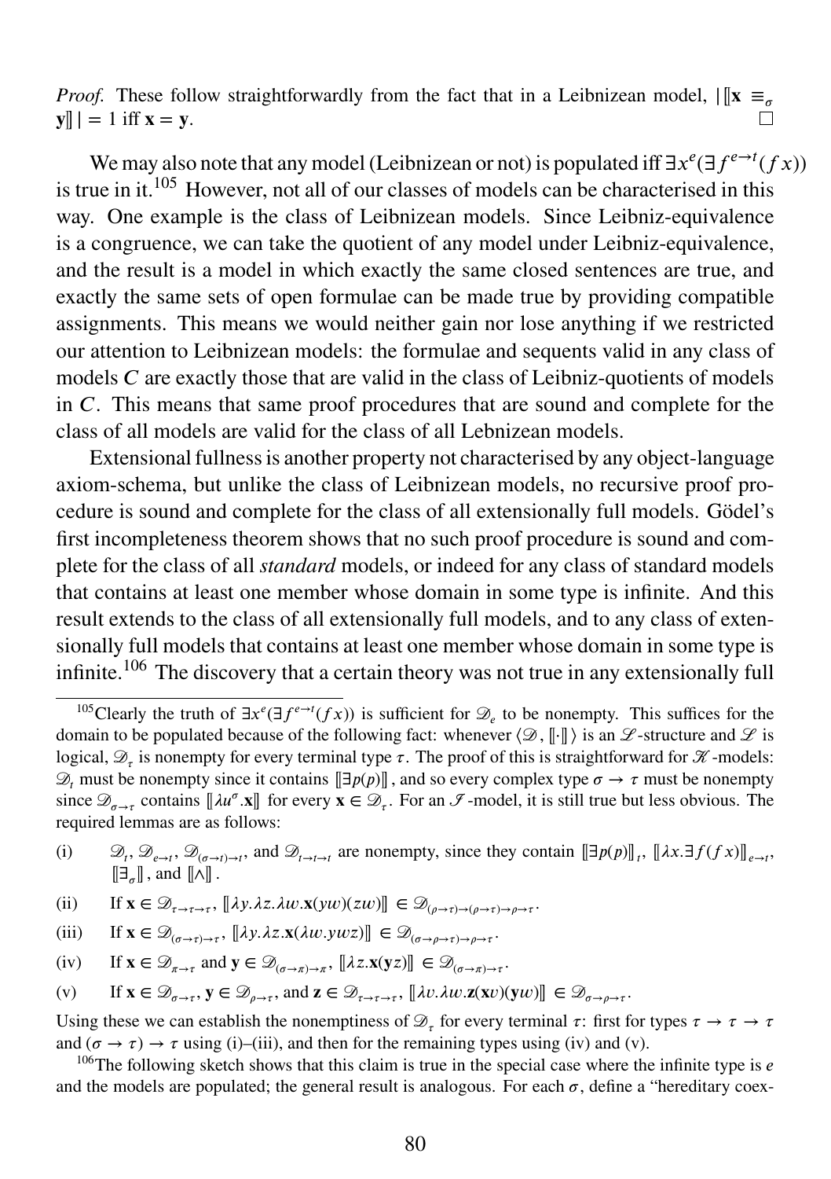*Proof.* These follow straightforwardly from the fact that in a Leibnizean model, $|[\![\mathbf{x} \equiv_\sigma \mathbf{y}]\!]| = 1$ iff $\mathbf{x} = \mathbf{y}$. □

We may also note that any model (Leibnizean or not) is populated iff $\exists x^e(\exists f^{e\to t}(f\,x))$ is true in it.[105] However, not all of our classes of models can be characterised in this way. One example is the class of Leibnizean models. Since Leibniz-equivalence is a congruence, we can take the quotient of any model under Leibniz-equivalence, and the result is a model in which exactly the same closed sentences are true, and exactly the same sets of open formulae can be made true by providing compatible assignments. This means we would neither gain nor lose anything if we restricted our attention to Leibnizean models: the formulae and sequents valid in any class of models $C$ are exactly those that are valid in the class of Leibniz-quotients of models in $C$. This means that same proof procedures that are sound and complete for the class of all models are valid for the class of all Lebnizean models.

Extensional fullness is another property not characterised by any object-language axiom-schema, but unlike the class of Leibnizean models, no recursive proof procedure is sound and complete for the class of all extensionally full models. Gödel's first incompleteness theorem shows that no such proof procedure is sound and complete for the class of all *standard* models, or indeed for any class of standard models that contains at least one member whose domain in some type is infinite. And this result extends to the class of all extensionally full models, and to any class of extensionally full models that contains at least one member whose domain in some type is infinite.[106] The discovery that a certain theory was not true in any extensionally full

---

[105] Clearly the truth of $\exists x^e(\exists f^{e\to t}(f\,x))$ is sufficient for $\mathscr{D}_e$ to be nonempty. This suffices for the domain to be populated because of the following fact: whenever $\langle \mathscr{D}, [\![\cdot]\!] \rangle$ is an $\mathscr{L}$-structure and $\mathscr{L}$ is logical, $\mathscr{D}_\tau$ is nonempty for every terminal type $\tau$. The proof of this is straightforward for $\mathscr{K}$-models: $\mathscr{D}_t$ must be nonempty since it contains $[\![\exists p(p)]\!]$, and so every complex type $\sigma \to \tau$ must be nonempty since $\mathscr{D}_{\sigma\to\tau}$ contains $[\![\lambda u^\sigma.\mathbf{x}]\!]$ for every $\mathbf{x} \in \mathscr{D}_\tau$. For an $\mathscr{I}$-model, it is still true but less obvious. The required lemmas are as follows:

(i) $\mathscr{D}_t$, $\mathscr{D}_{e\to t}$, $\mathscr{D}_{(\sigma\to t)\to t}$, and $\mathscr{D}_{t\to t\to t}$ are nonempty, since they contain $[\![\exists p(p)]\!]_t$, $[\![\lambda x.\exists f(f\,x)]\!]_{e\to t}$, $[\![\exists_\sigma]\!]$, and $[\![\wedge]\!]$.

(ii) If $\mathbf{x} \in \mathscr{D}_{\tau\to\tau\to\tau}$, $[\![\lambda y.\lambda z.\lambda w.\mathbf{x}(yw)(zw)]\!] \in \mathscr{D}_{(\rho\to\tau)\to(\rho\to\tau)\to\rho\to\tau}$.

(iii) If $\mathbf{x} \in \mathscr{D}_{(\sigma\to\tau)\to\tau}$, $[\![\lambda y.\lambda z.\mathbf{x}(\lambda w.ywz)]\!] \in \mathscr{D}_{(\sigma\to\rho\to\tau)\to\rho\to\tau}$.

(iv) If $\mathbf{x} \in \mathscr{D}_{\pi\to\tau}$ and $\mathbf{y} \in \mathscr{D}_{(\sigma\to\pi)\to\pi}$, $[\![\lambda z.\mathbf{x}(\mathbf{y}z)]\!] \in \mathscr{D}_{(\sigma\to\pi)\to\tau}$.

(v) If $\mathbf{x} \in \mathscr{D}_{\sigma\to\tau}$, $\mathbf{y} \in \mathscr{D}_{\rho\to\tau}$, and $\mathbf{z} \in \mathscr{D}_{\tau\to\tau\to\tau}$, $[\![\lambda v.\lambda w.\mathbf{z}(\mathbf{x}v)(\mathbf{y}w)]\!] \in \mathscr{D}_{\sigma\to\rho\to\tau}$.

Using these we can establish the nonemptiness of $\mathscr{D}_\tau$ for every terminal $\tau$: first for types $\tau \to \tau \to \tau$ and $(\sigma \to \tau) \to \tau$ using (i)–(iii), and then for the remaining types using (iv) and (v).

[106] The following sketch shows that this claim is true in the special case where the infinite type is $e$ and the models are populated; the general result is analogous. For each $\sigma$, define a "hereditary coex-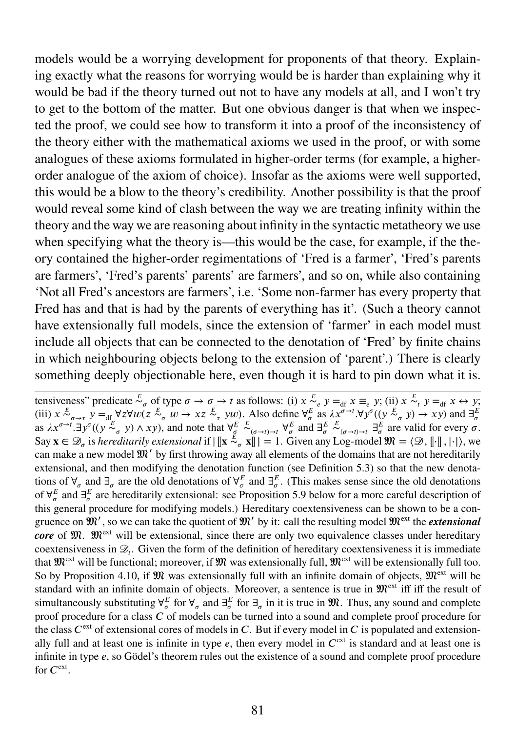models would be a worrying development for proponents of that theory. Explaining exactly what the reasons for worrying would be is harder than explaining why it would be bad if the theory turned out not to have any models at all, and I won't try to get to the bottom of the matter. But one obvious danger is that when we inspected the proof, we could see how to transform it into a proof of the inconsistency of the theory either with the mathematical axioms we used in the proof, or with some analogues of these axioms formulated in higher-order terms (for example, a higher-order analogue of the axiom of choice). Insofar as the axioms were well supported, this would be a blow to the theory's credibility. Another possibility is that the proof would reveal some kind of clash between the way we are treating infinity within the theory and the way we are reasoning about infinity in the syntactic metatheory we use when specifying what the theory is—this would be the case, for example, if the theory contained the higher-order regimentations of 'Fred is a farmer', 'Fred's parents are farmers', 'Fred's parents' parents' are farmers', and so on, while also containing 'Not all Fred's ancestors are farmers', i.e. 'Some non-farmer has every property that Fred has and that is had by the parents of everything has it'. (Such a theory cannot have extensionally full models, since the extension of 'farmer' in each model must include all objects that can be connected to the denotation of 'Fred' by finite chains in which neighbouring objects belong to the extension of 'parent'.) There is clearly something deeply objectionable here, even though it is hard to pin down what it is.

---

tensiveness" predicate $\overset{E}{\sim}_\sigma$ of type $\sigma \to \sigma \to t$ as follows: (i) $x \overset{E}{\sim}_e y =_{\text{df}} x \equiv_e y$; (ii) $x \overset{E}{\sim}_t y =_{\text{df}} x \leftrightarrow y$; (iii) $x \overset{E}{\sim}_{\sigma\to\tau} y =_{\text{df}} \forall z \forall w (z \overset{E}{\sim}_\sigma w \to xz \overset{E}{\sim}_\tau yw)$. Also define $\forall^E_\sigma$ as $\lambda x^{\sigma\to t}.\forall y^\sigma((y \overset{E}{\sim}_\sigma y) \to xy)$ and $\exists^E_\sigma$ as $\lambda x^{\sigma\to t}.\exists y^\sigma((y \overset{E}{\sim}_\sigma y) \wedge xy)$, and note that $\forall^E_\sigma \overset{E}{\sim}_{(\sigma\to t)\to t} \forall^E_\sigma$ and $\exists^E_\sigma \overset{E}{\sim}_{(\sigma\to t)\to t} \exists^E_\sigma$ are valid for every $\sigma$. Say $\mathbf{x} \in \mathscr{D}_\sigma$ is *hereditarily extensional* if $|\,[\![\mathbf{x} \overset{E}{\sim}_\sigma \mathbf{x}]\!]\,| = 1$. Given any Log-model $\mathfrak{M} = \langle \mathscr{D}, [\![\cdot]\!], |\cdot| \rangle$, we can make a new model $\mathfrak{M}'$ by first throwing away all elements of the domains that are not hereditarily extensional, and then modifying the denotation function (see Definition 5.3) so that the new denotations of $\forall_\sigma$ and $\exists_\sigma$ are the old denotations of $\forall^E_\sigma$ and $\exists^E_\sigma$. (This makes sense since the old denotations of $\forall^E_\sigma$ and $\exists^E_\sigma$ are hereditarily extensional: see Proposition 5.9 below for a more careful description of this general procedure for modifying models.) Hereditary coextensiveness can be shown to be a congruence on $\mathfrak{M}'$, so we can take the quotient of $\mathfrak{M}'$ by it: call the resulting model $\mathfrak{M}^{\text{ext}}$ the ***extensional core*** of $\mathfrak{M}$. $\mathfrak{M}^{\text{ext}}$ will be extensional, since there are only two equivalence classes under hereditary coextensiveness in $\mathscr{D}_t$. Given the form of the definition of hereditary coextensiveness it is immediate that $\mathfrak{M}^{\text{ext}}$ will be functional; moreover, if $\mathfrak{M}$ was extensionally full, $\mathfrak{M}^{\text{ext}}$ will be extensionally full too. So by Proposition 4.10, if $\mathfrak{M}$ was extensionally full with an infinite domain of objects, $\mathfrak{M}^{\text{ext}}$ will be standard with an infinite domain of objects. Moreover, a sentence is true in $\mathfrak{M}^{\text{ext}}$ iff iff the result of simultaneously substituting $\forall^E_\sigma$ for $\forall_\sigma$ and $\exists^E_\sigma$ for $\exists_\sigma$ in it is true in $\mathfrak{M}$. Thus, any sound and complete proof procedure for a class $C$ of models can be turned into a sound and complete proof procedure for the class $C^{\text{ext}}$ of extensional cores of models in $C$. But if every model in $C$ is populated and extensionally full and at least one is infinite in type $e$, then every model in $C^{\text{ext}}$ is standard and at least one is infinite in type $e$, so Gödel's theorem rules out the existence of a sound and complete proof procedure for $C^{\text{ext}}$.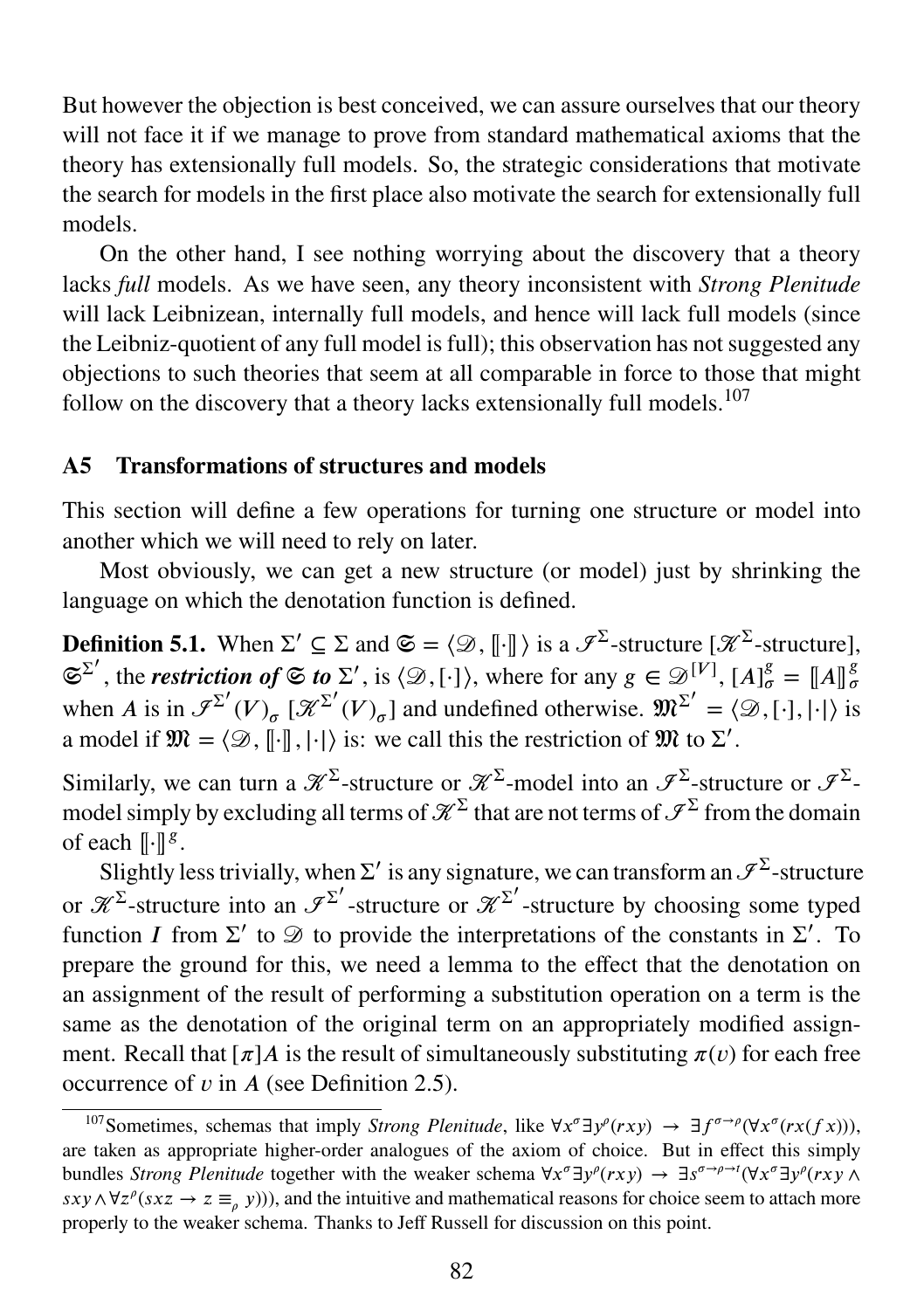But however the objection is best conceived, we can assure ourselves that our theory will not face it if we manage to prove from standard mathematical axioms that the theory has extensionally full models. So, the strategic considerations that motivate the search for models in the first place also motivate the search for extensionally full models.

On the other hand, I see nothing worrying about the discovery that a theory lacks *full* models. As we have seen, any theory inconsistent with *Strong Plenitude* will lack Leibnizean, internally full models, and hence will lack full models (since the Leibniz-quotient of any full model is full); this observation has not suggested any objections to such theories that seem at all comparable in force to those that might follow on the discovery that a theory lacks extensionally full models.[107]

## A5 Transformations of structures and models

This section will define a few operations for turning one structure or model into another which we will need to rely on later.

Most obviously, we can get a new structure (or model) just by shrinking the language on which the denotation function is defined.

**Definition 5.1.** When $\Sigma' \subseteq \Sigma$ and $\mathfrak{S} = \langle \mathscr{D}, [\![\cdot]\!] \rangle$ is a $\mathscr{I}^\Sigma$-structure [$\mathscr{K}^\Sigma$-structure], $\mathfrak{S}^{\Sigma'}$, the ***restriction of*** $\mathfrak{S}$ ***to*** $\Sigma'$, is $\langle \mathscr{D}, [\cdot] \rangle$, where for any $g \in \mathscr{D}^{[V]}$, $[A]^g_\sigma = [\![A]\!]^g_\sigma$ when $A$ is in $\mathscr{I}^{\Sigma'}(V)_\sigma$ [$\mathscr{K}^{\Sigma'}(V)_\sigma$] and undefined otherwise. $\mathfrak{M}^{\Sigma'} = \langle \mathscr{D}, [\cdot], |\cdot| \rangle$ is a model if $\mathfrak{M} = \langle \mathscr{D}, [\![\cdot]\!], |\cdot| \rangle$ is: we call this the restriction of $\mathfrak{M}$ to $\Sigma'$.

Similarly, we can turn a $\mathscr{K}^\Sigma$-structure or $\mathscr{K}^\Sigma$-model into an $\mathscr{I}^\Sigma$-structure or $\mathscr{I}^\Sigma$-model simply by excluding all terms of $\mathscr{K}^\Sigma$ that are not terms of $\mathscr{I}^\Sigma$ from the domain of each $[\![\cdot]\!]^g$.

Slightly less trivially, when $\Sigma'$ is any signature, we can transform an $\mathscr{I}^\Sigma$-structure or $\mathscr{K}^\Sigma$-structure into an $\mathscr{I}^{\Sigma'}$-structure or $\mathscr{K}^{\Sigma'}$-structure by choosing some typed function $I$ from $\Sigma'$ to $\mathscr{D}$ to provide the interpretations of the constants in $\Sigma'$. To prepare the ground for this, we need a lemma to the effect that the denotation on an assignment of the result of performing a substitution operation on a term is the same as the denotation of the original term on an appropriately modified assignment. Recall that $[\pi]A$ is the result of simultaneously substituting $\pi(v)$ for each free occurrence of $v$ in $A$ (see Definition 2.5).

[107] Sometimes, schemas that imply *Strong Plenitude*, like $\forall x^\sigma \exists y^\rho (rxy) \to \exists f^{\sigma\to\rho}(\forall x^\sigma(rx(fx)))$, are taken as appropriate higher-order analogues of the axiom of choice. But in effect this simply bundles *Strong Plenitude* together with the weaker schema $\forall x^\sigma \exists y^\rho (rxy) \to \exists s^{\sigma\to\rho\to t}(\forall x^\sigma \exists y^\rho (rxy \wedge sxy \wedge \forall z^\rho(sxz \to z \equiv_\rho y)))$, and the intuitive and mathematical reasons for choice seem to attach more properly to the weaker schema. Thanks to Jeff Russell for discussion on this point.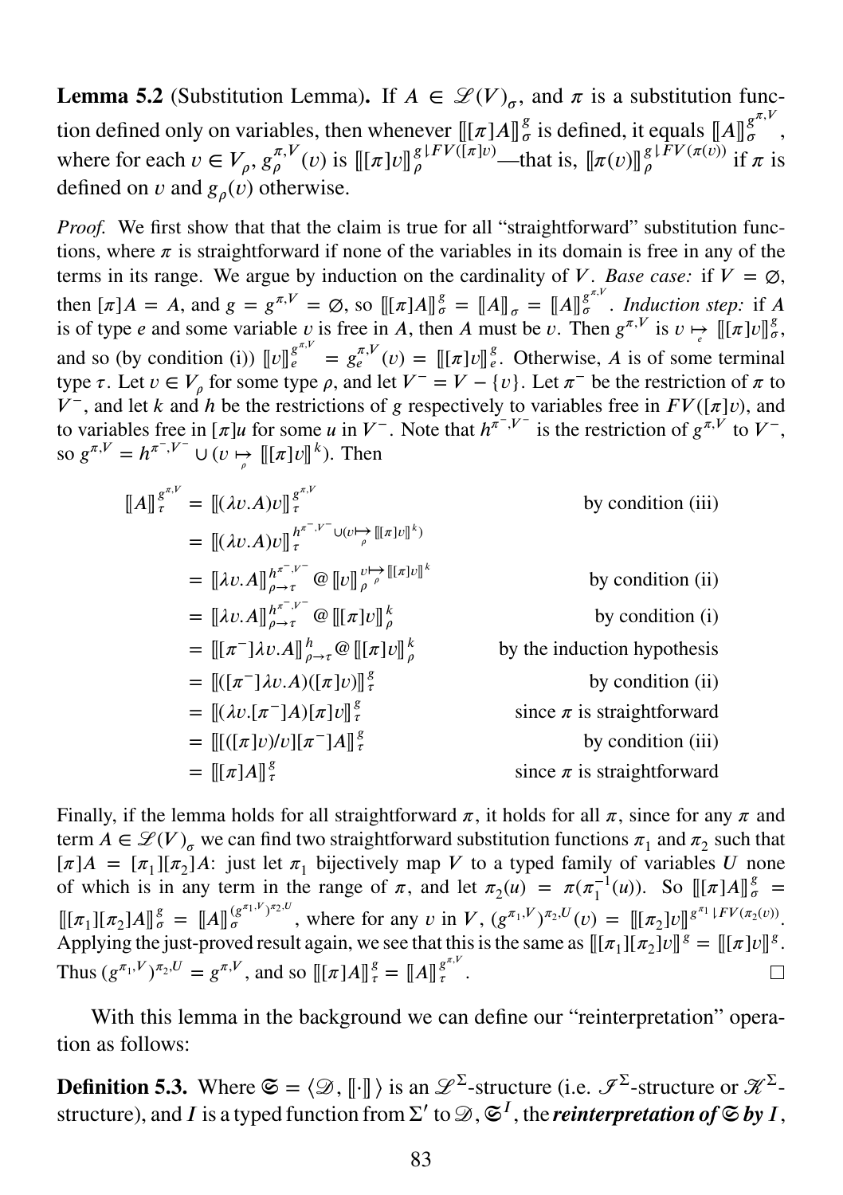**Lemma 5.2** (Substitution Lemma)**.** If $A \in \mathscr{L}(V)_\sigma$, and $\pi$ is a substitution function defined only on variables, then whenever $[\![[\pi]A]\!]^g_\sigma$ is defined, it equals $[\![A]\!]^{g^{\pi,V}}_\sigma$, where for each $v \in V_\rho$, $g^{\pi,V}_\rho(v)$ is $[\![[\pi]v]\!]^{g \restriction FV([\pi]v)}_\rho$—that is, $[\![\pi(v)]\!]^{g \restriction FV(\pi(v))}_\rho$ if $\pi$ is defined on $v$ and $g_\rho(v)$ otherwise.

*Proof.* We first show that that the claim is true for all "straightforward" substitution functions, where $\pi$ is straightforward if none of the variables in its domain is free in any of the terms in its range. We argue by induction on the cardinality of $V$. *Base case:* if $V = \varnothing$, then $[\pi]A = A$, and $g = g^{\pi,V} = \varnothing$, so $[\![[\pi]A]\!]^g_\sigma = [\![A]\!]_\sigma = [\![A]\!]^{g^{\pi,V}}_\sigma$. *Induction step:* if $A$ is of type $e$ and some variable $v$ is free in $A$, then $A$ must be $v$. Then $g^{\pi,V}$ is $v \underset{e}{\mapsto} [\![[\pi]v]\!]^g_\sigma$, and so (by condition (i)) $[\![v]\!]^{g^{\pi,V}}_e = g^{\pi,V}_e(v) = [\![[\pi]v]\!]^g_e$. Otherwise, $A$ is of some terminal type $\tau$. Let $v \in V_\rho$ for some type $\rho$, and let $V^- = V - \{v\}$. Let $\pi^-$ be the restriction of $\pi$ to $V^-$, and let $k$ and $h$ be the restrictions of $g$ respectively to variables free in $FV([\pi]v)$, and to variables free in $[\pi]u$ for some $u$ in $V^-$. Note that $h^{\pi^-,V^-}$ is the restriction of $g^{\pi,V}$ to $V^-$, so $g^{\pi,V} = h^{\pi^-,V^-} \cup (v \underset{\rho}{\mapsto} [\![[\pi]v]\!]^k)$. Then

$$
\begin{aligned}
[\![A]\!]^{g^{\pi,V}}_\tau &= [\![(\lambda v.A)v]\!]^{g^{\pi,V}}_\tau && \text{by condition (iii)}\\
&= [\![(\lambda v.A)v]\!]^{h^{\pi^-,V^-} \cup (v \underset{\rho}{\mapsto} [\![[\pi]v]\!]^k)}_\tau &&\\
&= [\![\lambda v.A]\!]^{h^{\pi^-,V^-}}_{\rho\to\tau} @ [\![v]\!]^{v \underset{\rho}{\mapsto} [\![[\pi]v]\!]^k}_\rho && \text{by condition (ii)}\\
&= [\![\lambda v.A]\!]^{h^{\pi^-,V^-}}_{\rho\to\tau} @ [\![[\pi]v]\!]^k_\rho && \text{by condition (i)}\\
&= [\![[\pi^-]\lambda v.A]\!]^h_{\rho\to\tau} @ [\![[\pi]v]\!]^k_\rho && \text{by the induction hypothesis}\\
&= [\![([\pi^-]\lambda v.A)([\pi]v)]\!]^g_\tau && \text{by condition (ii)}\\
&= [\![(\lambda v.[\pi^-]A)[\pi]v]\!]^g_\tau && \text{since } \pi \text{ is straightforward}\\
&= [\![[([\pi]v)/v][\pi^-]A]\!]^g_\tau && \text{by condition (iii)}\\
&= [\![[\pi]A]\!]^g_\tau && \text{since } \pi \text{ is straightforward}
\end{aligned}
$$

Finally, if the lemma holds for all straightforward $\pi$, it holds for all $\pi$, since for any $\pi$ and term $A \in \mathscr{L}(V)_\sigma$ we can find two straightforward substitution functions $\pi_1$ and $\pi_2$ such that $[\pi]A = [\pi_1][\pi_2]A$: just let $\pi_1$ bijectively map $V$ to a typed family of variables $U$ none of which is in any term in the range of $\pi$, and let $\pi_2(u) = \pi(\pi_1^{-1}(u))$. So $[\![[\pi]A]\!]^g_\sigma = [\![[\pi_1][\pi_2]A]\!]^g_\sigma = [\![A]\!]^{(g^{\pi_1,V})^{\pi_2,U}}_\sigma$, where for any $v$ in $V$, $(g^{\pi_1,V})^{\pi_2,U}(v) = [\![[\pi_2]v]\!]^{g^{\pi_1} \restriction FV(\pi_2(v))}$. Applying the just-proved result again, we see that this is the same as $[\![[\pi_1][\pi_2]v]\!]^g = [\![[\pi]v]\!]^g$. Thus $(g^{\pi_1,V})^{\pi_2,U} = g^{\pi,V}$, and so $[\![[\pi]A]\!]^g_\tau = [\![A]\!]^{g^{\pi,V}}_\tau$. □

With this lemma in the background we can define our "reinterpretation" operation as follows:

**Definition 5.3.** Where $\mathfrak{S} = \langle \mathscr{D}, [\![\cdot]\!] \rangle$ is an $\mathscr{L}^\Sigma$-structure (i.e. $\mathscr{I}^\Sigma$-structure or $\mathscr{K}^\Sigma$-structure), and $I$ is a typed function from $\Sigma'$ to $\mathscr{D}$, $\mathfrak{S}^I$, the ***reinterpretation of*** $\mathfrak{S}$ ***by*** $I$,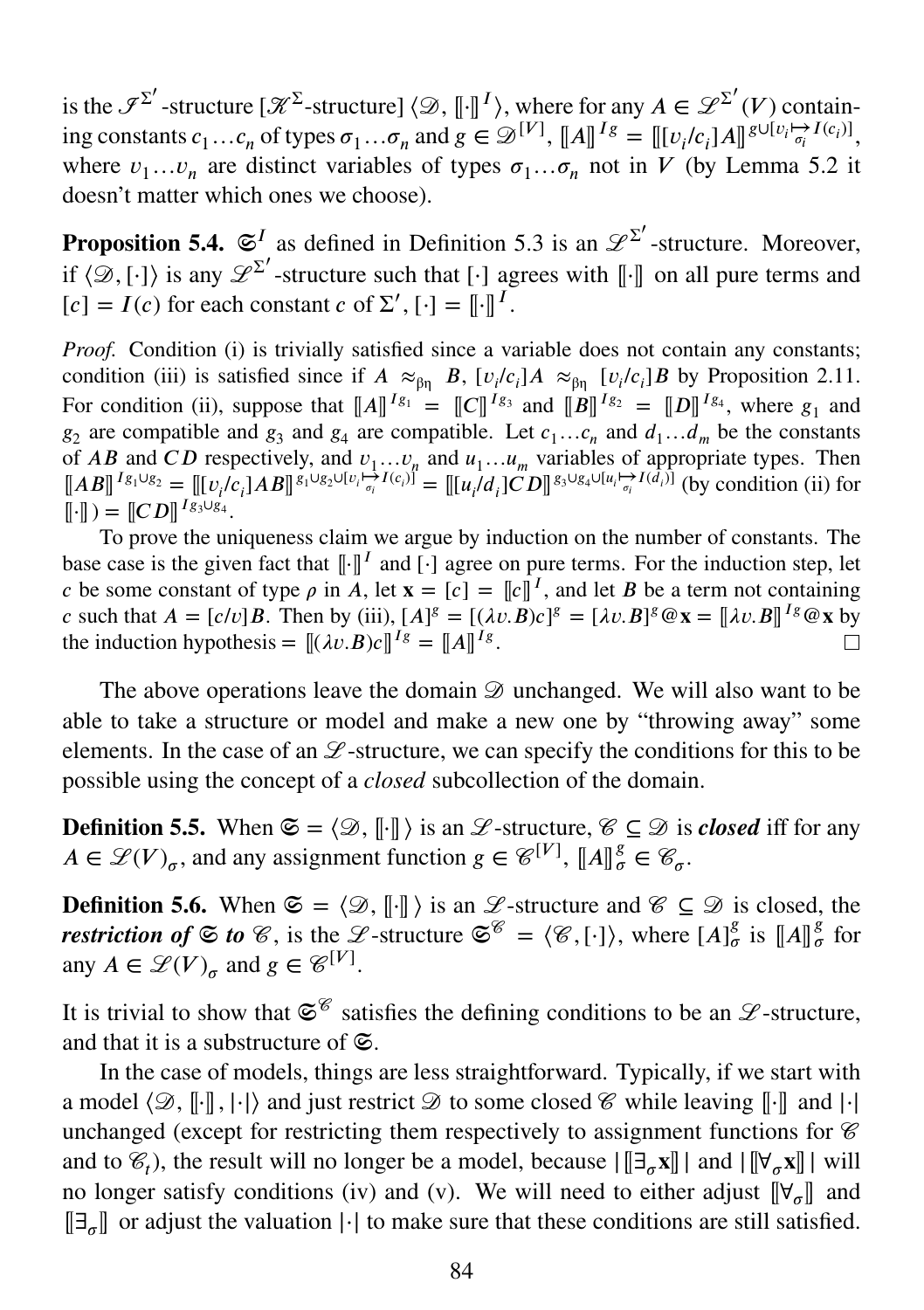is the $\mathscr{I}^{\Sigma'}$-structure [$\mathscr{K}^{\Sigma}$-structure] $\langle \mathscr{D}, [\![\cdot]\!]^I \rangle$, where for any $A \in \mathscr{L}^{\Sigma'}(V)$ containing constants $c_1 \ldots c_n$ of types $\sigma_1 \ldots \sigma_n$ and $g \in \mathscr{D}^{[V]}$, $[\![A]\!]^{Ig} = [\![[v_i/c_i]A]\!]^{g \cup [v_i \overset{}{\underset{\sigma_i}{\mapsto}} I(c_i)]}$, where $v_1 \ldots v_n$ are distinct variables of types $\sigma_1 \ldots \sigma_n$ not in $V$ (by Lemma 5.2 it doesn't matter which ones we choose).

**Proposition 5.4.** $\mathfrak{S}^I$ as defined in Definition 5.3 is an $\mathscr{L}^{\Sigma'}$-structure. Moreover, if $\langle \mathscr{D}, [\cdot] \rangle$ is any $\mathscr{L}^{\Sigma'}$-structure such that $[\cdot]$ agrees with $[\![\cdot]\!]$ on all pure terms and $[c] = I(c)$ for each constant $c$ of $\Sigma'$, $[\cdot] = [\![\cdot]\!]^I$.

*Proof.* Condition (i) is trivially satisfied since a variable does not contain any constants; condition (iii) is satisfied since if $A \approx_{\beta\eta} B$, $[v_i/c_i]A \approx_{\beta\eta} [v_i/c_i]B$ by Proposition 2.11. For condition (ii), suppose that $[\![A]\!]^{Ig_1} = [\![C]\!]^{Ig_3}$ and $[\![B]\!]^{Ig_2} = [\![D]\!]^{Ig_4}$, where $g_1$ and $g_2$ are compatible and $g_3$ and $g_4$ are compatible. Let $c_1 \ldots c_n$ and $d_1 \ldots d_m$ be the constants of $AB$ and $CD$ respectively, and $v_1 \ldots v_n$ and $u_1 \ldots u_m$ variables of appropriate types. Then $[\![AB]\!]^{Ig_1 \cup g_2} = [\![[v_i/c_i]AB]\!]^{g_1 \cup g_2 \cup [v_i \underset{\sigma_i}{\mapsto} I(c_i)]} = [\![[u_i/d_i]CD]\!]^{g_3 \cup g_4 \cup [u_i \underset{\sigma_i}{\mapsto} I(d_i)]}$ (by condition (ii) for $[\![\cdot]\!]$) $= [\![CD]\!]^{Ig_3 \cup g_4}$.

To prove the uniqueness claim we argue by induction on the number of constants. The base case is the given fact that $[\![\cdot]\!]^I$ and $[\cdot]$ agree on pure terms. For the induction step, let $c$ be some constant of type $\rho$ in $A$, let $\mathbf{x} = [c] = [\![c]\!]^I$, and let $B$ be a term not containing $c$ such that $A = [c/v]B$. Then by (iii), $[A]^g = [(\lambda v.B)c]^g = [\lambda v.B]^g @ \mathbf{x} = [\![\lambda v.B]\!]^{Ig} @ \mathbf{x}$ by the induction hypothesis $= [\![(\lambda v.B)c]\!]^{Ig} = [\![A]\!]^{Ig}$. □

The above operations leave the domain $\mathscr{D}$ unchanged. We will also want to be able to take a structure or model and make a new one by "throwing away" some elements. In the case of an $\mathscr{L}$-structure, we can specify the conditions for this to be possible using the concept of a *closed* subcollection of the domain.

**Definition 5.5.** When $\mathfrak{S} = \langle \mathscr{D}, [\![\cdot]\!] \rangle$ is an $\mathscr{L}$-structure, $\mathscr{C} \subseteq \mathscr{D}$ is ***closed*** iff for any $A \in \mathscr{L}(V)_\sigma$, and any assignment function $g \in \mathscr{C}^{[V]}$, $[\![A]\!]^g_\sigma \in \mathscr{C}_\sigma$.

**Definition 5.6.** When $\mathfrak{S} = \langle \mathscr{D}, [\![\cdot]\!] \rangle$ is an $\mathscr{L}$-structure and $\mathscr{C} \subseteq \mathscr{D}$ is closed, the ***restriction of $\mathfrak{S}$ to $\mathscr{C}$***, is the $\mathscr{L}$-structure $\mathfrak{S}^{\mathscr{C}} = \langle \mathscr{C}, [\cdot] \rangle$, where $[A]^g_\sigma$ is $[\![A]\!]^g_\sigma$ for any $A \in \mathscr{L}(V)_\sigma$ and $g \in \mathscr{C}^{[V]}$.

It is trivial to show that $\mathfrak{S}^{\mathscr{C}}$ satisfies the defining conditions to be an $\mathscr{L}$-structure, and that it is a substructure of $\mathfrak{S}$.

In the case of models, things are less straightforward. Typically, if we start with a model $\langle \mathscr{D}, [\![\cdot]\!], |\cdot| \rangle$ and just restrict $\mathscr{D}$ to some closed $\mathscr{C}$ while leaving $[\![\cdot]\!]$ and $|\cdot|$ unchanged (except for restricting them respectively to assignment functions for $\mathscr{C}$ and to $\mathscr{C}_t$), the result will no longer be a model, because $|[\![\exists_\sigma \mathbf{x}]\!]|$ and $|[\![\forall_\sigma \mathbf{x}]\!]|$ will no longer satisfy conditions (iv) and (v). We will need to either adjust $[\![\forall_\sigma]\!]$ and $[\![\exists_\sigma]\!]$ or adjust the valuation $|\cdot|$ to make sure that these conditions are still satisfied.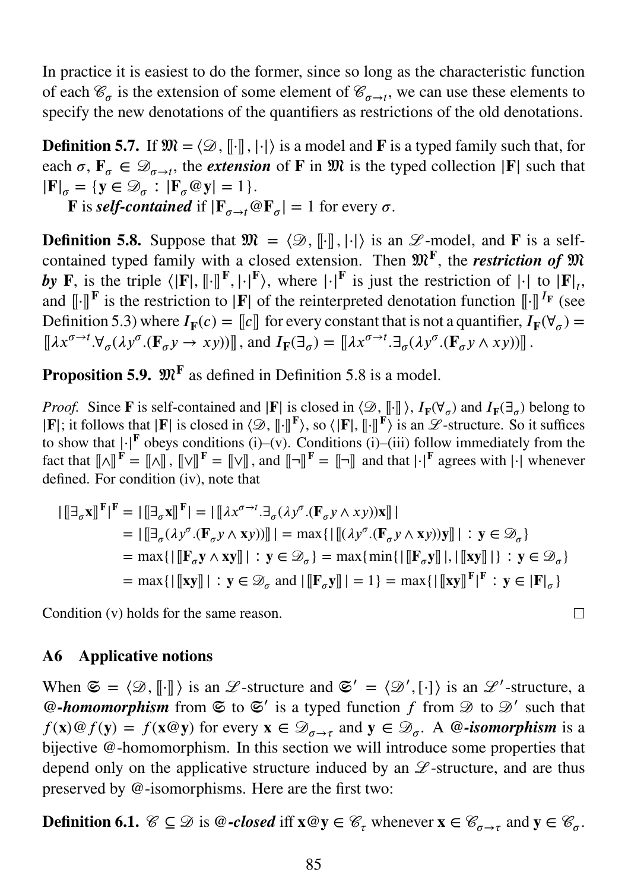In practice it is easiest to do the former, since so long as the characteristic function of each $\mathscr{C}_\sigma$ is the extension of some element of $\mathscr{C}_{\sigma\to t}$, we can use these elements to specify the new denotations of the quantifiers as restrictions of the old denotations.

**Definition 5.7.** If $\mathfrak{M} = \langle \mathscr{D}, [\![\cdot]\!], |\cdot| \rangle$ is a model and $\mathbf{F}$ is a typed family such that, for each $\sigma$, $\mathbf{F}_\sigma \in \mathscr{D}_{\sigma\to t}$, the ***extension*** of $\mathbf{F}$ in $\mathfrak{M}$ is the typed collection $|\mathbf{F}|$ such that $|\mathbf{F}|_\sigma = \{\mathbf{y} \in \mathscr{D}_\sigma : |\mathbf{F}_\sigma @ \mathbf{y}| = 1\}$.

$\mathbf{F}$ is ***self-contained*** if $|\mathbf{F}_{\sigma\to t} @ \mathbf{F}_\sigma| = 1$ for every $\sigma$.

**Definition 5.8.** Suppose that $\mathfrak{M} = \langle \mathscr{D}, [\![\cdot]\!], |\cdot| \rangle$ is an $\mathscr{L}$-model, and $\mathbf{F}$ is a self-contained typed family with a closed extension. Then $\mathfrak{M}^{\mathbf{F}}$, the ***restriction of*** $\mathfrak{M}$ ***by*** $\mathbf{F}$, is the triple $\langle |\mathbf{F}|, [\![\cdot]\!]^{\mathbf{F}}, |\cdot|^{\mathbf{F}} \rangle$, where $|\cdot|^{\mathbf{F}}$ is just the restriction of $|\cdot|$ to $|\mathbf{F}|_t$, and $[\![\cdot]\!]^{\mathbf{F}}$ is the restriction to $|\mathbf{F}|$ of the reinterpreted denotation function $[\![\cdot]\!]^{I_{\mathbf{F}}}$ (see Definition 5.3) where $I_{\mathbf{F}}(c) = [\![c]\!]$ for every constant that is not a quantifier, $I_{\mathbf{F}}(\forall_\sigma) = [\![\lambda x^{\sigma\to t}.\forall_\sigma(\lambda y^\sigma.(\mathbf{F}_\sigma y \to xy))]\!]$, and $I_{\mathbf{F}}(\exists_\sigma) = [\![\lambda x^{\sigma\to t}.\exists_\sigma(\lambda y^\sigma.(\mathbf{F}_\sigma y \wedge xy))]\!]$.

**Proposition 5.9.** $\mathfrak{M}^{\mathbf{F}}$ as defined in Definition 5.8 is a model.

*Proof.* Since $\mathbf{F}$ is self-contained and $|\mathbf{F}|$ is closed in $\langle \mathscr{D}, [\![\cdot]\!] \rangle$, $I_{\mathbf{F}}(\forall_\sigma)$ and $I_{\mathbf{F}}(\exists_\sigma)$ belong to $|\mathbf{F}|$; it follows that $|\mathbf{F}|$ is closed in $\langle \mathscr{D}, [\![\cdot]\!]^{\mathbf{F}} \rangle$, so $\langle |\mathbf{F}|, [\![\cdot]\!]^{\mathbf{F}} \rangle$ is an $\mathscr{L}$-structure. So it suffices to show that $|\cdot|^{\mathbf{F}}$ obeys conditions (i)–(v). Conditions (i)–(iii) follow immediately from the fact that $[\![\wedge]\!]^{\mathbf{F}} = [\![\wedge]\!]$, $[\![\vee]\!]^{\mathbf{F}} = [\![\vee]\!]$, and $[\![\neg]\!]^{\mathbf{F}} = [\![\neg]\!]$ and that $|\cdot|^{\mathbf{F}}$ agrees with $|\cdot|$ whenever defined. For condition (iv), note that

$$
\begin{aligned}
|[\![\exists_\sigma \mathbf{x}]\!]^{\mathbf{F}}|^{\mathbf{F}} &= |[\![\exists_\sigma \mathbf{x}]\!]^{\mathbf{F}}| = |[\![\lambda x^{\sigma\to t}.\exists_\sigma(\lambda y^\sigma.(\mathbf{F}_\sigma y \wedge xy))\mathbf{x}]\!]| \\
&= |[\![\exists_\sigma(\lambda y^\sigma.(\mathbf{F}_\sigma y \wedge \mathbf{x}y))]\!]| = \max\{|[\![(\lambda y^\sigma.(\mathbf{F}_\sigma y \wedge \mathbf{x}y))\mathbf{y}]\!]| : \mathbf{y} \in \mathscr{D}_\sigma\} \\
&= \max\{|[\![\mathbf{F}_\sigma \mathbf{y} \wedge \mathbf{x}\mathbf{y}]\!]| : \mathbf{y} \in \mathscr{D}_\sigma\} = \max\{\min\{|[\![\mathbf{F}_\sigma \mathbf{y}]\!]|, |[\![\mathbf{x}\mathbf{y}]\!]|\} : \mathbf{y} \in \mathscr{D}_\sigma\} \\
&= \max\{|[\![\mathbf{x}\mathbf{y}]\!]| : \mathbf{y} \in \mathscr{D}_\sigma \text{ and } |[\![\mathbf{F}_\sigma \mathbf{y}]\!]| = 1\} = \max\{|[\![\mathbf{x}\mathbf{y}]\!]^{\mathbf{F}}|^{\mathbf{F}} : \mathbf{y} \in |\mathbf{F}|_\sigma\}
\end{aligned}
$$

Condition (v) holds for the same reason. □

## A6 Applicative notions

When $\mathfrak{S} = \langle \mathscr{D}, [\![\cdot]\!] \rangle$ is an $\mathscr{L}$-structure and $\mathfrak{S}' = \langle \mathscr{D}', [\cdot] \rangle$ is an $\mathscr{L}'$-structure, a ***@-homomorphism*** from $\mathfrak{S}$ to $\mathfrak{S}'$ is a typed function $f$ from $\mathscr{D}$ to $\mathscr{D}'$ such that $f(\mathbf{x}) @ f(\mathbf{y}) = f(\mathbf{x} @ \mathbf{y})$ for every $\mathbf{x} \in \mathscr{D}_{\sigma\to\tau}$ and $\mathbf{y} \in \mathscr{D}_\sigma$. A ***@-isomorphism*** is a bijective @-homomorphism. In this section we will introduce some properties that depend only on the applicative structure induced by an $\mathscr{L}$-structure, and are thus preserved by @-isomorphisms. Here are the first two:

**Definition 6.1.** $\mathscr{C} \subseteq \mathscr{D}$ is ***@-closed*** iff $\mathbf{x} @ \mathbf{y} \in \mathscr{C}_\tau$ whenever $\mathbf{x} \in \mathscr{C}_{\sigma\to\tau}$ and $\mathbf{y} \in \mathscr{C}_\sigma$.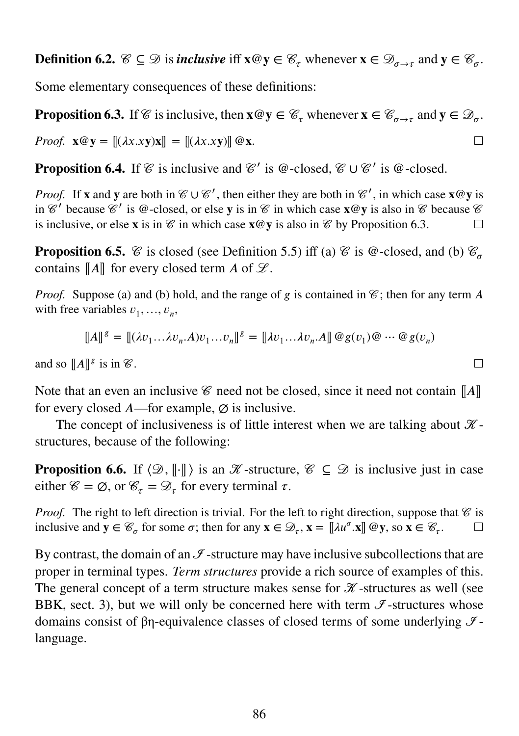**Definition 6.2.** $\mathscr{C} \subseteq \mathscr{D}$ is ***inclusive*** iff $\mathbf{x}@\mathbf{y} \in \mathscr{C}_\tau$ whenever $\mathbf{x} \in \mathscr{D}_{\sigma\to\tau}$ and $\mathbf{y} \in \mathscr{C}_\sigma$.

Some elementary consequences of these definitions:

**Proposition 6.3.** If $\mathscr{C}$ is inclusive, then $\mathbf{x}@\mathbf{y} \in \mathscr{C}_\tau$ whenever $\mathbf{x} \in \mathscr{C}_{\sigma\to\tau}$ and $\mathbf{y} \in \mathscr{D}_\sigma$.

*Proof.* $\mathbf{x}@\mathbf{y} = [\![(\lambda x.x\mathbf{y})\mathbf{x}]\!] = [\![(\lambda x.x\mathbf{y})]\!]\,@\mathbf{x}$. □

**Proposition 6.4.** If $\mathscr{C}$ is inclusive and $\mathscr{C}'$ is @-closed, $\mathscr{C} \cup \mathscr{C}'$ is @-closed.

*Proof.* If $\mathbf{x}$ and $\mathbf{y}$ are both in $\mathscr{C} \cup \mathscr{C}'$, then either they are both in $\mathscr{C}'$, in which case $\mathbf{x}@\mathbf{y}$ is in $\mathscr{C}'$ because $\mathscr{C}'$ is @-closed, or else $\mathbf{y}$ is in $\mathscr{C}$ in which case $\mathbf{x}@\mathbf{y}$ is also in $\mathscr{C}$ because $\mathscr{C}$ is inclusive, or else $\mathbf{x}$ is in $\mathscr{C}$ in which case $\mathbf{x}@\mathbf{y}$ is also in $\mathscr{C}$ by Proposition 6.3. □

**Proposition 6.5.** $\mathscr{C}$ is closed (see Definition 5.5) iff (a) $\mathscr{C}$ is @-closed, and (b) $\mathscr{C}_\sigma$ contains $[\![A]\!]$ for every closed term $A$ of $\mathscr{L}$.

*Proof.* Suppose (a) and (b) hold, and the range of $g$ is contained in $\mathscr{C}$; then for any term $A$ with free variables $v_1, \dots, v_n$,

$$[\![A]\!]^g = [\![(\lambda v_1 \dots \lambda v_n.A)v_1 \dots v_n]\!]^g = [\![\lambda v_1 \dots \lambda v_n.A]\!]\,@g(v_1)@\cdots @g(v_n)$$

and so $[\![A]\!]^g$ is in $\mathscr{C}$. □

Note that an even an inclusive $\mathscr{C}$ need not be closed, since it need not contain $[\![A]\!]$ for every closed $A$—for example, $\varnothing$ is inclusive.

The concept of inclusiveness is of little interest when we are talking about $\mathscr{K}$-structures, because of the following:

**Proposition 6.6.** If $\langle \mathscr{D}, [\![\cdot]\!] \rangle$ is an $\mathscr{K}$-structure, $\mathscr{C} \subseteq \mathscr{D}$ is inclusive just in case either $\mathscr{C} = \varnothing$, or $\mathscr{C}_\tau = \mathscr{D}_\tau$ for every terminal $\tau$.

*Proof.* The right to left direction is trivial. For the left to right direction, suppose that $\mathscr{C}$ is inclusive and $\mathbf{y} \in \mathscr{C}_\sigma$ for some $\sigma$; then for any $\mathbf{x} \in \mathscr{D}_\tau$, $\mathbf{x} = [\![\lambda u^\sigma.\mathbf{x}]\!]\,@\mathbf{y}$, so $\mathbf{x} \in \mathscr{C}_\tau$. □

By contrast, the domain of an $\mathscr{I}$-structure may have inclusive subcollections that are proper in terminal types. *Term structures* provide a rich source of examples of this. The general concept of a term structure makes sense for $\mathscr{K}$-structures as well (see BBK, sect. 3), but we will only be concerned here with term $\mathscr{I}$-structures whose domains consist of βη-equivalence classes of closed terms of some underlying $\mathscr{I}$-language.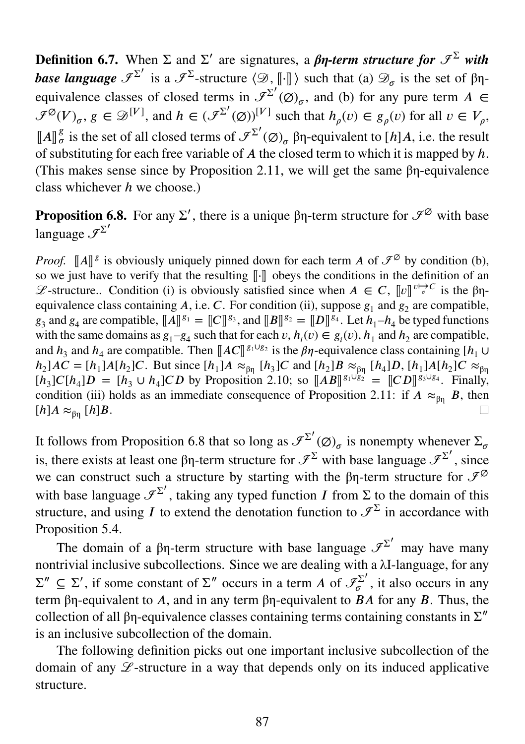**Definition 6.7.** When $\Sigma$ and $\Sigma'$ are signatures, a ***βη-term structure for $\mathscr{I}^{\Sigma}$ with base language $\mathscr{I}^{\Sigma'}$*** is a $\mathscr{I}^{\Sigma}$-structure $\langle \mathscr{D}, [\![\cdot]\!] \rangle$ such that (a) $\mathscr{D}_\sigma$ is the set of βη-equivalence classes of closed terms in $\mathscr{I}^{\Sigma'}(\varnothing)_\sigma$, and (b) for any pure term $A \in \mathscr{I}^{\varnothing}(V)_\sigma$, $g \in \mathscr{D}^{[V]}$, and $h \in (\mathscr{I}^{\Sigma'}(\varnothing))^{[V]}$ such that $h_\rho(v) \in g_\rho(v)$ for all $v \in V_\rho$, $[\![A]\!]^g_\sigma$ is the set of all closed terms of $\mathscr{I}^{\Sigma'}(\varnothing)_\sigma$ βη-equivalent to $[h]A$, i.e. the result of substituting for each free variable of $A$ the closed term to which it is mapped by $h$. (This makes sense since by Proposition 2.11, we will get the same βη-equivalence class whichever $h$ we choose.)

**Proposition 6.8.** For any $\Sigma'$, there is a unique βη-term structure for $\mathscr{I}^{\varnothing}$ with base language $\mathscr{I}^{\Sigma'}$

*Proof.* $[\![A]\!]^g$ is obviously uniquely pinned down for each term $A$ of $\mathscr{I}^{\varnothing}$ by condition (b), so we just have to verify that the resulting $[\![\cdot]\!]$ obeys the conditions in the definition of an $\mathscr{L}$-structure.. Condition (i) is obviously satisfied since when $A \in C$, $[\![v]\!]^{v \mapsto_\sigma C}$ is the βη-equivalence class containing $A$, i.e. $C$. For condition (ii), suppose $g_1$ and $g_2$ are compatible, $g_3$ and $g_4$ are compatible, $[\![A]\!]^{g_1} = [\![C]\!]^{g_3}$, and $[\![B]\!]^{g_2} = [\![D]\!]^{g_4}$. Let $h_1$–$h_4$ be typed functions with the same domains as $g_1$–$g_4$ such that for each $v$, $h_i(v) \in g_i(v)$, $h_1$ and $h_2$ are compatible, and $h_3$ and $h_4$ are compatible. Then $[\![AC]\!]^{g_1 \cup g_2}$ is the *βη*-equivalence class containing $[h_1 \cup h_2]AC = [h_1]A[h_2]C$. But since $[h_1]A \approx_{\beta\eta} [h_3]C$ and $[h_2]B \approx_{\beta\eta} [h_4]D$, $[h_1]A[h_2]C \approx_{\beta\eta} [h_3]C[h_4]D = [h_3 \cup h_4]CD$ by Proposition 2.10; so $[\![AB]\!]^{g_1 \cup g_2} = [\![CD]\!]^{g_3 \cup g_4}$. Finally, condition (iii) holds as an immediate consequence of Proposition 2.11: if $A \approx_{\beta\eta} B$, then $[h]A \approx_{\beta\eta} [h]B$. □

It follows from Proposition 6.8 that so long as $\mathscr{I}^{\Sigma'}(\varnothing)_\sigma$ is nonempty whenever $\Sigma_\sigma$ is, there exists at least one βη-term structure for $\mathscr{I}^{\Sigma}$ with base language $\mathscr{I}^{\Sigma'}$, since we can construct such a structure by starting with the βη-term structure for $\mathscr{I}^{\varnothing}$ with base language $\mathscr{I}^{\Sigma'}$, taking any typed function $I$ from $\Sigma$ to the domain of this structure, and using $I$ to extend the denotation function to $\mathscr{I}^{\Sigma}$ in accordance with Proposition 5.4.

The domain of a βη-term structure with base language $\mathscr{I}^{\Sigma'}$ may have many nontrivial inclusive subcollections. Since we are dealing with a λI-language, for any $\Sigma'' \subseteq \Sigma'$, if some constant of $\Sigma''$ occurs in a term $A$ of $\mathscr{I}^{\Sigma'}_\sigma$, it also occurs in any term βη-equivalent to $A$, and in any term βη-equivalent to $BA$ for any $B$. Thus, the collection of all βη-equivalence classes containing terms containing constants in $\Sigma''$ is an inclusive subcollection of the domain.

The following definition picks out one important inclusive subcollection of the domain of any $\mathscr{L}$-structure in a way that depends only on its induced applicative structure.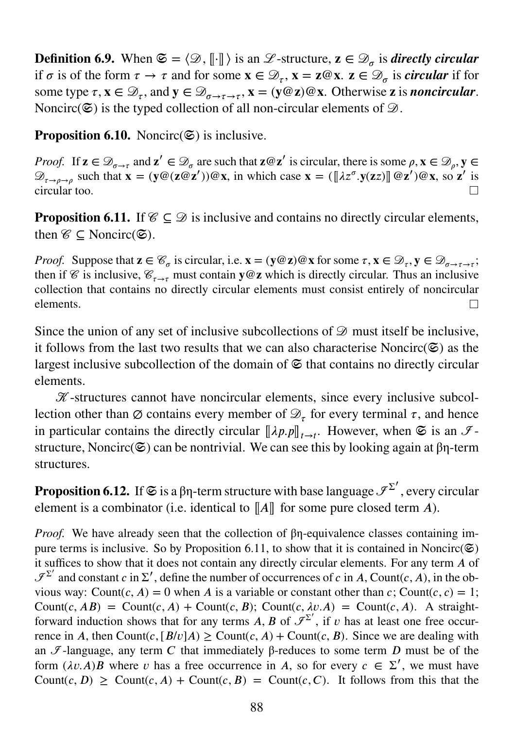**Definition 6.9.** When $\mathfrak{S} = \langle \mathscr{D}, [\![\cdot]\!] \rangle$ is an $\mathscr{L}$-structure, $\mathbf{z} \in \mathscr{D}_\sigma$ is ***directly circular*** if $\sigma$ is of the form $\tau \to \tau$ and for some $\mathbf{x} \in \mathscr{D}_\tau$, $\mathbf{x} = \mathbf{z}@\mathbf{x}$. $\mathbf{z} \in \mathscr{D}_\sigma$ is ***circular*** if for some type $\tau$, $\mathbf{x} \in \mathscr{D}_\tau$, and $\mathbf{y} \in \mathscr{D}_{\sigma \to \tau \to \tau}$, $\mathbf{x} = (\mathbf{y}@\mathbf{z})@\mathbf{x}$. Otherwise $\mathbf{z}$ is ***noncircular***. Noncirc($\mathfrak{S}$) is the typed collection of all non-circular elements of $\mathscr{D}$.

**Proposition 6.10.** Noncirc($\mathfrak{S}$) is inclusive.

*Proof.* If $\mathbf{z} \in \mathscr{D}_{\sigma \to \tau}$ and $\mathbf{z}' \in \mathscr{D}_\sigma$ are such that $\mathbf{z}@\mathbf{z}'$ is circular, there is some $\rho$, $\mathbf{x} \in \mathscr{D}_\rho$, $\mathbf{y} \in \mathscr{D}_{\tau \to \rho \to \rho}$ such that $\mathbf{x} = (\mathbf{y}@(\mathbf{z}@\mathbf{z}'))@\mathbf{x}$, in which case $\mathbf{x} = ([\![\lambda z^\sigma.\mathbf{y}(\mathbf{z}z)]\!]@\mathbf{z}')@\mathbf{x}$, so $\mathbf{z}'$ is circular too. □

**Proposition 6.11.** If $\mathscr{C} \subseteq \mathscr{D}$ is inclusive and contains no directly circular elements, then $\mathscr{C} \subseteq$ Noncirc($\mathfrak{S}$).

*Proof.* Suppose that $\mathbf{z} \in \mathscr{C}_\sigma$ is circular, i.e. $\mathbf{x} = (\mathbf{y}@\mathbf{z})@\mathbf{x}$ for some $\tau$, $\mathbf{x} \in \mathscr{D}_\tau$, $\mathbf{y} \in \mathscr{D}_{\sigma \to \tau \to \tau}$; then if $\mathscr{C}$ is inclusive, $\mathscr{C}_{\tau \to \tau}$ must contain $\mathbf{y}@\mathbf{z}$ which is directly circular. Thus an inclusive collection that contains no directly circular elements must consist entirely of noncircular elements. □

Since the union of any set of inclusive subcollections of $\mathscr{D}$ must itself be inclusive, it follows from the last two results that we can also characterise Noncirc($\mathfrak{S}$) as the largest inclusive subcollection of the domain of $\mathfrak{S}$ that contains no directly circular elements.

$\mathscr{K}$-structures cannot have noncircular elements, since every inclusive subcollection other than $\varnothing$ contains every member of $\mathscr{D}_\tau$ for every terminal $\tau$, and hence in particular contains the directly circular $[\![\lambda p.p]\!]_{t \to t}$. However, when $\mathfrak{S}$ is an $\mathscr{I}$-structure, Noncirc($\mathfrak{S}$) can be nontrivial. We can see this by looking again at βη-term structures.

**Proposition 6.12.** If $\mathfrak{S}$ is a βη-term structure with base language $\mathscr{I}^{\Sigma'}$, every circular element is a combinator (i.e. identical to $[\![A]\!]$ for some pure closed term $A$).

*Proof.* We have already seen that the collection of βη-equivalence classes containing impure terms is inclusive. So by Proposition 6.11, to show that it is contained in Noncirc($\mathfrak{S}$) it suffices to show that it does not contain any directly circular elements. For any term $A$ of $\mathscr{I}^{\Sigma'}$ and constant $c$ in $\Sigma'$, define the number of occurrences of $c$ in $A$, Count($c$, $A$), in the obvious way: Count($c$, $A$) = 0 when $A$ is a variable or constant other than $c$; Count($c$, $c$) = 1; Count($c$, $AB$) = Count($c$, $A$) + Count($c$, $B$); Count($c$, $\lambda v.A$) = Count($c$, $A$). A straightforward induction shows that for any terms $A$, $B$ of $\mathscr{I}^{\Sigma'}$, if $v$ has at least one free occurrence in $A$, then Count($c$, $[B/v]A$) $\geq$ Count($c$, $A$) + Count($c$, $B$). Since we are dealing with an $\mathscr{I}$-language, any term $C$ that immediately β-reduces to some term $D$ must be of the form $(\lambda v.A)B$ where $v$ has a free occurrence in $A$, so for every $c \in \Sigma'$, we must have Count($c$, $D$) $\geq$ Count($c$, $A$) + Count($c$, $B$) = Count($c$, $C$). It follows from this that the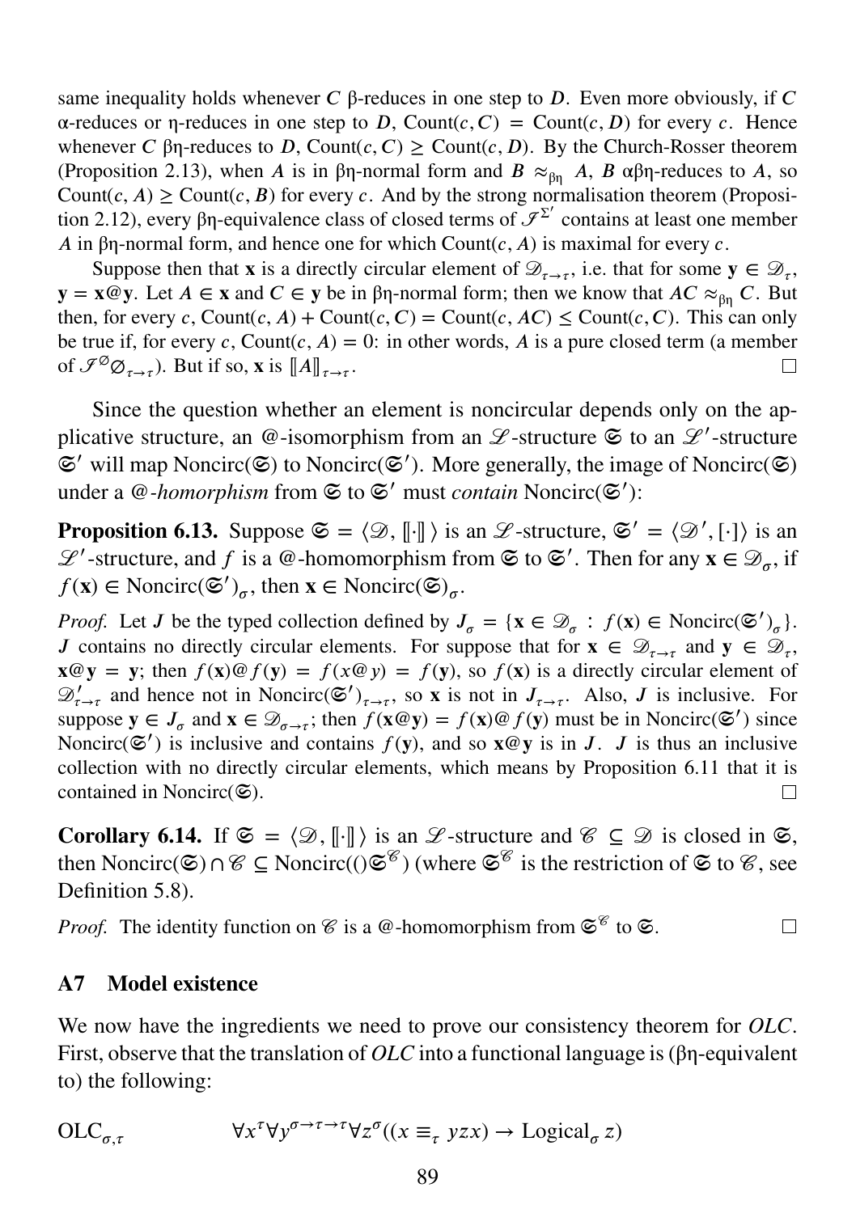same inequality holds whenever $C$ β-reduces in one step to $D$. Even more obviously, if $C$ α-reduces or η-reduces in one step to $D$, $\text{Count}(c, C) = \text{Count}(c, D)$ for every $c$. Hence whenever $C$ βη-reduces to $D$, $\text{Count}(c, C) \geq \text{Count}(c, D)$. By the Church-Rosser theorem (Proposition 2.13), when $A$ is in βη-normal form and $B \approx_{\beta\eta} A$, $B$ αβη-reduces to $A$, so $\text{Count}(c, A) \geq \text{Count}(c, B)$ for every $c$. And by the strong normalisation theorem (Proposition 2.12), every βη-equivalence class of closed terms of $\mathscr{I}^{\Sigma'}$ contains at least one member $A$ in βη-normal form, and hence one for which $\text{Count}(c, A)$ is maximal for every $c$.

Suppose then that $\mathbf{x}$ is a directly circular element of $\mathscr{D}_{\tau\to\tau}$, i.e. that for some $\mathbf{y} \in \mathscr{D}_\tau$, $\mathbf{y} = \mathbf{x}@\mathbf{y}$. Let $A \in \mathbf{x}$ and $C \in \mathbf{y}$ be in βη-normal form; then we know that $AC \approx_{\beta\eta} C$. But then, for every $c$, $\text{Count}(c, A) + \text{Count}(c, C) = \text{Count}(c, AC) \leq \text{Count}(c, C)$. This can only be true if, for every $c$, $\text{Count}(c, A) = 0$: in other words, $A$ is a pure closed term (a member of $\mathscr{I}^{\varnothing}\varnothing_{\tau\to\tau}$). But if so, $\mathbf{x}$ is $[\![A]\!]_{\tau\to\tau}$. □

Since the question whether an element is noncircular depends only on the applicative structure, an @-isomorphism from an $\mathscr{L}$-structure $\mathfrak{S}$ to an $\mathscr{L}'$-structure $\mathfrak{S}'$ will map $\text{Noncirc}(\mathfrak{S})$ to $\text{Noncirc}(\mathfrak{S}')$. More generally, the image of $\text{Noncirc}(\mathfrak{S})$ under a *@-homorphism* from $\mathfrak{S}$ to $\mathfrak{S}'$ must *contain* $\text{Noncirc}(\mathfrak{S}')$:

**Proposition 6.13.** Suppose $\mathfrak{S} = \langle \mathscr{D}, [\![\cdot]\!] \rangle$ is an $\mathscr{L}$-structure, $\mathfrak{S}' = \langle \mathscr{D}', [\cdot] \rangle$ is an $\mathscr{L}'$-structure, and $f$ is a @-homomorphism from $\mathfrak{S}$ to $\mathfrak{S}'$. Then for any $\mathbf{x} \in \mathscr{D}_\sigma$, if $f(\mathbf{x}) \in \text{Noncirc}(\mathfrak{S}')_\sigma$, then $\mathbf{x} \in \text{Noncirc}(\mathfrak{S})_\sigma$.

*Proof.* Let $J$ be the typed collection defined by $J_\sigma = \{\mathbf{x} \in \mathscr{D}_\sigma : f(\mathbf{x}) \in \text{Noncirc}(\mathfrak{S}')_\sigma\}$. $J$ contains no directly circular elements. For suppose that for $\mathbf{x} \in \mathscr{D}_{\tau\to\tau}$ and $\mathbf{y} \in \mathscr{D}_\tau$, $\mathbf{x}@\mathbf{y} = \mathbf{y}$; then $f(\mathbf{x})@f(\mathbf{y}) = f(x@y) = f(\mathbf{y})$, so $f(\mathbf{x})$ is a directly circular element of $\mathscr{D}'_{\tau\to\tau}$ and hence not in $\text{Noncirc}(\mathfrak{S}')_{\tau\to\tau}$, so $\mathbf{x}$ is not in $J_{\tau\to\tau}$. Also, $J$ is inclusive. For suppose $\mathbf{y} \in J_\sigma$ and $\mathbf{x} \in \mathscr{D}_{\sigma\to\tau}$; then $f(\mathbf{x}@\mathbf{y}) = f(\mathbf{x})@f(\mathbf{y})$ must be in $\text{Noncirc}(\mathfrak{S}')$ since $\text{Noncirc}(\mathfrak{S}')$ is inclusive and contains $f(\mathbf{y})$, and so $\mathbf{x}@\mathbf{y}$ is in $J$. $J$ is thus an inclusive collection with no directly circular elements, which means by Proposition 6.11 that it is contained in $\text{Noncirc}(\mathfrak{S})$. □

**Corollary 6.14.** If $\mathfrak{S} = \langle \mathscr{D}, [\![\cdot]\!] \rangle$ is an $\mathscr{L}$-structure and $\mathscr{C} \subseteq \mathscr{D}$ is closed in $\mathfrak{S}$, then $\text{Noncirc}(\mathfrak{S}) \cap \mathscr{C} \subseteq \text{Noncirc}(()\mathfrak{S}^{\mathscr{C}})$ (where $\mathfrak{S}^{\mathscr{C}}$ is the restriction of $\mathfrak{S}$ to $\mathscr{C}$, see Definition 5.8).

*Proof.* The identity function on $\mathscr{C}$ is a @-homomorphism from $\mathfrak{S}^{\mathscr{C}}$ to $\mathfrak{S}$. □

## A7 Model existence

We now have the ingredients we need to prove our consistency theorem for *OLC*. First, observe that the translation of *OLC* into a functional language is (βη-equivalent to) the following:

$$\text{OLC}_{\sigma,\tau} \qquad \forall x^\tau \forall y^{\sigma\to\tau\to\tau} \forall z^\sigma ((x \equiv_\tau yzx) \to \text{Logical}_\sigma\, z)$$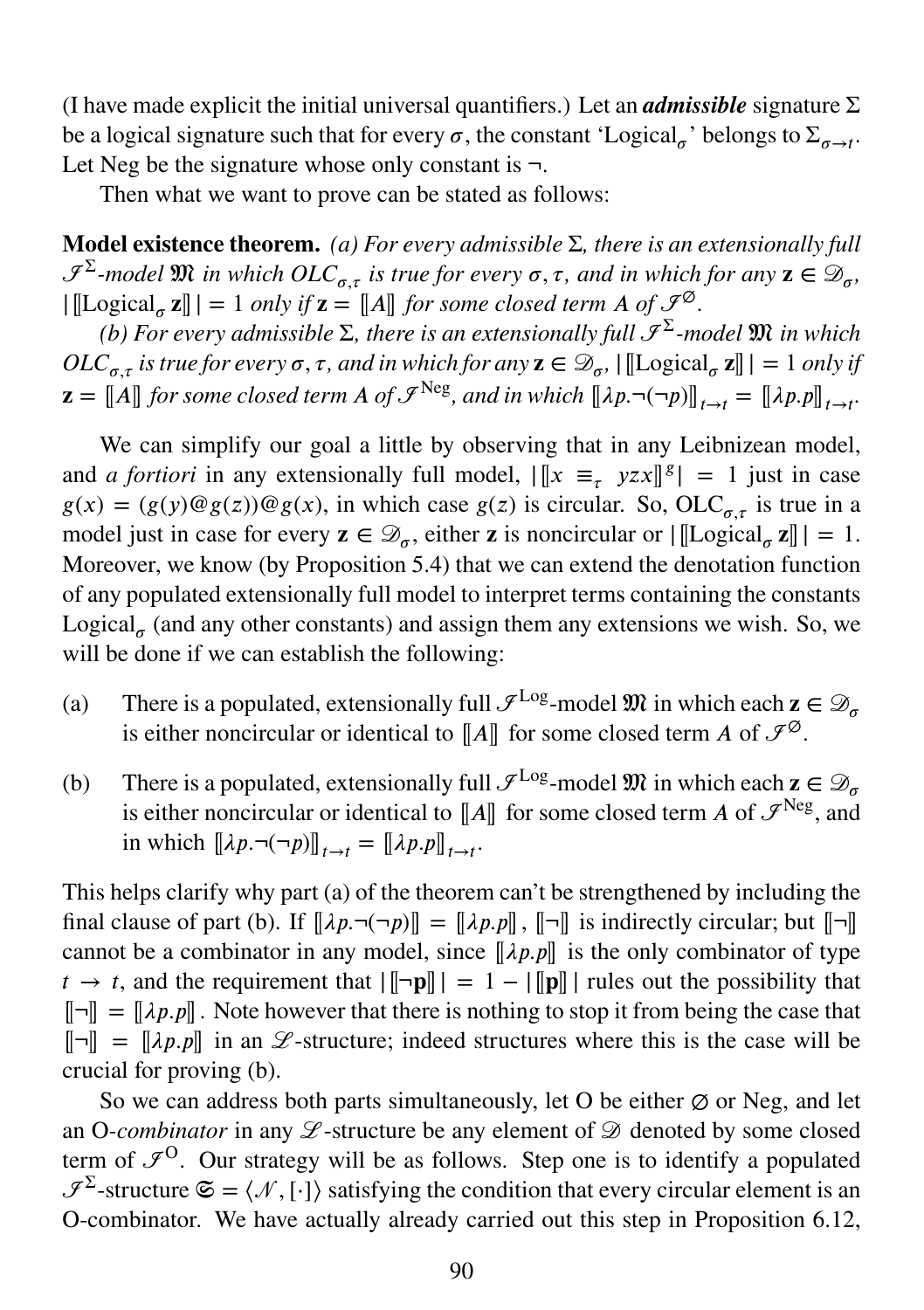(I have made explicit the initial universal quantifiers.) Let an ***admissible*** signature $\Sigma$ be a logical signature such that for every $\sigma$, the constant 'Logical$_\sigma$' belongs to $\Sigma_{\sigma\to t}$. Let Neg be the signature whose only constant is $\neg$.

Then what we want to prove can be stated as follows:

**Model existence theorem.** *(a) For every admissible $\Sigma$, there is an extensionally full $\mathscr{I}^\Sigma$-model $\mathfrak{M}$ in which $OLC_{\sigma,\tau}$ is true for every $\sigma, \tau$, and in which for any $\mathbf{z} \in \mathscr{D}_\sigma$, $|\,[\![\mathrm{Logical}_\sigma\, \mathbf{z}]\!]\,| = 1$ only if $\mathbf{z} = [\![A]\!]$ for some closed term $A$ of $\mathscr{I}^\varnothing$.*

*(b) For every admissible $\Sigma$, there is an extensionally full $\mathscr{I}^\Sigma$-model $\mathfrak{M}$ in which $OLC_{\sigma,\tau}$ is true for every $\sigma, \tau$, and in which for any $\mathbf{z} \in \mathscr{D}_\sigma$, $|\,[\![\mathrm{Logical}_\sigma\, \mathbf{z}]\!]\,| = 1$ only if $\mathbf{z} = [\![A]\!]$ for some closed term $A$ of $\mathscr{I}^{\mathrm{Neg}}$, and in which $[\![\lambda p.\neg(\neg p)]\!]_{t\to t} = [\![\lambda p.p]\!]_{t\to t}$.*

We can simplify our goal a little by observing that in any Leibnizean model, and *a fortiori* in any extensionally full model, $|\,[\![x\ \equiv_\tau\ yzx]\!]^g\,| = 1$ just in case $g(x) = (g(y)@g(z))@g(x)$, in which case $g(z)$ is circular. So, $\mathrm{OLC}_{\sigma,\tau}$ is true in a model just in case for every $\mathbf{z} \in \mathscr{D}_\sigma$, either $\mathbf{z}$ is noncircular or $|\,[\![\mathrm{Logical}_\sigma\, \mathbf{z}]\!]\,| = 1$. Moreover, we know (by Proposition 5.4) that we can extend the denotation function of any populated extensionally full model to interpret terms containing the constants Logical$_\sigma$ (and any other constants) and assign them any extensions we wish. So, we will be done if we can establish the following:

(a) There is a populated, extensionally full $\mathscr{I}^{\mathrm{Log}}$-model $\mathfrak{M}$ in which each $\mathbf{z} \in \mathscr{D}_\sigma$ is either noncircular or identical to $[\![A]\!]$ for some closed term $A$ of $\mathscr{I}^\varnothing$.

(b) There is a populated, extensionally full $\mathscr{I}^{\mathrm{Log}}$-model $\mathfrak{M}$ in which each $\mathbf{z} \in \mathscr{D}_\sigma$ is either noncircular or identical to $[\![A]\!]$ for some closed term $A$ of $\mathscr{I}^{\mathrm{Neg}}$, and in which $[\![\lambda p.\neg(\neg p)]\!]_{t\to t} = [\![\lambda p.p]\!]_{t\to t}$.

This helps clarify why part (a) of the theorem can't be strengthened by including the final clause of part (b). If $[\![\lambda p.\neg(\neg p)]\!] = [\![\lambda p.p]\!]$, $[\![\neg]\!]$ is indirectly circular; but $[\![\neg]\!]$ cannot be a combinator in any model, since $[\![\lambda p.p]\!]$ is the only combinator of type $t \to t$, and the requirement that $|\,[\![\neg \mathbf{p}]\!]\,| = 1 - |\,[\![\mathbf{p}]\!]\,|$ rules out the possibility that $[\![\neg]\!] = [\![\lambda p.p]\!]$. Note however that there is nothing to stop it from being the case that $[\![\neg]\!] = [\![\lambda p.p]\!]$ in an $\mathscr{L}$-structure; indeed structures where this is the case will be crucial for proving (b).

So we can address both parts simultaneously, let O be either $\varnothing$ or Neg, and let an O-*combinator* in any $\mathscr{L}$-structure be any element of $\mathscr{D}$ denoted by some closed term of $\mathscr{I}^{\mathrm{O}}$. Our strategy will be as follows. Step one is to identify a populated $\mathscr{I}^\Sigma$-structure $\mathfrak{S} = \langle \mathscr{N}, [\cdot] \rangle$ satisfying the condition that every circular element is an O-combinator. We have actually already carried out this step in Proposition 6.12,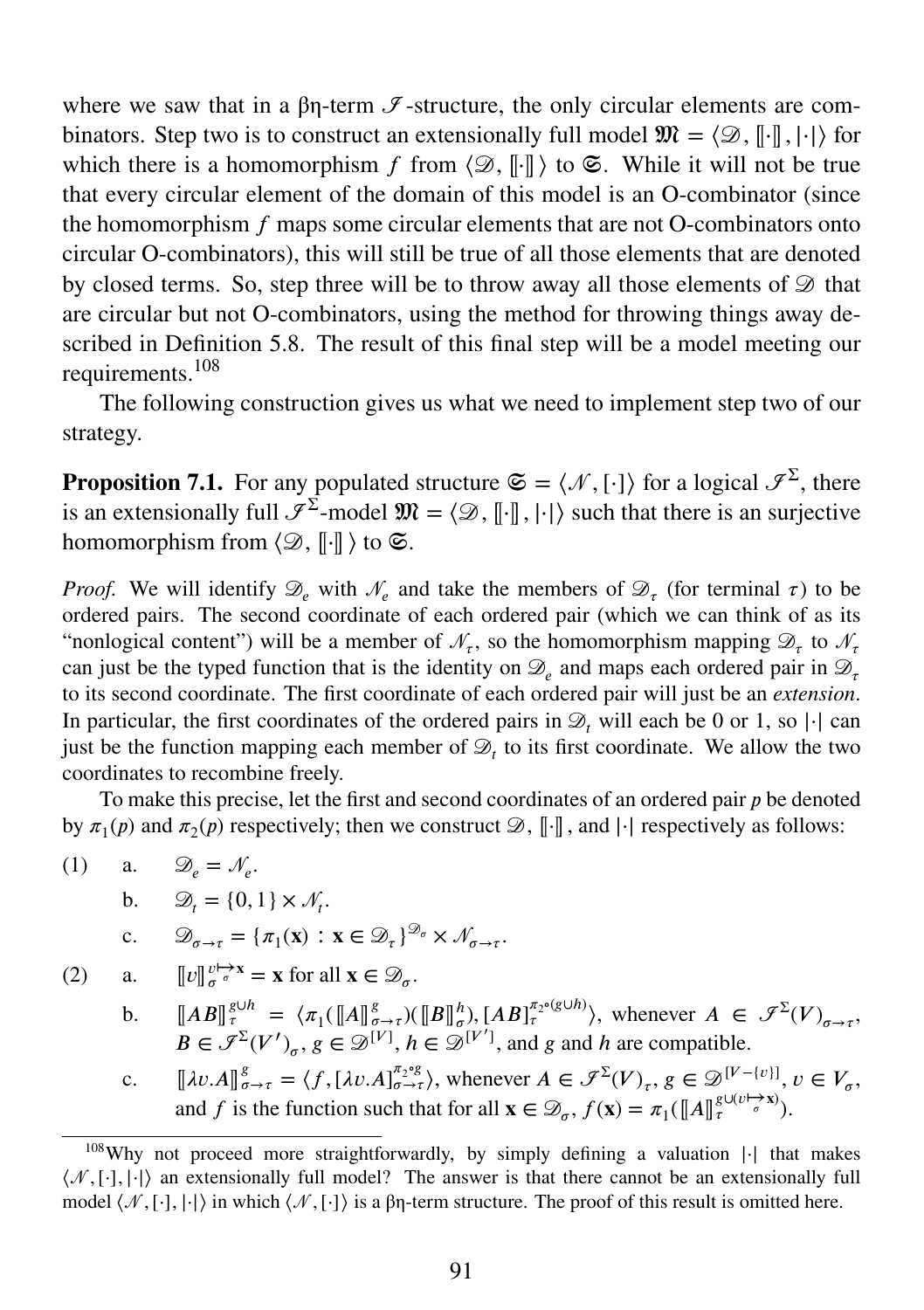where we saw that in a βη-term $\mathscr{I}$-structure, the only circular elements are combinators. Step two is to construct an extensionally full model $\mathfrak{M} = \langle \mathscr{D}, [\![\cdot]\!], |\cdot| \rangle$ for which there is a homomorphism $f$ from $\langle \mathscr{D}, [\![\cdot]\!] \rangle$ to $\mathfrak{S}$. While it will not be true that every circular element of the domain of this model is an O-combinator (since the homomorphism $f$ maps some circular elements that are not O-combinators onto circular O-combinators), this will still be true of all those elements that are denoted by closed terms. So, step three will be to throw away all those elements of $\mathscr{D}$ that are circular but not O-combinators, using the method for throwing things away described in Definition 5.8. The result of this final step will be a model meeting our requirements.[108]

The following construction gives us what we need to implement step two of our strategy.

**Proposition 7.1.** For any populated structure $\mathfrak{S} = \langle \mathscr{N}, [\cdot] \rangle$ for a logical $\mathscr{I}^{\Sigma}$, there is an extensionally full $\mathscr{I}^{\Sigma}$-model $\mathfrak{M} = \langle \mathscr{D}, [\![\cdot]\!], |\cdot| \rangle$ such that there is an surjective homomorphism from $\langle \mathscr{D}, [\![\cdot]\!] \rangle$ to $\mathfrak{S}$.

*Proof.* We will identify $\mathscr{D}_e$ with $\mathscr{N}_e$ and take the members of $\mathscr{D}_\tau$ (for terminal $\tau$) to be ordered pairs. The second coordinate of each ordered pair (which we can think of as its "nonlogical content") will be a member of $\mathscr{N}_\tau$, so the homomorphism mapping $\mathscr{D}_\tau$ to $\mathscr{N}_\tau$ can just be the typed function that is the identity on $\mathscr{D}_e$ and maps each ordered pair in $\mathscr{D}_\tau$ to its second coordinate. The first coordinate of each ordered pair will just be an *extension*. In particular, the first coordinates of the ordered pairs in $\mathscr{D}_t$ will each be 0 or 1, so $|\cdot|$ can just be the function mapping each member of $\mathscr{D}_t$ to its first coordinate. We allow the two coordinates to recombine freely.

To make this precise, let the first and second coordinates of an ordered pair $p$ be denoted by $\pi_1(p)$ and $\pi_2(p)$ respectively; then we construct $\mathscr{D}$, $[\![\cdot]\!]$, and $|\cdot|$ respectively as follows:

(1) a. $\mathscr{D}_e = \mathscr{N}_e$.

b. $\mathscr{D}_t = \{0, 1\} \times \mathscr{N}_t$.

c. $\mathscr{D}_{\sigma\to\tau} = \{\pi_1(\mathbf{x}) : \mathbf{x} \in \mathscr{D}_\tau\}^{\mathscr{D}_\sigma} \times \mathscr{N}_{\sigma\to\tau}$.

(2) a. $[\![v]\!]^{v \mapsto \mathbf{x}}_\sigma = \mathbf{x}$ for all $\mathbf{x} \in \mathscr{D}_\sigma$.

b. $[\![AB]\!]^{g\cup h}_\tau = \langle \pi_1([\![A]\!]^g_{\sigma\to\tau})([\![B]\!]^h_\sigma), [AB]^{\pi_2\circ(g\cup h)}_\tau \rangle$, whenever $A \in \mathscr{I}^{\Sigma}(V)_{\sigma\to\tau}$, $B \in \mathscr{I}^{\Sigma}(V')_\sigma$, $g \in \mathscr{D}^{[V]}$, $h \in \mathscr{D}^{[V']}$, and $g$ and $h$ are compatible.

c. $[\![\lambda v.A]\!]^g_{\sigma\to\tau} = \langle f, [\lambda v.A]^{\pi_2\circ g}_{\sigma\to\tau} \rangle$, whenever $A \in \mathscr{I}^{\Sigma}(V)_\tau$, $g \in \mathscr{D}^{[V-\{v\}]}$, $v \in V_\sigma$, and $f$ is the function such that for all $\mathbf{x} \in \mathscr{D}_\sigma$, $f(\mathbf{x}) = \pi_1([\![A]\!]^{g\cup(v\mapsto\mathbf{x})}_\tau)$.

---

[108] Why not proceed more straightforwardly, by simply defining a valuation $|\cdot|$ that makes $\langle \mathscr{N}, [\cdot], |\cdot| \rangle$ an extensionally full model? The answer is that there cannot be an extensionally full model $\langle \mathscr{N}, [\cdot], |\cdot| \rangle$ in which $\langle \mathscr{N}, [\cdot] \rangle$ is a βη-term structure. The proof of this result is omitted here.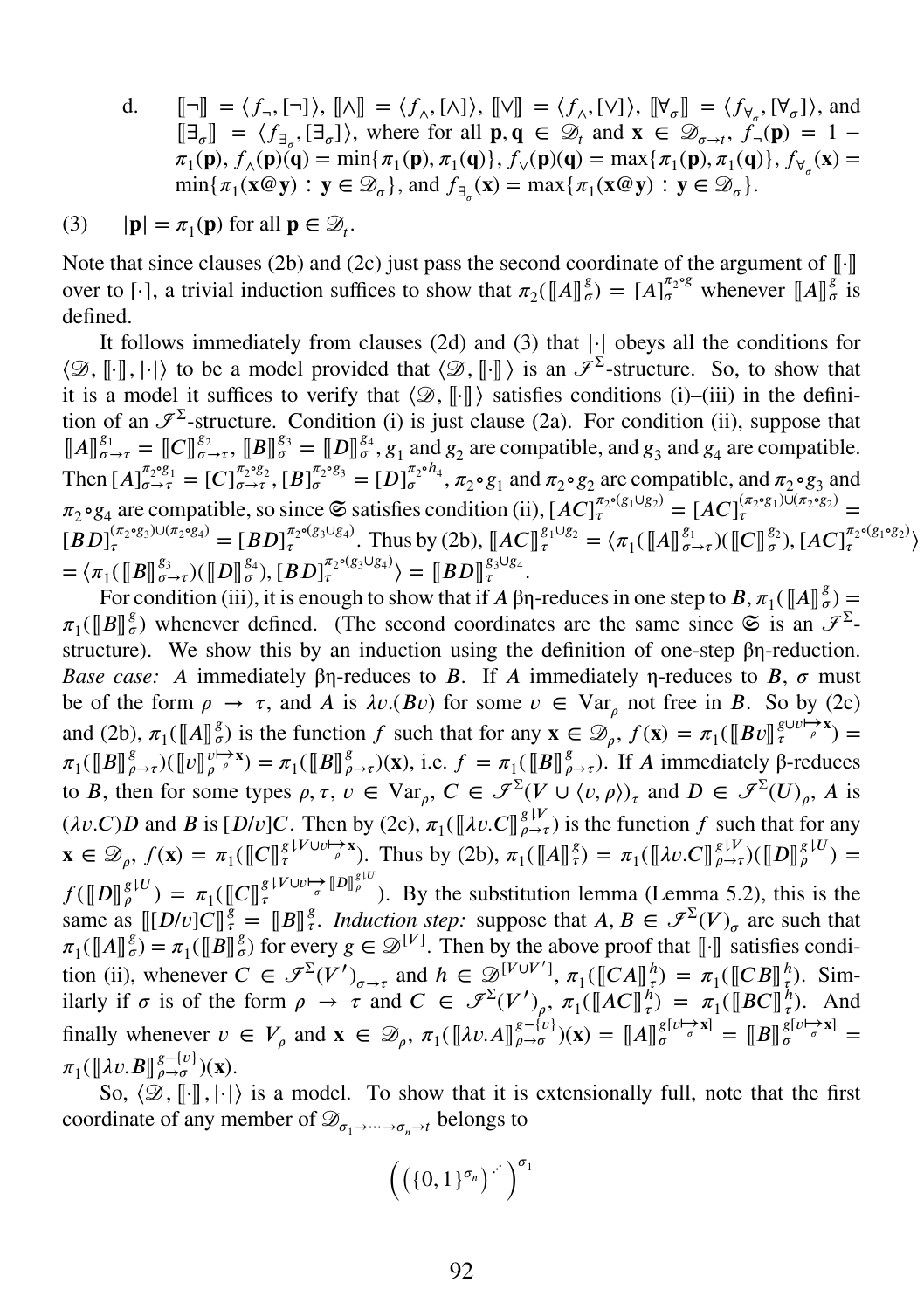d. $[\![\neg]\!] = \langle f_\neg, [\neg]\rangle$, $[\![\wedge]\!] = \langle f_\wedge, [\wedge]\rangle$, $[\![\vee]\!] = \langle f_\wedge, [\vee]\rangle$, $[\![\forall_\sigma]\!] = \langle f_{\forall_\sigma}, [\forall_\sigma]\rangle$, and $[\![\exists_\sigma]\!] = \langle f_{\exists_\sigma}, [\exists_\sigma]\rangle$, where for all $\mathbf{p}, \mathbf{q} \in \mathscr{D}_t$ and $\mathbf{x} \in \mathscr{D}_{\sigma\to t}$, $f_\neg(\mathbf{p}) = 1 - \pi_1(\mathbf{p})$, $f_\wedge(\mathbf{p})(\mathbf{q}) = \min\{\pi_1(\mathbf{p}), \pi_1(\mathbf{q})\}$, $f_\vee(\mathbf{p})(\mathbf{q}) = \max\{\pi_1(\mathbf{p}), \pi_1(\mathbf{q})\}$, $f_{\forall_\sigma}(\mathbf{x}) = \min\{\pi_1(\mathbf{x}@\mathbf{y}) : \mathbf{y} \in \mathscr{D}_\sigma\}$, and $f_{\exists_\sigma}(\mathbf{x}) = \max\{\pi_1(\mathbf{x}@\mathbf{y}) : \mathbf{y} \in \mathscr{D}_\sigma\}$.

(3) $|\mathbf{p}| = \pi_1(\mathbf{p})$ for all $\mathbf{p} \in \mathscr{D}_t$.

Note that since clauses (2b) and (2c) just pass the second coordinate of the argument of $[\![\cdot]\!]$ over to $[\cdot]$, a trivial induction suffices to show that $\pi_2([\![A]\!]^g_\sigma) = [A]^{\pi_2\circ g}_\sigma$ whenever $[\![A]\!]^g_\sigma$ is defined.

It follows immediately from clauses (2d) and (3) that $|\cdot|$ obeys all the conditions for $\langle \mathscr{D}, [\![\cdot]\!], |\cdot|\rangle$ to be a model provided that $\langle \mathscr{D}, [\![\cdot]\!]\rangle$ is an $\mathscr{I}^\Sigma$-structure. So, to show that it is a model it suffices to verify that $\langle \mathscr{D}, [\![\cdot]\!]\rangle$ satisfies conditions (i)–(iii) in the definition of an $\mathscr{I}^\Sigma$-structure. Condition (i) is just clause (2a). For condition (ii), suppose that $[\![A]\!]^{g_1}_{\sigma\to\tau} = [\![C]\!]^{g_2}_{\sigma\to\tau}$, $[\![B]\!]^{g_3}_\sigma = [\![D]\!]^{g_4}_\sigma$, $g_1$ and $g_2$ are compatible, and $g_3$ and $g_4$ are compatible. Then $[A]^{\pi_2\circ g_1}_{\sigma\to\tau} = [C]^{\pi_2\circ g_2}_{\sigma\to\tau}$, $[B]^{\pi_2\circ g_3}_\sigma = [D]^{\pi_2\circ h_4}_\sigma$, $\pi_2\circ g_1$ and $\pi_2\circ g_2$ are compatible, and $\pi_2\circ g_3$ and $\pi_2\circ g_4$ are compatible, so since $\mathfrak{S}$ satisfies condition (ii), $[AC]^{\pi_2\circ(g_1\cup g_2)}_\tau = [AC]^{(\pi_2\circ g_1)\cup(\pi_2\circ g_2)}_\tau = [BD]^{(\pi_2\circ g_3)\cup(\pi_2\circ g_4)}_\tau = [BD]^{\pi_2\circ(g_3\cup g_4)}_\tau$. Thus by (2b), $[\![AC]\!]^{g_1\cup g_2}_\tau = \langle \pi_1([\![A]\!]^{g_1}_{\sigma\to\tau})([\![C]\!]^{g_2}_\sigma), [AC]^{\pi_2\circ(g_1\circ g_2)}_\tau\rangle = \langle \pi_1([\![B]\!]^{g_3}_{\sigma\to\tau})([\![D]\!]^{g_4}_\sigma), [BD]^{\pi_2\circ(g_3\cup g_4)}_\tau\rangle = [\![BD]\!]^{g_3\cup g_4}_\tau$.

For condition (iii), it is enough to show that if $A$ βη-reduces in one step to $B$, $\pi_1([\![A]\!]^g_\sigma) = \pi_1([\![B]\!]^g_\sigma)$ whenever defined. (The second coordinates are the same since $\mathfrak{S}$ is an $\mathscr{I}^\Sigma$-structure). We show this by an induction using the definition of one-step βη-reduction. *Base case: $A$* immediately βη-reduces to $B$. If $A$ immediately η-reduces to $B$, $\sigma$ must be of the form $\rho \to \tau$, and $A$ is $\lambda v.(Bv)$ for some $v \in \mathrm{Var}_\rho$ not free in $B$. So by (2c) and (2b), $\pi_1([\![A]\!]^g_\sigma)$ is the function $f$ such that for any $\mathbf{x} \in \mathscr{D}_\rho$, $f(\mathbf{x}) = \pi_1([\![Bv]\!]^{g\cup v\overset{\rho}{\mapsto}\mathbf{x}}_\tau) = \pi_1([\![B]\!]^g_{\rho\to\tau})([\![v]\!]^{v\overset{\rho}{\mapsto}\mathbf{x}}_\rho) = \pi_1([\![B]\!]^g_{\rho\to\tau})(\mathbf{x})$, i.e. $f = \pi_1([\![B]\!]^g_{\rho\to\tau})$. If $A$ immediately β-reduces to $B$, then for some types $\rho, \tau$, $v \in \mathrm{Var}_\rho$, $C \in \mathscr{I}^\Sigma(V \cup \langle v, \rho\rangle)_\tau$ and $D \in \mathscr{I}^\Sigma(U)_\rho$, $A$ is $(\lambda v.C)D$ and $B$ is $[D/v]C$. Then by (2c), $\pi_1([\![\lambda v.C]\!]^{g\restriction V}_{\rho\to\tau})$ is the function $f$ such that for any $\mathbf{x} \in \mathscr{D}_\rho$, $f(\mathbf{x}) = \pi_1([\![C]\!]^{g\restriction V\cup v\overset{\rho}{\mapsto}\mathbf{x}}_\tau)$. Thus by (2b), $\pi_1([\![A]\!]^g_\tau) = \pi_1([\![\lambda v.C]\!]^{g\restriction V}_{\rho\to\tau})([\![D]\!]^{g\restriction U}_\rho) = f([\![D]\!]^{g\restriction U}_\rho) = \pi_1([\![C]\!]^{g\restriction V\cup v\overset{\sigma}{\mapsto}[\![D]\!]^{g\restriction U}_\rho}_\tau)$. By the substitution lemma (Lemma 5.2), this is the same as $[\![[D/v]C]\!]^g_\tau = [\![B]\!]^g_\tau$. *Induction step:* suppose that $A, B \in \mathscr{I}^\Sigma(V)_\sigma$ are such that $\pi_1([\![A]\!]^g_\sigma) = \pi_1([\![B]\!]^g_\sigma)$ for every $g \in \mathscr{D}^{[V]}$. Then by the above proof that $[\![\cdot]\!]$ satisfies condition (ii), whenever $C \in \mathscr{I}^\Sigma(V')_{\sigma\to\tau}$ and $h \in \mathscr{D}^{[V\cup V']}$, $\pi_1([\![CA]\!]^h_\tau) = \pi_1([\![CB]\!]^h_\tau)$. Similarly if $\sigma$ is of the form $\rho \to \tau$ and $C \in \mathscr{I}^\Sigma(V')_\rho$, $\pi_1([\![AC]\!]^h_\tau) = \pi_1([\![BC]\!]^h_\tau)$. And finally whenever $v \in V_\rho$ and $\mathbf{x} \in \mathscr{D}_\rho$, $\pi_1([\![\lambda v.A]\!]^{g-\{v\}}_{\rho\to\sigma})(\mathbf{x}) = [\![A]\!]^{g[v\overset{\sigma}{\mapsto}\mathbf{x}]}_\sigma = [\![B]\!]^{g[v\overset{\sigma}{\mapsto}\mathbf{x}]}_\sigma = \pi_1([\![\lambda v.B]\!]^{g-\{v\}}_{\rho\to\sigma})(\mathbf{x})$.

So, $\langle \mathscr{D}, [\![\cdot]\!], |\cdot|\rangle$ is a model. To show that it is extensionally full, note that the first coordinate of any member of $\mathscr{D}_{\sigma_1\to\cdots\to\sigma_n\to t}$ belongs to

$$\left(\left(\{0,1\}^{\sigma_n}\right)^{\cdot^{\cdot^{\cdot}}}\right)^{\sigma_1}$$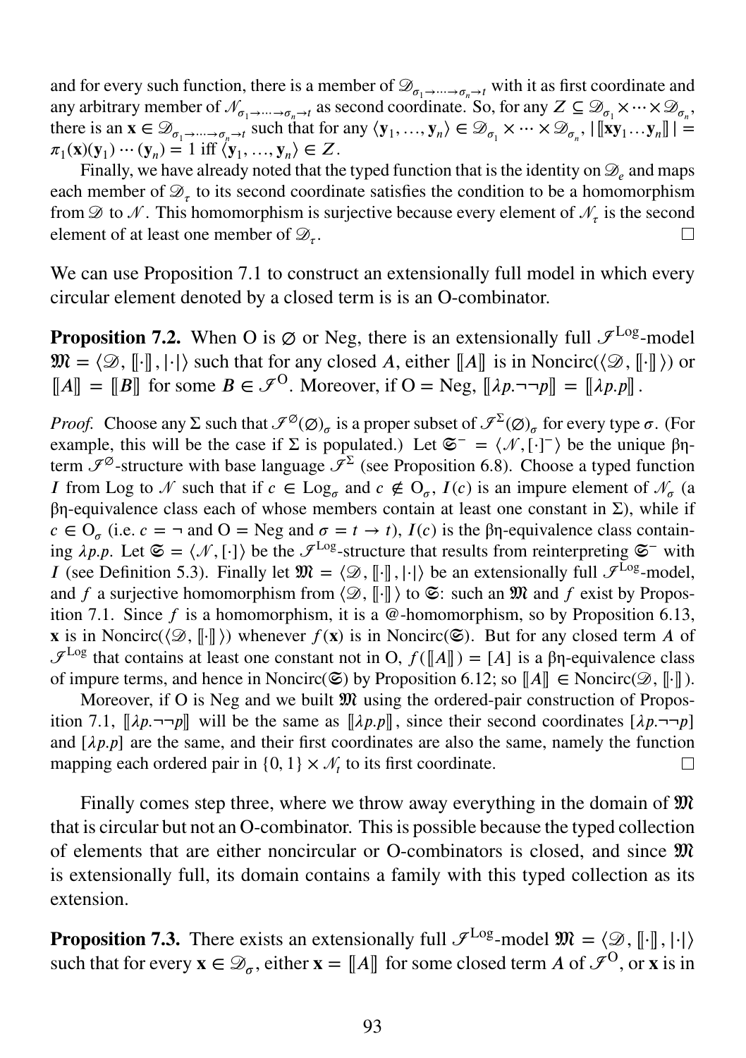and for every such function, there is a member of $\mathscr{D}_{\sigma_1 \to \cdots \to \sigma_n \to t}$ with it as first coordinate and any arbitrary member of $\mathscr{N}_{\sigma_1 \to \cdots \to \sigma_n \to t}$ as second coordinate. So, for any $Z \subseteq \mathscr{D}_{\sigma_1} \times \cdots \times \mathscr{D}_{\sigma_n}$, there is an $\mathbf{x} \in \mathscr{D}_{\sigma_1 \to \cdots \to \sigma_n \to t}$ such that for any $\langle \mathbf{y}_1, \ldots, \mathbf{y}_n \rangle \in \mathscr{D}_{\sigma_1} \times \cdots \times \mathscr{D}_{\sigma_n}$, $|[\![\mathbf{x}\mathbf{y}_1 \ldots \mathbf{y}_n]\!]| = \pi_1(\mathbf{x})(\mathbf{y}_1) \cdots (\mathbf{y}_n) = 1$ iff $\langle \mathbf{y}_1, \ldots, \mathbf{y}_n \rangle \in Z$.

Finally, we have already noted that the typed function that is the identity on $\mathscr{D}_e$ and maps each member of $\mathscr{D}_\tau$ to its second coordinate satisfies the condition to be a homomorphism from $\mathscr{D}$ to $\mathscr{N}$. This homomorphism is surjective because every element of $\mathscr{N}_\tau$ is the second element of at least one member of $\mathscr{D}_\tau$. □

We can use Proposition 7.1 to construct an extensionally full model in which every circular element denoted by a closed term is is an O-combinator.

**Proposition 7.2.** When O is $\varnothing$ or Neg, there is an extensionally full $\mathscr{I}^{\mathrm{Log}}$-model $\mathfrak{M} = \langle \mathscr{D}, [\![\cdot]\!], |\cdot| \rangle$ such that for any closed $A$, either $[\![A]\!]$ is in Noncirc($\langle \mathscr{D}, [\![\cdot]\!] \rangle$) or $[\![A]\!] = [\![B]\!]$ for some $B \in \mathscr{I}^{\mathrm{O}}$. Moreover, if O = Neg, $[\![\lambda p.\neg\neg p]\!] = [\![\lambda p.p]\!]$.

*Proof.* Choose any $\Sigma$ such that $\mathscr{I}^{\varnothing}(\varnothing)_\sigma$ is a proper subset of $\mathscr{I}^{\Sigma}(\varnothing)_\sigma$ for every type $\sigma$. (For example, this will be the case if $\Sigma$ is populated.) Let $\mathfrak{S}^- = \langle \mathscr{N}, [\cdot]^- \rangle$ be the unique βη-term $\mathscr{I}^{\varnothing}$-structure with base language $\mathscr{I}^{\Sigma}$ (see Proposition 6.8). Choose a typed function $I$ from Log to $\mathscr{N}$ such that if $c \in \mathrm{Log}_\sigma$ and $c \notin \mathrm{O}_\sigma$, $I(c)$ is an impure element of $\mathscr{N}_\sigma$ (a βη-equivalence class each of whose members contain at least one constant in $\Sigma$), while if $c \in \mathrm{O}_\sigma$ (i.e. $c = \neg$ and O = Neg and $\sigma = t \to t$), $I(c)$ is the βη-equivalence class containing $\lambda p.p$. Let $\mathfrak{S} = \langle \mathscr{N}, [\cdot] \rangle$ be the $\mathscr{I}^{\mathrm{Log}}$-structure that results from reinterpreting $\mathfrak{S}^-$ with $I$ (see Definition 5.3). Finally let $\mathfrak{M} = \langle \mathscr{D}, [\![\cdot]\!], |\cdot| \rangle$ be an extensionally full $\mathscr{I}^{\mathrm{Log}}$-model, and $f$ a surjective homomorphism from $\langle \mathscr{D}, [\![\cdot]\!] \rangle$ to $\mathfrak{S}$: such an $\mathfrak{M}$ and $f$ exist by Proposition 7.1. Since $f$ is a homomorphism, it is a @-homomorphism, so by Proposition 6.13, $\mathbf{x}$ is in Noncirc($\langle \mathscr{D}, [\![\cdot]\!] \rangle$) whenever $f(\mathbf{x})$ is in Noncirc($\mathfrak{S}$). But for any closed term $A$ of $\mathscr{I}^{\mathrm{Log}}$ that contains at least one constant not in O, $f([\![A]\!]) = [A]$ is a βη-equivalence class of impure terms, and hence in Noncirc($\mathfrak{S}$) by Proposition 6.12; so $[\![A]\!] \in$ Noncirc($\mathscr{D}, [\![\cdot]\!]$).

Moreover, if O is Neg and we built $\mathfrak{M}$ using the ordered-pair construction of Proposition 7.1, $[\![\lambda p.\neg\neg p]\!]$ will be the same as $[\![\lambda p.p]\!]$, since their second coordinates $[\lambda p.\neg\neg p]$ and $[\lambda p.p]$ are the same, and their first coordinates are also the same, namely the function mapping each ordered pair in $\{0, 1\} \times \mathscr{N}_t$ to its first coordinate. □

Finally comes step three, where we throw away everything in the domain of $\mathfrak{M}$ that is circular but not an O-combinator. This is possible because the typed collection of elements that are either noncircular or O-combinators is closed, and since $\mathfrak{M}$ is extensionally full, its domain contains a family with this typed collection as its extension.

**Proposition 7.3.** There exists an extensionally full $\mathscr{I}^{\mathrm{Log}}$-model $\mathfrak{M} = \langle \mathscr{D}, [\![\cdot]\!], |\cdot| \rangle$ such that for every $\mathbf{x} \in \mathscr{D}_\sigma$, either $\mathbf{x} = [\![A]\!]$ for some closed term $A$ of $\mathscr{I}^{\mathrm{O}}$, or $\mathbf{x}$ is in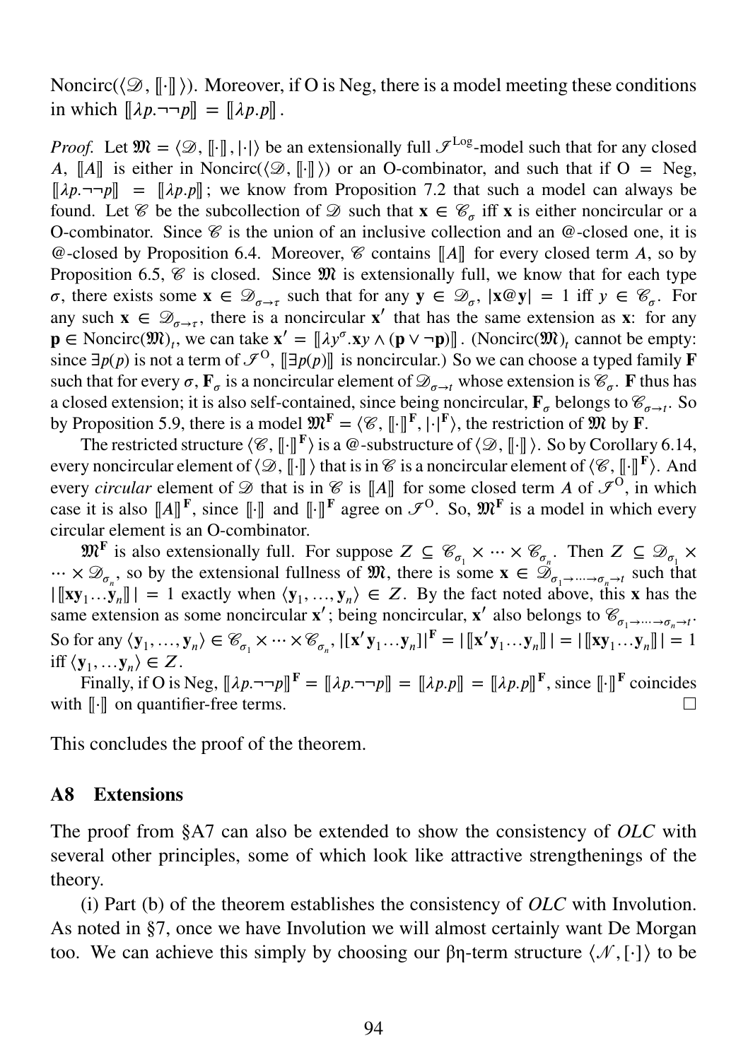Noncirc($\langle \mathscr{D}, [\![\cdot]\!] \rangle$). Moreover, if O is Neg, there is a model meeting these conditions in which $[\![\lambda p.\neg\neg p]\!] = [\![\lambda p.p]\!]$.

*Proof.* Let $\mathfrak{M} = \langle \mathscr{D}, [\![\cdot]\!], |\cdot| \rangle$ be an extensionally full $\mathscr{I}^{\text{Log}}$-model such that for any closed $A$, $[\![A]\!]$ is either in Noncirc($\langle \mathscr{D}, [\![\cdot]\!] \rangle$) or an O-combinator, and such that if O = Neg, $[\![\lambda p.\neg\neg p]\!] = [\![\lambda p.p]\!]$; we know from Proposition 7.2 that such a model can always be found. Let $\mathscr{C}$ be the subcollection of $\mathscr{D}$ such that $\mathbf{x} \in \mathscr{C}_\sigma$ iff $\mathbf{x}$ is either noncircular or a O-combinator. Since $\mathscr{C}$ is the union of an inclusive collection and an @-closed one, it is @-closed by Proposition 6.4. Moreover, $\mathscr{C}$ contains $[\![A]\!]$ for every closed term $A$, so by Proposition 6.5, $\mathscr{C}$ is closed. Since $\mathfrak{M}$ is extensionally full, we know that for each type $\sigma$, there exists some $\mathbf{x} \in \mathscr{D}_{\sigma\to\tau}$ such that for any $\mathbf{y} \in \mathscr{D}_\sigma$, $|\mathbf{x}@\mathbf{y}| = 1$ iff $y \in \mathscr{C}_\sigma$. For any such $\mathbf{x} \in \mathscr{D}_{\sigma\to\tau}$, there is a noncircular $\mathbf{x}'$ that has the same extension as $\mathbf{x}$: for any $\mathbf{p} \in \text{Noncirc}(\mathfrak{M})_t$, we can take $\mathbf{x}' = [\![\lambda y^\sigma.\mathbf{x}y \wedge (\mathbf{p} \vee \neg\mathbf{p})]\!]$. (Noncirc$(\mathfrak{M})_t$ cannot be empty: since $\exists p(p)$ is not a term of $\mathscr{I}^{\text{O}}$, $[\![\exists p(p)]\!]$ is noncircular.) So we can choose a typed family $\mathbf{F}$ such that for every $\sigma$, $\mathbf{F}_\sigma$ is a noncircular element of $\mathscr{D}_{\sigma\to t}$ whose extension is $\mathscr{C}_\sigma$. $\mathbf{F}$ thus has a closed extension; it is also self-contained, since being noncircular, $\mathbf{F}_\sigma$ belongs to $\mathscr{C}_{\sigma\to t}$. So by Proposition 5.9, there is a model $\mathfrak{M}^{\mathbf{F}} = \langle \mathscr{C}, [\![\cdot]\!]^{\mathbf{F}}, |\cdot|^{\mathbf{F}} \rangle$, the restriction of $\mathfrak{M}$ by $\mathbf{F}$.

The restricted structure $\langle \mathscr{C}, [\![\cdot]\!]^{\mathbf{F}} \rangle$ is a @-substructure of $\langle \mathscr{D}, [\![\cdot]\!] \rangle$. So by Corollary 6.14, every noncircular element of $\langle \mathscr{D}, [\![\cdot]\!] \rangle$ that is in $\mathscr{C}$ is a noncircular element of $\langle \mathscr{C}, [\![\cdot]\!]^{\mathbf{F}} \rangle$. And every *circular* element of $\mathscr{D}$ that is in $\mathscr{C}$ is $[\![A]\!]$ for some closed term $A$ of $\mathscr{I}^{\text{O}}$, in which case it is also $[\![A]\!]^{\mathbf{F}}$, since $[\![\cdot]\!]$ and $[\![\cdot]\!]^{\mathbf{F}}$ agree on $\mathscr{I}^{\text{O}}$. So, $\mathfrak{M}^{\mathbf{F}}$ is a model in which every circular element is an O-combinator.

$\mathfrak{M}^{\mathbf{F}}$ is also extensionally full. For suppose $Z \subseteq \mathscr{C}_{\sigma_1} \times \cdots \times \mathscr{C}_{\sigma_n}$. Then $Z \subseteq \mathscr{D}_{\sigma_1} \times \cdots \times \mathscr{D}_{\sigma_n}$, so by the extensional fullness of $\mathfrak{M}$, there is some $\mathbf{x} \in \mathscr{D}_{\sigma_1\to\cdots\to\sigma_n\to t}$ such that $|[\![\mathbf{x}\mathbf{y}_1\ldots\mathbf{y}_n]\!]| = 1$ exactly when $\langle \mathbf{y}_1, \ldots, \mathbf{y}_n \rangle \in Z$. By the fact noted above, this $\mathbf{x}$ has the same extension as some noncircular $\mathbf{x}'$; being noncircular, $\mathbf{x}'$ also belongs to $\mathscr{C}_{\sigma_1\to\cdots\to\sigma_n\to t}$. So for any $\langle \mathbf{y}_1, \ldots, \mathbf{y}_n \rangle \in \mathscr{C}_{\sigma_1} \times \cdots \times \mathscr{C}_{\sigma_n}$, $|[\mathbf{x}'\mathbf{y}_1\ldots\mathbf{y}_n]|^{\mathbf{F}} = |[\![\mathbf{x}'\mathbf{y}_1\ldots\mathbf{y}_n]\!]| = |[\![\mathbf{x}\mathbf{y}_1\ldots\mathbf{y}_n]\!]| = 1$ iff $\langle \mathbf{y}_1, \ldots \mathbf{y}_n \rangle \in Z$.

Finally, if O is Neg, $[\![\lambda p.\neg\neg p]\!]^{\mathbf{F}} = [\![\lambda p.\neg\neg p]\!] = [\![\lambda p.p]\!] = [\![\lambda p.p]\!]^{\mathbf{F}}$, since $[\![\cdot]\!]^{\mathbf{F}}$ coincides with $[\![\cdot]\!]$ on quantifier-free terms. □

This concludes the proof of the theorem.

## A8 Extensions

The proof from §A7 can also be extended to show the consistency of *OLC* with several other principles, some of which look like attractive strengthenings of the theory.

(i) Part (b) of the theorem establishes the consistency of *OLC* with Involution. As noted in §7, once we have Involution we will almost certainly want De Morgan too. We can achieve this simply by choosing our βη-term structure $\langle \mathscr{N}, [\cdot] \rangle$ to be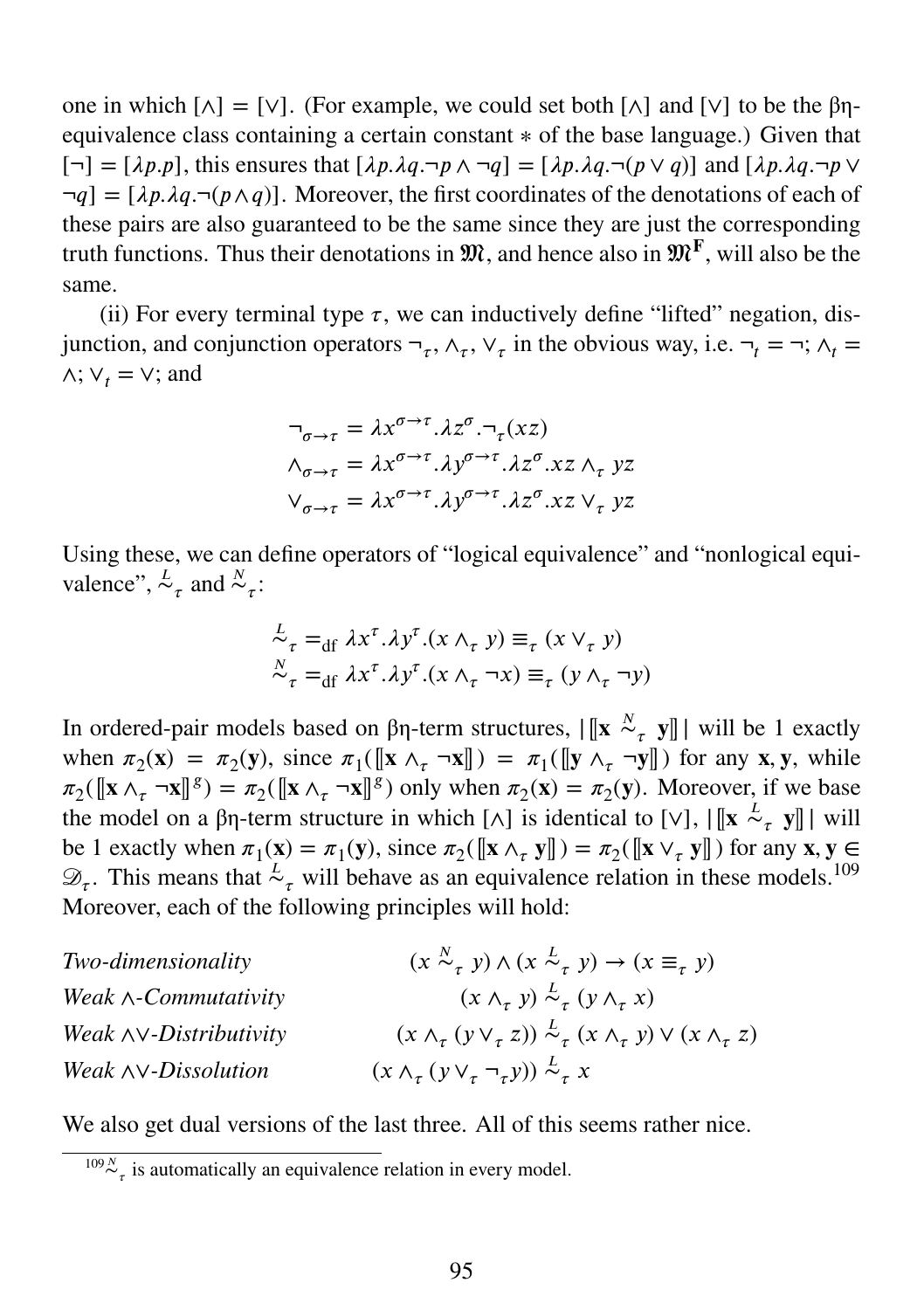one in which $[\wedge] = [\vee]$. (For example, we could set both $[\wedge]$ and $[\vee]$ to be the βη-equivalence class containing a certain constant $*$ of the base language.) Given that $[\neg] = [\lambda p.p]$, this ensures that $[\lambda p.\lambda q.\neg p \wedge \neg q] = [\lambda p.\lambda q.\neg(p \vee q)]$ and $[\lambda p.\lambda q.\neg p \vee \neg q] = [\lambda p.\lambda q.\neg(p \wedge q)]$. Moreover, the first coordinates of the denotations of each of these pairs are also guaranteed to be the same since they are just the corresponding truth functions. Thus their denotations in $\mathfrak{M}$, and hence also in $\mathfrak{M}^{\mathbf{F}}$, will also be the same.

(ii) For every terminal type $\tau$, we can inductively define "lifted" negation, disjunction, and conjunction operators $\neg_\tau, \wedge_\tau, \vee_\tau$ in the obvious way, i.e. $\neg_t = \neg$; $\wedge_t = \wedge$; $\vee_t = \vee$; and

$$\neg_{\sigma\to\tau} = \lambda x^{\sigma\to\tau}.\lambda z^{\sigma}.\neg_\tau(xz)$$
$$\wedge_{\sigma\to\tau} = \lambda x^{\sigma\to\tau}.\lambda y^{\sigma\to\tau}.\lambda z^{\sigma}.xz \wedge_\tau yz$$
$$\vee_{\sigma\to\tau} = \lambda x^{\sigma\to\tau}.\lambda y^{\sigma\to\tau}.\lambda z^{\sigma}.xz \vee_\tau yz$$

Using these, we can define operators of "logical equivalence" and "nonlogical equivalence", $\overset{L}{\sim}_\tau$ and $\overset{N}{\sim}_\tau$:

$$\overset{L}{\sim}_\tau =_{\text{df}} \lambda x^\tau.\lambda y^\tau.(x \wedge_\tau y) \equiv_\tau (x \vee_\tau y)$$
$$\overset{N}{\sim}_\tau =_{\text{df}} \lambda x^\tau.\lambda y^\tau.(x \wedge_\tau \neg x) \equiv_\tau (y \wedge_\tau \neg y)$$

In ordered-pair models based on βη-term structures, $|[\![\mathbf{x} \overset{N}{\sim}_\tau \mathbf{y}]\!]|$ will be 1 exactly when $\pi_2(\mathbf{x}) = \pi_2(\mathbf{y})$, since $\pi_1([\![\mathbf{x} \wedge_\tau \neg\mathbf{x}]\!]) = \pi_1([\![\mathbf{y} \wedge_\tau \neg\mathbf{y}]\!])$ for any $\mathbf{x}, \mathbf{y}$, while $\pi_2([\![\mathbf{x} \wedge_\tau \neg\mathbf{x}]\!]^g) = \pi_2([\![\mathbf{x} \wedge_\tau \neg\mathbf{x}]\!]^g)$ only when $\pi_2(\mathbf{x}) = \pi_2(\mathbf{y})$. Moreover, if we base the model on a βη-term structure in which $[\wedge]$ is identical to $[\vee]$, $|[\![\mathbf{x} \overset{L}{\sim}_\tau \mathbf{y}]\!]|$ will be 1 exactly when $\pi_1(\mathbf{x}) = \pi_1(\mathbf{y})$, since $\pi_2([\![\mathbf{x} \wedge_\tau \mathbf{y}]\!]) = \pi_2([\![\mathbf{x} \vee_\tau \mathbf{y}]\!])$ for any $\mathbf{x}, \mathbf{y} \in \mathscr{D}_\tau$. This means that $\overset{L}{\sim}_\tau$ will behave as an equivalence relation in these models.[109] Moreover, each of the following principles will hold:

| | |
|---|---|
| *Two-dimensionality* | $(x \overset{N}{\sim}_\tau y) \wedge (x \overset{L}{\sim}_\tau y) \to (x \equiv_\tau y)$ |
| *Weak ∧-Commutativity* | $(x \wedge_\tau y) \overset{L}{\sim}_\tau (y \wedge_\tau x)$ |
| *Weak ∧∨-Distributivity* | $(x \wedge_\tau (y \vee_\tau z)) \overset{L}{\sim}_\tau (x \wedge_\tau y) \vee (x \wedge_\tau z)$ |
| *Weak ∧∨-Dissolution* | $(x \wedge_\tau (y \vee_\tau \neg_\tau y)) \overset{L}{\sim}_\tau x$ |

We also get dual versions of the last three. All of this seems rather nice.

[109] $\overset{N}{\sim}_\tau$ is automatically an equivalence relation in every model.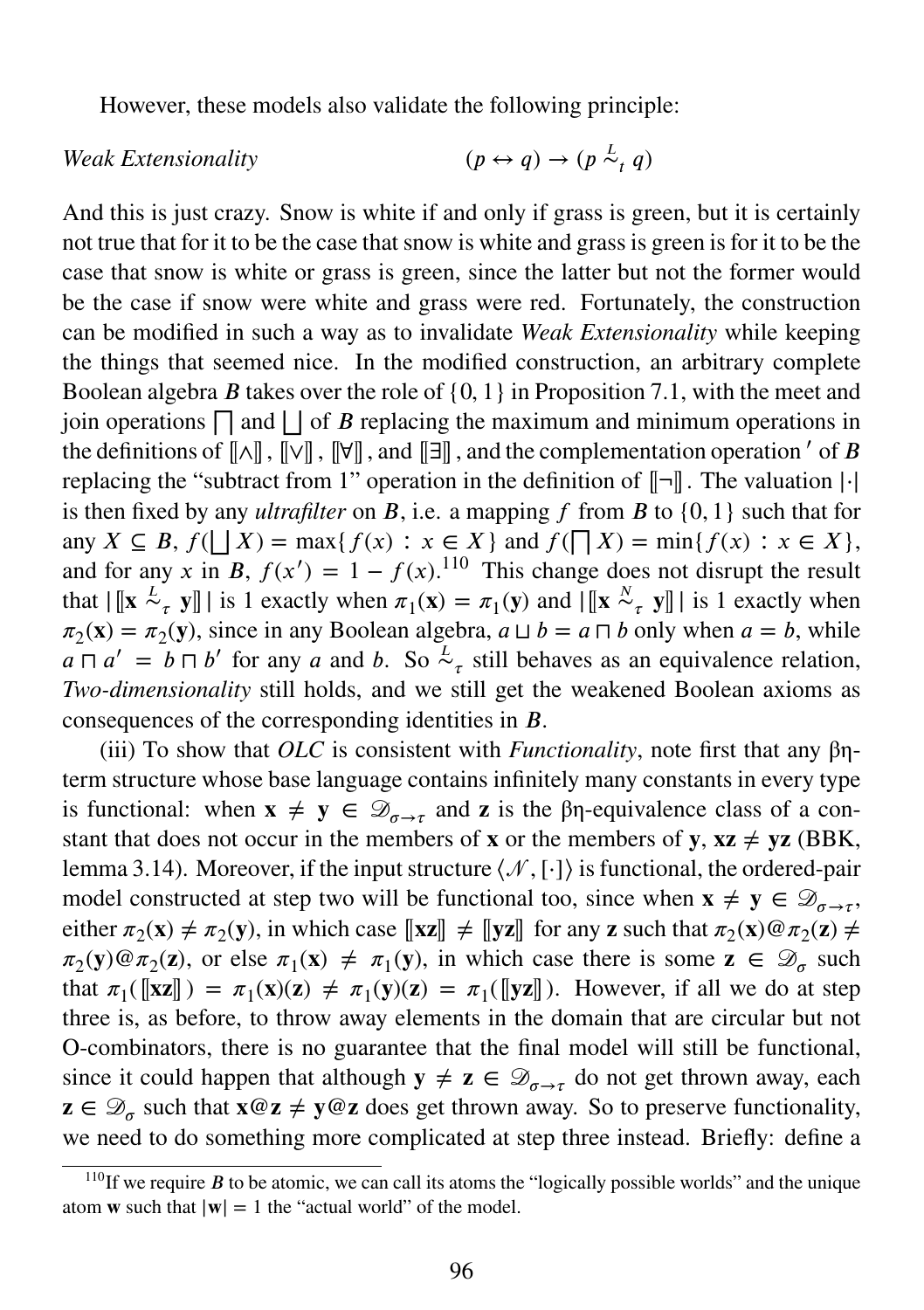However, these models also validate the following principle:

*Weak Extensionality* $\qquad\qquad\qquad (p \leftrightarrow q) \rightarrow (p \overset{L}{\sim}_t q)$

And this is just crazy. Snow is white if and only if grass is green, but it is certainly not true that for it to be the case that snow is white and grass is green is for it to be the case that snow is white or grass is green, since the latter but not the former would be the case if snow were white and grass were red. Fortunately, the construction can be modified in such a way as to invalidate *Weak Extensionality* while keeping the things that seemed nice. In the modified construction, an arbitrary complete Boolean algebra $\boldsymbol{B}$ takes over the role of $\{0, 1\}$ in Proposition 7.1, with the meet and join operations $\bigsqcap$ and $\bigsqcup$ of $\boldsymbol{B}$ replacing the maximum and minimum operations in the definitions of $[\![\wedge]\!]$, $[\![\vee]\!]$, $[\![\forall]\!]$, and $[\![\exists]\!]$, and the complementation operation $'$ of $\boldsymbol{B}$ replacing the "subtract from 1" operation in the definition of $[\![\neg]\!]$. The valuation $|\cdot|$ is then fixed by any *ultrafilter* on $\boldsymbol{B}$, i.e. a mapping $f$ from $\boldsymbol{B}$ to $\{0, 1\}$ such that for any $X \subseteq \boldsymbol{B}$, $f(\bigsqcup X) = \max\{f(x) : x \in X\}$ and $f(\bigsqcap X) = \min\{f(x) : x \in X\}$, and for any $x$ in $\boldsymbol{B}$, $f(x') = 1 - f(x)$.[110] This change does not disrupt the result that $|[\![\mathbf{x} \overset{L}{\sim}_\tau \mathbf{y}]\!]|$ is 1 exactly when $\pi_1(\mathbf{x}) = \pi_1(\mathbf{y})$ and $|[\![\mathbf{x} \overset{N}{\sim}_\tau \mathbf{y}]\!]|$ is 1 exactly when $\pi_2(\mathbf{x}) = \pi_2(\mathbf{y})$, since in any Boolean algebra, $a \sqcup b = a \sqcap b$ only when $a = b$, while $a \sqcap a' = b \sqcap b'$ for any $a$ and $b$. So $\overset{L}{\sim}_\tau$ still behaves as an equivalence relation, *Two-dimensionality* still holds, and we still get the weakened Boolean axioms as consequences of the corresponding identities in $\boldsymbol{B}$.

(iii) To show that *OLC* is consistent with *Functionality*, note first that any βη-term structure whose base language contains infinitely many constants in every type is functional: when $\mathbf{x} \neq \mathbf{y} \in \mathscr{D}_{\sigma\to\tau}$ and $\mathbf{z}$ is the βη-equivalence class of a constant that does not occur in the members of $\mathbf{x}$ or the members of $\mathbf{y}$, $\mathbf{xz} \neq \mathbf{yz}$ (BBK, lemma 3.14). Moreover, if the input structure $\langle \mathscr{N}, [\cdot]\rangle$ is functional, the ordered-pair model constructed at step two will be functional too, since when $\mathbf{x} \neq \mathbf{y} \in \mathscr{D}_{\sigma\to\tau}$, either $\pi_2(\mathbf{x}) \neq \pi_2(\mathbf{y})$, in which case $[\![\mathbf{xz}]\!] \neq [\![\mathbf{yz}]\!]$ for any $\mathbf{z}$ such that $\pi_2(\mathbf{x})@\pi_2(\mathbf{z}) \neq \pi_2(\mathbf{y})@\pi_2(\mathbf{z})$, or else $\pi_1(\mathbf{x}) \neq \pi_1(\mathbf{y})$, in which case there is some $\mathbf{z} \in \mathscr{D}_\sigma$ such that $\pi_1([\![\mathbf{xz}]\!]) = \pi_1(\mathbf{x})(\mathbf{z}) \neq \pi_1(\mathbf{y})(\mathbf{z}) = \pi_1([\![\mathbf{yz}]\!])$. However, if all we do at step three is, as before, to throw away elements in the domain that are circular but not O-combinators, there is no guarantee that the final model will still be functional, since it could happen that although $\mathbf{y} \neq \mathbf{z} \in \mathscr{D}_{\sigma\to\tau}$ do not get thrown away, each $\mathbf{z} \in \mathscr{D}_\sigma$ such that $\mathbf{x}@\mathbf{z} \neq \mathbf{y}@\mathbf{z}$ does get thrown away. So to preserve functionality, we need to do something more complicated at step three instead. Briefly: define a

[110] If we require $\boldsymbol{B}$ to be atomic, we can call its atoms the "logically possible worlds" and the unique atom $\mathbf{w}$ such that $|\mathbf{w}| = 1$ the "actual world" of the model.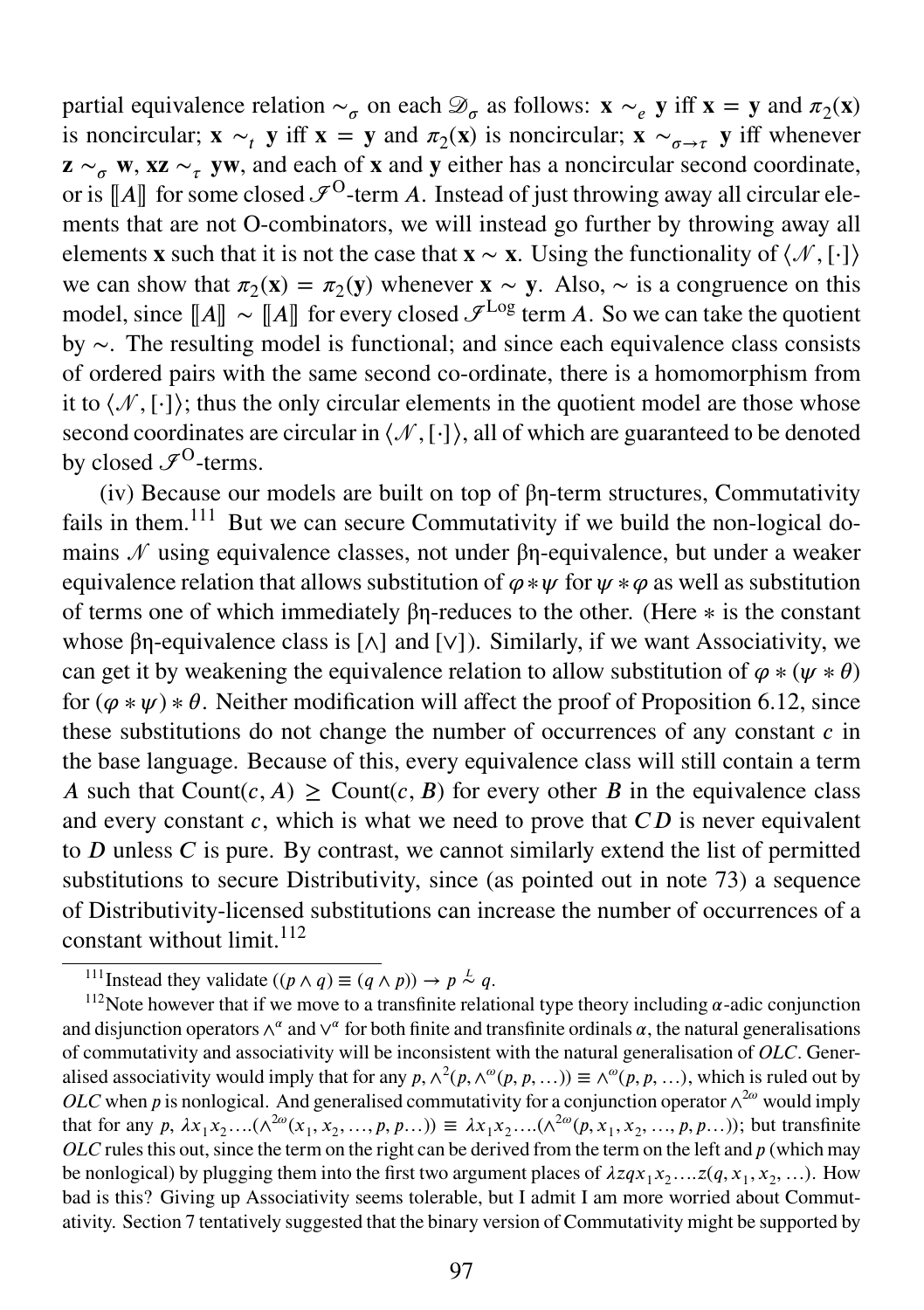partial equivalence relation $\sim_\sigma$ on each $\mathscr{D}_\sigma$ as follows: $\mathbf{x} \sim_e \mathbf{y}$ iff $\mathbf{x} = \mathbf{y}$ and $\pi_2(\mathbf{x})$ is noncircular; $\mathbf{x} \sim_t \mathbf{y}$ iff $\mathbf{x} = \mathbf{y}$ and $\pi_2(\mathbf{x})$ is noncircular; $\mathbf{x} \sim_{\sigma\to\tau} \mathbf{y}$ iff whenever $\mathbf{z} \sim_\sigma \mathbf{w}$, $\mathbf{xz} \sim_\tau \mathbf{yw}$, and each of $\mathbf{x}$ and $\mathbf{y}$ either has a noncircular second coordinate, or is $[\![A]\!]$ for some closed $\mathscr{I}^{\mathrm{O}}$-term $A$. Instead of just throwing away all circular elements that are not O-combinators, we will instead go further by throwing away all elements $\mathbf{x}$ such that it is not the case that $\mathbf{x} \sim \mathbf{x}$. Using the functionality of $\langle \mathscr{N}, [\cdot] \rangle$ we can show that $\pi_2(\mathbf{x}) = \pi_2(\mathbf{y})$ whenever $\mathbf{x} \sim \mathbf{y}$. Also, $\sim$ is a congruence on this model, since $[\![A]\!] \sim [\![A]\!]$ for every closed $\mathscr{I}^{\mathrm{Log}}$ term $A$. So we can take the quotient by $\sim$. The resulting model is functional; and since each equivalence class consists of ordered pairs with the same second co-ordinate, there is a homomorphism from it to $\langle \mathscr{N}, [\cdot] \rangle$; thus the only circular elements in the quotient model are those whose second coordinates are circular in $\langle \mathscr{N}, [\cdot] \rangle$, all of which are guaranteed to be denoted by closed $\mathscr{I}^{\mathrm{O}}$-terms.

(iv) Because our models are built on top of βη-term structures, Commutativity fails in them.[111] But we can secure Commutativity if we build the non-logical domains $\mathscr{N}$ using equivalence classes, not under βη-equivalence, but under a weaker equivalence relation that allows substitution of $\varphi * \psi$ for $\psi * \varphi$ as well as substitution of terms one of which immediately βη-reduces to the other. (Here $*$ is the constant whose βη-equivalence class is $[\wedge]$ and $[\vee]$). Similarly, if we want Associativity, we can get it by weakening the equivalence relation to allow substitution of $\varphi * (\psi * \theta)$ for $(\varphi * \psi) * \theta$. Neither modification will affect the proof of Proposition 6.12, since these substitutions do not change the number of occurrences of any constant $c$ in the base language. Because of this, every equivalence class will still contain a term $A$ such that $\mathrm{Count}(c, A) \geq \mathrm{Count}(c, B)$ for every other $B$ in the equivalence class and every constant $c$, which is what we need to prove that $CD$ is never equivalent to $D$ unless $C$ is pure. By contrast, we cannot similarly extend the list of permitted substitutions to secure Distributivity, since (as pointed out in note 73) a sequence of Distributivity-licensed substitutions can increase the number of occurrences of a constant without limit.[112]

---

[111] Instead they validate $((p \wedge q) \equiv (q \wedge p)) \to p \overset{L}{\sim} q$.

[112] Note however that if we move to a transfinite relational type theory including $\alpha$-adic conjunction and disjunction operators $\wedge^\alpha$ and $\vee^\alpha$ for both finite and transfinite ordinals $\alpha$, the natural generalisations of commutativity and associativity will be inconsistent with the natural generalisation of *OLC*. Generalised associativity would imply that for any $p, \wedge^2(p, \wedge^\omega(p, p, \ldots)) \equiv \wedge^\omega(p, p, \ldots)$, which is ruled out by *OLC* when $p$ is nonlogical. And generalised commutativity for a conjunction operator $\wedge^{2\omega}$ would imply that for any $p$, $\lambda x_1 x_2 \ldots (\wedge^{2\omega}(x_1, x_2, \ldots, p, p \ldots)) \equiv \lambda x_1 x_2 \ldots (\wedge^{2\omega}(p, x_1, x_2, \ldots, p, p \ldots))$; but transfinite *OLC* rules this out, since the term on the right can be derived from the term on the left and $p$ (which may be nonlogical) by plugging them into the first two argument places of $\lambda z q x_1 x_2 \ldots z(q, x_1, x_2, \ldots)$. How bad is this? Giving up Associativity seems tolerable, but I admit I am more worried about Commutativity. Section 7 tentatively suggested that the binary version of Commutativity might be supported by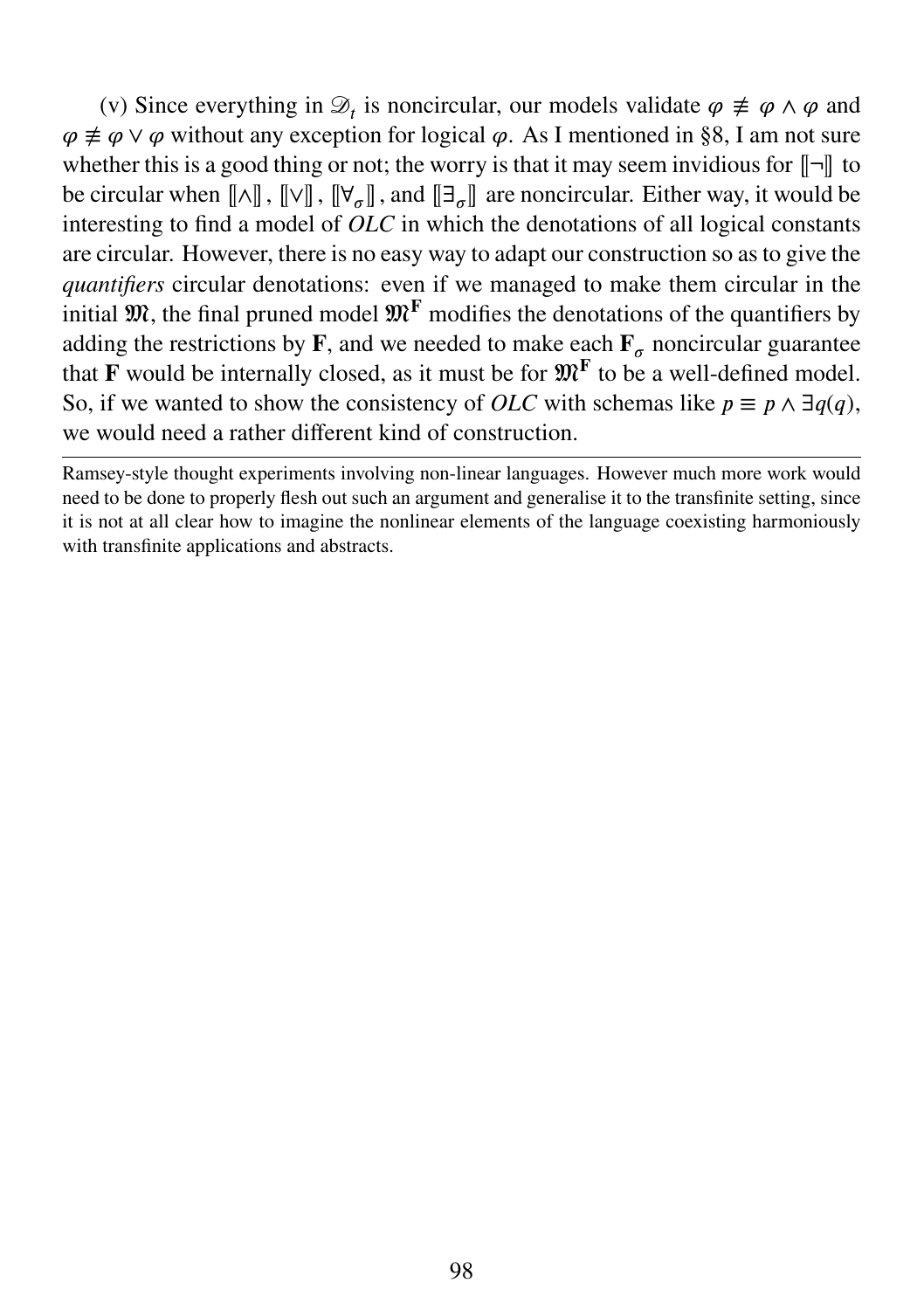(v) Since everything in $\mathscr{D}_t$ is noncircular, our models validate $\varphi \not\equiv \varphi \wedge \varphi$ and $\varphi \not\equiv \varphi \vee \varphi$ without any exception for logical $\varphi$. As I mentioned in §8, I am not sure whether this is a good thing or not; the worry is that it may seem invidious for $[\![\neg]\!]$ to be circular when $[\![\wedge]\!]$, $[\![\vee]\!]$, $[\![\forall_\sigma]\!]$, and $[\![\exists_\sigma]\!]$ are noncircular. Either way, it would be interesting to find a model of *OLC* in which the denotations of all logical constants are circular. However, there is no easy way to adapt our construction so as to give the *quantifiers* circular denotations: even if we managed to make them circular in the initial $\mathfrak{M}$, the final pruned model $\mathfrak{M}^{\mathbf{F}}$ modifies the denotations of the quantifiers by adding the restrictions by $\mathbf{F}$, and we needed to make each $\mathbf{F}_\sigma$ noncircular guarantee that $\mathbf{F}$ would be internally closed, as it must be for $\mathfrak{M}^{\mathbf{F}}$ to be a well-defined model. So, if we wanted to show the consistency of *OLC* with schemas like $p \equiv p \wedge \exists q(q)$, we would need a rather different kind of construction.

---

Ramsey-style thought experiments involving non-linear languages. However much more work would need to be done to properly flesh out such an argument and generalise it to the transfinite setting, since it is not at all clear how to imagine the nonlinear elements of the language coexisting harmoniously with transfinite applications and abstracts.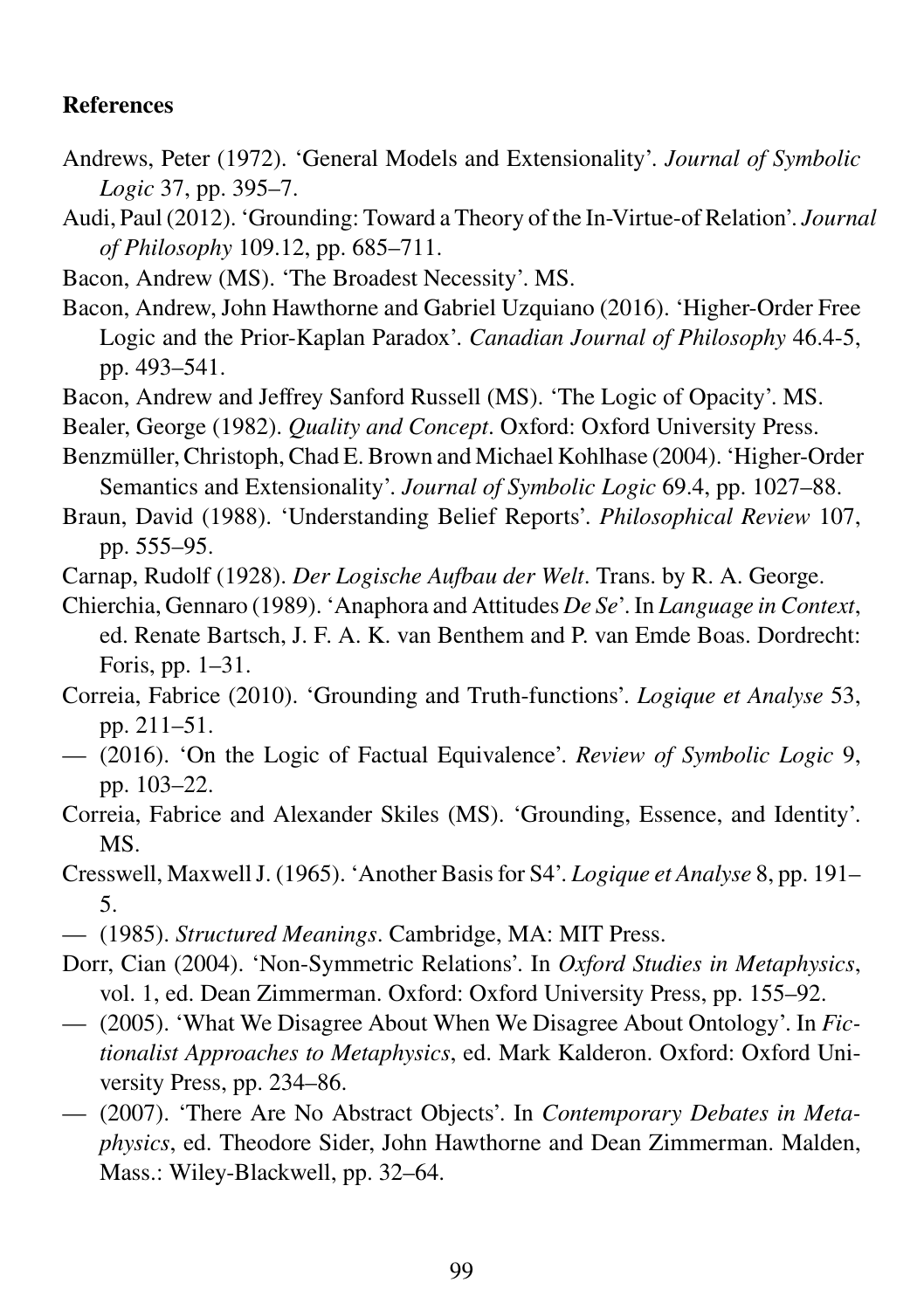### References

Andrews, Peter (1972). 'General Models and Extensionality'. *Journal of Symbolic Logic* 37, pp. 395–7.

Audi, Paul (2012). 'Grounding: Toward a Theory of the In-Virtue-of Relation'. *Journal of Philosophy* 109.12, pp. 685–711.

Bacon, Andrew (MS). 'The Broadest Necessity'. MS.

Bacon, Andrew, John Hawthorne and Gabriel Uzquiano (2016). 'Higher-Order Free Logic and the Prior-Kaplan Paradox'. *Canadian Journal of Philosophy* 46.4-5, pp. 493–541.

Bacon, Andrew and Jeffrey Sanford Russell (MS). 'The Logic of Opacity'. MS.

Bealer, George (1982). *Quality and Concept*. Oxford: Oxford University Press.

Benzmüller, Christoph, Chad E. Brown and Michael Kohlhase (2004). 'Higher-Order Semantics and Extensionality'. *Journal of Symbolic Logic* 69.4, pp. 1027–88.

Braun, David (1988). 'Understanding Belief Reports'. *Philosophical Review* 107, pp. 555–95.

Carnap, Rudolf (1928). *Der Logische Aufbau der Welt*. Trans. by R. A. George.

Chierchia, Gennaro (1989). 'Anaphora and Attitudes *De Se*'. In *Language in Context*, ed. Renate Bartsch, J. F. A. K. van Benthem and P. van Emde Boas. Dordrecht: Foris, pp. 1–31.

Correia, Fabrice (2010). 'Grounding and Truth-functions'. *Logique et Analyse* 53, pp. 211–51.

— (2016). 'On the Logic of Factual Equivalence'. *Review of Symbolic Logic* 9, pp. 103–22.

Correia, Fabrice and Alexander Skiles (MS). 'Grounding, Essence, and Identity'. MS.

Cresswell, Maxwell J. (1965). 'Another Basis for S4'. *Logique et Analyse* 8, pp. 191–5.

— (1985). *Structured Meanings*. Cambridge, MA: MIT Press.

Dorr, Cian (2004). 'Non-Symmetric Relations'. In *Oxford Studies in Metaphysics*, vol. 1, ed. Dean Zimmerman. Oxford: Oxford University Press, pp. 155–92.

— (2005). 'What We Disagree About When We Disagree About Ontology'. In *Fictionalist Approaches to Metaphysics*, ed. Mark Kalderon. Oxford: Oxford University Press, pp. 234–86.

— (2007). 'There Are No Abstract Objects'. In *Contemporary Debates in Metaphysics*, ed. Theodore Sider, John Hawthorne and Dean Zimmerman. Malden, Mass.: Wiley-Blackwell, pp. 32–64.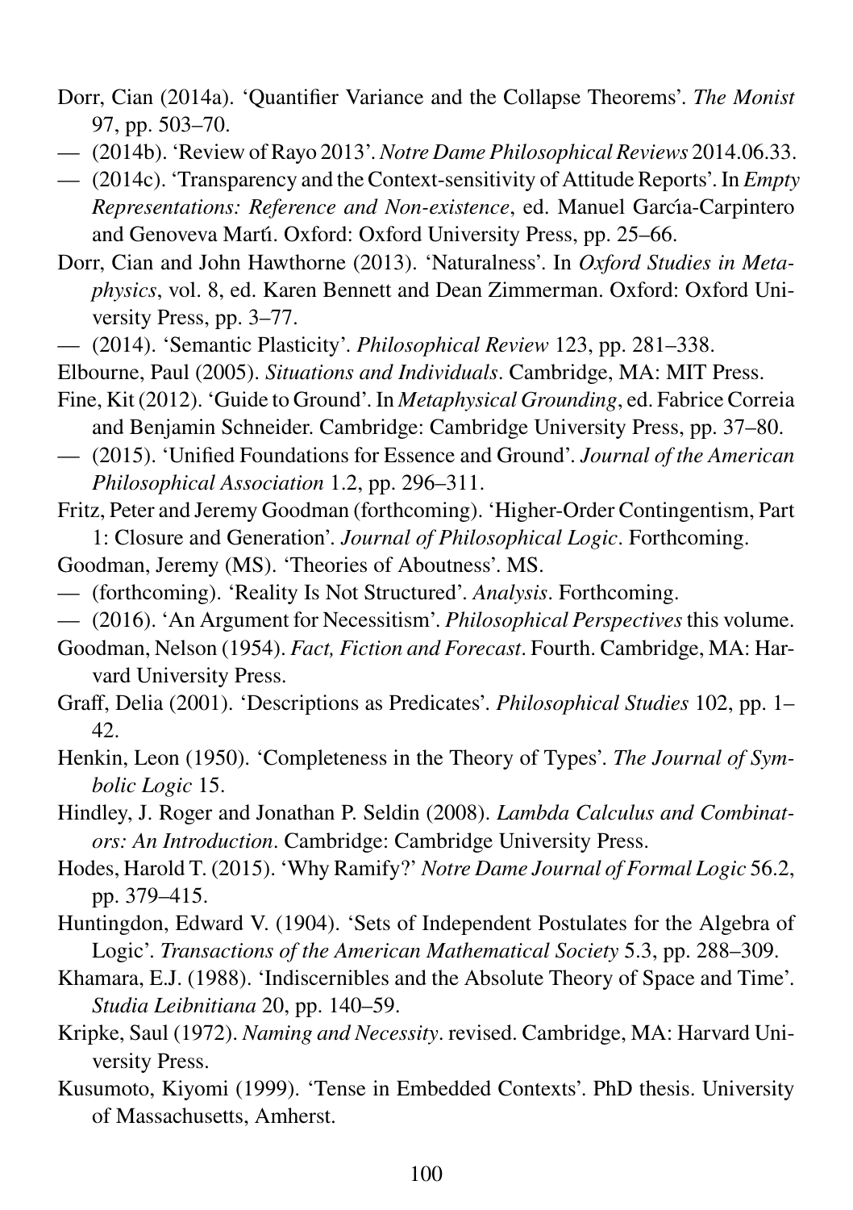Dorr, Cian (2014a). 'Quantifier Variance and the Collapse Theorems'. *The Monist* 97, pp. 503–70.

— (2014b). 'Review of Rayo 2013'. *Notre Dame Philosophical Reviews* 2014.06.33.

— (2014c). 'Transparency and the Context-sensitivity of Attitude Reports'. In *Empty Representations: Reference and Non-existence*, ed. Manuel García-Carpintero and Genoveva Martí. Oxford: Oxford University Press, pp. 25–66.

Dorr, Cian and John Hawthorne (2013). 'Naturalness'. In *Oxford Studies in Metaphysics*, vol. 8, ed. Karen Bennett and Dean Zimmerman. Oxford: Oxford University Press, pp. 3–77.

— (2014). 'Semantic Plasticity'. *Philosophical Review* 123, pp. 281–338.

Elbourne, Paul (2005). *Situations and Individuals*. Cambridge, MA: MIT Press.

Fine, Kit (2012). 'Guide to Ground'. In *Metaphysical Grounding*, ed. Fabrice Correia and Benjamin Schneider. Cambridge: Cambridge University Press, pp. 37–80.

— (2015). 'Unified Foundations for Essence and Ground'. *Journal of the American Philosophical Association* 1.2, pp. 296–311.

Fritz, Peter and Jeremy Goodman (forthcoming). 'Higher-Order Contingentism, Part 1: Closure and Generation'. *Journal of Philosophical Logic*. Forthcoming.

Goodman, Jeremy (MS). 'Theories of Aboutness'. MS.

— (forthcoming). 'Reality Is Not Structured'. *Analysis*. Forthcoming.

— (2016). 'An Argument for Necessitism'. *Philosophical Perspectives* this volume.

Goodman, Nelson (1954). *Fact, Fiction and Forecast*. Fourth. Cambridge, MA: Harvard University Press.

Graff, Delia (2001). 'Descriptions as Predicates'. *Philosophical Studies* 102, pp. 1–42.

Henkin, Leon (1950). 'Completeness in the Theory of Types'. *The Journal of Symbolic Logic* 15.

Hindley, J. Roger and Jonathan P. Seldin (2008). *Lambda Calculus and Combinators: An Introduction*. Cambridge: Cambridge University Press.

Hodes, Harold T. (2015). 'Why Ramify?' *Notre Dame Journal of Formal Logic* 56.2, pp. 379–415.

Huntingdon, Edward V. (1904). 'Sets of Independent Postulates for the Algebra of Logic'. *Transactions of the American Mathematical Society* 5.3, pp. 288–309.

Khamara, E.J. (1988). 'Indiscernibles and the Absolute Theory of Space and Time'. *Studia Leibnitiana* 20, pp. 140–59.

Kripke, Saul (1972). *Naming and Necessity*. revised. Cambridge, MA: Harvard University Press.

Kusumoto, Kiyomi (1999). 'Tense in Embedded Contexts'. PhD thesis. University of Massachusetts, Amherst.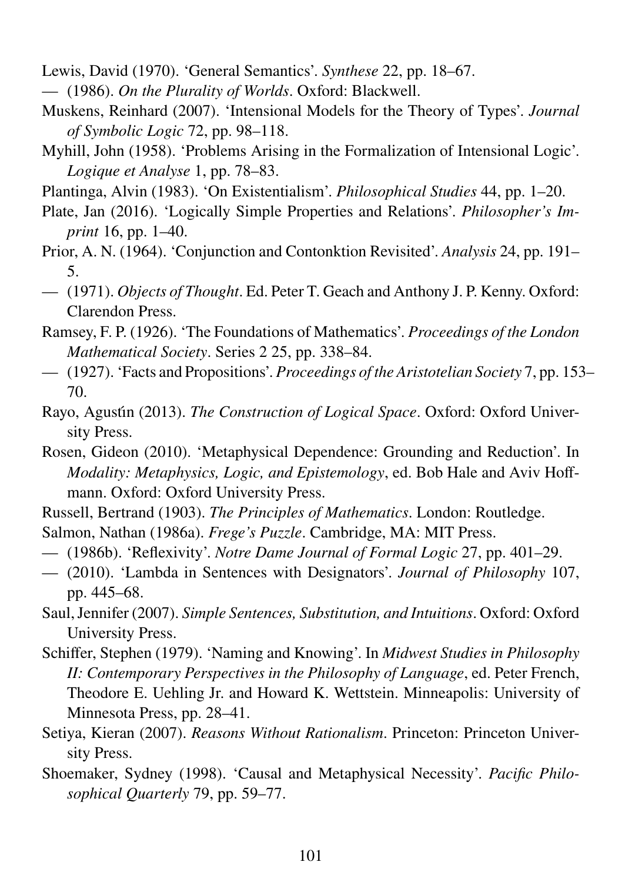Lewis, David (1970). 'General Semantics'. *Synthese* 22, pp. 18–67.

— (1986). *On the Plurality of Worlds*. Oxford: Blackwell.

Muskens, Reinhard (2007). 'Intensional Models for the Theory of Types'. *Journal of Symbolic Logic* 72, pp. 98–118.

Myhill, John (1958). 'Problems Arising in the Formalization of Intensional Logic'. *Logique et Analyse* 1, pp. 78–83.

Plantinga, Alvin (1983). 'On Existentialism'. *Philosophical Studies* 44, pp. 1–20.

Plate, Jan (2016). 'Logically Simple Properties and Relations'. *Philosopher's Imprint* 16, pp. 1–40.

Prior, A. N. (1964). 'Conjunction and Contonktion Revisited'. *Analysis* 24, pp. 191–5.

— (1971). *Objects of Thought*. Ed. Peter T. Geach and Anthony J. P. Kenny. Oxford: Clarendon Press.

Ramsey, F. P. (1926). 'The Foundations of Mathematics'. *Proceedings of the London Mathematical Society*. Series 2 25, pp. 338–84.

— (1927). 'Facts and Propositions'. *Proceedings of the Aristotelian Society* 7, pp. 153–70.

Rayo, Agustín (2013). *The Construction of Logical Space*. Oxford: Oxford University Press.

Rosen, Gideon (2010). 'Metaphysical Dependence: Grounding and Reduction'. In *Modality: Metaphysics, Logic, and Epistemology*, ed. Bob Hale and Aviv Hoffmann. Oxford: Oxford University Press.

Russell, Bertrand (1903). *The Principles of Mathematics*. London: Routledge.

Salmon, Nathan (1986a). *Frege's Puzzle*. Cambridge, MA: MIT Press.

— (1986b). 'Reflexivity'. *Notre Dame Journal of Formal Logic* 27, pp. 401–29.

— (2010). 'Lambda in Sentences with Designators'. *Journal of Philosophy* 107, pp. 445–68.

Saul, Jennifer (2007). *Simple Sentences, Substitution, and Intuitions*. Oxford: Oxford University Press.

Schiffer, Stephen (1979). 'Naming and Knowing'. In *Midwest Studies in Philosophy II: Contemporary Perspectives in the Philosophy of Language*, ed. Peter French, Theodore E. Uehling Jr. and Howard K. Wettstein. Minneapolis: University of Minnesota Press, pp. 28–41.

Setiya, Kieran (2007). *Reasons Without Rationalism*. Princeton: Princeton University Press.

Shoemaker, Sydney (1998). 'Causal and Metaphysical Necessity'. *Pacific Philosophical Quarterly* 79, pp. 59–77.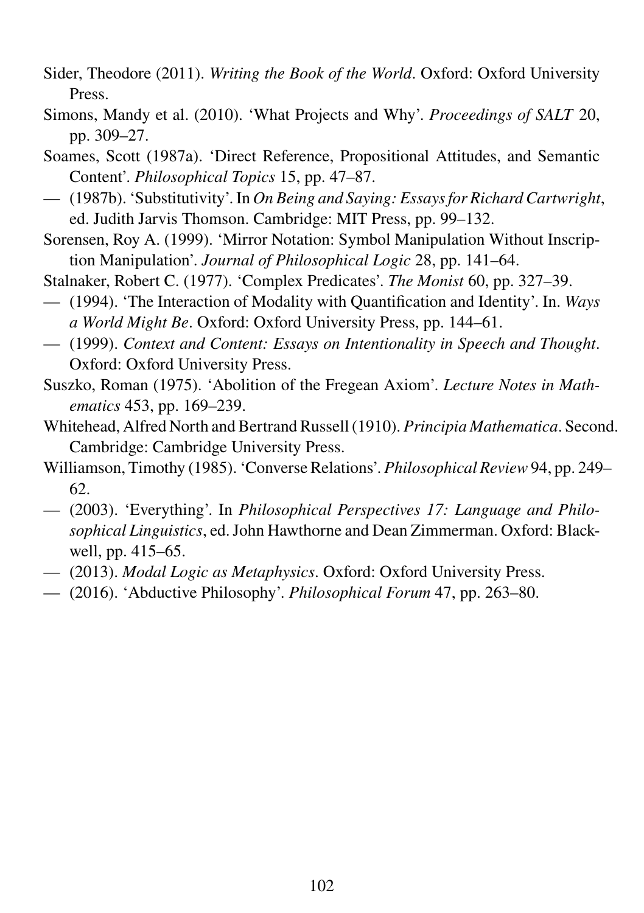Sider, Theodore (2011). *Writing the Book of the World*. Oxford: Oxford University Press.

Simons, Mandy et al. (2010). 'What Projects and Why'. *Proceedings of SALT* 20, pp. 309–27.

Soames, Scott (1987a). 'Direct Reference, Propositional Attitudes, and Semantic Content'. *Philosophical Topics* 15, pp. 47–87.

— (1987b). 'Substitutivity'. In *On Being and Saying: Essays for Richard Cartwright*, ed. Judith Jarvis Thomson. Cambridge: MIT Press, pp. 99–132.

Sorensen, Roy A. (1999). 'Mirror Notation: Symbol Manipulation Without Inscription Manipulation'. *Journal of Philosophical Logic* 28, pp. 141–64.

Stalnaker, Robert C. (1977). 'Complex Predicates'. *The Monist* 60, pp. 327–39.

— (1994). 'The Interaction of Modality with Quantification and Identity'. In. *Ways a World Might Be*. Oxford: Oxford University Press, pp. 144–61.

— (1999). *Context and Content: Essays on Intentionality in Speech and Thought*. Oxford: Oxford University Press.

Suszko, Roman (1975). 'Abolition of the Fregean Axiom'. *Lecture Notes in Mathematics* 453, pp. 169–239.

Whitehead, Alfred North and Bertrand Russell (1910). *Principia Mathematica*. Second. Cambridge: Cambridge University Press.

Williamson, Timothy (1985). 'Converse Relations'. *Philosophical Review* 94, pp. 249–62.

— (2003). 'Everything'. In *Philosophical Perspectives 17: Language and Philosophical Linguistics*, ed. John Hawthorne and Dean Zimmerman. Oxford: Blackwell, pp. 415–65.

— (2013). *Modal Logic as Metaphysics*. Oxford: Oxford University Press.

— (2016). 'Abductive Philosophy'. *Philosophical Forum* 47, pp. 263–80.